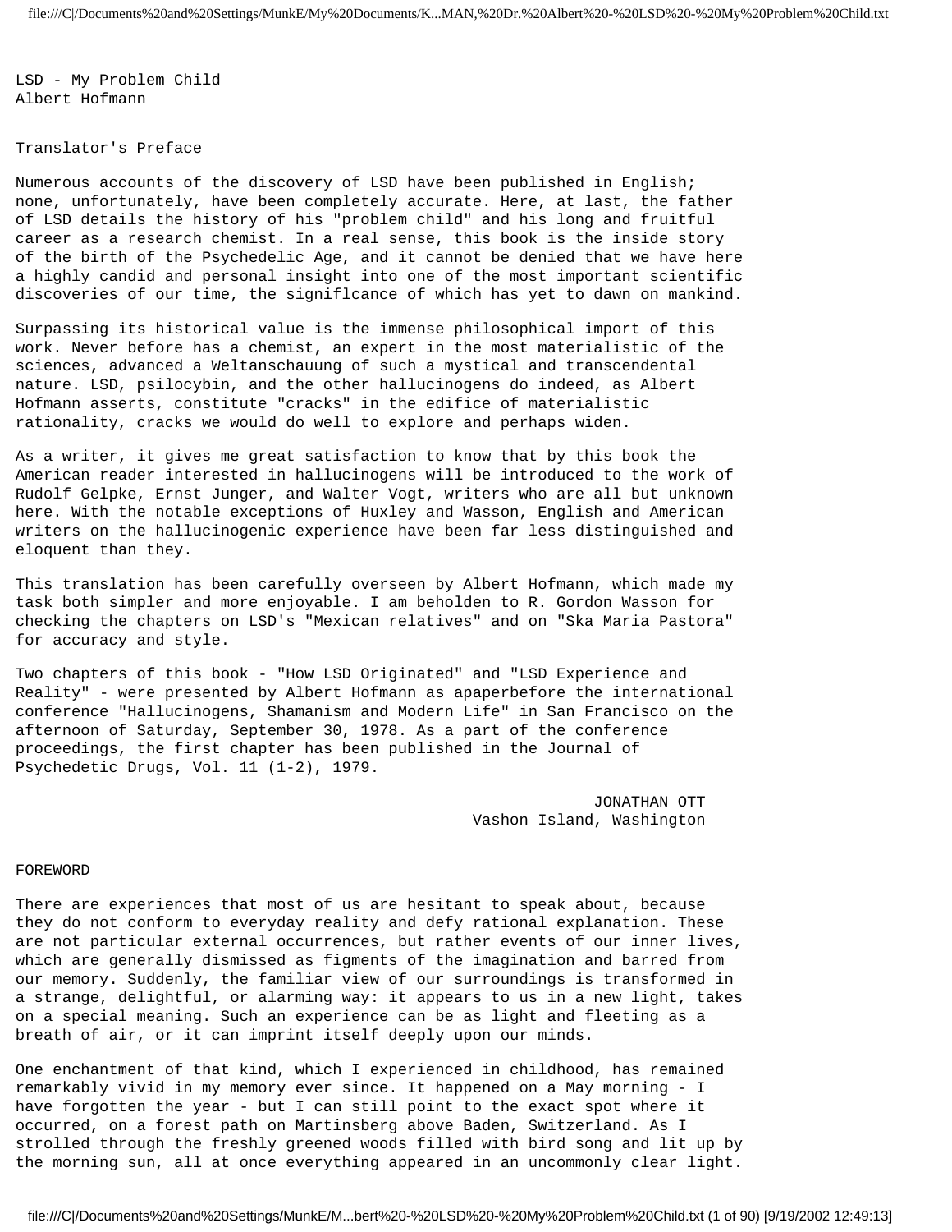# LSD - My Problem Child

Albert Hofmann

## Translator's Preface

Numerous accounts of the discovery of LSD have been published in English; none, unfortunately, have been completely accurate. Here, at last, the father of LSD details the history of his "problem child" and his long and fruitful career as a research chemist. In a real sense, this book is the inside story of the birth of the Psychedelic Age, and it cannot be denied that we have here a highly candid and personal insight into one of the most important scientific discoveries of our time, the signiflcance of which has yet to dawn on mankind.

Surpassing its historical value is the immense philosophical import of this work. Never before has a chemist, an expert in the most materialistic of the sciences, advanced a Weltanschauung of such a mystical and transcendental nature. LSD, psilocybin, and the other hallucinogens do indeed, as Albert Hofmann asserts, constitute "cracks" in the edifice of materialistic rationality, cracks we would do well to explore and perhaps widen.

As a writer, it gives me great satisfaction to know that by this book the American reader interested in hallucinogens will be introduced to the work of Rudolf Gelpke, Ernst Junger, and Walter Vogt, writers who are all but unknown here. With the notable exceptions of Huxley and Wasson, English and American writers on the hallucinogenic experience have been far less distinguished and eloquent than they.

This translation has been carefully overseen by Albert Hofmann, which made my task both simpler and more enjoyable. I am beholden to R. Gordon Wasson for checking the chapters on LSD's "Mexican relatives" and on "Ska Maria Pastora" for accuracy and style.

Two chapters of this book - "How LSD Originated" and "LSD Experience and Reality" - were presented by Albert Hofmann as apaperbefore the international conference "Hallucinogens, Shamanism and Modern Life" in San Francisco on the afternoon of Saturday, September 30, 1978. As a part of the conference proceedings, the first chapter has been published in the Journal of Psychedetic Drugs, Vol. 11 (1-2), 1979.

JONATHAN OTT
Vashon Island, Washington

## FOREWORD

There are experiences that most of us are hesitant to speak about, because they do not conform to everyday reality and defy rational explanation. These are not particular external occurrences, but rather events of our inner lives, which are generally dismissed as figments of the imagination and barred from our memory. Suddenly, the familiar view of our surroundings is transformed in a strange, delightful, or alarming way: it appears to us in a new light, takes on a special meaning. Such an experience can be as light and fleeting as a breath of air, or it can imprint itself deeply upon our minds.

One enchantment of that kind, which I experienced in childhood, has remained remarkably vivid in my memory ever since. It happened on a May morning - I have forgotten the year - but I can still point to the exact spot where it occurred, on a forest path on Martinsberg above Baden, Switzerland. As I strolled through the freshly greened woods filled with bird song and lit up by the morning sun, all at once everything appeared in an uncommonly clear light.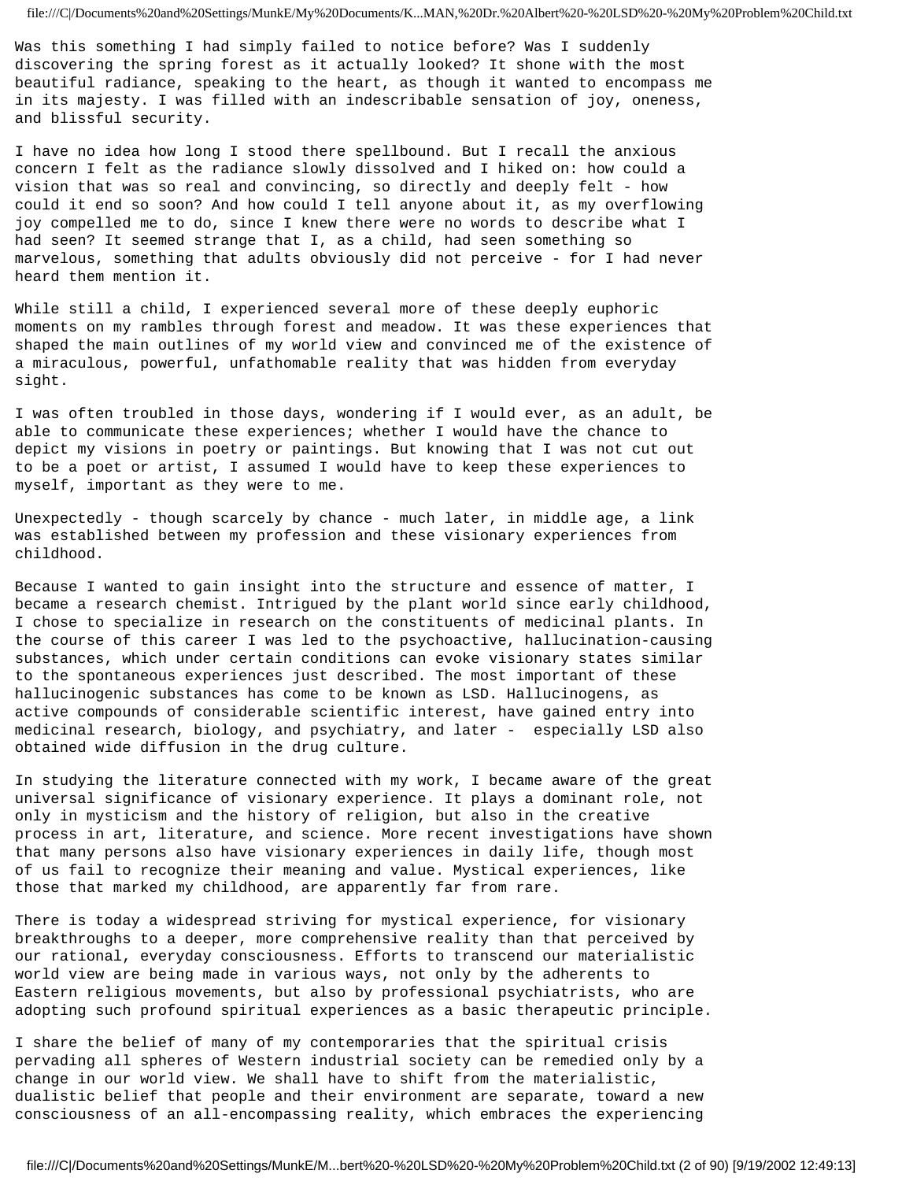Was this something I had simply failed to notice before? Was I suddenly discovering the spring forest as it actually looked? It shone with the most beautiful radiance, speaking to the heart, as though it wanted to encompass me in its majesty. I was filled with an indescribable sensation of joy, oneness, and blissful security.

I have no idea how long I stood there spellbound. But I recall the anxious concern I felt as the radiance slowly dissolved and I hiked on: how could a vision that was so real and convincing, so directly and deeply felt - how could it end so soon? And how could I tell anyone about it, as my overflowing joy compelled me to do, since I knew there were no words to describe what I had seen? It seemed strange that I, as a child, had seen something so marvelous, something that adults obviously did not perceive - for I had never heard them mention it.

While still a child, I experienced several more of these deeply euphoric moments on my rambles through forest and meadow. It was these experiences that shaped the main outlines of my world view and convinced me of the existence of a miraculous, powerful, unfathomable reality that was hidden from everyday sight.

I was often troubled in those days, wondering if I would ever, as an adult, be able to communicate these experiences; whether I would have the chance to depict my visions in poetry or paintings. But knowing that I was not cut out to be a poet or artist, I assumed I would have to keep these experiences to myself, important as they were to me.

Unexpectedly - though scarcely by chance - much later, in middle age, a link was established between my profession and these visionary experiences from childhood.

Because I wanted to gain insight into the structure and essence of matter, I became a research chemist. Intrigued by the plant world since early childhood, I chose to specialize in research on the constituents of medicinal plants. In the course of this career I was led to the psychoactive, hallucination-causing substances, which under certain conditions can evoke visionary states similar to the spontaneous experiences just described. The most important of these hallucinogenic substances has come to be known as LSD. Hallucinogens, as active compounds of considerable scientific interest, have gained entry into medicinal research, biology, and psychiatry, and later - especially LSD also obtained wide diffusion in the drug culture.

In studying the literature connected with my work, I became aware of the great universal significance of visionary experience. It plays a dominant role, not only in mysticism and the history of religion, but also in the creative process in art, literature, and science. More recent investigations have shown that many persons also have visionary experiences in daily life, though most of us fail to recognize their meaning and value. Mystical experiences, like those that marked my childhood, are apparently far from rare.

There is today a widespread striving for mystical experience, for visionary breakthroughs to a deeper, more comprehensive reality than that perceived by our rational, everyday consciousness. Efforts to transcend our materialistic world view are being made in various ways, not only by the adherents to Eastern religious movements, but also by professional psychiatrists, who are adopting such profound spiritual experiences as a basic therapeutic principle.

I share the belief of many of my contemporaries that the spiritual crisis pervading all spheres of Western industrial society can be remedied only by a change in our world view. We shall have to shift from the materialistic, dualistic belief that people and their environment are separate, toward a new consciousness of an all-encompassing reality, which embraces the experiencing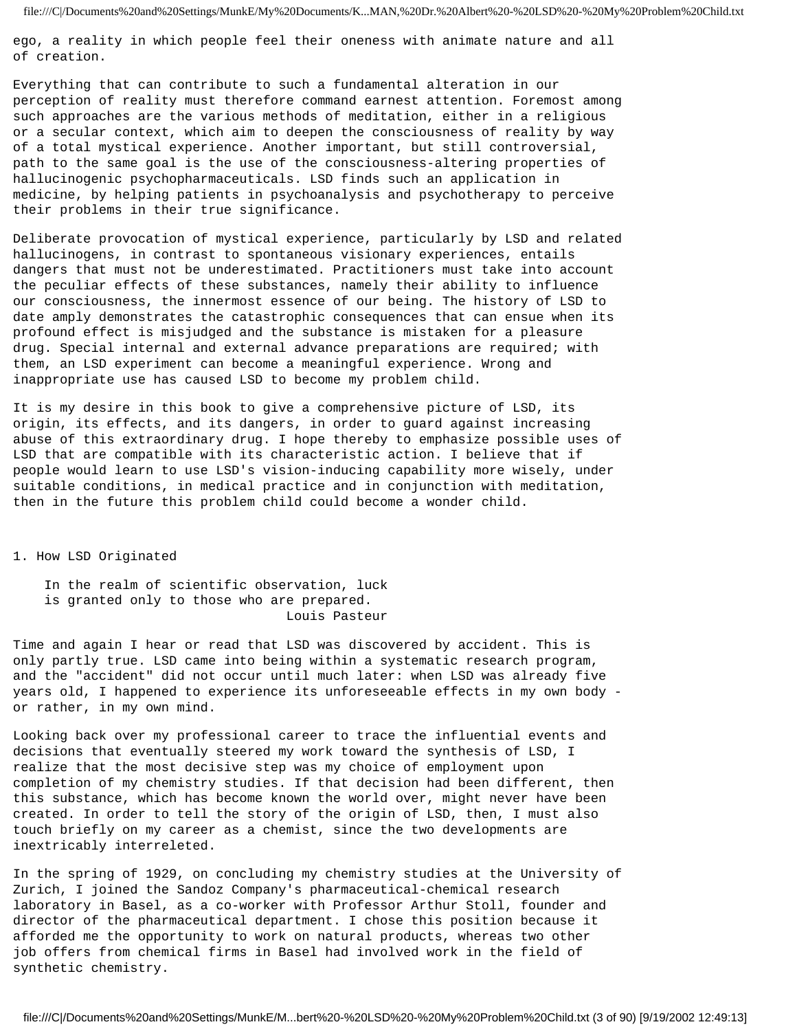ego, a reality in which people feel their oneness with animate nature and all of creation.

Everything that can contribute to such a fundamental alteration in our perception of reality must therefore command earnest attention. Foremost among such approaches are the various methods of meditation, either in a religious or a secular context, which aim to deepen the consciousness of reality by way of a total mystical experience. Another important, but still controversial, path to the same goal is the use of the consciousness-altering properties of hallucinogenic psychopharmaceuticals. LSD finds such an application in medicine, by helping patients in psychoanalysis and psychotherapy to perceive their problems in their true significance.

Deliberate provocation of mystical experience, particularly by LSD and related hallucinogens, in contrast to spontaneous visionary experiences, entails dangers that must not be underestimated. Practitioners must take into account the peculiar effects of these substances, namely their ability to influence our consciousness, the innermost essence of our being. The history of LSD to date amply demonstrates the catastrophic consequences that can ensue when its profound effect is misjudged and the substance is mistaken for a pleasure drug. Special internal and external advance preparations are required; with them, an LSD experiment can become a meaningful experience. Wrong and inappropriate use has caused LSD to become my problem child.

It is my desire in this book to give a comprehensive picture of LSD, its origin, its effects, and its dangers, in order to guard against increasing abuse of this extraordinary drug. I hope thereby to emphasize possible uses of LSD that are compatible with its characteristic action. I believe that if people would learn to use LSD's vision-inducing capability more wisely, under suitable conditions, in medical practice and in conjunction with meditation, then in the future this problem child could become a wonder child.

## 1. How LSD Originated

> In the realm of scientific observation, luck is granted only to those who are prepared.
>
> Louis Pasteur

Time and again I hear or read that LSD was discovered by accident. This is only partly true. LSD came into being within a systematic research program, and the "accident" did not occur until much later: when LSD was already five years old, I happened to experience its unforeseeable effects in my own body - or rather, in my own mind.

Looking back over my professional career to trace the influential events and decisions that eventually steered my work toward the synthesis of LSD, I realize that the most decisive step was my choice of employment upon completion of my chemistry studies. If that decision had been different, then this substance, which has become known the world over, might never have been created. In order to tell the story of the origin of LSD, then, I must also touch briefly on my career as a chemist, since the two developments are inextricably interreleted.

In the spring of 1929, on concluding my chemistry studies at the University of Zurich, I joined the Sandoz Company's pharmaceutical-chemical research laboratory in Basel, as a co-worker with Professor Arthur Stoll, founder and director of the pharmaceutical department. I chose this position because it afforded me the opportunity to work on natural products, whereas two other job offers from chemical firms in Basel had involved work in the field of synthetic chemistry.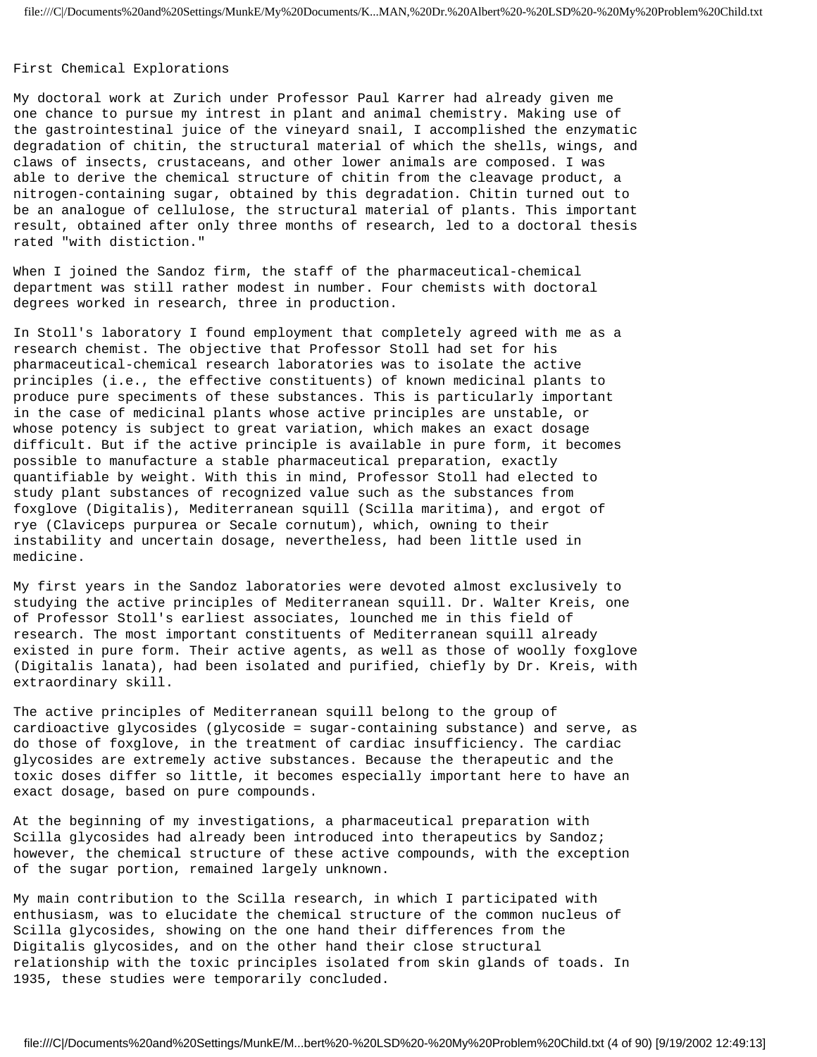First Chemical Explorations

My doctoral work at Zurich under Professor Paul Karrer had already given me one chance to pursue my intrest in plant and animal chemistry. Making use of the gastrointestinal juice of the vineyard snail, I accomplished the enzymatic degradation of chitin, the structural material of which the shells, wings, and claws of insects, crustaceans, and other lower animals are composed. I was able to derive the chemical structure of chitin from the cleavage product, a nitrogen-containing sugar, obtained by this degradation. Chitin turned out to be an analogue of cellulose, the structural material of plants. This important result, obtained after only three months of research, led to a doctoral thesis rated "with distiction."

When I joined the Sandoz firm, the staff of the pharmaceutical-chemical department was still rather modest in number. Four chemists with doctoral degrees worked in research, three in production.

In Stoll's laboratory I found employment that completely agreed with me as a research chemist. The objective that Professor Stoll had set for his pharmaceutical-chemical research laboratories was to isolate the active principles (i.e., the effective constituents) of known medicinal plants to produce pure speciments of these substances. This is particularly important in the case of medicinal plants whose active principles are unstable, or whose potency is subject to great variation, which makes an exact dosage difficult. But if the active principle is available in pure form, it becomes possible to manufacture a stable pharmaceutical preparation, exactly quantifiable by weight. With this in mind, Professor Stoll had elected to study plant substances of recognized value such as the substances from foxglove (Digitalis), Mediterranean squill (Scilla maritima), and ergot of rye (Claviceps purpurea or Secale cornutum), which, owning to their instability and uncertain dosage, nevertheless, had been little used in medicine.

My first years in the Sandoz laboratories were devoted almost exclusively to studying the active principles of Mediterranean squill. Dr. Walter Kreis, one of Professor Stoll's earliest associates, lounched me in this field of research. The most important constituents of Mediterranean squill already existed in pure form. Their active agents, as well as those of woolly foxglove (Digitalis lanata), had been isolated and purified, chiefly by Dr. Kreis, with extraordinary skill.

The active principles of Mediterranean squill belong to the group of cardioactive glycosides (glycoside = sugar-containing substance) and serve, as do those of foxglove, in the treatment of cardiac insufficiency. The cardiac glycosides are extremely active substances. Because the therapeutic and the toxic doses differ so little, it becomes especially important here to have an exact dosage, based on pure compounds.

At the beginning of my investigations, a pharmaceutical preparation with Scilla glycosides had already been introduced into therapeutics by Sandoz; however, the chemical structure of these active compounds, with the exception of the sugar portion, remained largely unknown.

My main contribution to the Scilla research, in which I participated with enthusiasm, was to elucidate the chemical structure of the common nucleus of Scilla glycosides, showing on the one hand their differences from the Digitalis glycosides, and on the other hand their close structural relationship with the toxic principles isolated from skin glands of toads. In 1935, these studies were temporarily concluded.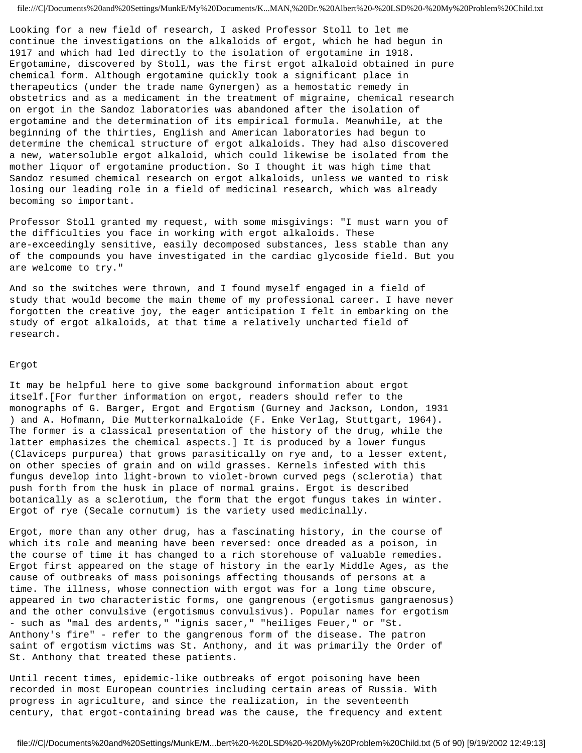Looking for a new field of research, I asked Professor Stoll to let me continue the investigations on the alkaloids of ergot, which he had begun in 1917 and which had led directly to the isolation of ergotamine in 1918. Ergotamine, discovered by Stoll, was the first ergot alkaloid obtained in pure chemical form. Although ergotamine quickly took a significant place in therapeutics (under the trade name Gynergen) as a hemostatic remedy in obstetrics and as a medicament in the treatment of migraine, chemical research on ergot in the Sandoz laboratories was abandoned after the isolation of ergotamine and the determination of its empirical formula. Meanwhile, at the beginning of the thirties, English and American laboratories had begun to determine the chemical structure of ergot alkaloids. They had also discovered a new, watersoluble ergot alkaloid, which could likewise be isolated from the mother liquor of ergotamine production. So I thought it was high time that Sandoz resumed chemical research on ergot alkaloids, unless we wanted to risk losing our leading role in a field of medicinal research, which was already becoming so important.

Professor Stoll granted my request, with some misgivings: "I must warn you of the difficulties you face in working with ergot alkaloids. These are-exceedingly sensitive, easily decomposed substances, less stable than any of the compounds you have investigated in the cardiac glycoside field. But you are welcome to try."

And so the switches were thrown, and I found myself engaged in a field of study that would become the main theme of my professional career. I have never forgotten the creative joy, the eager anticipation I felt in embarking on the study of ergot alkaloids, at that time a relatively uncharted field of research.

## Ergot

It may be helpful here to give some background information about ergot itself.[For further information on ergot, readers should refer to the monographs of G. Barger, Ergot and Ergotism (Gurney and Jackson, London, 1931 ) and A. Hofmann, Die Mutterkornalkaloide (F. Enke Verlag, Stuttgart, 1964). The former is a classical presentation of the history of the drug, while the latter emphasizes the chemical aspects.] It is produced by a lower fungus (Claviceps purpurea) that grows parasitically on rye and, to a lesser extent, on other species of grain and on wild grasses. Kernels infested with this fungus develop into light-brown to violet-brown curved pegs (sclerotia) that push forth from the husk in place of normal grains. Ergot is described botanically as a sclerotium, the form that the ergot fungus takes in winter. Ergot of rye (Secale cornutum) is the variety used medicinally.

Ergot, more than any other drug, has a fascinating history, in the course of which its role and meaning have been reversed: once dreaded as a poison, in the course of time it has changed to a rich storehouse of valuable remedies. Ergot first appeared on the stage of history in the early Middle Ages, as the cause of outbreaks of mass poisonings affecting thousands of persons at a time. The illness, whose connection with ergot was for a long time obscure, appeared in two characteristic forms, one gangrenous (ergotismus gangraenosus) and the other convulsive (ergotismus convulsivus). Popular names for ergotism - such as "mal des ardents," "ignis sacer," "heiliges Feuer," or "St. Anthony's fire" - refer to the gangrenous form of the disease. The patron saint of ergotism victims was St. Anthony, and it was primarily the Order of St. Anthony that treated these patients.

Until recent times, epidemic-like outbreaks of ergot poisoning have been recorded in most European countries including certain areas of Russia. With progress in agriculture, and since the realization, in the seventeenth century, that ergot-containing bread was the cause, the frequency and extent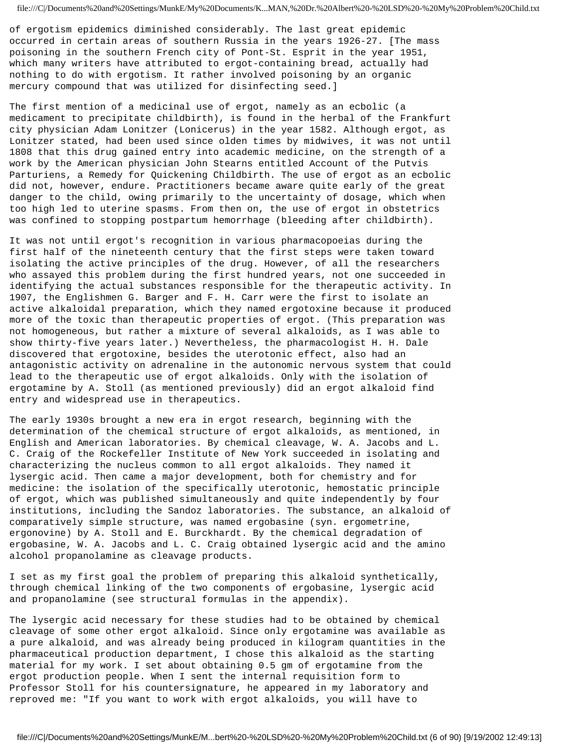of ergotism epidemics diminished considerably. The last great epidemic occurred in certain areas of southern Russia in the years 1926-27. [The mass poisoning in the southern French city of Pont-St. Esprit in the year 1951, which many writers have attributed to ergot-containing bread, actually had nothing to do with ergotism. It rather involved poisoning by an organic mercury compound that was utilized for disinfecting seed.]

The first mention of a medicinal use of ergot, namely as an ecbolic (a medicament to precipitate childbirth), is found in the herbal of the Frankfurt city physician Adam Lonitzer (Lonicerus) in the year 1582. Although ergot, as Lonitzer stated, had been used since olden times by midwives, it was not until 1808 that this drug gained entry into academic medicine, on the strength of a work by the American physician John Stearns entitled Account of the Putvis Parturiens, a Remedy for Quickening Childbirth. The use of ergot as an ecbolic did not, however, endure. Practitioners became aware quite early of the great danger to the child, owing primarily to the uncertainty of dosage, which when too high led to uterine spasms. From then on, the use of ergot in obstetrics was confined to stopping postpartum hemorrhage (bleeding after childbirth).

It was not until ergot's recognition in various pharmacopoeias during the first half of the nineteenth century that the first steps were taken toward isolating the active principles of the drug. However, of all the researchers who assayed this problem during the first hundred years, not one succeeded in identifying the actual substances responsible for the therapeutic activity. In 1907, the Englishmen G. Barger and F. H. Carr were the first to isolate an active alkaloidal preparation, which they named ergotoxine because it produced more of the toxic than therapeutic properties of ergot. (This preparation was not homogeneous, but rather a mixture of several alkaloids, as I was able to show thirty-five years later.) Nevertheless, the pharmacologist H. H. Dale discovered that ergotoxine, besides the uterotonic effect, also had an antagonistic activity on adrenaline in the autonomic nervous system that could lead to the therapeutic use of ergot alkaloids. Only with the isolation of ergotamine by A. Stoll (as mentioned previously) did an ergot alkaloid find entry and widespread use in therapeutics.

The early 1930s brought a new era in ergot research, beginning with the determination of the chemical structure of ergot alkaloids, as mentioned, in English and American laboratories. By chemical cleavage, W. A. Jacobs and L. C. Craig of the Rockefeller Institute of New York succeeded in isolating and characterizing the nucleus common to all ergot alkaloids. They named it lysergic acid. Then came a major development, both for chemistry and for medicine: the isolation of the specifically uterotonic, hemostatic principle of ergot, which was published simultaneously and quite independently by four institutions, including the Sandoz laboratories. The substance, an alkaloid of comparatively simple structure, was named ergobasine (syn. ergometrine, ergonovine) by A. Stoll and E. Burckhardt. By the chemical degradation of ergobasine, W. A. Jacobs and L. C. Craig obtained lysergic acid and the amino alcohol propanolamine as cleavage products.

I set as my first goal the problem of preparing this alkaloid synthetically, through chemical linking of the two components of ergobasine, lysergic acid and propanolamine (see structural formulas in the appendix).

The lysergic acid necessary for these studies had to be obtained by chemical cleavage of some other ergot alkaloid. Since only ergotamine was available as a pure alkaloid, and was already being produced in kilogram quantities in the pharmaceutical production department, I chose this alkaloid as the starting material for my work. I set about obtaining 0.5 gm of ergotamine from the ergot production people. When I sent the internal requisition form to Professor Stoll for his countersignature, he appeared in my laboratory and reproved me: "If you want to work with ergot alkaloids, you will have to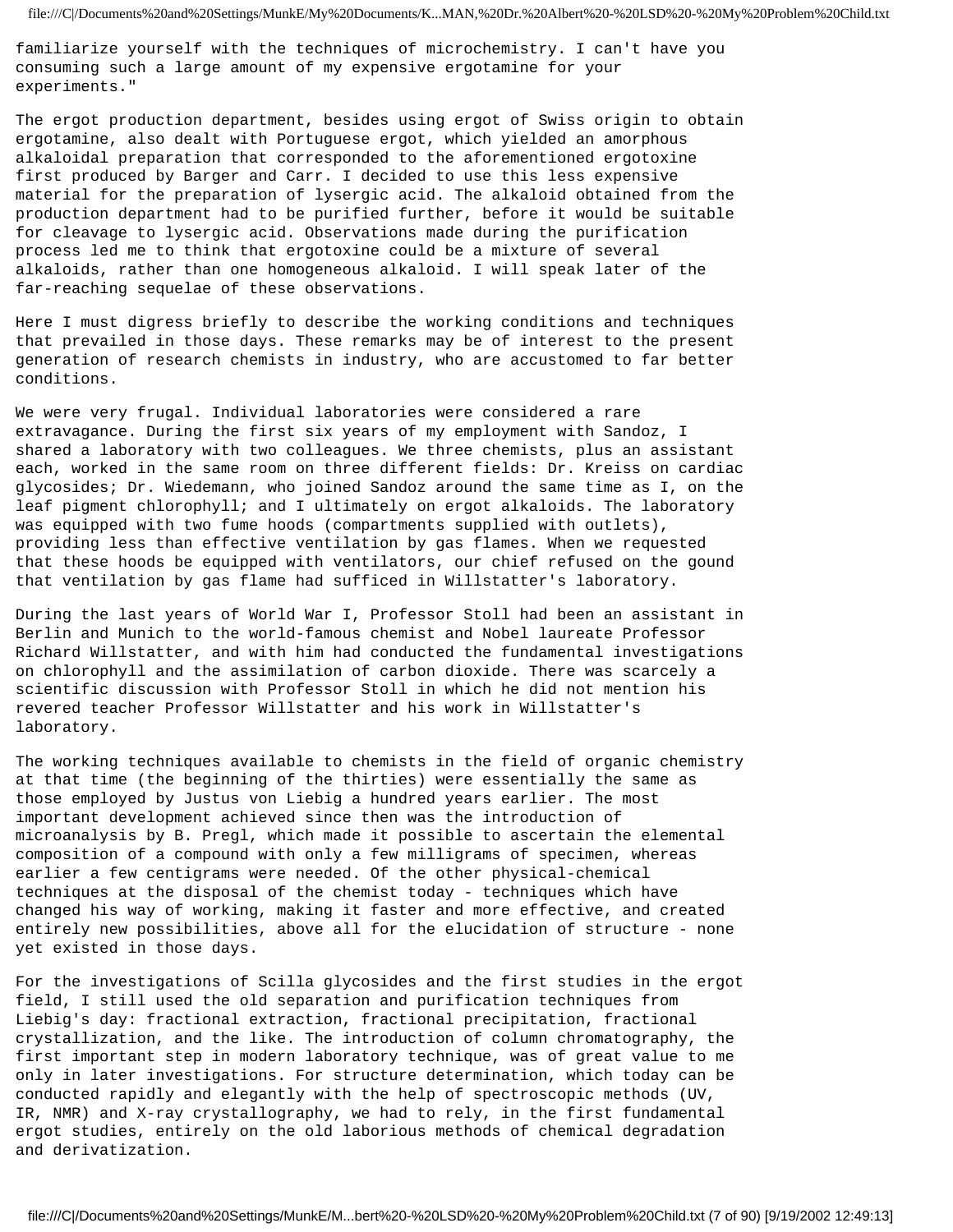familiarize yourself with the techniques of microchemistry. I can't have you consuming such a large amount of my expensive ergotamine for your experiments."

The ergot production department, besides using ergot of Swiss origin to obtain ergotamine, also dealt with Portuguese ergot, which yielded an amorphous alkaloidal preparation that corresponded to the aforementioned ergotoxine first produced by Barger and Carr. I decided to use this less expensive material for the preparation of lysergic acid. The alkaloid obtained from the production department had to be purified further, before it would be suitable for cleavage to lysergic acid. Observations made during the purification process led me to think that ergotoxine could be a mixture of several alkaloids, rather than one homogeneous alkaloid. I will speak later of the far-reaching sequelae of these observations.

Here I must digress briefly to describe the working conditions and techniques that prevailed in those days. These remarks may be of interest to the present generation of research chemists in industry, who are accustomed to far better conditions.

We were very frugal. Individual laboratories were considered a rare extravagance. During the first six years of my employment with Sandoz, I shared a laboratory with two colleagues. We three chemists, plus an assistant each, worked in the same room on three different fields: Dr. Kreiss on cardiac glycosides; Dr. Wiedemann, who joined Sandoz around the same time as I, on the leaf pigment chlorophyll; and I ultimately on ergot alkaloids. The laboratory was equipped with two fume hoods (compartments supplied with outlets), providing less than effective ventilation by gas flames. When we requested that these hoods be equipped with ventilators, our chief refused on the gound that ventilation by gas flame had sufficed in Willstatter's laboratory.

During the last years of World War I, Professor Stoll had been an assistant in Berlin and Munich to the world-famous chemist and Nobel laureate Professor Richard Willstatter, and with him had conducted the fundamental investigations on chlorophyll and the assimilation of carbon dioxide. There was scarcely a scientific discussion with Professor Stoll in which he did not mention his revered teacher Professor Willstatter and his work in Willstatter's laboratory.

The working techniques available to chemists in the field of organic chemistry at that time (the beginning of the thirties) were essentially the same as those employed by Justus von Liebig a hundred years earlier. The most important development achieved since then was the introduction of microanalysis by B. Pregl, which made it possible to ascertain the elemental composition of a compound with only a few milligrams of specimen, whereas earlier a few centigrams were needed. Of the other physical-chemical techniques at the disposal of the chemist today - techniques which have changed his way of working, making it faster and more effective, and created entirely new possibilities, above all for the elucidation of structure - none yet existed in those days.

For the investigations of Scilla glycosides and the first studies in the ergot field, I still used the old separation and purification techniques from Liebig's day: fractional extraction, fractional precipitation, fractional crystallization, and the like. The introduction of column chromatography, the first important step in modern laboratory technique, was of great value to me only in later investigations. For structure determination, which today can be conducted rapidly and elegantly with the help of spectroscopic methods (UV, IR, NMR) and X-ray crystallography, we had to rely, in the first fundamental ergot studies, entirely on the old laborious methods of chemical degradation and derivatization.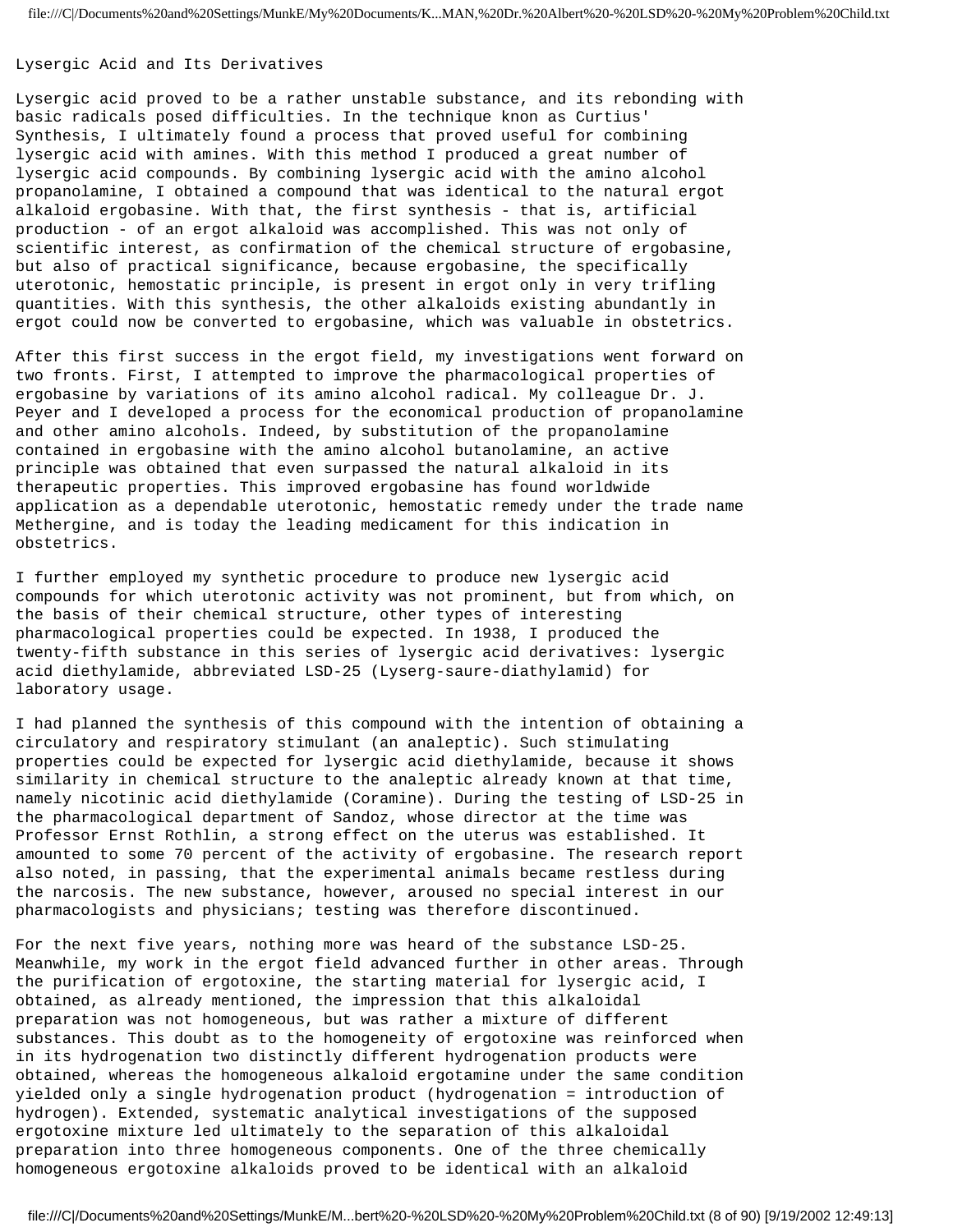## Lysergic Acid and Its Derivatives

Lysergic acid proved to be a rather unstable substance, and its rebonding with basic radicals posed difficulties. In the technique knon as Curtius' Synthesis, I ultimately found a process that proved useful for combining lysergic acid with amines. With this method I produced a great number of lysergic acid compounds. By combining lysergic acid with the amino alcohol propanolamine, I obtained a compound that was identical to the natural ergot alkaloid ergobasine. With that, the first synthesis - that is, artificial production - of an ergot alkaloid was accomplished. This was not only of scientific interest, as confirmation of the chemical structure of ergobasine, but also of practical significance, because ergobasine, the specifically uterotonic, hemostatic principle, is present in ergot only in very trifling quantities. With this synthesis, the other alkaloids existing abundantly in ergot could now be converted to ergobasine, which was valuable in obstetrics.

After this first success in the ergot field, my investigations went forward on two fronts. First, I attempted to improve the pharmacological properties of ergobasine by variations of its amino alcohol radical. My colleague Dr. J. Peyer and I developed a process for the economical production of propanolamine and other amino alcohols. Indeed, by substitution of the propanolamine contained in ergobasine with the amino alcohol butanolamine, an active principle was obtained that even surpassed the natural alkaloid in its therapeutic properties. This improved ergobasine has found worldwide application as a dependable uterotonic, hemostatic remedy under the trade name Methergine, and is today the leading medicament for this indication in obstetrics.

I further employed my synthetic procedure to produce new lysergic acid compounds for which uterotonic activity was not prominent, but from which, on the basis of their chemical structure, other types of interesting pharmacological properties could be expected. In 1938, I produced the twenty-fifth substance in this series of lysergic acid derivatives: lysergic acid diethylamide, abbreviated LSD-25 (Lyserg-saure-diathylamid) for laboratory usage.

I had planned the synthesis of this compound with the intention of obtaining a circulatory and respiratory stimulant (an analeptic). Such stimulating properties could be expected for lysergic acid diethylamide, because it shows similarity in chemical structure to the analeptic already known at that time, namely nicotinic acid diethylamide (Coramine). During the testing of LSD-25 in the pharmacological department of Sandoz, whose director at the time was Professor Ernst Rothlin, a strong effect on the uterus was established. It amounted to some 70 percent of the activity of ergobasine. The research report also noted, in passing, that the experimental animals became restless during the narcosis. The new substance, however, aroused no special interest in our pharmacologists and physicians; testing was therefore discontinued.

For the next five years, nothing more was heard of the substance LSD-25. Meanwhile, my work in the ergot field advanced further in other areas. Through the purification of ergotoxine, the starting material for lysergic acid, I obtained, as already mentioned, the impression that this alkaloidal preparation was not homogeneous, but was rather a mixture of different substances. This doubt as to the homogeneity of ergotoxine was reinforced when in its hydrogenation two distinctly different hydrogenation products were obtained, whereas the homogeneous alkaloid ergotamine under the same condition yielded only a single hydrogenation product (hydrogenation = introduction of hydrogen). Extended, systematic analytical investigations of the supposed ergotoxine mixture led ultimately to the separation of this alkaloidal preparation into three homogeneous components. One of the three chemically homogeneous ergotoxine alkaloids proved to be identical with an alkaloid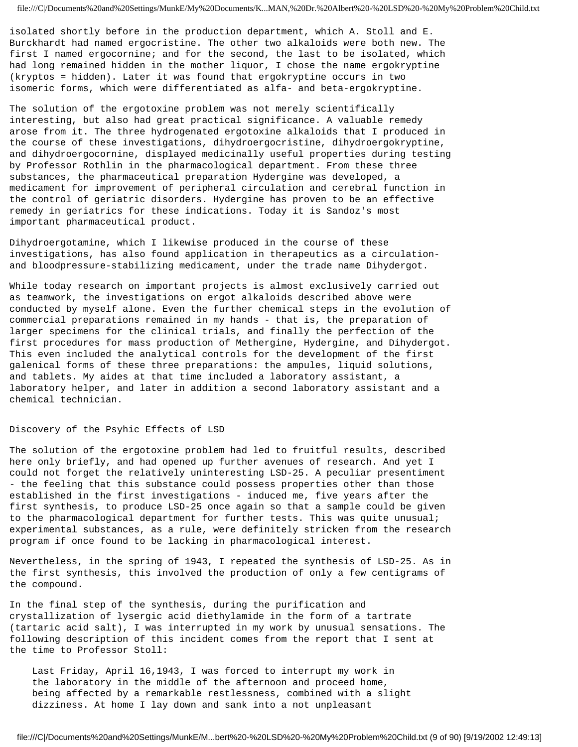isolated shortly before in the production department, which A. Stoll and E. Burckhardt had named ergocristine. The other two alkaloids were both new. The first I named ergocornine; and for the second, the last to be isolated, which had long remained hidden in the mother liquor, I chose the name ergokryptine (kryptos = hidden). Later it was found that ergokryptine occurs in two isomeric forms, which were differentiated as alfa- and beta-ergokryptine.

The solution of the ergotoxine problem was not merely scientifically interesting, but also had great practical significance. A valuable remedy arose from it. The three hydrogenated ergotoxine alkaloids that I produced in the course of these investigations, dihydroergocristine, dihydroergokryptine, and dihydroergocornine, displayed medicinally useful properties during testing by Professor Rothlin in the pharmacological department. From these three substances, the pharmaceutical preparation Hydergine was developed, a medicament for improvement of peripheral circulation and cerebral function in the control of geriatric disorders. Hydergine has proven to be an effective remedy in geriatrics for these indications. Today it is Sandoz's most important pharmaceutical product.

Dihydroergotamine, which I likewise produced in the course of these investigations, has also found application in therapeutics as a circulation- and bloodpressure-stabilizing medicament, under the trade name Dihydergot.

While today research on important projects is almost exclusively carried out as teamwork, the investigations on ergot alkaloids described above were conducted by myself alone. Even the further chemical steps in the evolution of commercial preparations remained in my hands - that is, the preparation of larger specimens for the clinical trials, and finally the perfection of the first procedures for mass production of Methergine, Hydergine, and Dihydergot. This even included the analytical controls for the development of the first galenical forms of these three preparations: the ampules, liquid solutions, and tablets. My aides at that time included a laboratory assistant, a laboratory helper, and later in addition a second laboratory assistant and a chemical technician.

## Discovery of the Psyhic Effects of LSD

The solution of the ergotoxine problem had led to fruitful results, described here only briefly, and had opened up further avenues of research. And yet I could not forget the relatively uninteresting LSD-25. A peculiar presentiment - the feeling that this substance could possess properties other than those established in the first investigations - induced me, five years after the first synthesis, to produce LSD-25 once again so that a sample could be given to the pharmacological department for further tests. This was quite unusual; experimental substances, as a rule, were definitely stricken from the research program if once found to be lacking in pharmacological interest.

Nevertheless, in the spring of 1943, I repeated the synthesis of LSD-25. As in the first synthesis, this involved the production of only a few centigrams of the compound.

In the final step of the synthesis, during the purification and crystallization of lysergic acid diethylamide in the form of a tartrate (tartaric acid salt), I was interrupted in my work by unusual sensations. The following description of this incident comes from the report that I sent at the time to Professor Stoll:

> Last Friday, April 16,1943, I was forced to interrupt my work in the laboratory in the middle of the afternoon and proceed home, being affected by a remarkable restlessness, combined with a slight dizziness. At home I lay down and sank into a not unpleasant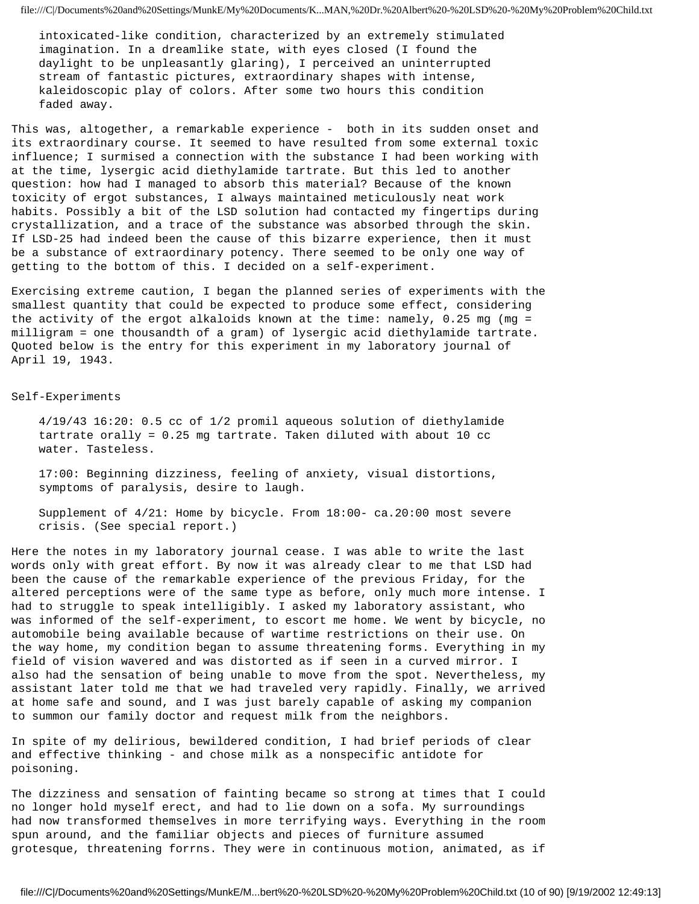> intoxicated-like condition, characterized by an extremely stimulated imagination. In a dreamlike state, with eyes closed (I found the daylight to be unpleasantly glaring), I perceived an uninterrupted stream of fantastic pictures, extraordinary shapes with intense, kaleidoscopic play of colors. After some two hours this condition faded away.

This was, altogether, a remarkable experience - both in its sudden onset and its extraordinary course. It seemed to have resulted from some external toxic influence; I surmised a connection with the substance I had been working with at the time, lysergic acid diethylamide tartrate. But this led to another question: how had I managed to absorb this material? Because of the known toxicity of ergot substances, I always maintained meticulously neat work habits. Possibly a bit of the LSD solution had contacted my fingertips during crystallization, and a trace of the substance was absorbed through the skin. If LSD-25 had indeed been the cause of this bizarre experience, then it must be a substance of extraordinary potency. There seemed to be only one way of getting to the bottom of this. I decided on a self-experiment.

Exercising extreme caution, I began the planned series of experiments with the smallest quantity that could be expected to produce some effect, considering the activity of the ergot alkaloids known at the time: namely, 0.25 mg (mg = milligram = one thousandth of a gram) of lysergic acid diethylamide tartrate. Quoted below is the entry for this experiment in my laboratory journal of April 19, 1943.

## Self-Experiments

> 4/19/43 16:20: 0.5 cc of 1/2 promil aqueous solution of diethylamide tartrate orally = 0.25 mg tartrate. Taken diluted with about 10 cc water. Tasteless.
>
> 17:00: Beginning dizziness, feeling of anxiety, visual distortions, symptoms of paralysis, desire to laugh.
>
> Supplement of 4/21: Home by bicycle. From 18:00- ca.20:00 most severe crisis. (See special report.)

Here the notes in my laboratory journal cease. I was able to write the last words only with great effort. By now it was already clear to me that LSD had been the cause of the remarkable experience of the previous Friday, for the altered perceptions were of the same type as before, only much more intense. I had to struggle to speak intelligibly. I asked my laboratory assistant, who was informed of the self-experiment, to escort me home. We went by bicycle, no automobile being available because of wartime restrictions on their use. On the way home, my condition began to assume threatening forms. Everything in my field of vision wavered and was distorted as if seen in a curved mirror. I also had the sensation of being unable to move from the spot. Nevertheless, my assistant later told me that we had traveled very rapidly. Finally, we arrived at home safe and sound, and I was just barely capable of asking my companion to summon our family doctor and request milk from the neighbors.

In spite of my delirious, bewildered condition, I had brief periods of clear and effective thinking - and chose milk as a nonspecific antidote for poisoning.

The dizziness and sensation of fainting became so strong at times that I could no longer hold myself erect, and had to lie down on a sofa. My surroundings had now transformed themselves in more terrifying ways. Everything in the room spun around, and the familiar objects and pieces of furniture assumed grotesque, threatening forrns. They were in continuous motion, animated, as if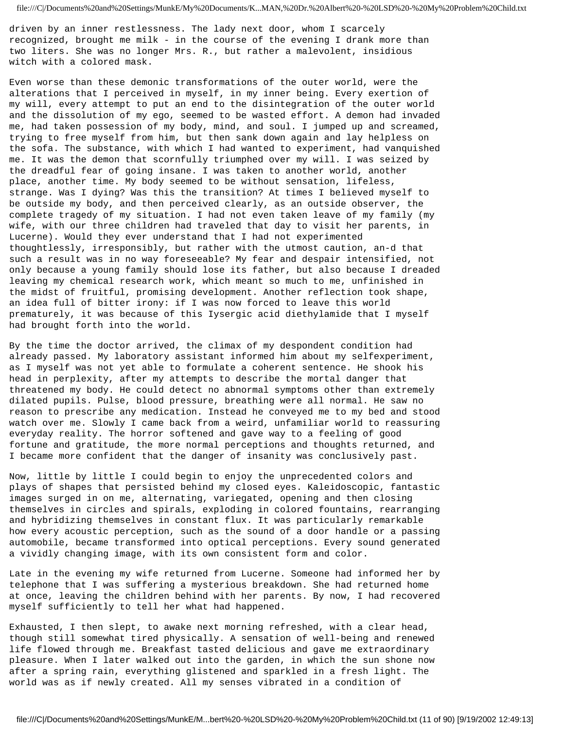driven by an inner restlessness. The lady next door, whom I scarcely recognized, brought me milk - in the course of the evening I drank more than two liters. She was no longer Mrs. R., but rather a malevolent, insidious witch with a colored mask.

Even worse than these demonic transformations of the outer world, were the alterations that I perceived in myself, in my inner being. Every exertion of my will, every attempt to put an end to the disintegration of the outer world and the dissolution of my ego, seemed to be wasted effort. A demon had invaded me, had taken possession of my body, mind, and soul. I jumped up and screamed, trying to free myself from him, but then sank down again and lay helpless on the sofa. The substance, with which I had wanted to experiment, had vanquished me. It was the demon that scornfully triumphed over my will. I was seized by the dreadful fear of going insane. I was taken to another world, another place, another time. My body seemed to be without sensation, lifeless, strange. Was I dying? Was this the transition? At times I believed myself to be outside my body, and then perceived clearly, as an outside observer, the complete tragedy of my situation. I had not even taken leave of my family (my wife, with our three children had traveled that day to visit her parents, in Lucerne). Would they ever understand that I had not experimented thoughtlessly, irresponsibly, but rather with the utmost caution, an-d that such a result was in no way foreseeable? My fear and despair intensified, not only because a young family should lose its father, but also because I dreaded leaving my chemical research work, which meant so much to me, unfinished in the midst of fruitful, promising development. Another reflection took shape, an idea full of bitter irony: if I was now forced to leave this world prematurely, it was because of this Iysergic acid diethylamide that I myself had brought forth into the world.

By the time the doctor arrived, the climax of my despondent condition had already passed. My laboratory assistant informed him about my selfexperiment, as I myself was not yet able to formulate a coherent sentence. He shook his head in perplexity, after my attempts to describe the mortal danger that threatened my body. He could detect no abnormal symptoms other than extremely dilated pupils. Pulse, blood pressure, breathing were all normal. He saw no reason to prescribe any medication. Instead he conveyed me to my bed and stood watch over me. Slowly I came back from a weird, unfamiliar world to reassuring everyday reality. The horror softened and gave way to a feeling of good fortune and gratitude, the more normal perceptions and thoughts returned, and I became more confident that the danger of insanity was conclusively past.

Now, little by little I could begin to enjoy the unprecedented colors and plays of shapes that persisted behind my closed eyes. Kaleidoscopic, fantastic images surged in on me, alternating, variegated, opening and then closing themselves in circles and spirals, exploding in colored fountains, rearranging and hybridizing themselves in constant flux. It was particularly remarkable how every acoustic perception, such as the sound of a door handle or a passing automobile, became transformed into optical perceptions. Every sound generated a vividly changing image, with its own consistent form and color.

Late in the evening my wife returned from Lucerne. Someone had informed her by telephone that I was suffering a mysterious breakdown. She had returned home at once, leaving the children behind with her parents. By now, I had recovered myself sufficiently to tell her what had happened.

Exhausted, I then slept, to awake next morning refreshed, with a clear head, though still somewhat tired physically. A sensation of well-being and renewed life flowed through me. Breakfast tasted delicious and gave me extraordinary pleasure. When I later walked out into the garden, in which the sun shone now after a spring rain, everything glistened and sparkled in a fresh light. The world was as if newly created. All my senses vibrated in a condition of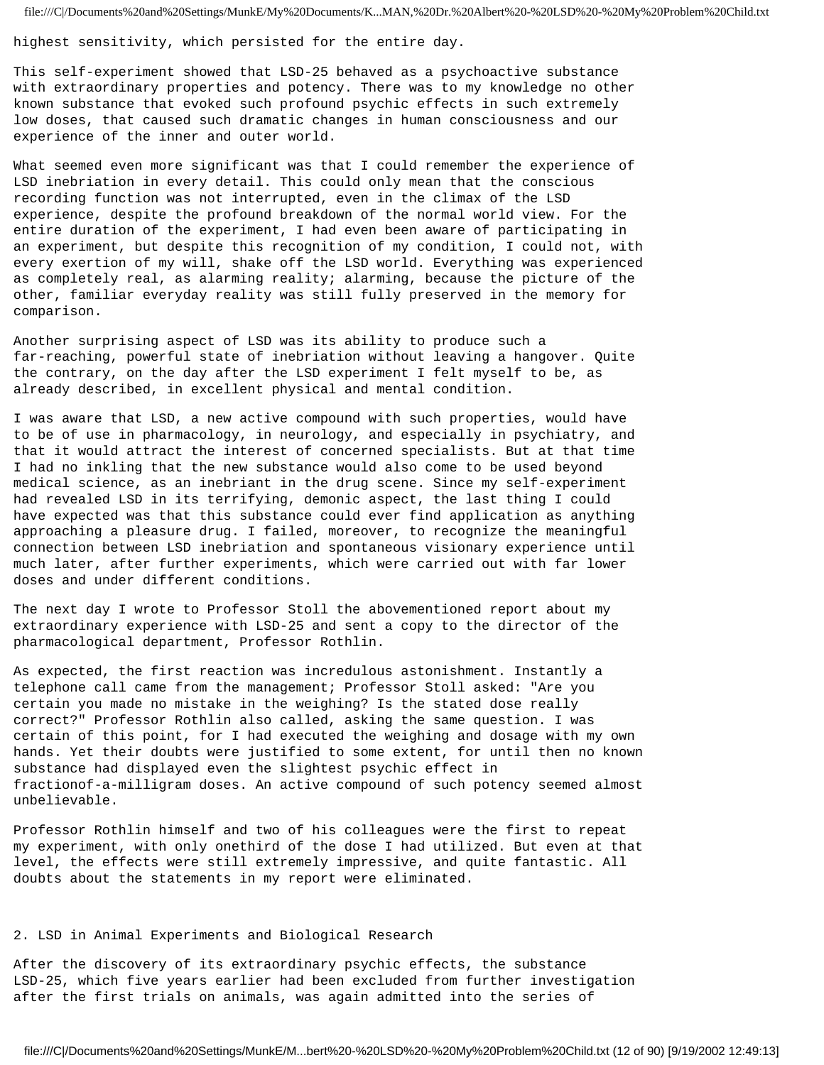highest sensitivity, which persisted for the entire day.

This self-experiment showed that LSD-25 behaved as a psychoactive substance with extraordinary properties and potency. There was to my knowledge no other known substance that evoked such profound psychic effects in such extremely low doses, that caused such dramatic changes in human consciousness and our experience of the inner and outer world.

What seemed even more significant was that I could remember the experience of LSD inebriation in every detail. This could only mean that the conscious recording function was not interrupted, even in the climax of the LSD experience, despite the profound breakdown of the normal world view. For the entire duration of the experiment, I had even been aware of participating in an experiment, but despite this recognition of my condition, I could not, with every exertion of my will, shake off the LSD world. Everything was experienced as completely real, as alarming reality; alarming, because the picture of the other, familiar everyday reality was still fully preserved in the memory for comparison.

Another surprising aspect of LSD was its ability to produce such a far-reaching, powerful state of inebriation without leaving a hangover. Quite the contrary, on the day after the LSD experiment I felt myself to be, as already described, in excellent physical and mental condition.

I was aware that LSD, a new active compound with such properties, would have to be of use in pharmacology, in neurology, and especially in psychiatry, and that it would attract the interest of concerned specialists. But at that time I had no inkling that the new substance would also come to be used beyond medical science, as an inebriant in the drug scene. Since my self-experiment had revealed LSD in its terrifying, demonic aspect, the last thing I could have expected was that this substance could ever find application as anything approaching a pleasure drug. I failed, moreover, to recognize the meaningful connection between LSD inebriation and spontaneous visionary experience until much later, after further experiments, which were carried out with far lower doses and under different conditions.

The next day I wrote to Professor Stoll the abovementioned report about my extraordinary experience with LSD-25 and sent a copy to the director of the pharmacological department, Professor Rothlin.

As expected, the first reaction was incredulous astonishment. Instantly a telephone call came from the management; Professor Stoll asked: "Are you certain you made no mistake in the weighing? Is the stated dose really correct?" Professor Rothlin also called, asking the same question. I was certain of this point, for I had executed the weighing and dosage with my own hands. Yet their doubts were justified to some extent, for until then no known substance had displayed even the slightest psychic effect in fractionof-a-milligram doses. An active compound of such potency seemed almost unbelievable.

Professor Rothlin himself and two of his colleagues were the first to repeat my experiment, with only onethird of the dose I had utilized. But even at that level, the effects were still extremely impressive, and quite fantastic. All doubts about the statements in my report were eliminated.

## 2. LSD in Animal Experiments and Biological Research

After the discovery of its extraordinary psychic effects, the substance LSD-25, which five years earlier had been excluded from further investigation after the first trials on animals, was again admitted into the series of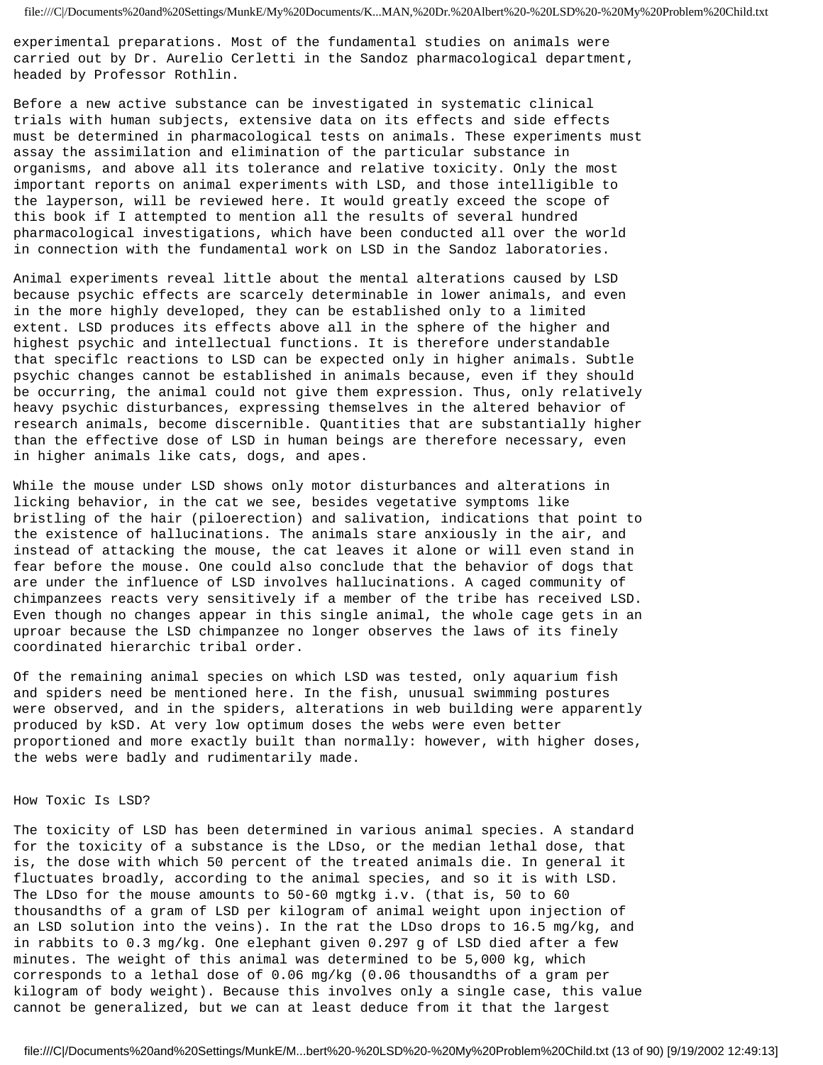experimental preparations. Most of the fundamental studies on animals were carried out by Dr. Aurelio Cerletti in the Sandoz pharmacological department, headed by Professor Rothlin.

Before a new active substance can be investigated in systematic clinical trials with human subjects, extensive data on its effects and side effects must be determined in pharmacological tests on animals. These experiments must assay the assimilation and elimination of the particular substance in organisms, and above all its tolerance and relative toxicity. Only the most important reports on animal experiments with LSD, and those intelligible to the layperson, will be reviewed here. It would greatly exceed the scope of this book if I attempted to mention all the results of several hundred pharmacological investigations, which have been conducted all over the world in connection with the fundamental work on LSD in the Sandoz laboratories.

Animal experiments reveal little about the mental alterations caused by LSD because psychic effects are scarcely determinable in lower animals, and even in the more highly developed, they can be established only to a limited extent. LSD produces its effects above all in the sphere of the higher and highest psychic and intellectual functions. It is therefore understandable that speciflc reactions to LSD can be expected only in higher animals. Subtle psychic changes cannot be established in animals because, even if they should be occurring, the animal could not give them expression. Thus, only relatively heavy psychic disturbances, expressing themselves in the altered behavior of research animals, become discernible. Quantities that are substantially higher than the effective dose of LSD in human beings are therefore necessary, even in higher animals like cats, dogs, and apes.

While the mouse under LSD shows only motor disturbances and alterations in licking behavior, in the cat we see, besides vegetative symptoms like bristling of the hair (piloerection) and salivation, indications that point to the existence of hallucinations. The animals stare anxiously in the air, and instead of attacking the mouse, the cat leaves it alone or will even stand in fear before the mouse. One could also conclude that the behavior of dogs that are under the influence of LSD involves hallucinations. A caged community of chimpanzees reacts very sensitively if a member of the tribe has received LSD. Even though no changes appear in this single animal, the whole cage gets in an uproar because the LSD chimpanzee no longer observes the laws of its finely coordinated hierarchic tribal order.

Of the remaining animal species on which LSD was tested, only aquarium fish and spiders need be mentioned here. In the fish, unusual swimming postures were observed, and in the spiders, alterations in web building were apparently produced by kSD. At very low optimum doses the webs were even better proportioned and more exactly built than normally: however, with higher doses, the webs were badly and rudimentarily made.

## How Toxic Is LSD?

The toxicity of LSD has been determined in various animal species. A standard for the toxicity of a substance is the LDso, or the median lethal dose, that is, the dose with which 50 percent of the treated animals die. In general it fluctuates broadly, according to the animal species, and so it is with LSD. The LDso for the mouse amounts to 50-60 mgtkg i.v. (that is, 50 to 60 thousandths of a gram of LSD per kilogram of animal weight upon injection of an LSD solution into the veins). In the rat the LDso drops to 16.5 mg/kg, and in rabbits to 0.3 mg/kg. One elephant given 0.297 g of LSD died after a few minutes. The weight of this animal was determined to be 5,000 kg, which corresponds to a lethal dose of 0.06 mg/kg (0.06 thousandths of a gram per kilogram of body weight). Because this involves only a single case, this value cannot be generalized, but we can at least deduce from it that the largest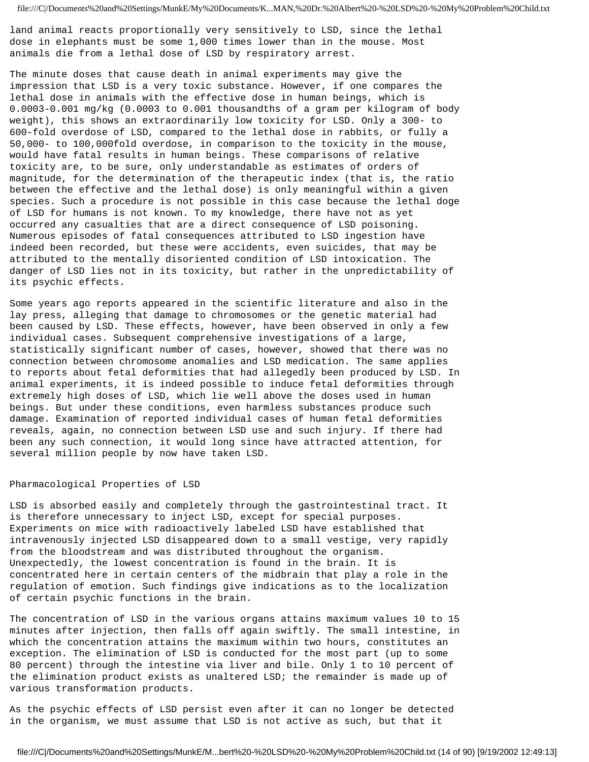land animal reacts proportionally very sensitively to LSD, since the lethal dose in elephants must be some 1,000 times lower than in the mouse. Most animals die from a lethal dose of LSD by respiratory arrest.

The minute doses that cause death in animal experiments may give the impression that LSD is a very toxic substance. However, if one compares the lethal dose in animals with the effective dose in human beings, which is 0.0003-0.001 mg/kg (0.0003 to 0.001 thousandths of a gram per kilogram of body weight), this shows an extraordinarily low toxicity for LSD. Only a 300- to 600-fold overdose of LSD, compared to the lethal dose in rabbits, or fully a 50,000- to 100,000fold overdose, in comparison to the toxicity in the mouse, would have fatal results in human beings. These comparisons of relative toxicity are, to be sure, only understandable as estimates of orders of magnitude, for the determination of the therapeutic index (that is, the ratio between the effective and the lethal dose) is only meaningful within a given species. Such a procedure is not possible in this case because the lethal doge of LSD for humans is not known. To my knowledge, there have not as yet occurred any casualties that are a direct consequence of LSD poisoning. Numerous episodes of fatal consequences attributed to LSD ingestion have indeed been recorded, but these were accidents, even suicides, that may be attributed to the mentally disoriented condition of LSD intoxication. The danger of LSD lies not in its toxicity, but rather in the unpredictability of its psychic effects.

Some years ago reports appeared in the scientific literature and also in the lay press, alleging that damage to chromosomes or the genetic material had been caused by LSD. These effects, however, have been observed in only a few individual cases. Subsequent comprehensive investigations of a large, statistically significant number of cases, however, showed that there was no connection between chromosome anomalies and LSD medication. The same applies to reports about fetal deformities that had allegedly been produced by LSD. In animal experiments, it is indeed possible to induce fetal deformities through extremely high doses of LSD, which lie well above the doses used in human beings. But under these conditions, even harmless substances produce such damage. Examination of reported individual cases of human fetal deformities reveals, again, no connection between LSD use and such injury. If there had been any such connection, it would long since have attracted attention, for several million people by now have taken LSD.

## Pharmacological Properties of LSD

LSD is absorbed easily and completely through the gastrointestinal tract. It is therefore unnecessary to inject LSD, except for special purposes. Experiments on mice with radioactively labeled LSD have established that intravenously injected LSD disappeared down to a small vestige, very rapidly from the bloodstream and was distributed throughout the organism. Unexpectedly, the lowest concentration is found in the brain. It is concentrated here in certain centers of the midbrain that play a role in the regulation of emotion. Such findings give indications as to the localization of certain psychic functions in the brain.

The concentration of LSD in the various organs attains maximum values 10 to 15 minutes after injection, then falls off again swiftly. The small intestine, in which the concentration attains the maximum within two hours, constitutes an exception. The elimination of LSD is conducted for the most part (up to some 80 percent) through the intestine via liver and bile. Only 1 to 10 percent of the elimination product exists as unaltered LSD; the remainder is made up of various transformation products.

As the psychic effects of LSD persist even after it can no longer be detected in the organism, we must assume that LSD is not active as such, but that it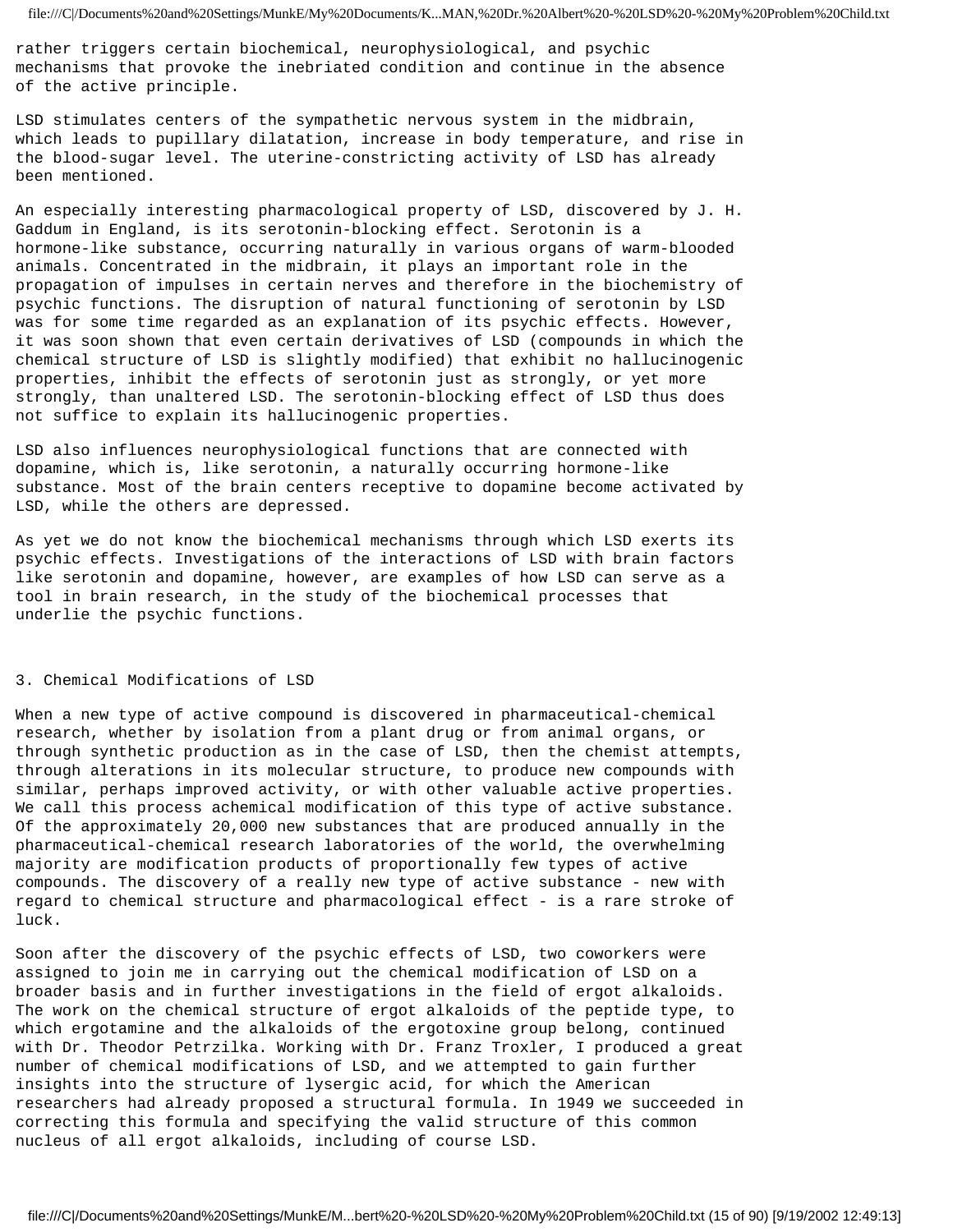rather triggers certain biochemical, neurophysiological, and psychic mechanisms that provoke the inebriated condition and continue in the absence of the active principle.

LSD stimulates centers of the sympathetic nervous system in the midbrain, which leads to pupillary dilatation, increase in body temperature, and rise in the blood-sugar level. The uterine-constricting activity of LSD has already been mentioned.

An especially interesting pharmacological property of LSD, discovered by J. H. Gaddum in England, is its serotonin-blocking effect. Serotonin is a hormone-like substance, occurring naturally in various organs of warm-blooded animals. Concentrated in the midbrain, it plays an important role in the propagation of impulses in certain nerves and therefore in the biochemistry of psychic functions. The disruption of natural functioning of serotonin by LSD was for some time regarded as an explanation of its psychic effects. However, it was soon shown that even certain derivatives of LSD (compounds in which the chemical structure of LSD is slightly modified) that exhibit no hallucinogenic properties, inhibit the effects of serotonin just as strongly, or yet more strongly, than unaltered LSD. The serotonin-blocking effect of LSD thus does not suffice to explain its hallucinogenic properties.

LSD also influences neurophysiological functions that are connected with dopamine, which is, like serotonin, a naturally occurring hormone-like substance. Most of the brain centers receptive to dopamine become activated by LSD, while the others are depressed.

As yet we do not know the biochemical mechanisms through which LSD exerts its psychic effects. Investigations of the interactions of LSD with brain factors like serotonin and dopamine, however, are examples of how LSD can serve as a tool in brain research, in the study of the biochemical processes that underlie the psychic functions.

## 3. Chemical Modifications of LSD

When a new type of active compound is discovered in pharmaceutical-chemical research, whether by isolation from a plant drug or from animal organs, or through synthetic production as in the case of LSD, then the chemist attempts, through alterations in its molecular structure, to produce new compounds with similar, perhaps improved activity, or with other valuable active properties. We call this process achemical modification of this type of active substance. Of the approximately 20,000 new substances that are produced annually in the pharmaceutical-chemical research laboratories of the world, the overwhelming majority are modification products of proportionally few types of active compounds. The discovery of a really new type of active substance - new with regard to chemical structure and pharmacological effect - is a rare stroke of luck.

Soon after the discovery of the psychic effects of LSD, two coworkers were assigned to join me in carrying out the chemical modification of LSD on a broader basis and in further investigations in the field of ergot alkaloids. The work on the chemical structure of ergot alkaloids of the peptide type, to which ergotamine and the alkaloids of the ergotoxine group belong, continued with Dr. Theodor Petrzilka. Working with Dr. Franz Troxler, I produced a great number of chemical modifications of LSD, and we attempted to gain further insights into the structure of lysergic acid, for which the American researchers had already proposed a structural formula. In 1949 we succeeded in correcting this formula and specifying the valid structure of this common nucleus of all ergot alkaloids, including of course LSD.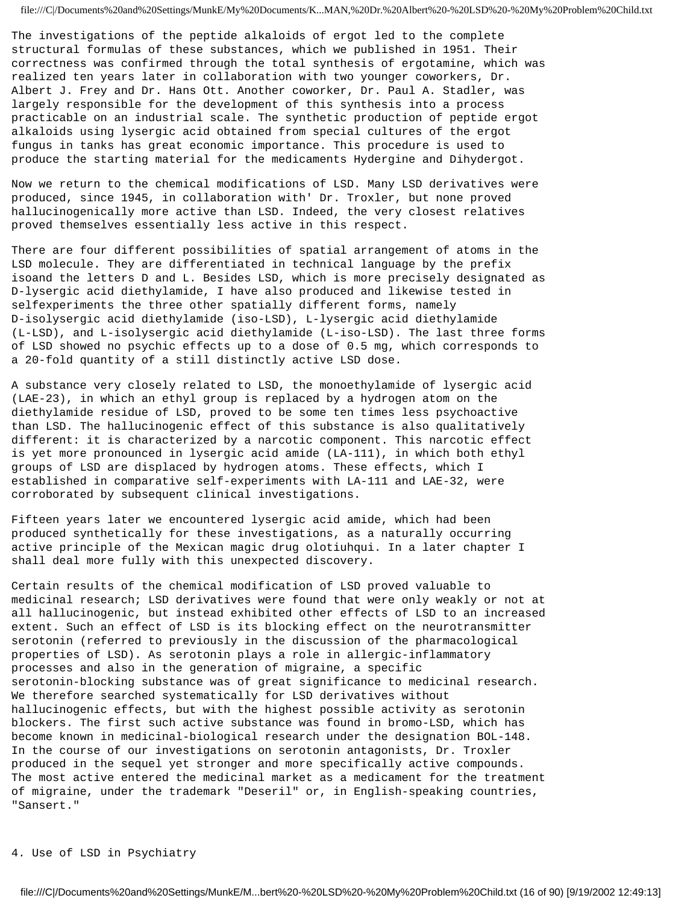The investigations of the peptide alkaloids of ergot led to the complete structural formulas of these substances, which we published in 1951. Their correctness was confirmed through the total synthesis of ergotamine, which was realized ten years later in collaboration with two younger coworkers, Dr. Albert J. Frey and Dr. Hans Ott. Another coworker, Dr. Paul A. Stadler, was largely responsible for the development of this synthesis into a process practicable on an industrial scale. The synthetic production of peptide ergot alkaloids using lysergic acid obtained from special cultures of the ergot fungus in tanks has great economic importance. This procedure is used to produce the starting material for the medicaments Hydergine and Dihydergot.

Now we return to the chemical modifications of LSD. Many LSD derivatives were produced, since 1945, in collaboration with' Dr. Troxler, but none proved hallucinogenically more active than LSD. Indeed, the very closest relatives proved themselves essentially less active in this respect.

There are four different possibilities of spatial arrangement of atoms in the LSD molecule. They are differentiated in technical language by the prefix isoand the letters D and L. Besides LSD, which is more precisely designated as D-lysergic acid diethylamide, I have also produced and likewise tested in selfexperiments the three other spatially different forms, namely D-isolysergic acid diethylamide (iso-LSD), L-lysergic acid diethylamide (L-LSD), and L-isolysergic acid diethylamide (L-iso-LSD). The last three forms of LSD showed no psychic effects up to a dose of 0.5 mg, which corresponds to a 20-fold quantity of a still distinctly active LSD dose.

A substance very closely related to LSD, the monoethylamide of lysergic acid (LAE-23), in which an ethyl group is replaced by a hydrogen atom on the diethylamide residue of LSD, proved to be some ten times less psychoactive than LSD. The hallucinogenic effect of this substance is also qualitatively different: it is characterized by a narcotic component. This narcotic effect is yet more pronounced in lysergic acid amide (LA-111), in which both ethyl groups of LSD are displaced by hydrogen atoms. These effects, which I established in comparative self-experiments with LA-111 and LAE-32, were corroborated by subsequent clinical investigations.

Fifteen years later we encountered lysergic acid amide, which had been produced synthetically for these investigations, as a naturally occurring active principle of the Mexican magic drug olotiuhqui. In a later chapter I shall deal more fully with this unexpected discovery.

Certain results of the chemical modification of LSD proved valuable to medicinal research; LSD derivatives were found that were only weakly or not at all hallucinogenic, but instead exhibited other effects of LSD to an increased extent. Such an effect of LSD is its blocking effect on the neurotransmitter serotonin (referred to previously in the discussion of the pharmacological properties of LSD). As serotonin plays a role in allergic-inflammatory processes and also in the generation of migraine, a specific serotonin-blocking substance was of great significance to medicinal research. We therefore searched systematically for LSD derivatives without hallucinogenic effects, but with the highest possible activity as serotonin blockers. The first such active substance was found in bromo-LSD, which has become known in medicinal-biological research under the designation BOL-148. In the course of our investigations on serotonin antagonists, Dr. Troxler produced in the sequel yet stronger and more specifically active compounds. The most active entered the medicinal market as a medicament for the treatment of migraine, under the trademark "Deseril" or, in English-speaking countries, "Sansert."

## 4. Use of LSD in Psychiatry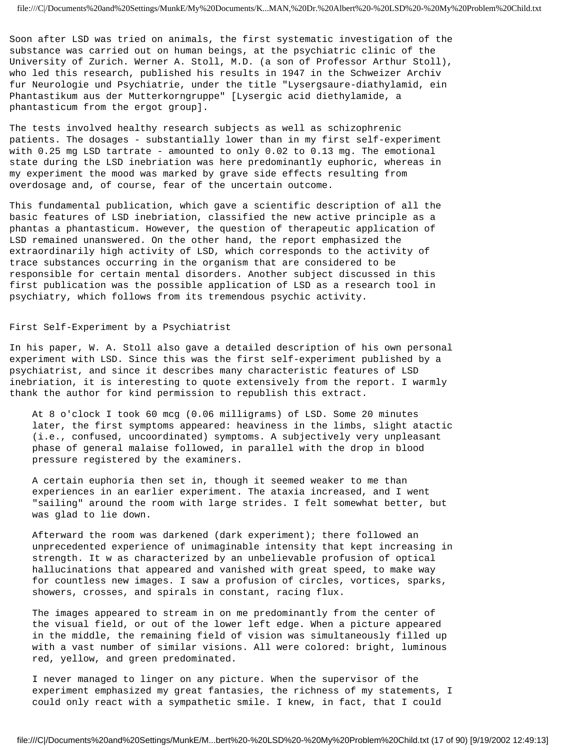Soon after LSD was tried on animals, the first systematic investigation of the substance was carried out on human beings, at the psychiatric clinic of the University of Zurich. Werner A. Stoll, M.D. (a son of Professor Arthur Stoll), who led this research, published his results in 1947 in the Schweizer Archiv fur Neurologie und Psychiatrie, under the title "Lysergsaure-diathylamid, ein Phantastikum aus der Mutterkorngruppe" [Lysergic acid diethylamide, a phantasticum from the ergot group].

The tests involved healthy research subjects as well as schizophrenic patients. The dosages - substantially lower than in my first self-experiment with 0.25 mg LSD tartrate - amounted to only 0.02 to 0.13 mg. The emotional state during the LSD inebriation was here predominantly euphoric, whereas in my experiment the mood was marked by grave side effects resulting from overdosage and, of course, fear of the uncertain outcome.

This fundamental publication, which gave a scientific description of all the basic features of LSD inebriation, classified the new active principle as a phantas a phantasticum. However, the question of therapeutic application of LSD remained unanswered. On the other hand, the report emphasized the extraordinarily high activity of LSD, which corresponds to the activity of trace substances occurring in the organism that are considered to be responsible for certain mental disorders. Another subject discussed in this first publication was the possible application of LSD as a research tool in psychiatry, which follows from its tremendous psychic activity.

## First Self-Experiment by a Psychiatrist

In his paper, W. A. Stoll also gave a detailed description of his own personal experiment with LSD. Since this was the first self-experiment published by a psychiatrist, and since it describes many characteristic features of LSD inebriation, it is interesting to quote extensively from the report. I warmly thank the author for kind permission to republish this extract.

> At 8 o'clock I took 60 mcg (0.06 milligrams) of LSD. Some 20 minutes later, the first symptoms appeared: heaviness in the limbs, slight atactic (i.e., confused, uncoordinated) symptoms. A subjectively very unpleasant phase of general malaise followed, in parallel with the drop in blood pressure registered by the examiners.
>
> A certain euphoria then set in, though it seemed weaker to me than experiences in an earlier experiment. The ataxia increased, and I went "sailing" around the room with large strides. I felt somewhat better, but was glad to lie down.
>
> Afterward the room was darkened (dark experiment); there followed an unprecedented experience of unimaginable intensity that kept increasing in strength. It w as characterized by an unbelievable profusion of optical hallucinations that appeared and vanished with great speed, to make way for countless new images. I saw a profusion of circles, vortices, sparks, showers, crosses, and spirals in constant, racing flux.
>
> The images appeared to stream in on me predominantly from the center of the visual field, or out of the lower left edge. When a picture appeared in the middle, the remaining field of vision was simultaneously filled up with a vast number of similar visions. All were colored: bright, luminous red, yellow, and green predominated.
>
> I never managed to linger on any picture. When the supervisor of the experiment emphasized my great fantasies, the richness of my statements, I could only react with a sympathetic smile. I knew, in fact, that I could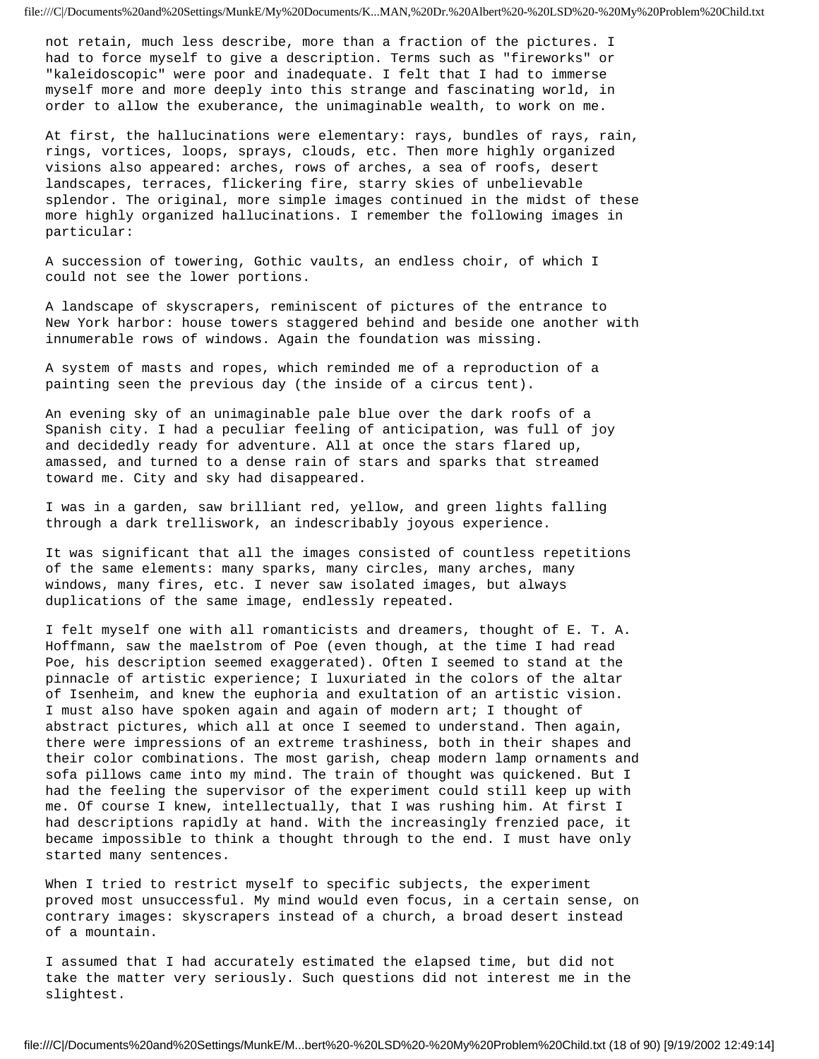not retain, much less describe, more than a fraction of the pictures. I had to force myself to give a description. Terms such as "fireworks" or "kaleidoscopic" were poor and inadequate. I felt that I had to immerse myself more and more deeply into this strange and fascinating world, in order to allow the exuberance, the unimaginable wealth, to work on me.

At first, the hallucinations were elementary: rays, bundles of rays, rain, rings, vortices, loops, sprays, clouds, etc. Then more highly organized visions also appeared: arches, rows of arches, a sea of roofs, desert landscapes, terraces, flickering fire, starry skies of unbelievable splendor. The original, more simple images continued in the midst of these more highly organized hallucinations. I remember the following images in particular:

A succession of towering, Gothic vaults, an endless choir, of which I could not see the lower portions.

A landscape of skyscrapers, reminiscent of pictures of the entrance to New York harbor: house towers staggered behind and beside one another with innumerable rows of windows. Again the foundation was missing.

A system of masts and ropes, which reminded me of a reproduction of a painting seen the previous day (the inside of a circus tent).

An evening sky of an unimaginable pale blue over the dark roofs of a Spanish city. I had a peculiar feeling of anticipation, was full of joy and decidedly ready for adventure. All at once the stars flared up, amassed, and turned to a dense rain of stars and sparks that streamed toward me. City and sky had disappeared.

I was in a garden, saw brilliant red, yellow, and green lights falling through a dark trelliswork, an indescribably joyous experience.

It was significant that all the images consisted of countless repetitions of the same elements: many sparks, many circles, many arches, many windows, many fires, etc. I never saw isolated images, but always duplications of the same image, endlessly repeated.

I felt myself one with all romanticists and dreamers, thought of E. T. A. Hoffmann, saw the maelstrom of Poe (even though, at the time I had read Poe, his description seemed exaggerated). Often I seemed to stand at the pinnacle of artistic experience; I luxuriated in the colors of the altar of Isenheim, and knew the euphoria and exultation of an artistic vision. I must also have spoken again and again of modern art; I thought of abstract pictures, which all at once I seemed to understand. Then again, there were impressions of an extreme trashiness, both in their shapes and their color combinations. The most garish, cheap modern lamp ornaments and sofa pillows came into my mind. The train of thought was quickened. But I had the feeling the supervisor of the experiment could still keep up with me. Of course I knew, intellectually, that I was rushing him. At first I had descriptions rapidly at hand. With the increasingly frenzied pace, it became impossible to think a thought through to the end. I must have only started many sentences.

When I tried to restrict myself to specific subjects, the experiment proved most unsuccessful. My mind would even focus, in a certain sense, on contrary images: skyscrapers instead of a church, a broad desert instead of a mountain.

I assumed that I had accurately estimated the elapsed time, but did not take the matter very seriously. Such questions did not interest me in the slightest.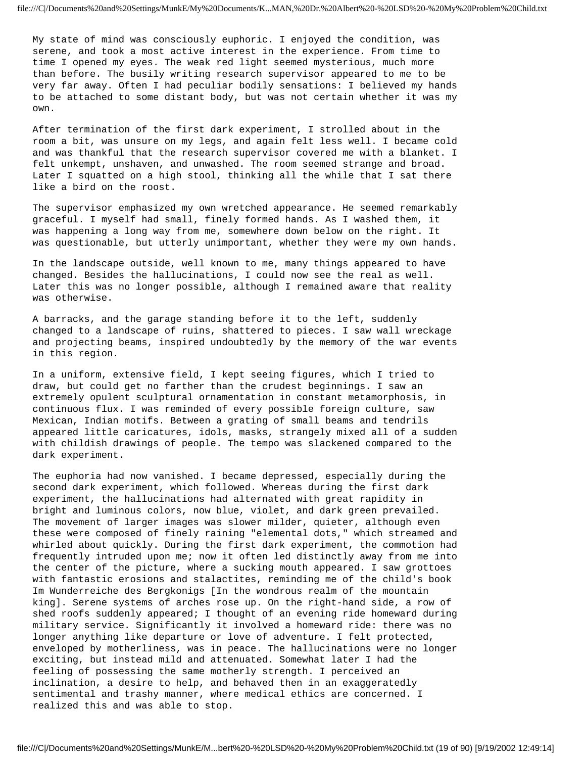My state of mind was consciously euphoric. I enjoyed the condition, was serene, and took a most active interest in the experience. From time to time I opened my eyes. The weak red light seemed mysterious, much more than before. The busily writing research supervisor appeared to me to be very far away. Often I had peculiar bodily sensations: I believed my hands to be attached to some distant body, but was not certain whether it was my own.

After termination of the first dark experiment, I strolled about in the room a bit, was unsure on my legs, and again felt less well. I became cold and was thankful that the research supervisor covered me with a blanket. I felt unkempt, unshaven, and unwashed. The room seemed strange and broad. Later I squatted on a high stool, thinking all the while that I sat there like a bird on the roost.

The supervisor emphasized my own wretched appearance. He seemed remarkably graceful. I myself had small, finely formed hands. As I washed them, it was happening a long way from me, somewhere down below on the right. It was questionable, but utterly unimportant, whether they were my own hands.

In the landscape outside, well known to me, many things appeared to have changed. Besides the hallucinations, I could now see the real as well. Later this was no longer possible, although I remained aware that reality was otherwise.

A barracks, and the garage standing before it to the left, suddenly changed to a landscape of ruins, shattered to pieces. I saw wall wreckage and projecting beams, inspired undoubtedly by the memory of the war events in this region.

In a uniform, extensive field, I kept seeing figures, which I tried to draw, but could get no farther than the crudest beginnings. I saw an extremely opulent sculptural ornamentation in constant metamorphosis, in continuous flux. I was reminded of every possible foreign culture, saw Mexican, Indian motifs. Between a grating of small beams and tendrils appeared little caricatures, idols, masks, strangely mixed all of a sudden with childish drawings of people. The tempo was slackened compared to the dark experiment.

The euphoria had now vanished. I became depressed, especially during the second dark experiment, which followed. Whereas during the first dark experiment, the hallucinations had alternated with great rapidity in bright and luminous colors, now blue, violet, and dark green prevailed. The movement of larger images was slower milder, quieter, although even these were composed of finely raining "elemental dots," which streamed and whirled about quickly. During the first dark experiment, the commotion had frequently intruded upon me; now it often led distinctly away from me into the center of the picture, where a sucking mouth appeared. I saw grottoes with fantastic erosions and stalactites, reminding me of the child's book Im Wunderreiche des Bergkonigs [In the wondrous realm of the mountain king]. Serene systems of arches rose up. On the right-hand side, a row of shed roofs suddenly appeared; I thought of an evening ride homeward during military service. Significantly it involved a homeward ride: there was no longer anything like departure or love of adventure. I felt protected, enveloped by motherliness, was in peace. The hallucinations were no longer exciting, but instead mild and attenuated. Somewhat later I had the feeling of possessing the same motherly strength. I perceived an inclination, a desire to help, and behaved then in an exaggeratedly sentimental and trashy manner, where medical ethics are concerned. I realized this and was able to stop.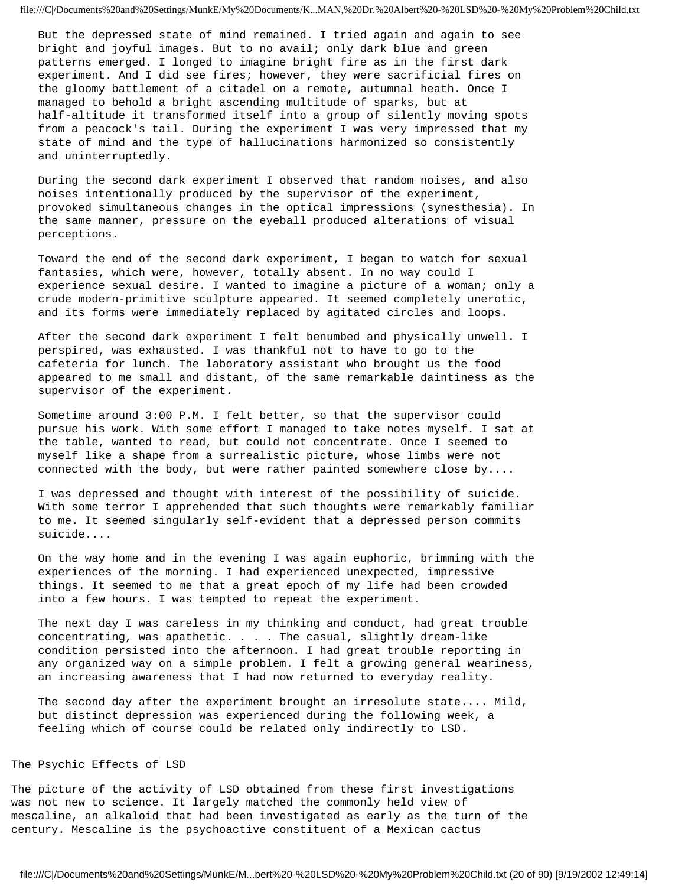But the depressed state of mind remained. I tried again and again to see bright and joyful images. But to no avail; only dark blue and green patterns emerged. I longed to imagine bright fire as in the first dark experiment. And I did see fires; however, they were sacrificial fires on the gloomy battlement of a citadel on a remote, autumnal heath. Once I managed to behold a bright ascending multitude of sparks, but at half-altitude it transformed itself into a group of silently moving spots from a peacock's tail. During the experiment I was very impressed that my state of mind and the type of hallucinations harmonized so consistently and uninterruptedly.

During the second dark experiment I observed that random noises, and also noises intentionally produced by the supervisor of the experiment, provoked simultaneous changes in the optical impressions (synesthesia). In the same manner, pressure on the eyeball produced alterations of visual perceptions.

Toward the end of the second dark experiment, I began to watch for sexual fantasies, which were, however, totally absent. In no way could I experience sexual desire. I wanted to imagine a picture of a woman; only a crude modern-primitive sculpture appeared. It seemed completely unerotic, and its forms were immediately replaced by agitated circles and loops.

After the second dark experiment I felt benumbed and physically unwell. I perspired, was exhausted. I was thankful not to have to go to the cafeteria for lunch. The laboratory assistant who brought us the food appeared to me small and distant, of the same remarkable daintiness as the supervisor of the experiment.

Sometime around 3:00 P.M. I felt better, so that the supervisor could pursue his work. With some effort I managed to take notes myself. I sat at the table, wanted to read, but could not concentrate. Once I seemed to myself like a shape from a surrealistic picture, whose limbs were not connected with the body, but were rather painted somewhere close by....

I was depressed and thought with interest of the possibility of suicide. With some terror I apprehended that such thoughts were remarkably familiar to me. It seemed singularly self-evident that a depressed person commits suicide....

On the way home and in the evening I was again euphoric, brimming with the experiences of the morning. I had experienced unexpected, impressive things. It seemed to me that a great epoch of my life had been crowded into a few hours. I was tempted to repeat the experiment.

The next day I was careless in my thinking and conduct, had great trouble concentrating, was apathetic. . . . The casual, slightly dream-like condition persisted into the afternoon. I had great trouble reporting in any organized way on a simple problem. I felt a growing general weariness, an increasing awareness that I had now returned to everyday reality.

The second day after the experiment brought an irresolute state.... Mild, but distinct depression was experienced during the following week, a feeling which of course could be related only indirectly to LSD.

## The Psychic Effects of LSD

The picture of the activity of LSD obtained from these first investigations was not new to science. It largely matched the commonly held view of mescaline, an alkaloid that had been investigated as early as the turn of the century. Mescaline is the psychoactive constituent of a Mexican cactus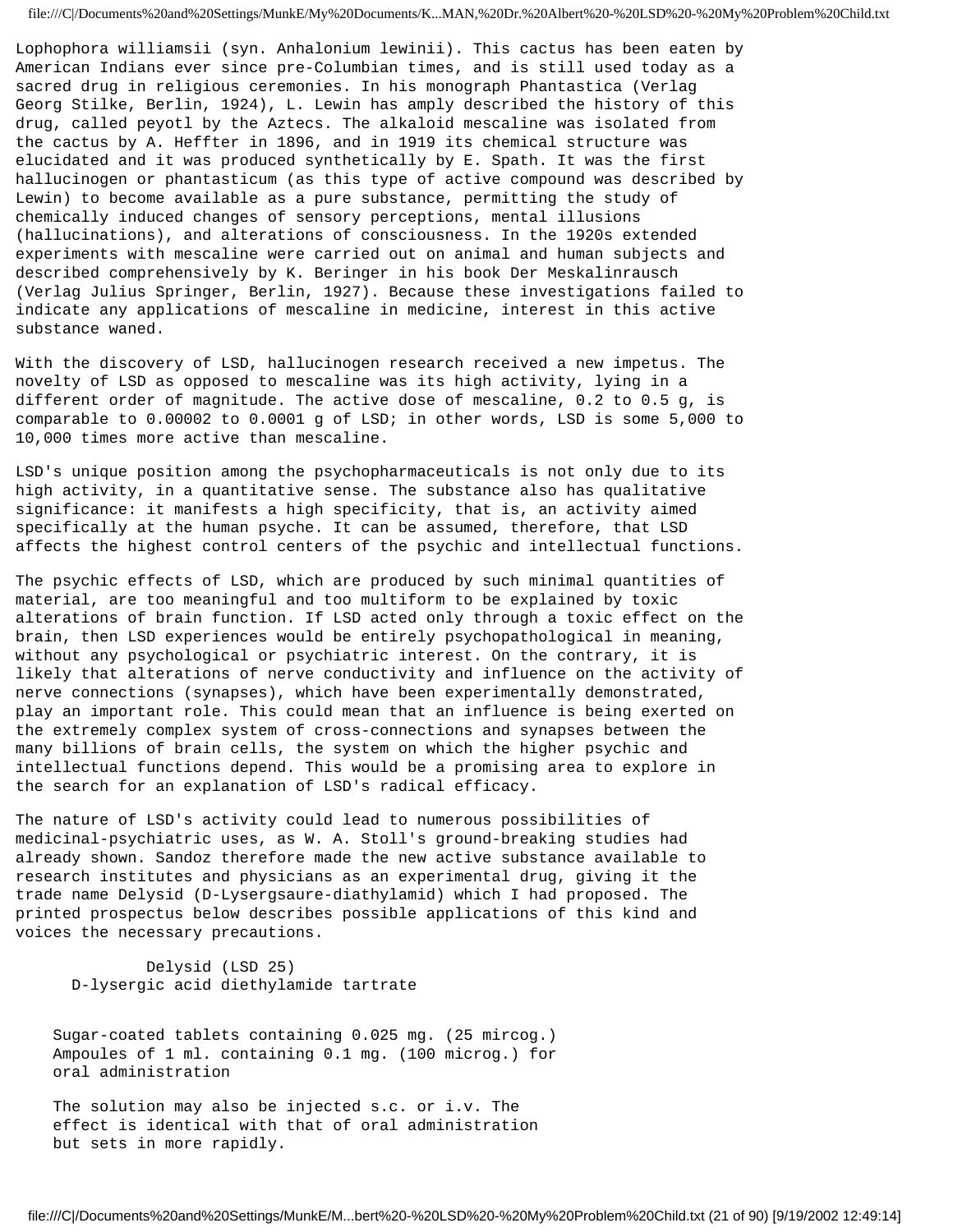Lophophora williamsii (syn. Anhalonium lewinii). This cactus has been eaten by American Indians ever since pre-Columbian times, and is still used today as a sacred drug in religious ceremonies. In his monograph Phantastica (Verlag Georg Stilke, Berlin, 1924), L. Lewin has amply described the history of this drug, called peyotl by the Aztecs. The alkaloid mescaline was isolated from the cactus by A. Heffter in 1896, and in 1919 its chemical structure was elucidated and it was produced synthetically by E. Spath. It was the first hallucinogen or phantasticum (as this type of active compound was described by Lewin) to become available as a pure substance, permitting the study of chemically induced changes of sensory perceptions, mental illusions (hallucinations), and alterations of consciousness. In the 1920s extended experiments with mescaline were carried out on animal and human subjects and described comprehensively by K. Beringer in his book Der Meskalinrausch (Verlag Julius Springer, Berlin, 1927). Because these investigations failed to indicate any applications of mescaline in medicine, interest in this active substance waned.

With the discovery of LSD, hallucinogen research received a new impetus. The novelty of LSD as opposed to mescaline was its high activity, lying in a different order of magnitude. The active dose of mescaline, 0.2 to 0.5 g, is comparable to 0.00002 to 0.0001 g of LSD; in other words, LSD is some 5,000 to 10,000 times more active than mescaline.

LSD's unique position among the psychopharmaceuticals is not only due to its high activity, in a quantitative sense. The substance also has qualitative significance: it manifests a high specificity, that is, an activity aimed specifically at the human psyche. It can be assumed, therefore, that LSD affects the highest control centers of the psychic and intellectual functions.

The psychic effects of LSD, which are produced by such minimal quantities of material, are too meaningful and too multiform to be explained by toxic alterations of brain function. If LSD acted only through a toxic effect on the brain, then LSD experiences would be entirely psychopathological in meaning, without any psychological or psychiatric interest. On the contrary, it is likely that alterations of nerve conductivity and influence on the activity of nerve connections (synapses), which have been experimentally demonstrated, play an important role. This could mean that an influence is being exerted on the extremely complex system of cross-connections and synapses between the many billions of brain cells, the system on which the higher psychic and intellectual functions depend. This would be a promising area to explore in the search for an explanation of LSD's radical efficacy.

The nature of LSD's activity could lead to numerous possibilities of medicinal-psychiatric uses, as W. A. Stoll's ground-breaking studies had already shown. Sandoz therefore made the new active substance available to research institutes and physicians as an experimental drug, giving it the trade name Delysid (D-Lysergsaure-diathylamid) which I had proposed. The printed prospectus below describes possible applications of this kind and voices the necessary precautions.

Delysid (LSD 25)
D-lysergic acid diethylamide tartrate

Sugar-coated tablets containing 0.025 mg. (25 mircog.)
Ampoules of 1 ml. containing 0.1 mg. (100 microg.) for oral administration

The solution may also be injected s.c. or i.v. The effect is identical with that of oral administration but sets in more rapidly.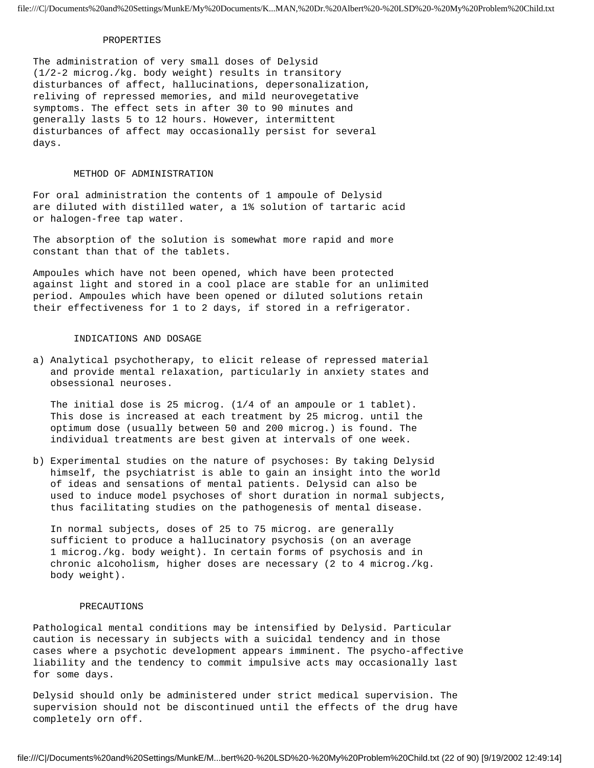## PROPERTIES

The administration of very small doses of Delysid (1/2-2 microg./kg. body weight) results in transitory disturbances of affect, hallucinations, depersonalization, reliving of repressed memories, and mild neurovegetative symptoms. The effect sets in after 30 to 90 minutes and generally lasts 5 to 12 hours. However, intermittent disturbances of affect may occasionally persist for several days.

## METHOD OF ADMINISTRATION

For oral administration the contents of 1 ampoule of Delysid are diluted with distilled water, a 1% solution of tartaric acid or halogen-free tap water.

The absorption of the solution is somewhat more rapid and more constant than that of the tablets.

Ampoules which have not been opened, which have been protected against light and stored in a cool place are stable for an unlimited period. Ampoules which have been opened or diluted solutions retain their effectiveness for 1 to 2 days, if stored in a refrigerator.

## INDICATIONS AND DOSAGE

a) Analytical psychotherapy, to elicit release of repressed material and provide mental relaxation, particularly in anxiety states and obsessional neuroses.

   The initial dose is 25 microg. (1/4 of an ampoule or 1 tablet). This dose is increased at each treatment by 25 microg. until the optimum dose (usually between 50 and 200 microg.) is found. The individual treatments are best given at intervals of one week.

b) Experimental studies on the nature of psychoses: By taking Delysid himself, the psychiatrist is able to gain an insight into the world of ideas and sensations of mental patients. Delysid can also be used to induce model psychoses of short duration in normal subjects, thus facilitating studies on the pathogenesis of mental disease.

   In normal subjects, doses of 25 to 75 microg. are generally sufficient to produce a hallucinatory psychosis (on an average 1 microg./kg. body weight). In certain forms of psychosis and in chronic alcoholism, higher doses are necessary (2 to 4 microg./kg. body weight).

## PRECAUTIONS

Pathological mental conditions may be intensified by Delysid. Particular caution is necessary in subjects with a suicidal tendency and in those cases where a psychotic development appears imminent. The psycho-affective liability and the tendency to commit impulsive acts may occasionally last for some days.

Delysid should only be administered under strict medical supervision. The supervision should not be discontinued until the effects of the drug have completely orn off.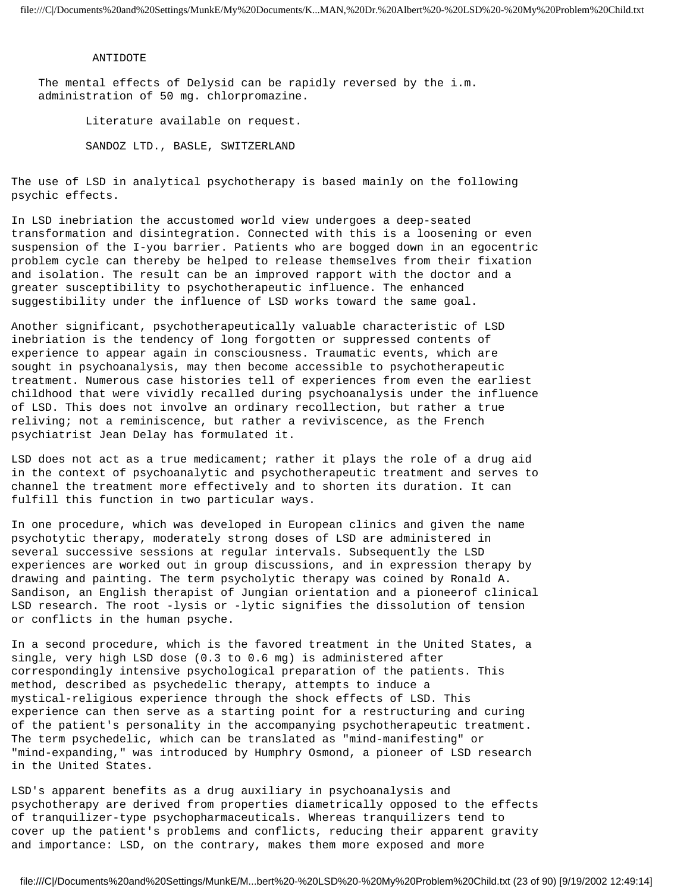ANTIDOTE

The mental effects of Delysid can be rapidly reversed by the i.m. administration of 50 mg. chlorpromazine.

Literature available on request.

SANDOZ LTD., BASLE, SWITZERLAND

The use of LSD in analytical psychotherapy is based mainly on the following psychic effects.

In LSD inebriation the accustomed world view undergoes a deep-seated transformation and disintegration. Connected with this is a loosening or even suspension of the I-you barrier. Patients who are bogged down in an egocentric problem cycle can thereby be helped to release themselves from their fixation and isolation. The result can be an improved rapport with the doctor and a greater susceptibility to psychotherapeutic influence. The enhanced suggestibility under the influence of LSD works toward the same goal.

Another significant, psychotherapeutically valuable characteristic of LSD inebriation is the tendency of long forgotten or suppressed contents of experience to appear again in consciousness. Traumatic events, which are sought in psychoanalysis, may then become accessible to psychotherapeutic treatment. Numerous case histories tell of experiences from even the earliest childhood that were vividly recalled during psychoanalysis under the influence of LSD. This does not involve an ordinary recollection, but rather a true reliving; not a reminiscence, but rather a reviviscence, as the French psychiatrist Jean Delay has formulated it.

LSD does not act as a true medicament; rather it plays the role of a drug aid in the context of psychoanalytic and psychotherapeutic treatment and serves to channel the treatment more effectively and to shorten its duration. It can fulfill this function in two particular ways.

In one procedure, which was developed in European clinics and given the name psychotytic therapy, moderately strong doses of LSD are administered in several successive sessions at regular intervals. Subsequently the LSD experiences are worked out in group discussions, and in expression therapy by drawing and painting. The term psycholytic therapy was coined by Ronald A. Sandison, an English therapist of Jungian orientation and a pioneerof clinical LSD research. The root -lysis or -lytic signifies the dissolution of tension or conflicts in the human psyche.

In a second procedure, which is the favored treatment in the United States, a single, very high LSD dose (0.3 to 0.6 mg) is administered after correspondingly intensive psychological preparation of the patients. This method, described as psychedelic therapy, attempts to induce a mystical-religious experience through the shock effects of LSD. This experience can then serve as a starting point for a restructuring and curing of the patient's personality in the accompanying psychotherapeutic treatment. The term psychedelic, which can be translated as "mind-manifesting" or "mind-expanding," was introduced by Humphry Osmond, a pioneer of LSD research in the United States.

LSD's apparent benefits as a drug auxiliary in psychoanalysis and psychotherapy are derived from properties diametrically opposed to the effects of tranquilizer-type psychopharmaceuticals. Whereas tranquilizers tend to cover up the patient's problems and conflicts, reducing their apparent gravity and importance: LSD, on the contrary, makes them more exposed and more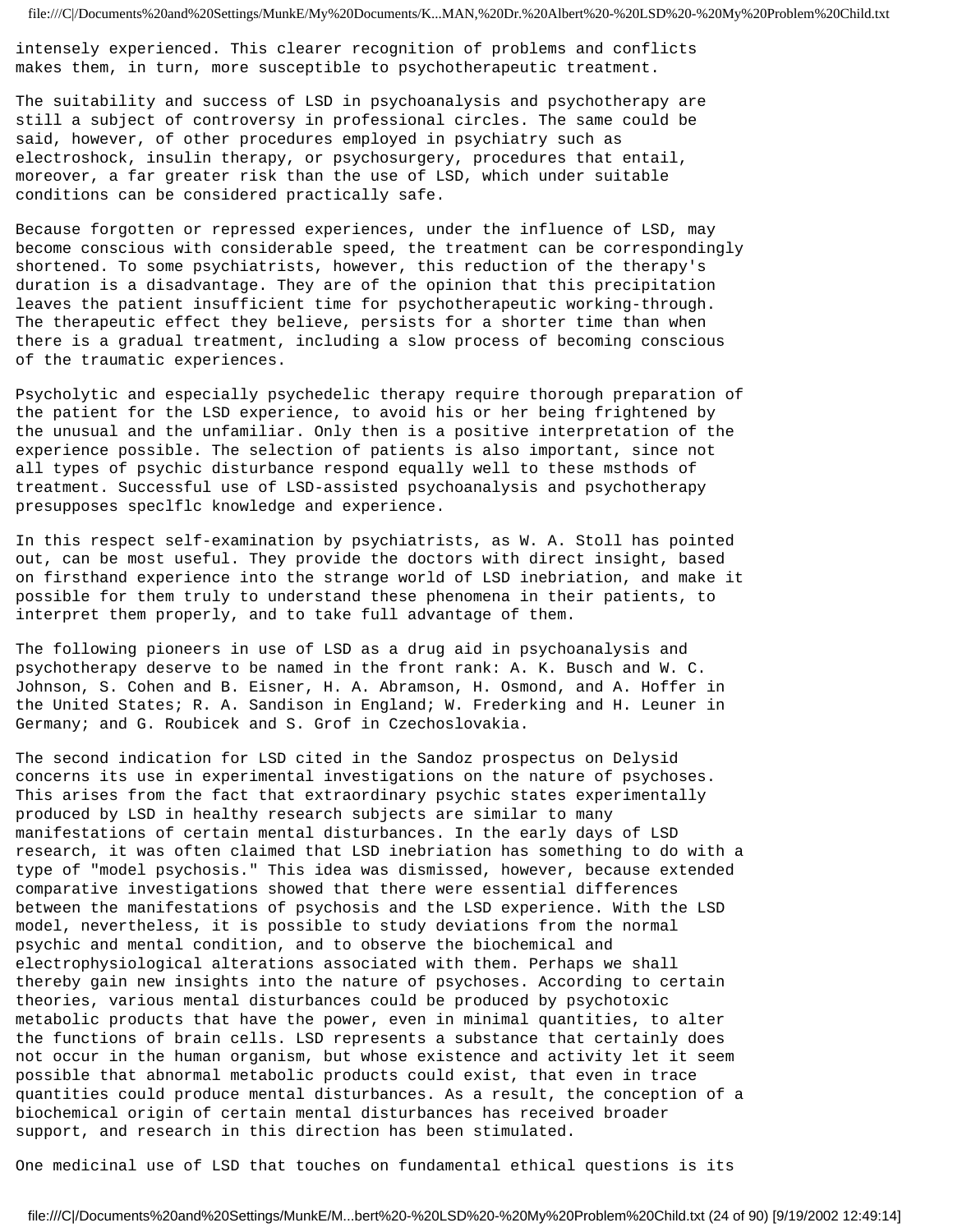intensely experienced. This clearer recognition of problems and conflicts makes them, in turn, more susceptible to psychotherapeutic treatment.

The suitability and success of LSD in psychoanalysis and psychotherapy are still a subject of controversy in professional circles. The same could be said, however, of other procedures employed in psychiatry such as electroshock, insulin therapy, or psychosurgery, procedures that entail, moreover, a far greater risk than the use of LSD, which under suitable conditions can be considered practically safe.

Because forgotten or repressed experiences, under the influence of LSD, may become conscious with considerable speed, the treatment can be correspondingly shortened. To some psychiatrists, however, this reduction of the therapy's duration is a disadvantage. They are of the opinion that this precipitation leaves the patient insufficient time for psychotherapeutic working-through. The therapeutic effect they believe, persists for a shorter time than when there is a gradual treatment, including a slow process of becoming conscious of the traumatic experiences.

Psycholytic and especially psychedelic therapy require thorough preparation of the patient for the LSD experience, to avoid his or her being frightened by the unusual and the unfamiliar. Only then is a positive interpretation of the experience possible. The selection of patients is also important, since not all types of psychic disturbance respond equally well to these msthods of treatment. Successful use of LSD-assisted psychoanalysis and psychotherapy presupposes speclflc knowledge and experience.

In this respect self-examination by psychiatrists, as W. A. Stoll has pointed out, can be most useful. They provide the doctors with direct insight, based on firsthand experience into the strange world of LSD inebriation, and make it possible for them truly to understand these phenomena in their patients, to interpret them properly, and to take full advantage of them.

The following pioneers in use of LSD as a drug aid in psychoanalysis and psychotherapy deserve to be named in the front rank: A. K. Busch and W. C. Johnson, S. Cohen and B. Eisner, H. A. Abramson, H. Osmond, and A. Hoffer in the United States; R. A. Sandison in England; W. Frederking and H. Leuner in Germany; and G. Roubicek and S. Grof in Czechoslovakia.

The second indication for LSD cited in the Sandoz prospectus on Delysid concerns its use in experimental investigations on the nature of psychoses. This arises from the fact that extraordinary psychic states experimentally produced by LSD in healthy research subjects are similar to many manifestations of certain mental disturbances. In the early days of LSD research, it was often claimed that LSD inebriation has something to do with a type of "model psychosis." This idea was dismissed, however, because extended comparative investigations showed that there were essential differences between the manifestations of psychosis and the LSD experience. With the LSD model, nevertheless, it is possible to study deviations from the normal psychic and mental condition, and to observe the biochemical and electrophysiological alterations associated with them. Perhaps we shall thereby gain new insights into the nature of psychoses. According to certain theories, various mental disturbances could be produced by psychotoxic metabolic products that have the power, even in minimal quantities, to alter the functions of brain cells. LSD represents a substance that certainly does not occur in the human organism, but whose existence and activity let it seem possible that abnormal metabolic products could exist, that even in trace quantities could produce mental disturbances. As a result, the conception of a biochemical origin of certain mental disturbances has received broader support, and research in this direction has been stimulated.

One medicinal use of LSD that touches on fundamental ethical questions is its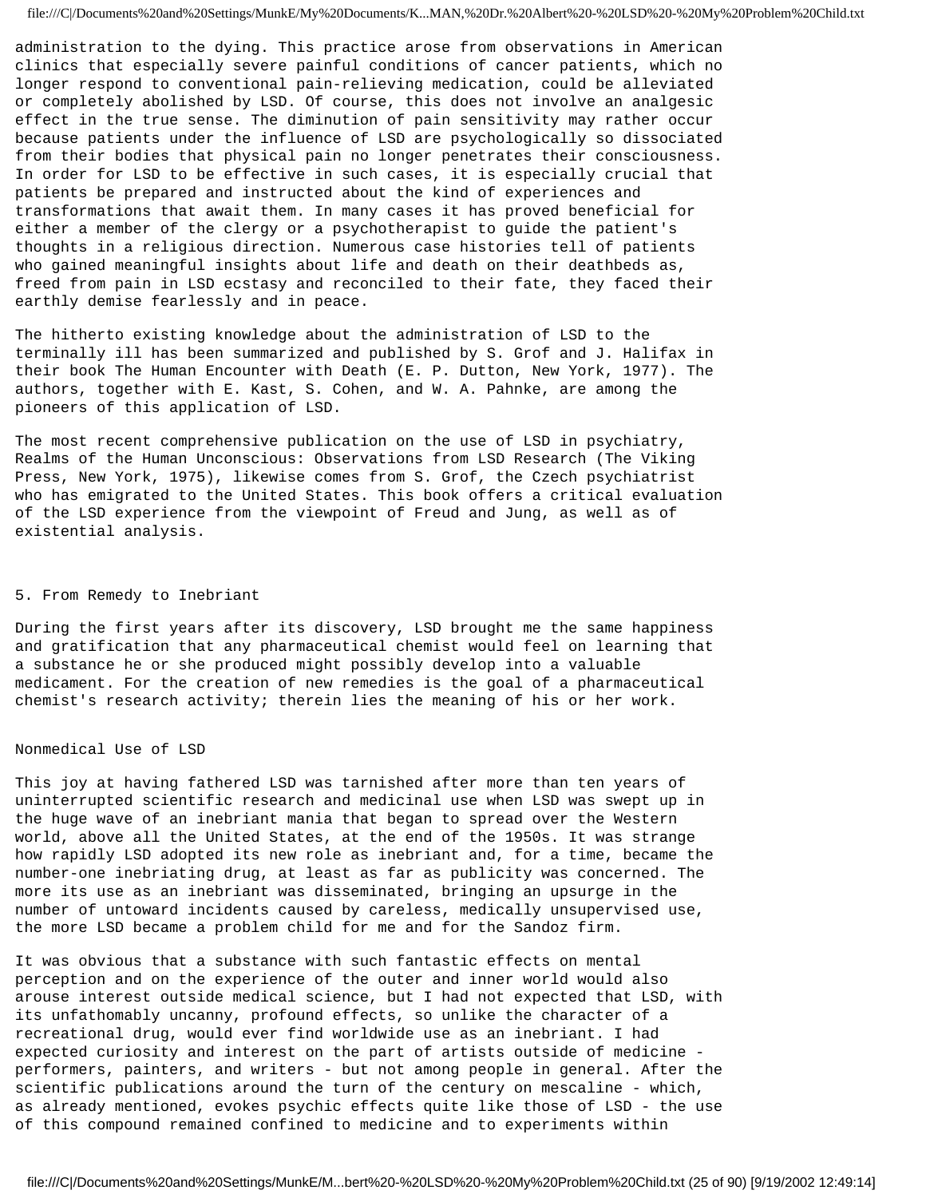administration to the dying. This practice arose from observations in American clinics that especially severe painful conditions of cancer patients, which no longer respond to conventional pain-relieving medication, could be alleviated or completely abolished by LSD. Of course, this does not involve an analgesic effect in the true sense. The diminution of pain sensitivity may rather occur because patients under the influence of LSD are psychologically so dissociated from their bodies that physical pain no longer penetrates their consciousness. In order for LSD to be effective in such cases, it is especially crucial that patients be prepared and instructed about the kind of experiences and transformations that await them. In many cases it has proved beneficial for either a member of the clergy or a psychotherapist to guide the patient's thoughts in a religious direction. Numerous case histories tell of patients who gained meaningful insights about life and death on their deathbeds as, freed from pain in LSD ecstasy and reconciled to their fate, they faced their earthly demise fearlessly and in peace.

The hitherto existing knowledge about the administration of LSD to the terminally ill has been summarized and published by S. Grof and J. Halifax in their book The Human Encounter with Death (E. P. Dutton, New York, 1977). The authors, together with E. Kast, S. Cohen, and W. A. Pahnke, are among the pioneers of this application of LSD.

The most recent comprehensive publication on the use of LSD in psychiatry, Realms of the Human Unconscious: Observations from LSD Research (The Viking Press, New York, 1975), likewise comes from S. Grof, the Czech psychiatrist who has emigrated to the United States. This book offers a critical evaluation of the LSD experience from the viewpoint of Freud and Jung, as well as of existential analysis.

## 5. From Remedy to Inebriant

During the first years after its discovery, LSD brought me the same happiness and gratification that any pharmaceutical chemist would feel on learning that a substance he or she produced might possibly develop into a valuable medicament. For the creation of new remedies is the goal of a pharmaceutical chemist's research activity; therein lies the meaning of his or her work.

### Nonmedical Use of LSD

This joy at having fathered LSD was tarnished after more than ten years of uninterrupted scientific research and medicinal use when LSD was swept up in the huge wave of an inebriant mania that began to spread over the Western world, above all the United States, at the end of the 1950s. It was strange how rapidly LSD adopted its new role as inebriant and, for a time, became the number-one inebriating drug, at least as far as publicity was concerned. The more its use as an inebriant was disseminated, bringing an upsurge in the number of untoward incidents caused by careless, medically unsupervised use, the more LSD became a problem child for me and for the Sandoz firm.

It was obvious that a substance with such fantastic effects on mental perception and on the experience of the outer and inner world would also arouse interest outside medical science, but I had not expected that LSD, with its unfathomably uncanny, profound effects, so unlike the character of a recreational drug, would ever find worldwide use as an inebriant. I had expected curiosity and interest on the part of artists outside of medicine - performers, painters, and writers - but not among people in general. After the scientific publications around the turn of the century on mescaline - which, as already mentioned, evokes psychic effects quite like those of LSD - the use of this compound remained confined to medicine and to experiments within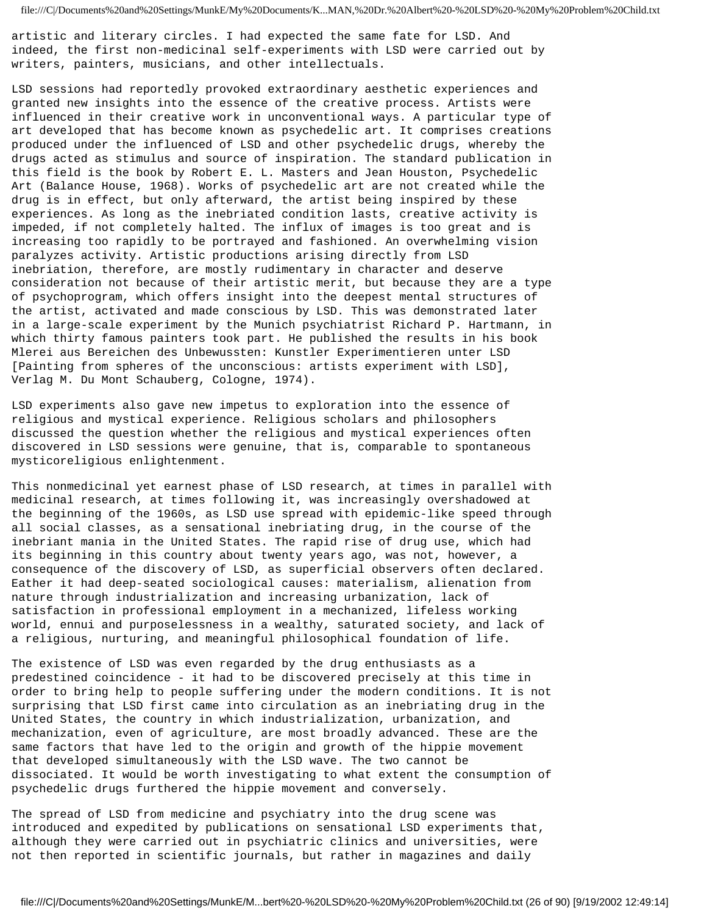artistic and literary circles. I had expected the same fate for LSD. And indeed, the first non-medicinal self-experiments with LSD were carried out by writers, painters, musicians, and other intellectuals.

LSD sessions had reportedly provoked extraordinary aesthetic experiences and granted new insights into the essence of the creative process. Artists were influenced in their creative work in unconventional ways. A particular type of art developed that has become known as psychedelic art. It comprises creations produced under the influenced of LSD and other psychedelic drugs, whereby the drugs acted as stimulus and source of inspiration. The standard publication in this field is the book by Robert E. L. Masters and Jean Houston, Psychedelic Art (Balance House, 1968). Works of psychedelic art are not created while the drug is in effect, but only afterward, the artist being inspired by these experiences. As long as the inebriated condition lasts, creative activity is impeded, if not completely halted. The influx of images is too great and is increasing too rapidly to be portrayed and fashioned. An overwhelming vision paralyzes activity. Artistic productions arising directly from LSD inebriation, therefore, are mostly rudimentary in character and deserve consideration not because of their artistic merit, but because they are a type of psychoprogram, which offers insight into the deepest mental structures of the artist, activated and made conscious by LSD. This was demonstrated later in a large-scale experiment by the Munich psychiatrist Richard P. Hartmann, in which thirty famous painters took part. He published the results in his book Mlerei aus Bereichen des Unbewussten: Kunstler Experimentieren unter LSD [Painting from spheres of the unconscious: artists experiment with LSD], Verlag M. Du Mont Schauberg, Cologne, 1974).

LSD experiments also gave new impetus to exploration into the essence of religious and mystical experience. Religious scholars and philosophers discussed the question whether the religious and mystical experiences often discovered in LSD sessions were genuine, that is, comparable to spontaneous mysticoreligious enlightenment.

This nonmedicinal yet earnest phase of LSD research, at times in parallel with medicinal research, at times following it, was increasingly overshadowed at the beginning of the 1960s, as LSD use spread with epidemic-like speed through all social classes, as a sensational inebriating drug, in the course of the inebriant mania in the United States. The rapid rise of drug use, which had its beginning in this country about twenty years ago, was not, however, a consequence of the discovery of LSD, as superficial observers often declared. Eather it had deep-seated sociological causes: materialism, alienation from nature through industrialization and increasing urbanization, lack of satisfaction in professional employment in a mechanized, lifeless working world, ennui and purposelessness in a wealthy, saturated society, and lack of a religious, nurturing, and meaningful philosophical foundation of life.

The existence of LSD was even regarded by the drug enthusiasts as a predestined coincidence - it had to be discovered precisely at this time in order to bring help to people suffering under the modern conditions. It is not surprising that LSD first came into circulation as an inebriating drug in the United States, the country in which industrialization, urbanization, and mechanization, even of agriculture, are most broadly advanced. These are the same factors that have led to the origin and growth of the hippie movement that developed simultaneously with the LSD wave. The two cannot be dissociated. It would be worth investigating to what extent the consumption of psychedelic drugs furthered the hippie movement and conversely.

The spread of LSD from medicine and psychiatry into the drug scene was introduced and expedited by publications on sensational LSD experiments that, although they were carried out in psychiatric clinics and universities, were not then reported in scientific journals, but rather in magazines and daily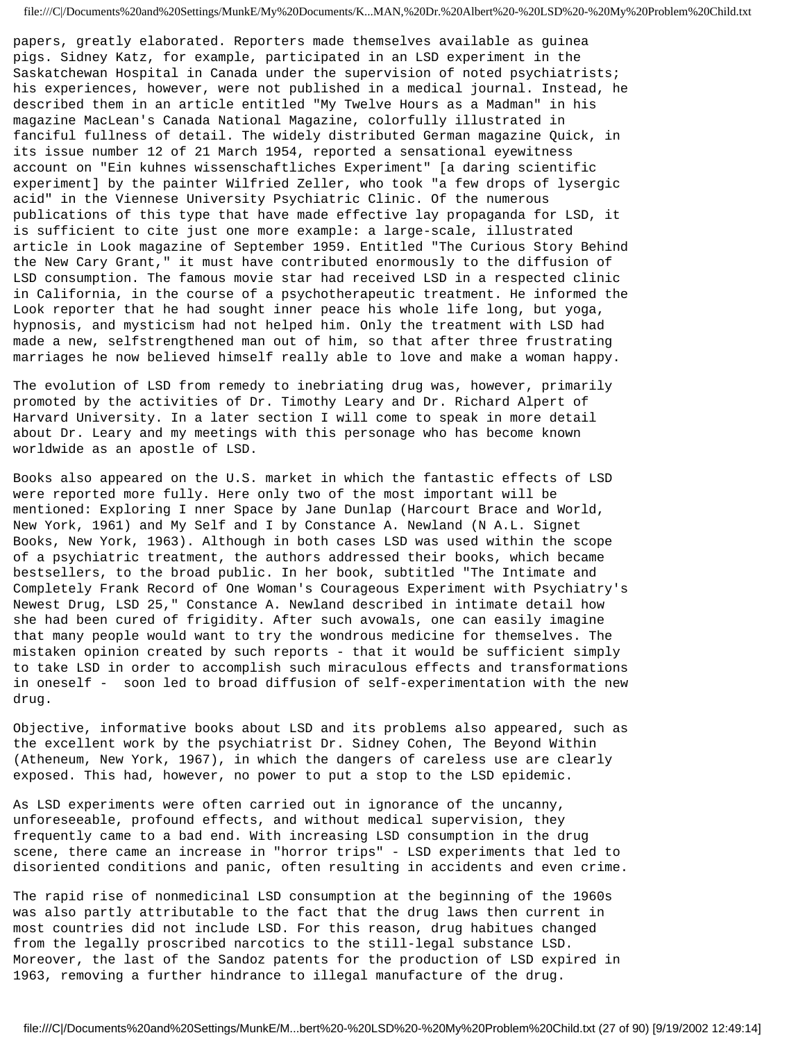papers, greatly elaborated. Reporters made themselves available as guinea pigs. Sidney Katz, for example, participated in an LSD experiment in the Saskatchewan Hospital in Canada under the supervision of noted psychiatrists; his experiences, however, were not published in a medical journal. Instead, he described them in an article entitled "My Twelve Hours as a Madman" in his magazine MacLean's Canada National Magazine, colorfully illustrated in fanciful fullness of detail. The widely distributed German magazine Quick, in its issue number 12 of 21 March 1954, reported a sensational eyewitness account on "Ein kuhnes wissenschaftliches Experiment" [a daring scientific experiment] by the painter Wilfried Zeller, who took "a few drops of lysergic acid" in the Viennese University Psychiatric Clinic. Of the numerous publications of this type that have made effective lay propaganda for LSD, it is sufficient to cite just one more example: a large-scale, illustrated article in Look magazine of September 1959. Entitled "The Curious Story Behind the New Cary Grant," it must have contributed enormously to the diffusion of LSD consumption. The famous movie star had received LSD in a respected clinic in California, in the course of a psychotherapeutic treatment. He informed the Look reporter that he had sought inner peace his whole life long, but yoga, hypnosis, and mysticism had not helped him. Only the treatment with LSD had made a new, selfstrengthened man out of him, so that after three frustrating marriages he now believed himself really able to love and make a woman happy.

The evolution of LSD from remedy to inebriating drug was, however, primarily promoted by the activities of Dr. Timothy Leary and Dr. Richard Alpert of Harvard University. In a later section I will come to speak in more detail about Dr. Leary and my meetings with this personage who has become known worldwide as an apostle of LSD.

Books also appeared on the U.S. market in which the fantastic effects of LSD were reported more fully. Here only two of the most important will be mentioned: Exploring I nner Space by Jane Dunlap (Harcourt Brace and World, New York, 1961) and My Self and I by Constance A. Newland (N A.L. Signet Books, New York, 1963). Although in both cases LSD was used within the scope of a psychiatric treatment, the authors addressed their books, which became bestsellers, to the broad public. In her book, subtitled "The Intimate and Completely Frank Record of One Woman's Courageous Experiment with Psychiatry's Newest Drug, LSD 25," Constance A. Newland described in intimate detail how she had been cured of frigidity. After such avowals, one can easily imagine that many people would want to try the wondrous medicine for themselves. The mistaken opinion created by such reports - that it would be sufficient simply to take LSD in order to accomplish such miraculous effects and transformations in oneself - soon led to broad diffusion of self-experimentation with the new drug.

Objective, informative books about LSD and its problems also appeared, such as the excellent work by the psychiatrist Dr. Sidney Cohen, The Beyond Within (Atheneum, New York, 1967), in which the dangers of careless use are clearly exposed. This had, however, no power to put a stop to the LSD epidemic.

As LSD experiments were often carried out in ignorance of the uncanny, unforeseeable, profound effects, and without medical supervision, they frequently came to a bad end. With increasing LSD consumption in the drug scene, there came an increase in "horror trips" - LSD experiments that led to disoriented conditions and panic, often resulting in accidents and even crime.

The rapid rise of nonmedicinal LSD consumption at the beginning of the 1960s was also partly attributable to the fact that the drug laws then current in most countries did not include LSD. For this reason, drug habitues changed from the legally proscribed narcotics to the still-legal substance LSD. Moreover, the last of the Sandoz patents for the production of LSD expired in 1963, removing a further hindrance to illegal manufacture of the drug.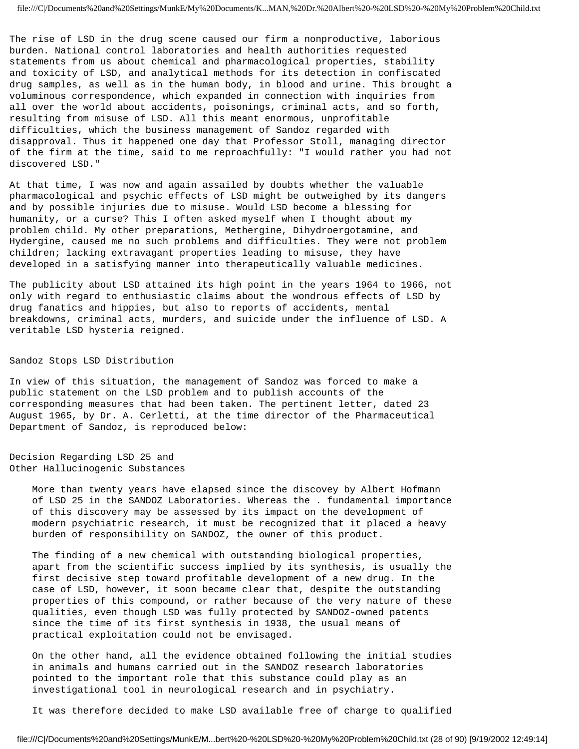The rise of LSD in the drug scene caused our firm a nonproductive, laborious burden. National control laboratories and health authorities requested statements from us about chemical and pharmacological properties, stability and toxicity of LSD, and analytical methods for its detection in confiscated drug samples, as well as in the human body, in blood and urine. This brought a voluminous correspondence, which expanded in connection with inquiries from all over the world about accidents, poisonings, criminal acts, and so forth, resulting from misuse of LSD. All this meant enormous, unprofitable difficulties, which the business management of Sandoz regarded with disapproval. Thus it happened one day that Professor Stoll, managing director of the firm at the time, said to me reproachfully: "I would rather you had not discovered LSD."

At that time, I was now and again assailed by doubts whether the valuable pharmacological and psychic effects of LSD might be outweighed by its dangers and by possible injuries due to misuse. Would LSD become a blessing for humanity, or a curse? This I often asked myself when I thought about my problem child. My other preparations, Methergine, Dihydroergotamine, and Hydergine, caused me no such problems and difficulties. They were not problem children; lacking extravagant properties leading to misuse, they have developed in a satisfying manner into therapeutically valuable medicines.

The publicity about LSD attained its high point in the years 1964 to 1966, not only with regard to enthusiastic claims about the wondrous effects of LSD by drug fanatics and hippies, but also to reports of accidents, mental breakdowns, criminal acts, murders, and suicide under the influence of LSD. A veritable LSD hysteria reigned.

## Sandoz Stops LSD Distribution

In view of this situation, the management of Sandoz was forced to make a public statement on the LSD problem and to publish accounts of the corresponding measures that had been taken. The pertinent letter, dated 23 August 1965, by Dr. A. Cerletti, at the time director of the Pharmaceutical Department of Sandoz, is reproduced below:

### Decision Regarding LSD 25 and Other Hallucinogenic Substances

> More than twenty years have elapsed since the discovey by Albert Hofmann of LSD 25 in the SANDOZ Laboratories. Whereas the . fundamental importance of this discovery may be assessed by its impact on the development of modern psychiatric research, it must be recognized that it placed a heavy burden of responsibility on SANDOZ, the owner of this product.
>
> The finding of a new chemical with outstanding biological properties, apart from the scientific success implied by its synthesis, is usually the first decisive step toward profitable development of a new drug. In the case of LSD, however, it soon became clear that, despite the outstanding properties of this compound, or rather because of the very nature of these qualities, even though LSD was fully protected by SANDOZ-owned patents since the time of its first synthesis in 1938, the usual means of practical exploitation could not be envisaged.
>
> On the other hand, all the evidence obtained following the initial studies in animals and humans carried out in the SANDOZ research laboratories pointed to the important role that this substance could play as an investigational tool in neurological research and in psychiatry.
>
> It was therefore decided to make LSD available free of charge to qualified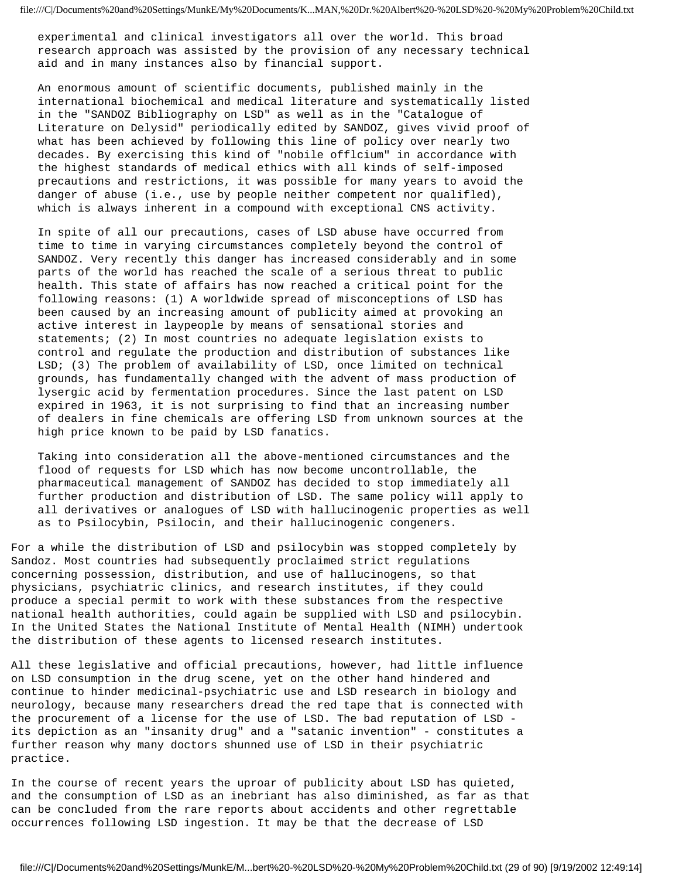experimental and clinical investigators all over the world. This broad research approach was assisted by the provision of any necessary technical aid and in many instances also by financial support.

> An enormous amount of scientific documents, published mainly in the international biochemical and medical literature and systematically listed in the "SANDOZ Bibliography on LSD" as well as in the "Catalogue of Literature on Delysid" periodically edited by SANDOZ, gives vivid proof of what has been achieved by following this line of policy over nearly two decades. By exercising this kind of "nobile offlcium" in accordance with the highest standards of medical ethics with all kinds of self-imposed precautions and restrictions, it was possible for many years to avoid the danger of abuse (i.e., use by people neither competent nor qualifled), which is always inherent in a compound with exceptional CNS activity.

> In spite of all our precautions, cases of LSD abuse have occurred from time to time in varying circumstances completely beyond the control of SANDOZ. Very recently this danger has increased considerably and in some parts of the world has reached the scale of a serious threat to public health. This state of affairs has now reached a critical point for the following reasons: (1) A worldwide spread of misconceptions of LSD has been caused by an increasing amount of publicity aimed at provoking an active interest in laypeople by means of sensational stories and statements; (2) In most countries no adequate legislation exists to control and regulate the production and distribution of substances like LSD; (3) The problem of availability of LSD, once limited on technical grounds, has fundamentally changed with the advent of mass production of lysergic acid by fermentation procedures. Since the last patent on LSD expired in 1963, it is not surprising to find that an increasing number of dealers in fine chemicals are offering LSD from unknown sources at the high price known to be paid by LSD fanatics.

> Taking into consideration all the above-mentioned circumstances and the flood of requests for LSD which has now become uncontrollable, the pharmaceutical management of SANDOZ has decided to stop immediately all further production and distribution of LSD. The same policy will apply to all derivatives or analogues of LSD with hallucinogenic properties as well as to Psilocybin, Psilocin, and their hallucinogenic congeners.

For a while the distribution of LSD and psilocybin was stopped completely by Sandoz. Most countries had subsequently proclaimed strict regulations concerning possession, distribution, and use of hallucinogens, so that physicians, psychiatric clinics, and research institutes, if they could produce a special permit to work with these substances from the respective national health authorities, could again be supplied with LSD and psilocybin. In the United States the National Institute of Mental Health (NIMH) undertook the distribution of these agents to licensed research institutes.

All these legislative and official precautions, however, had little influence on LSD consumption in the drug scene, yet on the other hand hindered and continue to hinder medicinal-psychiatric use and LSD research in biology and neurology, because many researchers dread the red tape that is connected with the procurement of a license for the use of LSD. The bad reputation of LSD - its depiction as an "insanity drug" and a "satanic invention" - constitutes a further reason why many doctors shunned use of LSD in their psychiatric practice.

In the course of recent years the uproar of publicity about LSD has quieted, and the consumption of LSD as an inebriant has also diminished, as far as that can be concluded from the rare reports about accidents and other regrettable occurrences following LSD ingestion. It may be that the decrease of LSD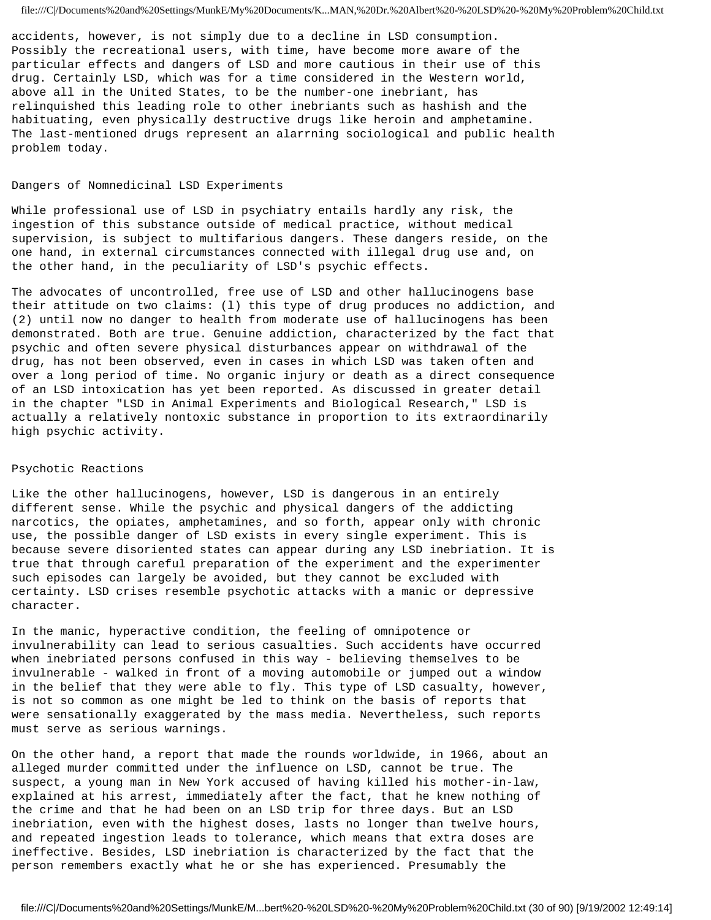accidents, however, is not simply due to a decline in LSD consumption. Possibly the recreational users, with time, have become more aware of the particular effects and dangers of LSD and more cautious in their use of this drug. Certainly LSD, which was for a time considered in the Western world, above all in the United States, to be the number-one inebriant, has relinquished this leading role to other inebriants such as hashish and the habituating, even physically destructive drugs like heroin and amphetamine. The last-mentioned drugs represent an alarrning sociological and public health problem today.

## Dangers of Nomnedicinal LSD Experiments

While professional use of LSD in psychiatry entails hardly any risk, the ingestion of this substance outside of medical practice, without medical supervision, is subject to multifarious dangers. These dangers reside, on the one hand, in external circumstances connected with illegal drug use and, on the other hand, in the peculiarity of LSD's psychic effects.

The advocates of uncontrolled, free use of LSD and other hallucinogens base their attitude on two claims: (l) this type of drug produces no addiction, and (2) until now no danger to health from moderate use of hallucinogens has been demonstrated. Both are true. Genuine addiction, characterized by the fact that psychic and often severe physical disturbances appear on withdrawal of the drug, has not been observed, even in cases in which LSD was taken often and over a long period of time. No organic injury or death as a direct consequence of an LSD intoxication has yet been reported. As discussed in greater detail in the chapter "LSD in Animal Experiments and Biological Research," LSD is actually a relatively nontoxic substance in proportion to its extraordinarily high psychic activity.

## Psychotic Reactions

Like the other hallucinogens, however, LSD is dangerous in an entirely different sense. While the psychic and physical dangers of the addicting narcotics, the opiates, amphetamines, and so forth, appear only with chronic use, the possible danger of LSD exists in every single experiment. This is because severe disoriented states can appear during any LSD inebriation. It is true that through careful preparation of the experiment and the experimenter such episodes can largely be avoided, but they cannot be excluded with certainty. LSD crises resemble psychotic attacks with a manic or depressive character.

In the manic, hyperactive condition, the feeling of omnipotence or invulnerability can lead to serious casualties. Such accidents have occurred when inebriated persons confused in this way - believing themselves to be invulnerable - walked in front of a moving automobile or jumped out a window in the belief that they were able to fly. This type of LSD casualty, however, is not so common as one might be led to think on the basis of reports that were sensationally exaggerated by the mass media. Nevertheless, such reports must serve as serious warnings.

On the other hand, a report that made the rounds worldwide, in 1966, about an alleged murder committed under the influence on LSD, cannot be true. The suspect, a young man in New York accused of having killed his mother-in-law, explained at his arrest, immediately after the fact, that he knew nothing of the crime and that he had been on an LSD trip for three days. But an LSD inebriation, even with the highest doses, lasts no longer than twelve hours, and repeated ingestion leads to tolerance, which means that extra doses are ineffective. Besides, LSD inebriation is characterized by the fact that the person remembers exactly what he or she has experienced. Presumably the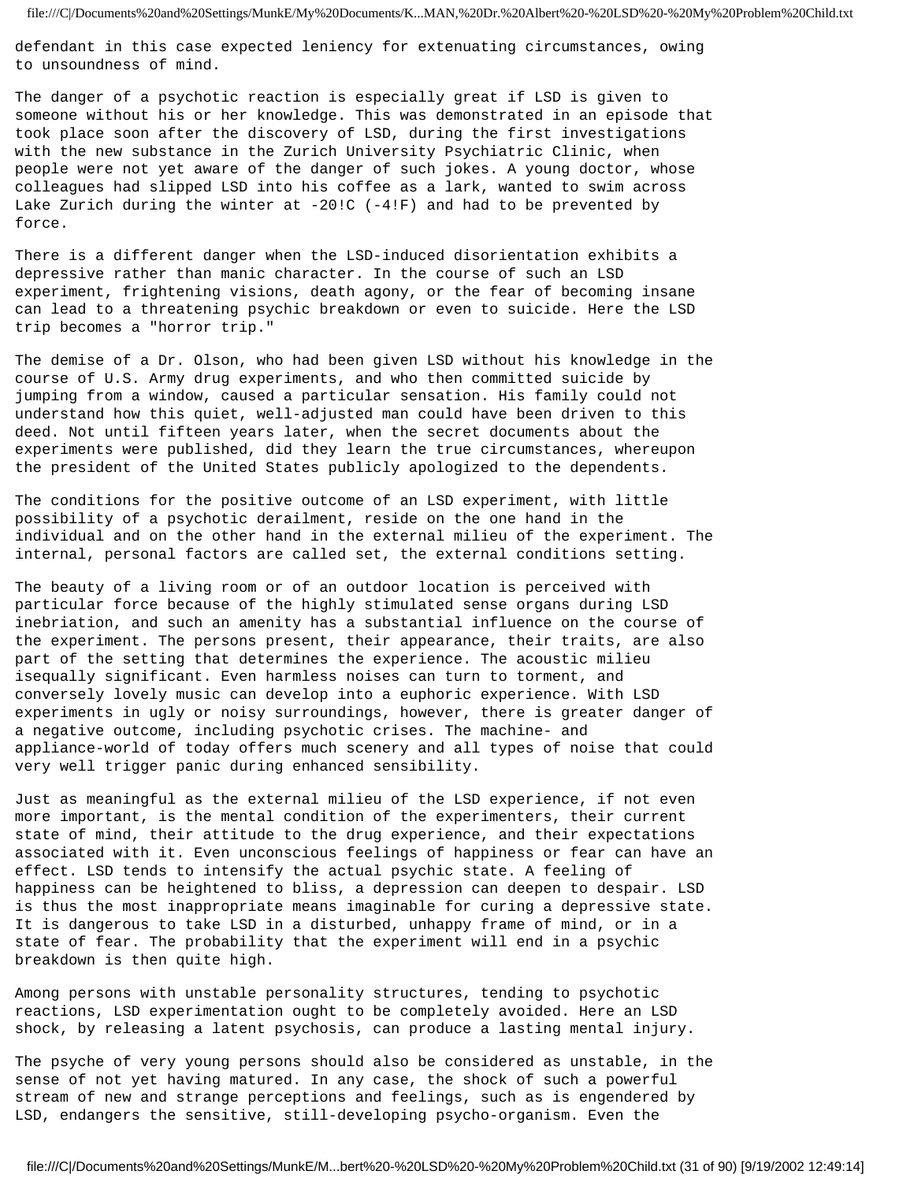defendant in this case expected leniency for extenuating circumstances, owing to unsoundness of mind.

The danger of a psychotic reaction is especially great if LSD is given to someone without his or her knowledge. This was demonstrated in an episode that took place soon after the discovery of LSD, during the first investigations with the new substance in the Zurich University Psychiatric Clinic, when people were not yet aware of the danger of such jokes. A young doctor, whose colleagues had slipped LSD into his coffee as a lark, wanted to swim across Lake Zurich during the winter at -20!C (-4!F) and had to be prevented by force.

There is a different danger when the LSD-induced disorientation exhibits a depressive rather than manic character. In the course of such an LSD experiment, frightening visions, death agony, or the fear of becoming insane can lead to a threatening psychic breakdown or even to suicide. Here the LSD trip becomes a "horror trip."

The demise of a Dr. Olson, who had been given LSD without his knowledge in the course of U.S. Army drug experiments, and who then committed suicide by jumping from a window, caused a particular sensation. His family could not understand how this quiet, well-adjusted man could have been driven to this deed. Not until fifteen years later, when the secret documents about the experiments were published, did they learn the true circumstances, whereupon the president of the United States publicly apologized to the dependents.

The conditions for the positive outcome of an LSD experiment, with little possibility of a psychotic derailment, reside on the one hand in the individual and on the other hand in the external milieu of the experiment. The internal, personal factors are called set, the external conditions setting.

The beauty of a living room or of an outdoor location is perceived with particular force because of the highly stimulated sense organs during LSD inebriation, and such an amenity has a substantial influence on the course of the experiment. The persons present, their appearance, their traits, are also part of the setting that determines the experience. The acoustic milieu isequally significant. Even harmless noises can turn to torment, and conversely lovely music can develop into a euphoric experience. With LSD experiments in ugly or noisy surroundings, however, there is greater danger of a negative outcome, including psychotic crises. The machine- and appliance-world of today offers much scenery and all types of noise that could very well trigger panic during enhanced sensibility.

Just as meaningful as the external milieu of the LSD experience, if not even more important, is the mental condition of the experimenters, their current state of mind, their attitude to the drug experience, and their expectations associated with it. Even unconscious feelings of happiness or fear can have an effect. LSD tends to intensify the actual psychic state. A feeling of happiness can be heightened to bliss, a depression can deepen to despair. LSD is thus the most inappropriate means imaginable for curing a depressive state. It is dangerous to take LSD in a disturbed, unhappy frame of mind, or in a state of fear. The probability that the experiment will end in a psychic breakdown is then quite high.

Among persons with unstable personality structures, tending to psychotic reactions, LSD experimentation ought to be completely avoided. Here an LSD shock, by releasing a latent psychosis, can produce a lasting mental injury.

The psyche of very young persons should also be considered as unstable, in the sense of not yet having matured. In any case, the shock of such a powerful stream of new and strange perceptions and feelings, such as is engendered by LSD, endangers the sensitive, still-developing psycho-organism. Even the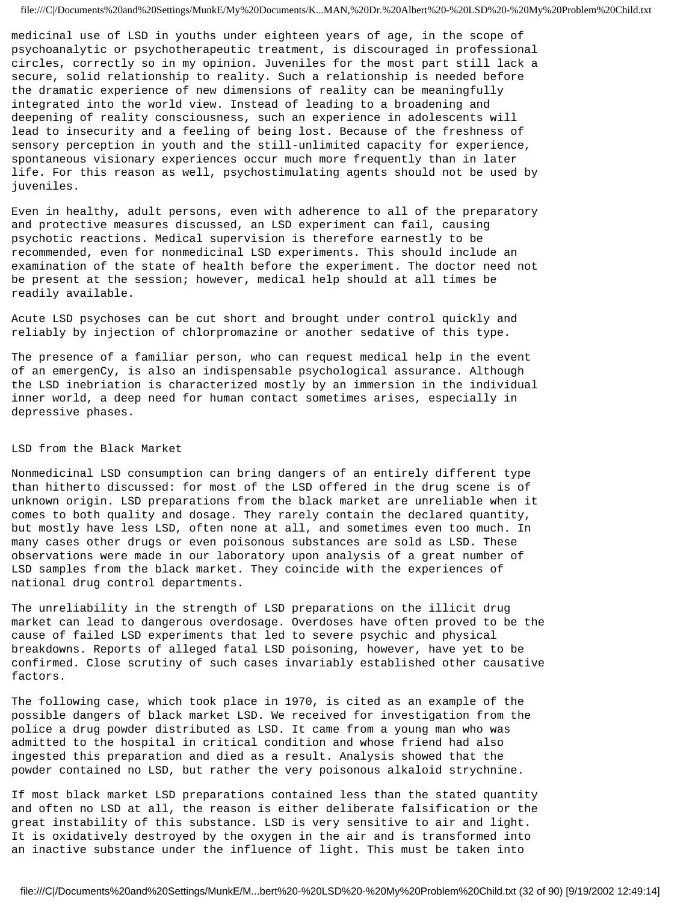medicinal use of LSD in youths under eighteen years of age, in the scope of psychoanalytic or psychotherapeutic treatment, is discouraged in professional circles, correctly so in my opinion. Juveniles for the most part still lack a secure, solid relationship to reality. Such a relationship is needed before the dramatic experience of new dimensions of reality can be meaningfully integrated into the world view. Instead of leading to a broadening and deepening of reality consciousness, such an experience in adolescents will lead to insecurity and a feeling of being lost. Because of the freshness of sensory perception in youth and the still-unlimited capacity for experience, spontaneous visionary experiences occur much more frequently than in later life. For this reason as well, psychostimulating agents should not be used by juveniles.

Even in healthy, adult persons, even with adherence to all of the preparatory and protective measures discussed, an LSD experiment can fail, causing psychotic reactions. Medical supervision is therefore earnestly to be recommended, even for nonmedicinal LSD experiments. This should include an examination of the state of health before the experiment. The doctor need not be present at the session; however, medical help should at all times be readily available.

Acute LSD psychoses can be cut short and brought under control quickly and reliably by injection of chlorpromazine or another sedative of this type.

The presence of a familiar person, who can request medical help in the event of an emergenCy, is also an indispensable psychological assurance. Although the LSD inebriation is characterized mostly by an immersion in the individual inner world, a deep need for human contact sometimes arises, especially in depressive phases.

## LSD from the Black Market

Nonmedicinal LSD consumption can bring dangers of an entirely different type than hitherto discussed: for most of the LSD offered in the drug scene is of unknown origin. LSD preparations from the black market are unreliable when it comes to both quality and dosage. They rarely contain the declared quantity, but mostly have less LSD, often none at all, and sometimes even too much. In many cases other drugs or even poisonous substances are sold as LSD. These observations were made in our laboratory upon analysis of a great number of LSD samples from the black market. They coincide with the experiences of national drug control departments.

The unreliability in the strength of LSD preparations on the illicit drug market can lead to dangerous overdosage. Overdoses have often proved to be the cause of failed LSD experiments that led to severe psychic and physical breakdowns. Reports of alleged fatal LSD poisoning, however, have yet to be confirmed. Close scrutiny of such cases invariably established other causative factors.

The following case, which took place in 1970, is cited as an example of the possible dangers of black market LSD. We received for investigation from the police a drug powder distributed as LSD. It came from a young man who was admitted to the hospital in critical condition and whose friend had also ingested this preparation and died as a result. Analysis showed that the powder contained no LSD, but rather the very poisonous alkaloid strychnine.

If most black market LSD preparations contained less than the stated quantity and often no LSD at all, the reason is either deliberate falsification or the great instability of this substance. LSD is very sensitive to air and light. It is oxidatively destroyed by the oxygen in the air and is transformed into an inactive substance under the influence of light. This must be taken into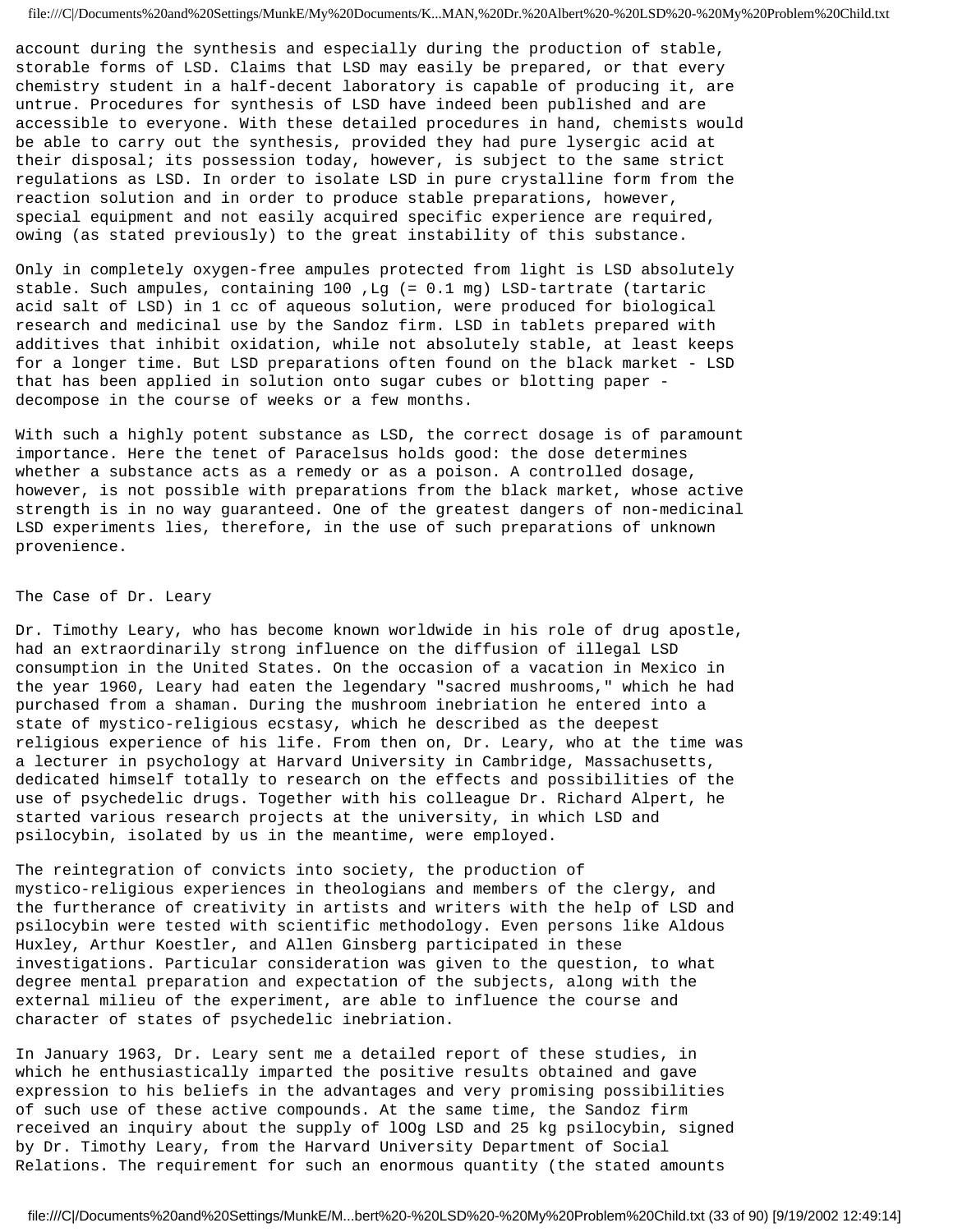account during the synthesis and especially during the production of stable, storable forms of LSD. Claims that LSD may easily be prepared, or that every chemistry student in a half-decent laboratory is capable of producing it, are untrue. Procedures for synthesis of LSD have indeed been published and are accessible to everyone. With these detailed procedures in hand, chemists would be able to carry out the synthesis, provided they had pure lysergic acid at their disposal; its possession today, however, is subject to the same strict regulations as LSD. In order to isolate LSD in pure crystalline form from the reaction solution and in order to produce stable preparations, however, special equipment and not easily acquired specific experience are required, owing (as stated previously) to the great instability of this substance.

Only in completely oxygen-free ampules protected from light is LSD absolutely stable. Such ampules, containing 100 ,Lg (= 0.1 mg) LSD-tartrate (tartaric acid salt of LSD) in 1 cc of aqueous solution, were produced for biological research and medicinal use by the Sandoz firm. LSD in tablets prepared with additives that inhibit oxidation, while not absolutely stable, at least keeps for a longer time. But LSD preparations often found on the black market - LSD that has been applied in solution onto sugar cubes or blotting paper - decompose in the course of weeks or a few months.

With such a highly potent substance as LSD, the correct dosage is of paramount importance. Here the tenet of Paracelsus holds good: the dose determines whether a substance acts as a remedy or as a poison. A controlled dosage, however, is not possible with preparations from the black market, whose active strength is in no way guaranteed. One of the greatest dangers of non-medicinal LSD experiments lies, therefore, in the use of such preparations of unknown provenience.

## The Case of Dr. Leary

Dr. Timothy Leary, who has become known worldwide in his role of drug apostle, had an extraordinarily strong influence on the diffusion of illegal LSD consumption in the United States. On the occasion of a vacation in Mexico in the year 1960, Leary had eaten the legendary "sacred mushrooms," which he had purchased from a shaman. During the mushroom inebriation he entered into a state of mystico-religious ecstasy, which he described as the deepest religious experience of his life. From then on, Dr. Leary, who at the time was a lecturer in psychology at Harvard University in Cambridge, Massachusetts, dedicated himself totally to research on the effects and possibilities of the use of psychedelic drugs. Together with his colleague Dr. Richard Alpert, he started various research projects at the university, in which LSD and psilocybin, isolated by us in the meantime, were employed.

The reintegration of convicts into society, the production of mystico-religious experiences in theologians and members of the clergy, and the furtherance of creativity in artists and writers with the help of LSD and psilocybin were tested with scientific methodology. Even persons like Aldous Huxley, Arthur Koestler, and Allen Ginsberg participated in these investigations. Particular consideration was given to the question, to what degree mental preparation and expectation of the subjects, along with the external milieu of the experiment, are able to influence the course and character of states of psychedelic inebriation.

In January 1963, Dr. Leary sent me a detailed report of these studies, in which he enthusiastically imparted the positive results obtained and gave expression to his beliefs in the advantages and very promising possibilities of such use of these active compounds. At the same time, the Sandoz firm received an inquiry about the supply of lOOg LSD and 25 kg psilocybin, signed by Dr. Timothy Leary, from the Harvard University Department of Social Relations. The requirement for such an enormous quantity (the stated amounts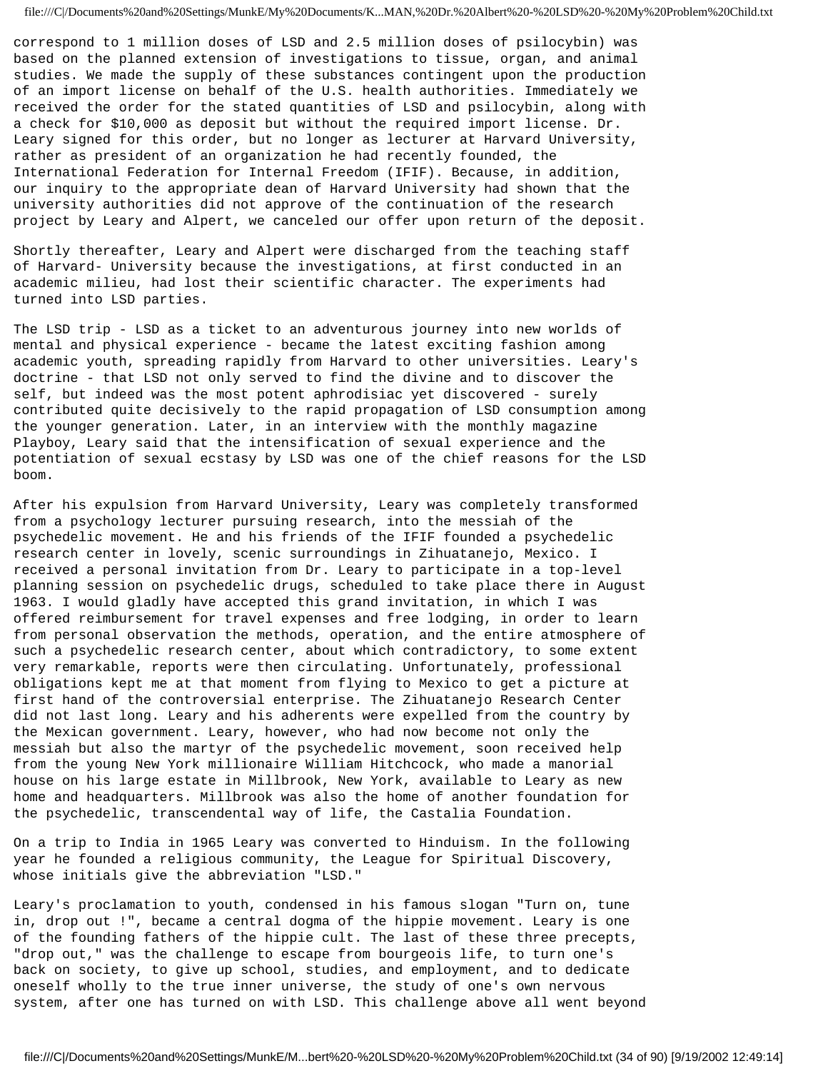correspond to 1 million doses of LSD and 2.5 million doses of psilocybin) was based on the planned extension of investigations to tissue, organ, and animal studies. We made the supply of these substances contingent upon the production of an import license on behalf of the U.S. health authorities. Immediately we received the order for the stated quantities of LSD and psilocybin, along with a check for $10,000 as deposit but without the required import license. Dr. Leary signed for this order, but no longer as lecturer at Harvard University, rather as president of an organization he had recently founded, the International Federation for Internal Freedom (IFIF). Because, in addition, our inquiry to the appropriate dean of Harvard University had shown that the university authorities did not approve of the continuation of the research project by Leary and Alpert, we canceled our offer upon return of the deposit.

Shortly thereafter, Leary and Alpert were discharged from the teaching staff of Harvard- University because the investigations, at first conducted in an academic milieu, had lost their scientific character. The experiments had turned into LSD parties.

The LSD trip - LSD as a ticket to an adventurous journey into new worlds of mental and physical experience - became the latest exciting fashion among academic youth, spreading rapidly from Harvard to other universities. Leary's doctrine - that LSD not only served to find the divine and to discover the self, but indeed was the most potent aphrodisiac yet discovered - surely contributed quite decisively to the rapid propagation of LSD consumption among the younger generation. Later, in an interview with the monthly magazine Playboy, Leary said that the intensification of sexual experience and the potentiation of sexual ecstasy by LSD was one of the chief reasons for the LSD boom.

After his expulsion from Harvard University, Leary was completely transformed from a psychology lecturer pursuing research, into the messiah of the psychedelic movement. He and his friends of the IFIF founded a psychedelic research center in lovely, scenic surroundings in Zihuatanejo, Mexico. I received a personal invitation from Dr. Leary to participate in a top-level planning session on psychedelic drugs, scheduled to take place there in August 1963. I would gladly have accepted this grand invitation, in which I was offered reimbursement for travel expenses and free lodging, in order to learn from personal observation the methods, operation, and the entire atmosphere of such a psychedelic research center, about which contradictory, to some extent very remarkable, reports were then circulating. Unfortunately, professional obligations kept me at that moment from flying to Mexico to get a picture at first hand of the controversial enterprise. The Zihuatanejo Research Center did not last long. Leary and his adherents were expelled from the country by the Mexican government. Leary, however, who had now become not only the messiah but also the martyr of the psychedelic movement, soon received help from the young New York millionaire William Hitchcock, who made a manorial house on his large estate in Millbrook, New York, available to Leary as new home and headquarters. Millbrook was also the home of another foundation for the psychedelic, transcendental way of life, the Castalia Foundation.

On a trip to India in 1965 Leary was converted to Hinduism. In the following year he founded a religious community, the League for Spiritual Discovery, whose initials give the abbreviation "LSD."

Leary's proclamation to youth, condensed in his famous slogan "Turn on, tune in, drop out !", became a central dogma of the hippie movement. Leary is one of the founding fathers of the hippie cult. The last of these three precepts, "drop out," was the challenge to escape from bourgeois life, to turn one's back on society, to give up school, studies, and employment, and to dedicate oneself wholly to the true inner universe, the study of one's own nervous system, after one has turned on with LSD. This challenge above all went beyond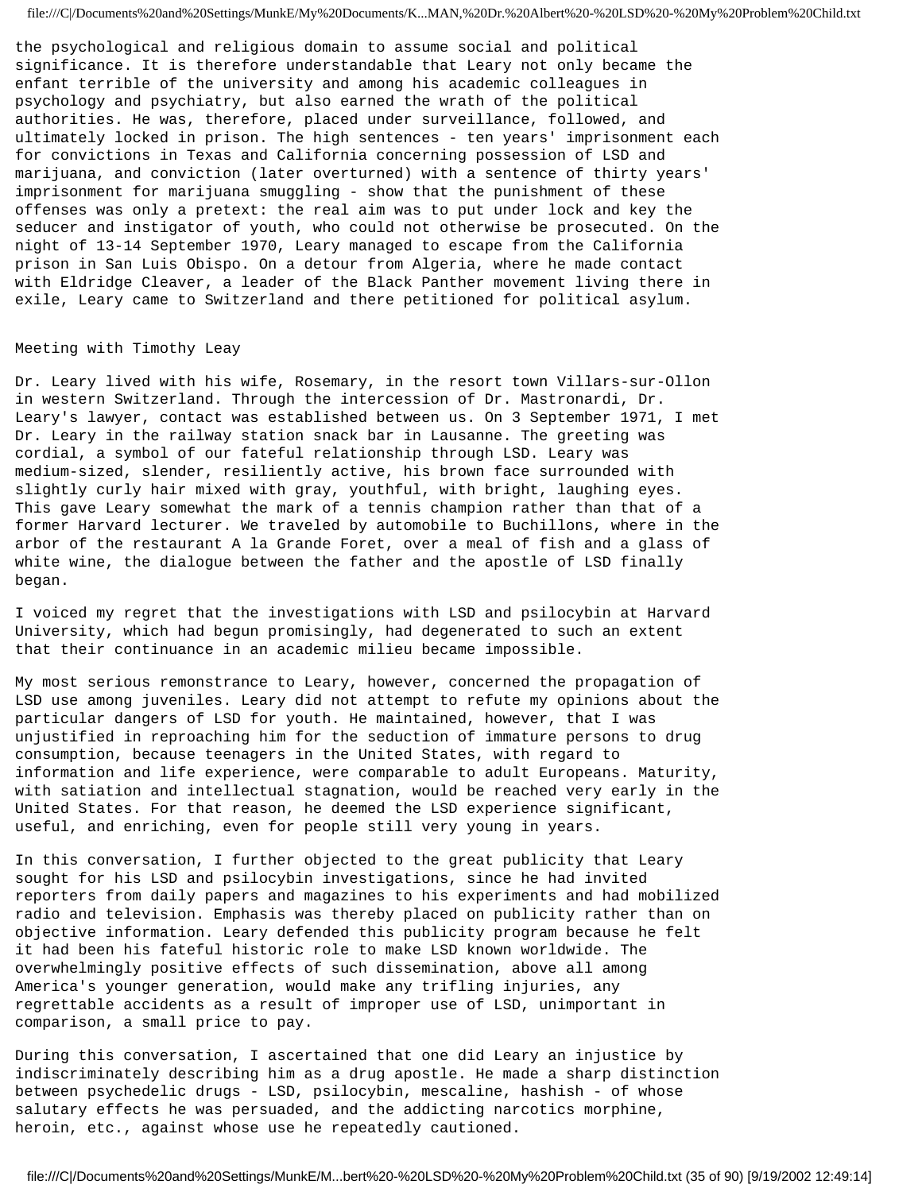the psychological and religious domain to assume social and political significance. It is therefore understandable that Leary not only became the enfant terrible of the university and among his academic colleagues in psychology and psychiatry, but also earned the wrath of the political authorities. He was, therefore, placed under surveillance, followed, and ultimately locked in prison. The high sentences - ten years' imprisonment each for convictions in Texas and California concerning possession of LSD and marijuana, and conviction (later overturned) with a sentence of thirty years' imprisonment for marijuana smuggling - show that the punishment of these offenses was only a pretext: the real aim was to put under lock and key the seducer and instigator of youth, who could not otherwise be prosecuted. On the night of 13-14 September 1970, Leary managed to escape from the California prison in San Luis Obispo. On a detour from Algeria, where he made contact with Eldridge Cleaver, a leader of the Black Panther movement living there in exile, Leary came to Switzerland and there petitioned for political asylum.

## Meeting with Timothy Leay

Dr. Leary lived with his wife, Rosemary, in the resort town Villars-sur-Ollon in western Switzerland. Through the intercession of Dr. Mastronardi, Dr. Leary's lawyer, contact was established between us. On 3 September 1971, I met Dr. Leary in the railway station snack bar in Lausanne. The greeting was cordial, a symbol of our fateful relationship through LSD. Leary was medium-sized, slender, resiliently active, his brown face surrounded with slightly curly hair mixed with gray, youthful, with bright, laughing eyes. This gave Leary somewhat the mark of a tennis champion rather than that of a former Harvard lecturer. We traveled by automobile to Buchillons, where in the arbor of the restaurant A la Grande Foret, over a meal of fish and a glass of white wine, the dialogue between the father and the apostle of LSD finally began.

I voiced my regret that the investigations with LSD and psilocybin at Harvard University, which had begun promisingly, had degenerated to such an extent that their continuance in an academic milieu became impossible.

My most serious remonstrance to Leary, however, concerned the propagation of LSD use among juveniles. Leary did not attempt to refute my opinions about the particular dangers of LSD for youth. He maintained, however, that I was unjustified in reproaching him for the seduction of immature persons to drug consumption, because teenagers in the United States, with regard to information and life experience, were comparable to adult Europeans. Maturity, with satiation and intellectual stagnation, would be reached very early in the United States. For that reason, he deemed the LSD experience significant, useful, and enriching, even for people still very young in years.

In this conversation, I further objected to the great publicity that Leary sought for his LSD and psilocybin investigations, since he had invited reporters from daily papers and magazines to his experiments and had mobilized radio and television. Emphasis was thereby placed on publicity rather than on objective information. Leary defended this publicity program because he felt it had been his fateful historic role to make LSD known worldwide. The overwhelmingly positive effects of such dissemination, above all among America's younger generation, would make any trifling injuries, any regrettable accidents as a result of improper use of LSD, unimportant in comparison, a small price to pay.

During this conversation, I ascertained that one did Leary an injustice by indiscriminately describing him as a drug apostle. He made a sharp distinction between psychedelic drugs - LSD, psilocybin, mescaline, hashish - of whose salutary effects he was persuaded, and the addicting narcotics morphine, heroin, etc., against whose use he repeatedly cautioned.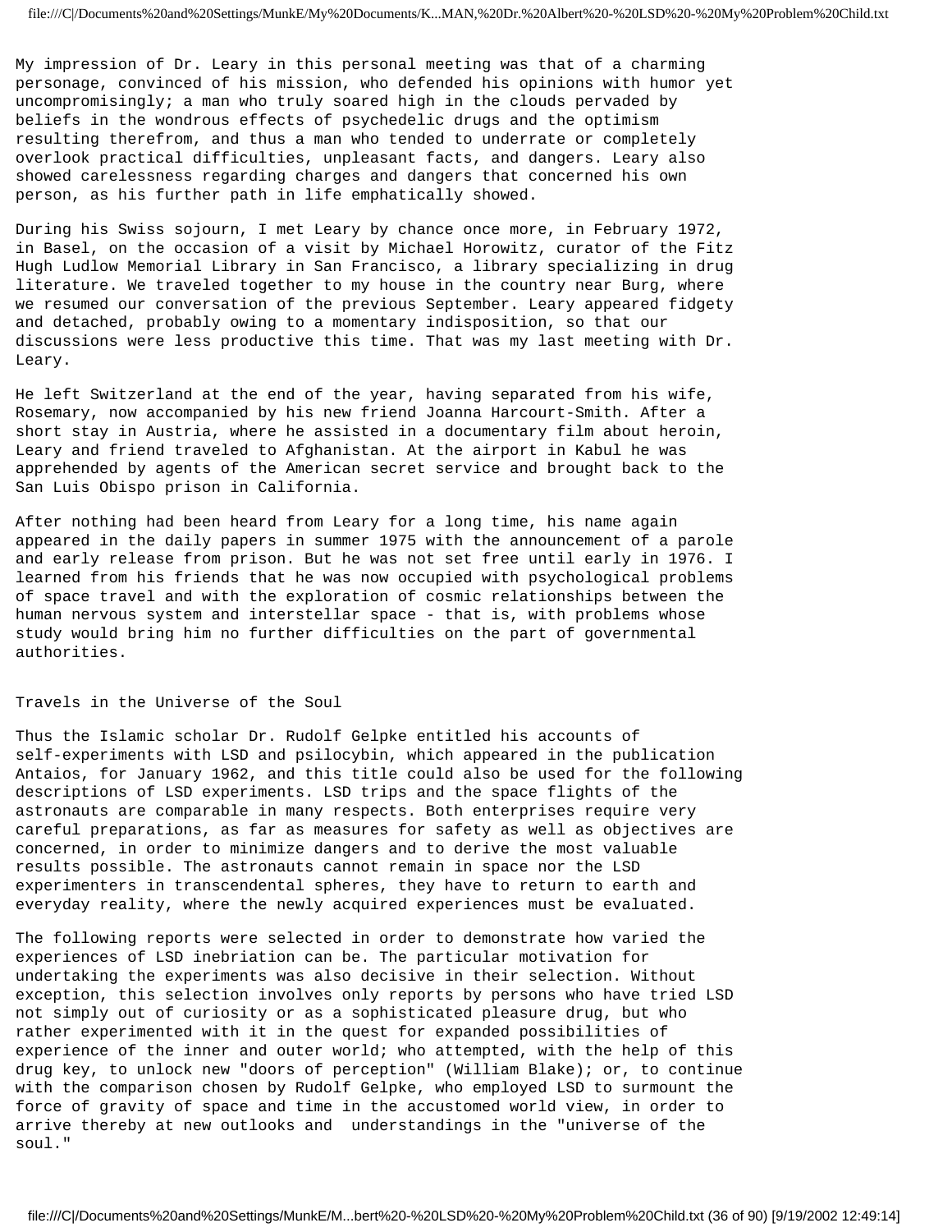My impression of Dr. Leary in this personal meeting was that of a charming personage, convinced of his mission, who defended his opinions with humor yet uncompromisingly; a man who truly soared high in the clouds pervaded by beliefs in the wondrous effects of psychedelic drugs and the optimism resulting therefrom, and thus a man who tended to underrate or completely overlook practical difficulties, unpleasant facts, and dangers. Leary also showed carelessness regarding charges and dangers that concerned his own person, as his further path in life emphatically showed.

During his Swiss sojourn, I met Leary by chance once more, in February 1972, in Basel, on the occasion of a visit by Michael Horowitz, curator of the Fitz Hugh Ludlow Memorial Library in San Francisco, a library specializing in drug literature. We traveled together to my house in the country near Burg, where we resumed our conversation of the previous September. Leary appeared fidgety and detached, probably owing to a momentary indisposition, so that our discussions were less productive this time. That was my last meeting with Dr. Leary.

He left Switzerland at the end of the year, having separated from his wife, Rosemary, now accompanied by his new friend Joanna Harcourt-Smith. After a short stay in Austria, where he assisted in a documentary film about heroin, Leary and friend traveled to Afghanistan. At the airport in Kabul he was apprehended by agents of the American secret service and brought back to the San Luis Obispo prison in California.

After nothing had been heard from Leary for a long time, his name again appeared in the daily papers in summer 1975 with the announcement of a parole and early release from prison. But he was not set free until early in 1976. I learned from his friends that he was now occupied with psychological problems of space travel and with the exploration of cosmic relationships between the human nervous system and interstellar space - that is, with problems whose study would bring him no further difficulties on the part of governmental authorities.

## Travels in the Universe of the Soul

Thus the Islamic scholar Dr. Rudolf Gelpke entitled his accounts of self-experiments with LSD and psilocybin, which appeared in the publication Antaios, for January 1962, and this title could also be used for the following descriptions of LSD experiments. LSD trips and the space flights of the astronauts are comparable in many respects. Both enterprises require very careful preparations, as far as measures for safety as well as objectives are concerned, in order to minimize dangers and to derive the most valuable results possible. The astronauts cannot remain in space nor the LSD experimenters in transcendental spheres, they have to return to earth and everyday reality, where the newly acquired experiences must be evaluated.

The following reports were selected in order to demonstrate how varied the experiences of LSD inebriation can be. The particular motivation for undertaking the experiments was also decisive in their selection. Without exception, this selection involves only reports by persons who have tried LSD not simply out of curiosity or as a sophisticated pleasure drug, but who rather experimented with it in the quest for expanded possibilities of experience of the inner and outer world; who attempted, with the help of this drug key, to unlock new "doors of perception" (William Blake); or, to continue with the comparison chosen by Rudolf Gelpke, who employed LSD to surmount the force of gravity of space and time in the accustomed world view, in order to arrive thereby at new outlooks and understandings in the "universe of the soul."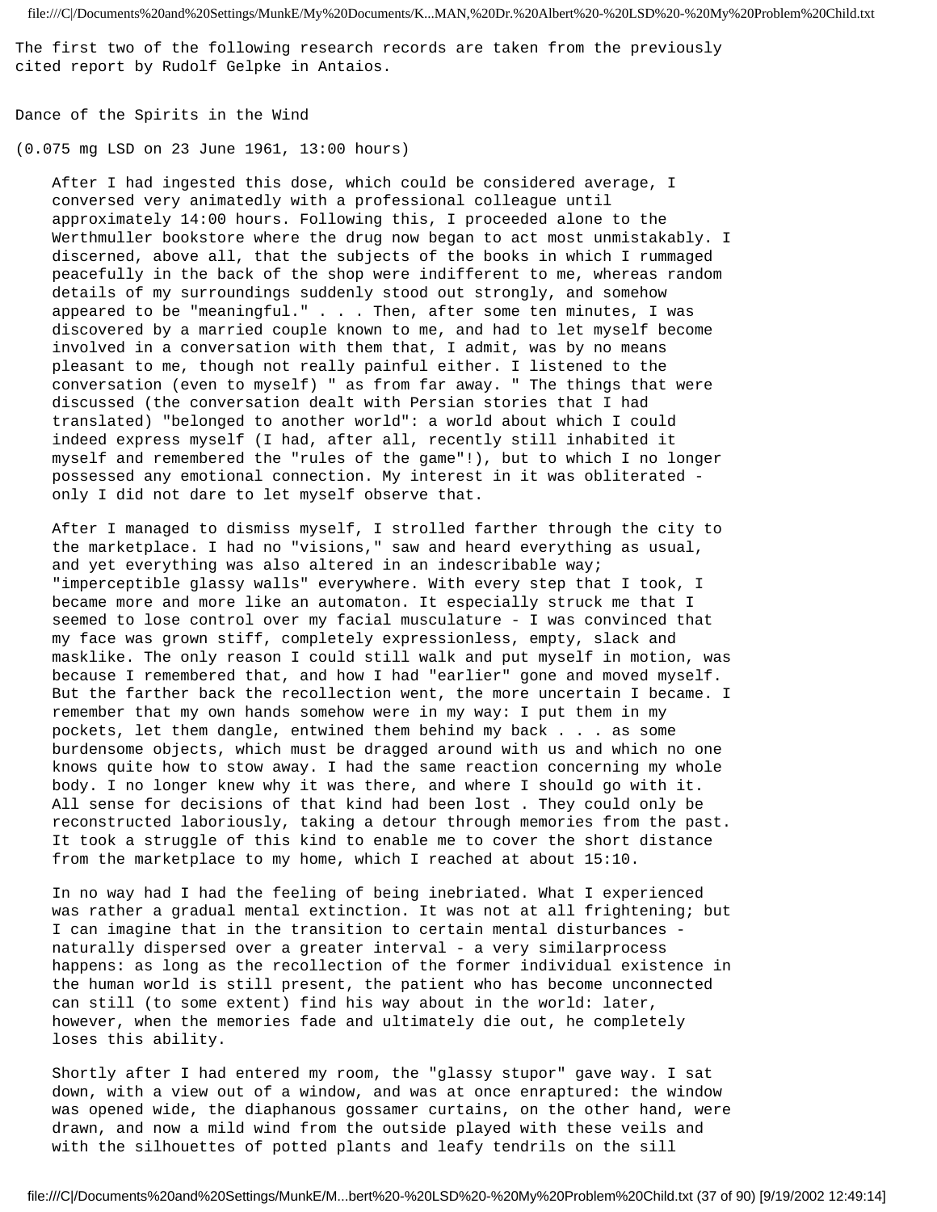The first two of the following research records are taken from the previously cited report by Rudolf Gelpke in Antaios.

Dance of the Spirits in the Wind

(0.075 mg LSD on 23 June 1961, 13:00 hours)

> After I had ingested this dose, which could be considered average, I conversed very animatedly with a professional colleague until approximately 14:00 hours. Following this, I proceeded alone to the Werthmuller bookstore where the drug now began to act most unmistakably. I discerned, above all, that the subjects of the books in which I rummaged peacefully in the back of the shop were indifferent to me, whereas random details of my surroundings suddenly stood out strongly, and somehow appeared to be "meaningful." . . . Then, after some ten minutes, I was discovered by a married couple known to me, and had to let myself become involved in a conversation with them that, I admit, was by no means pleasant to me, though not really painful either. I listened to the conversation (even to myself) " as from far away. " The things that were discussed (the conversation dealt with Persian stories that I had translated) "belonged to another world": a world about which I could indeed express myself (I had, after all, recently still inhabited it myself and remembered the "rules of the game"!), but to which I no longer possessed any emotional connection. My interest in it was obliterated - only I did not dare to let myself observe that.
>
> After I managed to dismiss myself, I strolled farther through the city to the marketplace. I had no "visions," saw and heard everything as usual, and yet everything was also altered in an indescribable way; "imperceptible glassy walls" everywhere. With every step that I took, I became more and more like an automaton. It especially struck me that I seemed to lose control over my facial musculature - I was convinced that my face was grown stiff, completely expressionless, empty, slack and masklike. The only reason I could still walk and put myself in motion, was because I remembered that, and how I had "earlier" gone and moved myself. But the farther back the recollection went, the more uncertain I became. I remember that my own hands somehow were in my way: I put them in my pockets, let them dangle, entwined them behind my back . . . as some burdensome objects, which must be dragged around with us and which no one knows quite how to stow away. I had the same reaction concerning my whole body. I no longer knew why it was there, and where I should go with it. All sense for decisions of that kind had been lost . They could only be reconstructed laboriously, taking a detour through memories from the past. It took a struggle of this kind to enable me to cover the short distance from the marketplace to my home, which I reached at about 15:10.
>
> In no way had I had the feeling of being inebriated. What I experienced was rather a gradual mental extinction. It was not at all frightening; but I can imagine that in the transition to certain mental disturbances - naturally dispersed over a greater interval - a very similarprocess happens: as long as the recollection of the former individual existence in the human world is still present, the patient who has become unconnected can still (to some extent) find his way about in the world: later, however, when the memories fade and ultimately die out, he completely loses this ability.
>
> Shortly after I had entered my room, the "glassy stupor" gave way. I sat down, with a view out of a window, and was at once enraptured: the window was opened wide, the diaphanous gossamer curtains, on the other hand, were drawn, and now a mild wind from the outside played with these veils and with the silhouettes of potted plants and leafy tendrils on the sill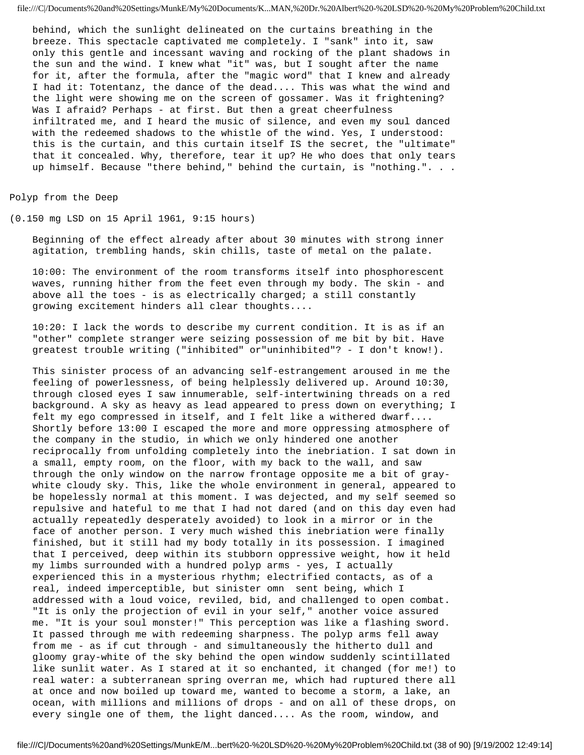behind, which the sunlight delineated on the curtains breathing in the breeze. This spectacle captivated me completely. I "sank" into it, saw only this gentle and incessant waving and rocking of the plant shadows in the sun and the wind. I knew what "it" was, but I sought after the name for it, after the formula, after the "magic word" that I knew and already I had it: Totentanz, the dance of the dead.... This was what the wind and the light were showing me on the screen of gossamer. Was it frightening? Was I afraid? Perhaps - at first. But then a great cheerfulness infiltrated me, and I heard the music of silence, and even my soul danced with the redeemed shadows to the whistle of the wind. Yes, I understood: this is the curtain, and this curtain itself IS the secret, the "ultimate" that it concealed. Why, therefore, tear it up? He who does that only tears up himself. Because "there behind," behind the curtain, is "nothing.". . .

## Polyp from the Deep

(0.150 mg LSD on 15 April 1961, 9:15 hours)

Beginning of the effect already after about 30 minutes with strong inner agitation, trembling hands, skin chills, taste of metal on the palate.

10:00: The environment of the room transforms itself into phosphorescent waves, running hither from the feet even through my body. The skin - and above all the toes - is as electrically charged; a still constantly growing excitement hinders all clear thoughts....

10:20: I lack the words to describe my current condition. It is as if an "other" complete stranger were seizing possession of me bit by bit. Have greatest trouble writing ("inhibited" or"uninhibited"? - I don't know!).

This sinister process of an advancing self-estrangement aroused in me the feeling of powerlessness, of being helplessly delivered up. Around 10:30, through closed eyes I saw innumerable, self-intertwining threads on a red background. A sky as heavy as lead appeared to press down on everything; I felt my ego compressed in itself, and I felt like a withered dwarf.... Shortly before 13:00 I escaped the more and more oppressing atmosphere of the company in the studio, in which we only hindered one another reciprocally from unfolding completely into the inebriation. I sat down in a small, empty room, on the floor, with my back to the wall, and saw through the only window on the narrow frontage opposite me a bit of gray-white cloudy sky. This, like the whole environment in general, appeared to be hopelessly normal at this moment. I was dejected, and my self seemed so repulsive and hateful to me that I had not dared (and on this day even had actually repeatedly desperately avoided) to look in a mirror or in the face of another person. I very much wished this inebriation were finally finished, but it still had my body totally in its possession. I imagined that I perceived, deep within its stubborn oppressive weight, how it held my limbs surrounded with a hundred polyp arms - yes, I actually experienced this in a mysterious rhythm; electrified contacts, as of a real, indeed imperceptible, but sinister omn sent being, which I addressed with a loud voice, reviled, bid, and challenged to open combat. "It is only the projection of evil in your self," another voice assured me. "It is your soul monster!" This perception was like a flashing sword. It passed through me with redeeming sharpness. The polyp arms fell away from me - as if cut through - and simultaneously the hitherto dull and gloomy gray-white of the sky behind the open window suddenly scintillated like sunlit water. As I stared at it so enchanted, it changed (for me!) to real water: a subterranean spring overran me, which had ruptured there all at once and now boiled up toward me, wanted to become a storm, a lake, an ocean, with millions and millions of drops - and on all of these drops, on every single one of them, the light danced.... As the room, window, and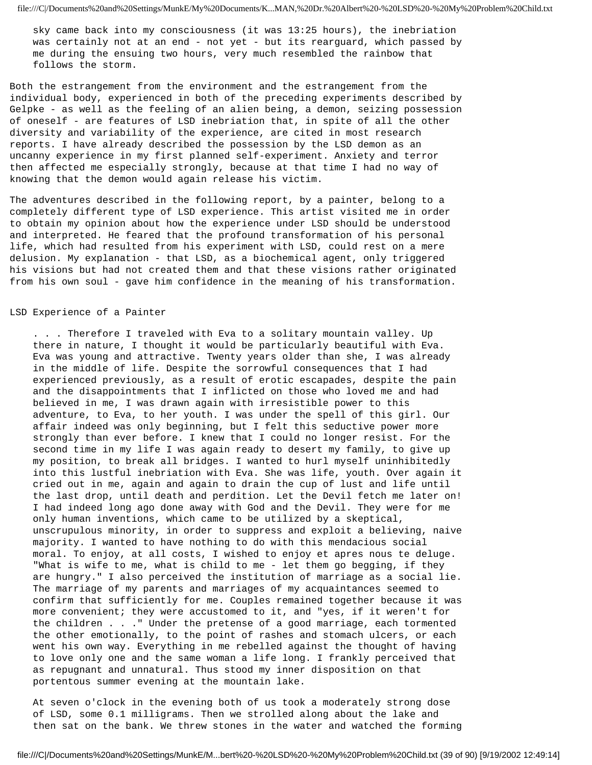sky came back into my consciousness (it was 13:25 hours), the inebriation was certainly not at an end - not yet - but its rearguard, which passed by me during the ensuing two hours, very much resembled the rainbow that follows the storm.

Both the estrangement from the environment and the estrangement from the individual body, experienced in both of the preceding experiments described by Gelpke - as well as the feeling of an alien being, a demon, seizing possession of oneself - are features of LSD inebriation that, in spite of all the other diversity and variability of the experience, are cited in most research reports. I have already described the possession by the LSD demon as an uncanny experience in my first planned self-experiment. Anxiety and terror then affected me especially strongly, because at that time I had no way of knowing that the demon would again release his victim.

The adventures described in the following report, by a painter, belong to a completely different type of LSD experience. This artist visited me in order to obtain my opinion about how the experience under LSD should be understood and interpreted. He feared that the profound transformation of his personal life, which had resulted from his experiment with LSD, could rest on a mere delusion. My explanation - that LSD, as a biochemical agent, only triggered his visions but had not created them and that these visions rather originated from his own soul - gave him confidence in the meaning of his transformation.

## LSD Experience of a Painter

> . . . Therefore I traveled with Eva to a solitary mountain valley. Up there in nature, I thought it would be particularly beautiful with Eva. Eva was young and attractive. Twenty years older than she, I was already in the middle of life. Despite the sorrowful consequences that I had experienced previously, as a result of erotic escapades, despite the pain and the disappointments that I inflicted on those who loved me and had believed in me, I was drawn again with irresistible power to this adventure, to Eva, to her youth. I was under the spell of this girl. Our affair indeed was only beginning, but I felt this seductive power more strongly than ever before. I knew that I could no longer resist. For the second time in my life I was again ready to desert my family, to give up my position, to break all bridges. I wanted to hurl myself uninhibitedly into this lustful inebriation with Eva. She was life, youth. Over again it cried out in me, again and again to drain the cup of lust and life until the last drop, until death and perdition. Let the Devil fetch me later on! I had indeed long ago done away with God and the Devil. They were for me only human inventions, which came to be utilized by a skeptical, unscrupulous minority, in order to suppress and exploit a believing, naive majority. I wanted to have nothing to do with this mendacious social moral. To enjoy, at all costs, I wished to enjoy et apres nous te deluge. "What is wife to me, what is child to me - let them go begging, if they are hungry." I also perceived the institution of marriage as a social lie. The marriage of my parents and marriages of my acquaintances seemed to confirm that sufficiently for me. Couples remained together because it was more convenient; they were accustomed to it, and "yes, if it weren't for the children . . ." Under the pretense of a good marriage, each tormented the other emotionally, to the point of rashes and stomach ulcers, or each went his own way. Everything in me rebelled against the thought of having to love only one and the same woman a life long. I frankly perceived that as repugnant and unnatural. Thus stood my inner disposition on that portentous summer evening at the mountain lake.
>
> At seven o'clock in the evening both of us took a moderately strong dose of LSD, some 0.1 milligrams. Then we strolled along about the lake and then sat on the bank. We threw stones in the water and watched the forming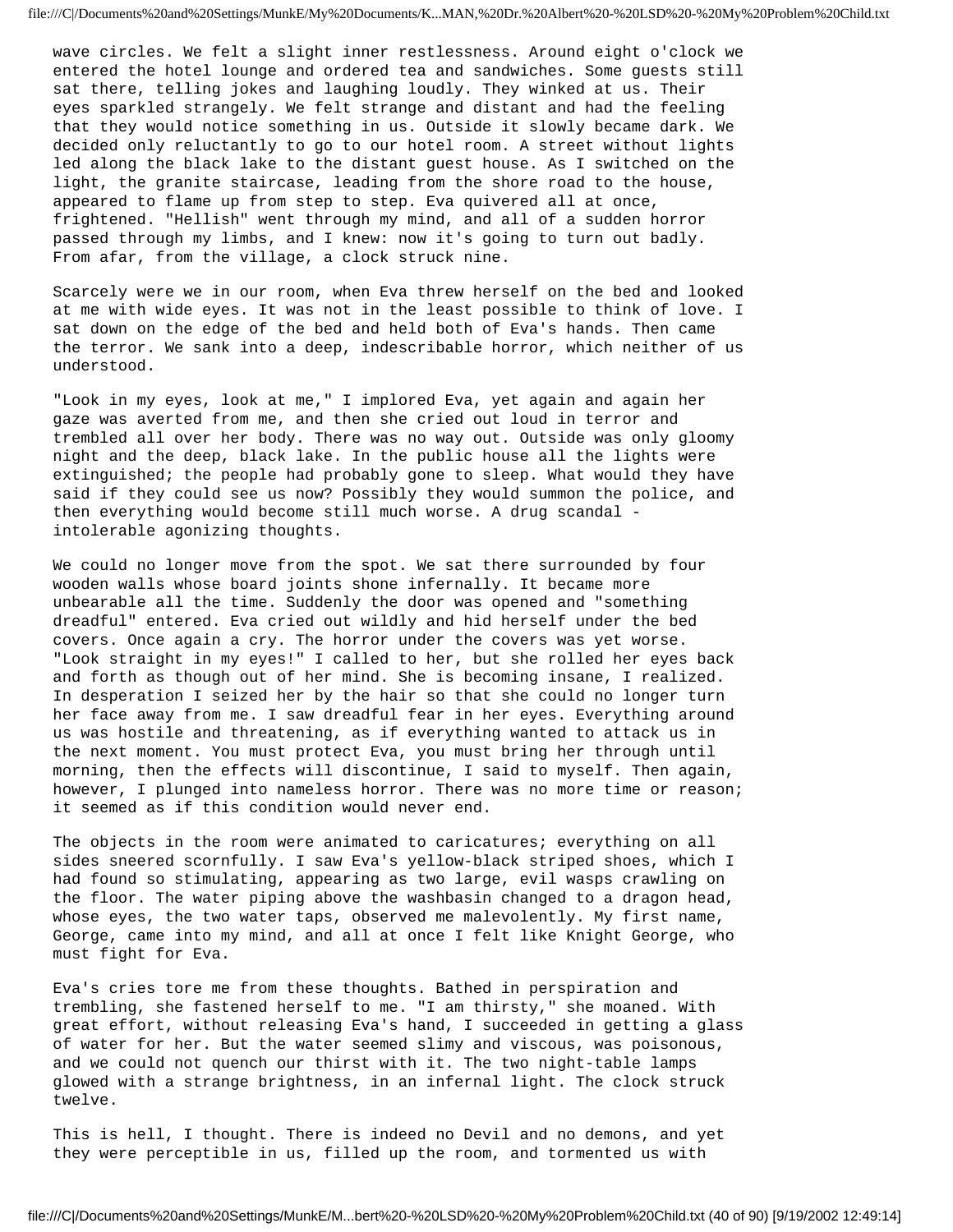wave circles. We felt a slight inner restlessness. Around eight o'clock we entered the hotel lounge and ordered tea and sandwiches. Some guests still sat there, telling jokes and laughing loudly. They winked at us. Their eyes sparkled strangely. We felt strange and distant and had the feeling that they would notice something in us. Outside it slowly became dark. We decided only reluctantly to go to our hotel room. A street without lights led along the black lake to the distant guest house. As I switched on the light, the granite staircase, leading from the shore road to the house, appeared to flame up from step to step. Eva quivered all at once, frightened. "Hellish" went through my mind, and all of a sudden horror passed through my limbs, and I knew: now it's going to turn out badly. From afar, from the village, a clock struck nine.

Scarcely were we in our room, when Eva threw herself on the bed and looked at me with wide eyes. It was not in the least possible to think of love. I sat down on the edge of the bed and held both of Eva's hands. Then came the terror. We sank into a deep, indescribable horror, which neither of us understood.

"Look in my eyes, look at me," I implored Eva, yet again and again her gaze was averted from me, and then she cried out loud in terror and trembled all over her body. There was no way out. Outside was only gloomy night and the deep, black lake. In the public house all the lights were extinguished; the people had probably gone to sleep. What would they have said if they could see us now? Possibly they would summon the police, and then everything would become still much worse. A drug scandal - intolerable agonizing thoughts.

We could no longer move from the spot. We sat there surrounded by four wooden walls whose board joints shone infernally. It became more unbearable all the time. Suddenly the door was opened and "something dreadful" entered. Eva cried out wildly and hid herself under the bed covers. Once again a cry. The horror under the covers was yet worse. "Look straight in my eyes!" I called to her, but she rolled her eyes back and forth as though out of her mind. She is becoming insane, I realized. In desperation I seized her by the hair so that she could no longer turn her face away from me. I saw dreadful fear in her eyes. Everything around us was hostile and threatening, as if everything wanted to attack us in the next moment. You must protect Eva, you must bring her through until morning, then the effects will discontinue, I said to myself. Then again, however, I plunged into nameless horror. There was no more time or reason; it seemed as if this condition would never end.

The objects in the room were animated to caricatures; everything on all sides sneered scornfully. I saw Eva's yellow-black striped shoes, which I had found so stimulating, appearing as two large, evil wasps crawling on the floor. The water piping above the washbasin changed to a dragon head, whose eyes, the two water taps, observed me malevolently. My first name, George, came into my mind, and all at once I felt like Knight George, who must fight for Eva.

Eva's cries tore me from these thoughts. Bathed in perspiration and trembling, she fastened herself to me. "I am thirsty," she moaned. With great effort, without releasing Eva's hand, I succeeded in getting a glass of water for her. But the water seemed slimy and viscous, was poisonous, and we could not quench our thirst with it. The two night-table lamps glowed with a strange brightness, in an infernal light. The clock struck twelve.

This is hell, I thought. There is indeed no Devil and no demons, and yet they were perceptible in us, filled up the room, and tormented us with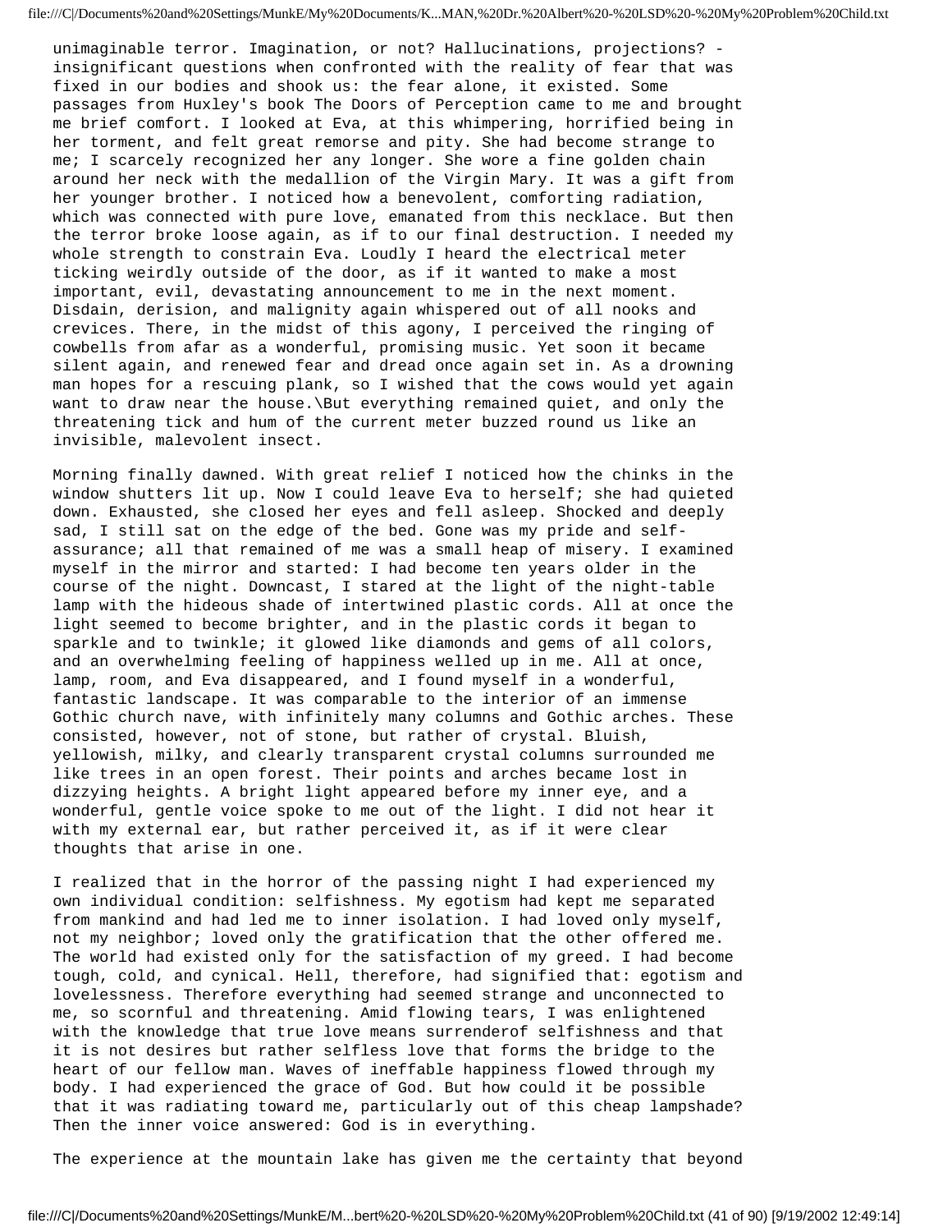unimaginable terror. Imagination, or not? Hallucinations, projections? - insignificant questions when confronted with the reality of fear that was fixed in our bodies and shook us: the fear alone, it existed. Some passages from Huxley's book The Doors of Perception came to me and brought me brief comfort. I looked at Eva, at this whimpering, horrified being in her torment, and felt great remorse and pity. She had become strange to me; I scarcely recognized her any longer. She wore a fine golden chain around her neck with the medallion of the Virgin Mary. It was a gift from her younger brother. I noticed how a benevolent, comforting radiation, which was connected with pure love, emanated from this necklace. But then the terror broke loose again, as if to our final destruction. I needed my whole strength to constrain Eva. Loudly I heard the electrical meter ticking weirdly outside of the door, as if it wanted to make a most important, evil, devastating announcement to me in the next moment. Disdain, derision, and malignity again whispered out of all nooks and crevices. There, in the midst of this agony, I perceived the ringing of cowbells from afar as a wonderful, promising music. Yet soon it became silent again, and renewed fear and dread once again set in. As a drowning man hopes for a rescuing plank, so I wished that the cows would yet again want to draw near the house.\But everything remained quiet, and only the threatening tick and hum of the current meter buzzed round us like an invisible, malevolent insect.

Morning finally dawned. With great relief I noticed how the chinks in the window shutters lit up. Now I could leave Eva to herself; she had quieted down. Exhausted, she closed her eyes and fell asleep. Shocked and deeply sad, I still sat on the edge of the bed. Gone was my pride and self-assurance; all that remained of me was a small heap of misery. I examined myself in the mirror and started: I had become ten years older in the course of the night. Downcast, I stared at the light of the night-table lamp with the hideous shade of intertwined plastic cords. All at once the light seemed to become brighter, and in the plastic cords it began to sparkle and to twinkle; it glowed like diamonds and gems of all colors, and an overwhelming feeling of happiness welled up in me. All at once, lamp, room, and Eva disappeared, and I found myself in a wonderful, fantastic landscape. It was comparable to the interior of an immense Gothic church nave, with infinitely many columns and Gothic arches. These consisted, however, not of stone, but rather of crystal. Bluish, yellowish, milky, and clearly transparent crystal columns surrounded me like trees in an open forest. Their points and arches became lost in dizzying heights. A bright light appeared before my inner eye, and a wonderful, gentle voice spoke to me out of the light. I did not hear it with my external ear, but rather perceived it, as if it were clear thoughts that arise in one.

I realized that in the horror of the passing night I had experienced my own individual condition: selfishness. My egotism had kept me separated from mankind and had led me to inner isolation. I had loved only myself, not my neighbor; loved only the gratification that the other offered me. The world had existed only for the satisfaction of my greed. I had become tough, cold, and cynical. Hell, therefore, had signified that: egotism and lovelessness. Therefore everything had seemed strange and unconnected to me, so scornful and threatening. Amid flowing tears, I was enlightened with the knowledge that true love means surrenderof selfishness and that it is not desires but rather selfless love that forms the bridge to the heart of our fellow man. Waves of ineffable happiness flowed through my body. I had experienced the grace of God. But how could it be possible that it was radiating toward me, particularly out of this cheap lampshade? Then the inner voice answered: God is in everything.

The experience at the mountain lake has given me the certainty that beyond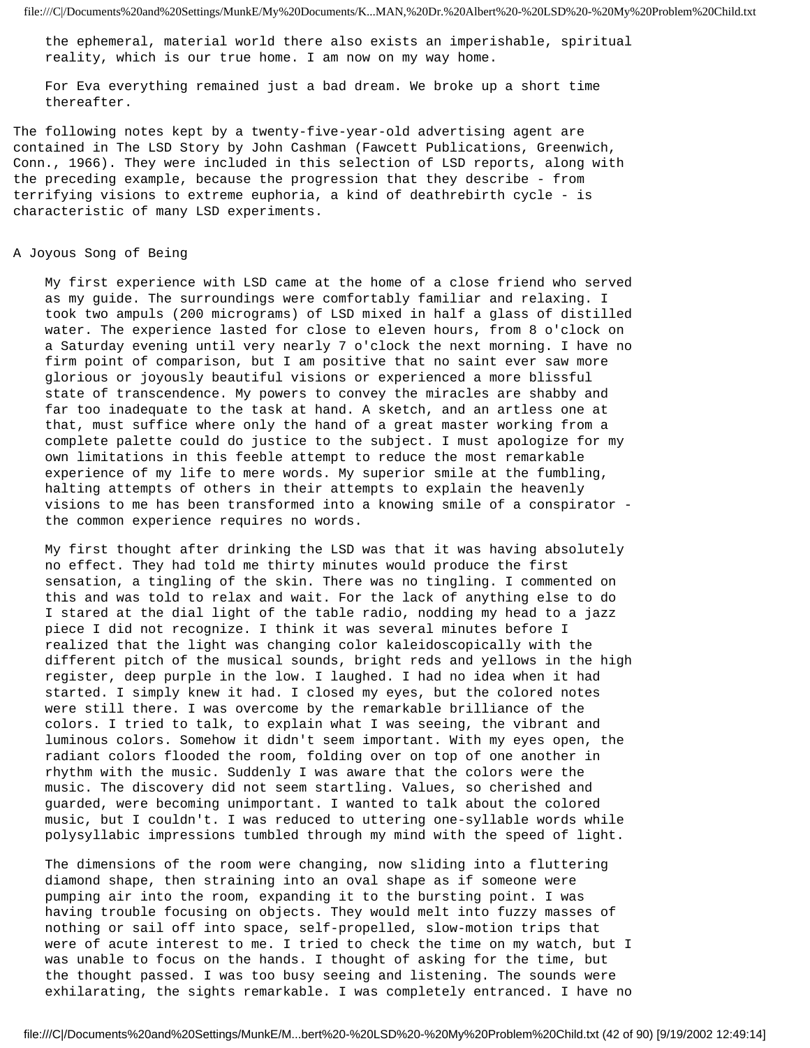the ephemeral, material world there also exists an imperishable, spiritual reality, which is our true home. I am now on my way home.

For Eva everything remained just a bad dream. We broke up a short time thereafter.

The following notes kept by a twenty-five-year-old advertising agent are contained in The LSD Story by John Cashman (Fawcett Publications, Greenwich, Conn., 1966). They were included in this selection of LSD reports, along with the preceding example, because the progression that they describe - from terrifying visions to extreme euphoria, a kind of deathrebirth cycle - is characteristic of many LSD experiments.

## A Joyous Song of Being

My first experience with LSD came at the home of a close friend who served as my guide. The surroundings were comfortably familiar and relaxing. I took two ampuls (200 micrograms) of LSD mixed in half a glass of distilled water. The experience lasted for close to eleven hours, from 8 o'clock on a Saturday evening until very nearly 7 o'clock the next morning. I have no firm point of comparison, but I am positive that no saint ever saw more glorious or joyously beautiful visions or experienced a more blissful state of transcendence. My powers to convey the miracles are shabby and far too inadequate to the task at hand. A sketch, and an artless one at that, must suffice where only the hand of a great master working from a complete palette could do justice to the subject. I must apologize for my own limitations in this feeble attempt to reduce the most remarkable experience of my life to mere words. My superior smile at the fumbling, halting attempts of others in their attempts to explain the heavenly visions to me has been transformed into a knowing smile of a conspirator - the common experience requires no words.

My first thought after drinking the LSD was that it was having absolutely no effect. They had told me thirty minutes would produce the first sensation, a tingling of the skin. There was no tingling. I commented on this and was told to relax and wait. For the lack of anything else to do I stared at the dial light of the table radio, nodding my head to a jazz piece I did not recognize. I think it was several minutes before I realized that the light was changing color kaleidoscopically with the different pitch of the musical sounds, bright reds and yellows in the high register, deep purple in the low. I laughed. I had no idea when it had started. I simply knew it had. I closed my eyes, but the colored notes were still there. I was overcome by the remarkable brilliance of the colors. I tried to talk, to explain what I was seeing, the vibrant and luminous colors. Somehow it didn't seem important. With my eyes open, the radiant colors flooded the room, folding over on top of one another in rhythm with the music. Suddenly I was aware that the colors were the music. The discovery did not seem startling. Values, so cherished and guarded, were becoming unimportant. I wanted to talk about the colored music, but I couldn't. I was reduced to uttering one-syllable words while polysyllabic impressions tumbled through my mind with the speed of light.

The dimensions of the room were changing, now sliding into a fluttering diamond shape, then straining into an oval shape as if someone were pumping air into the room, expanding it to the bursting point. I was having trouble focusing on objects. They would melt into fuzzy masses of nothing or sail off into space, self-propelled, slow-motion trips that were of acute interest to me. I tried to check the time on my watch, but I was unable to focus on the hands. I thought of asking for the time, but the thought passed. I was too busy seeing and listening. The sounds were exhilarating, the sights remarkable. I was completely entranced. I have no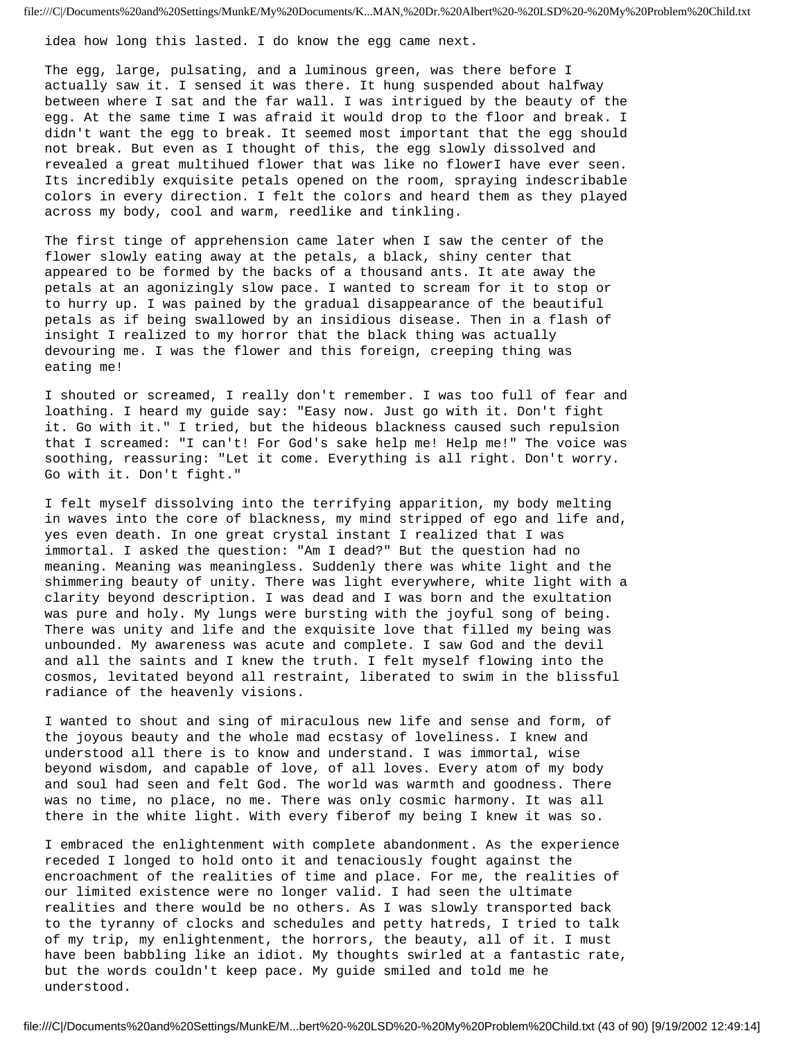idea how long this lasted. I do know the egg came next.

The egg, large, pulsating, and a luminous green, was there before I actually saw it. I sensed it was there. It hung suspended about halfway between where I sat and the far wall. I was intrigued by the beauty of the egg. At the same time I was afraid it would drop to the floor and break. I didn't want the egg to break. It seemed most important that the egg should not break. But even as I thought of this, the egg slowly dissolved and revealed a great multihued flower that was like no flowerI have ever seen. Its incredibly exquisite petals opened on the room, spraying indescribable colors in every direction. I felt the colors and heard them as they played across my body, cool and warm, reedlike and tinkling.

The first tinge of apprehension came later when I saw the center of the flower slowly eating away at the petals, a black, shiny center that appeared to be formed by the backs of a thousand ants. It ate away the petals at an agonizingly slow pace. I wanted to scream for it to stop or to hurry up. I was pained by the gradual disappearance of the beautiful petals as if being swallowed by an insidious disease. Then in a flash of insight I realized to my horror that the black thing was actually devouring me. I was the flower and this foreign, creeping thing was eating me!

I shouted or screamed, I really don't remember. I was too full of fear and loathing. I heard my guide say: "Easy now. Just go with it. Don't fight it. Go with it." I tried, but the hideous blackness caused such repulsion that I screamed: "I can't! For God's sake help me! Help me!" The voice was soothing, reassuring: "Let it come. Everything is all right. Don't worry. Go with it. Don't fight."

I felt myself dissolving into the terrifying apparition, my body melting in waves into the core of blackness, my mind stripped of ego and life and, yes even death. In one great crystal instant I realized that I was immortal. I asked the question: "Am I dead?" But the question had no meaning. Meaning was meaningless. Suddenly there was white light and the shimmering beauty of unity. There was light everywhere, white light with a clarity beyond description. I was dead and I was born and the exultation was pure and holy. My lungs were bursting with the joyful song of being. There was unity and life and the exquisite love that filled my being was unbounded. My awareness was acute and complete. I saw God and the devil and all the saints and I knew the truth. I felt myself flowing into the cosmos, levitated beyond all restraint, liberated to swim in the blissful radiance of the heavenly visions.

I wanted to shout and sing of miraculous new life and sense and form, of the joyous beauty and the whole mad ecstasy of loveliness. I knew and understood all there is to know and understand. I was immortal, wise beyond wisdom, and capable of love, of all loves. Every atom of my body and soul had seen and felt God. The world was warmth and goodness. There was no time, no place, no me. There was only cosmic harmony. It was all there in the white light. With every fiberof my being I knew it was so.

I embraced the enlightenment with complete abandonment. As the experience receded I longed to hold onto it and tenaciously fought against the encroachment of the realities of time and place. For me, the realities of our limited existence were no longer valid. I had seen the ultimate realities and there would be no others. As I was slowly transported back to the tyranny of clocks and schedules and petty hatreds, I tried to talk of my trip, my enlightenment, the horrors, the beauty, all of it. I must have been babbling like an idiot. My thoughts swirled at a fantastic rate, but the words couldn't keep pace. My guide smiled and told me he understood.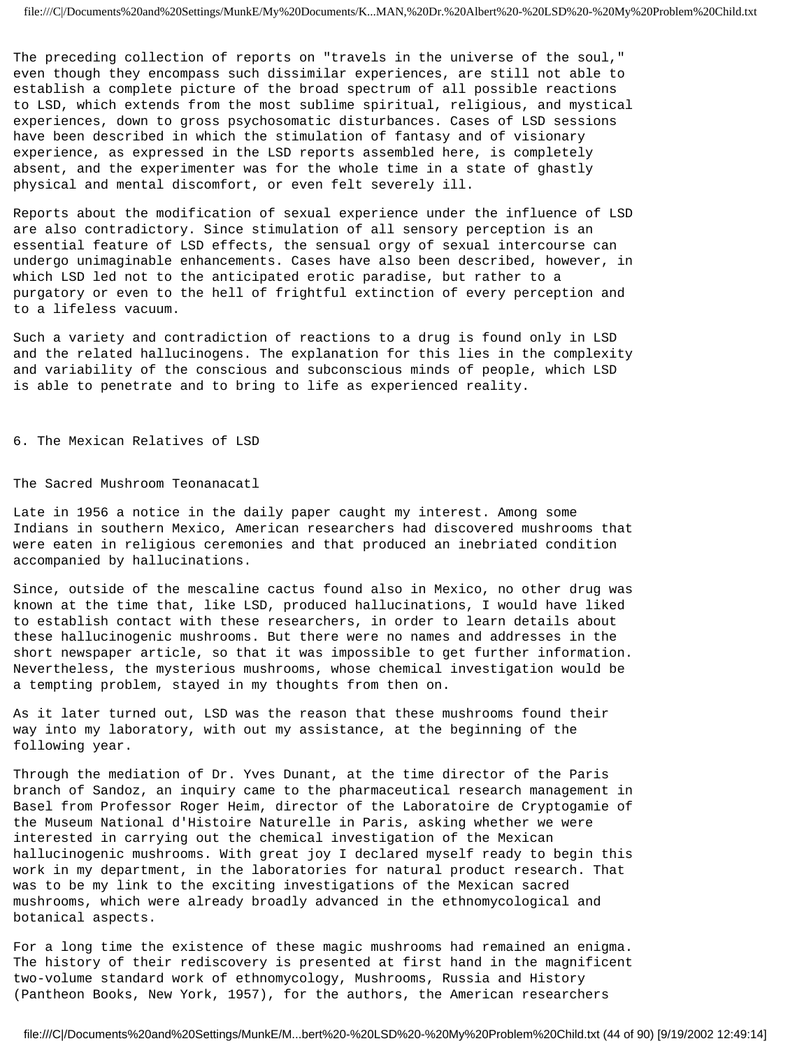The preceding collection of reports on "travels in the universe of the soul," even though they encompass such dissimilar experiences, are still not able to establish a complete picture of the broad spectrum of all possible reactions to LSD, which extends from the most sublime spiritual, religious, and mystical experiences, down to gross psychosomatic disturbances. Cases of LSD sessions have been described in which the stimulation of fantasy and of visionary experience, as expressed in the LSD reports assembled here, is completely absent, and the experimenter was for the whole time in a state of ghastly physical and mental discomfort, or even felt severely ill.

Reports about the modification of sexual experience under the influence of LSD are also contradictory. Since stimulation of all sensory perception is an essential feature of LSD effects, the sensual orgy of sexual intercourse can undergo unimaginable enhancements. Cases have also been described, however, in which LSD led not to the anticipated erotic paradise, but rather to a purgatory or even to the hell of frightful extinction of every perception and to a lifeless vacuum.

Such a variety and contradiction of reactions to a drug is found only in LSD and the related hallucinogens. The explanation for this lies in the complexity and variability of the conscious and subconscious minds of people, which LSD is able to penetrate and to bring to life as experienced reality.

## 6. The Mexican Relatives of LSD

### The Sacred Mushroom Teonanacatl

Late in 1956 a notice in the daily paper caught my interest. Among some Indians in southern Mexico, American researchers had discovered mushrooms that were eaten in religious ceremonies and that produced an inebriated condition accompanied by hallucinations.

Since, outside of the mescaline cactus found also in Mexico, no other drug was known at the time that, like LSD, produced hallucinations, I would have liked to establish contact with these researchers, in order to learn details about these hallucinogenic mushrooms. But there were no names and addresses in the short newspaper article, so that it was impossible to get further information. Nevertheless, the mysterious mushrooms, whose chemical investigation would be a tempting problem, stayed in my thoughts from then on.

As it later turned out, LSD was the reason that these mushrooms found their way into my laboratory, with out my assistance, at the beginning of the following year.

Through the mediation of Dr. Yves Dunant, at the time director of the Paris branch of Sandoz, an inquiry came to the pharmaceutical research management in Basel from Professor Roger Heim, director of the Laboratoire de Cryptogamie of the Museum National d'Histoire Naturelle in Paris, asking whether we were interested in carrying out the chemical investigation of the Mexican hallucinogenic mushrooms. With great joy I declared myself ready to begin this work in my department, in the laboratories for natural product research. That was to be my link to the exciting investigations of the Mexican sacred mushrooms, which were already broadly advanced in the ethnomycological and botanical aspects.

For a long time the existence of these magic mushrooms had remained an enigma. The history of their rediscovery is presented at first hand in the magnificent two-volume standard work of ethnomycology, Mushrooms, Russia and History (Pantheon Books, New York, 1957), for the authors, the American researchers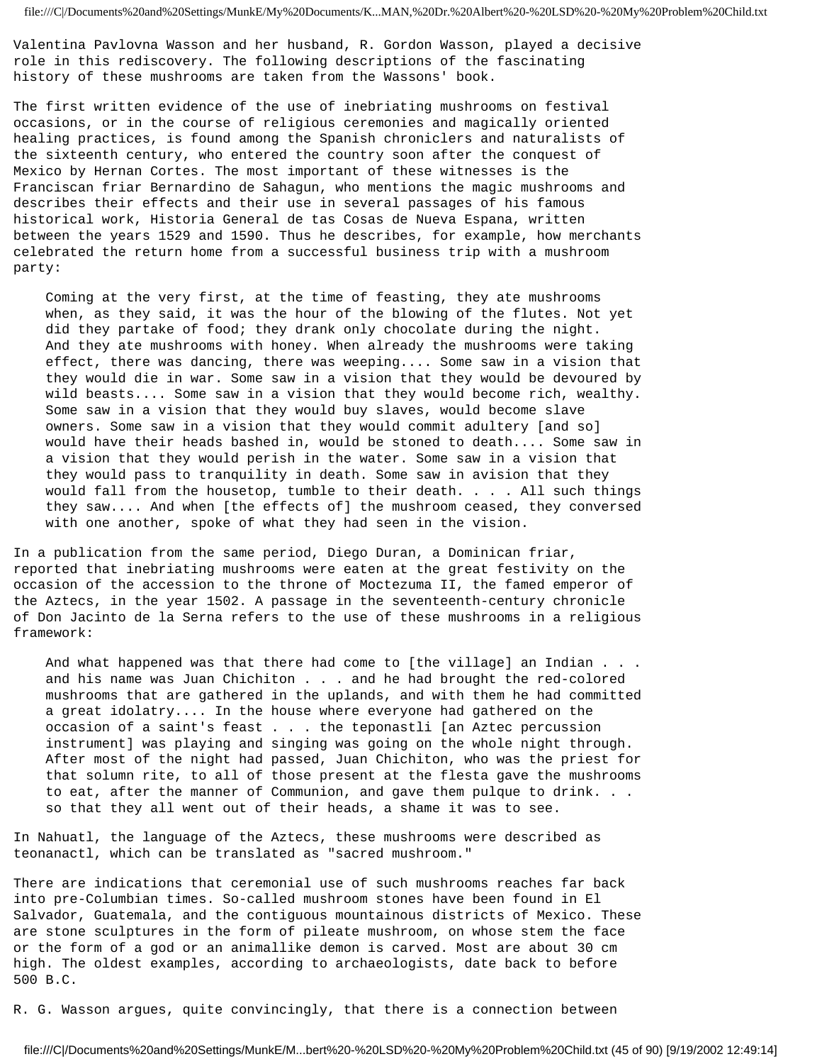Valentina Pavlovna Wasson and her husband, R. Gordon Wasson, played a decisive role in this rediscovery. The following descriptions of the fascinating history of these mushrooms are taken from the Wassons' book.

The first written evidence of the use of inebriating mushrooms on festival occasions, or in the course of religious ceremonies and magically oriented healing practices, is found among the Spanish chroniclers and naturalists of the sixteenth century, who entered the country soon after the conquest of Mexico by Hernan Cortes. The most important of these witnesses is the Franciscan friar Bernardino de Sahagun, who mentions the magic mushrooms and describes their effects and their use in several passages of his famous historical work, Historia General de tas Cosas de Nueva Espana, written between the years 1529 and 1590. Thus he describes, for example, how merchants celebrated the return home from a successful business trip with a mushroom party:

> Coming at the very first, at the time of feasting, they ate mushrooms when, as they said, it was the hour of the blowing of the flutes. Not yet did they partake of food; they drank only chocolate during the night. And they ate mushrooms with honey. When already the mushrooms were taking effect, there was dancing, there was weeping.... Some saw in a vision that they would die in war. Some saw in a vision that they would be devoured by wild beasts.... Some saw in a vision that they would become rich, wealthy. Some saw in a vision that they would buy slaves, would become slave owners. Some saw in a vision that they would commit adultery [and so] would have their heads bashed in, would be stoned to death.... Some saw in a vision that they would perish in the water. Some saw in a vision that they would pass to tranquility in death. Some saw in avision that they would fall from the housetop, tumble to their death. . . . All such things they saw.... And when [the effects of] the mushroom ceased, they conversed with one another, spoke of what they had seen in the vision.

In a publication from the same period, Diego Duran, a Dominican friar, reported that inebriating mushrooms were eaten at the great festivity on the occasion of the accession to the throne of Moctezuma II, the famed emperor of the Aztecs, in the year 1502. A passage in the seventeenth-century chronicle of Don Jacinto de la Serna refers to the use of these mushrooms in a religious framework:

> And what happened was that there had come to [the village] an Indian . . . and his name was Juan Chichiton . . . and he had brought the red-colored mushrooms that are gathered in the uplands, and with them he had committed a great idolatry.... In the house where everyone had gathered on the occasion of a saint's feast . . . the teponastli [an Aztec percussion instrument] was playing and singing was going on the whole night through. After most of the night had passed, Juan Chichiton, who was the priest for that solumn rite, to all of those present at the flesta gave the mushrooms to eat, after the manner of Communion, and gave them pulque to drink. . . so that they all went out of their heads, a shame it was to see.

In Nahuatl, the language of the Aztecs, these mushrooms were described as teonanactl, which can be translated as "sacred mushroom."

There are indications that ceremonial use of such mushrooms reaches far back into pre-Columbian times. So-called mushroom stones have been found in El Salvador, Guatemala, and the contiguous mountainous districts of Mexico. These are stone sculptures in the form of pileate mushroom, on whose stem the face or the form of a god or an animallike demon is carved. Most are about 30 cm high. The oldest examples, according to archaeologists, date back to before 500 B.C.

R. G. Wasson argues, quite convincingly, that there is a connection between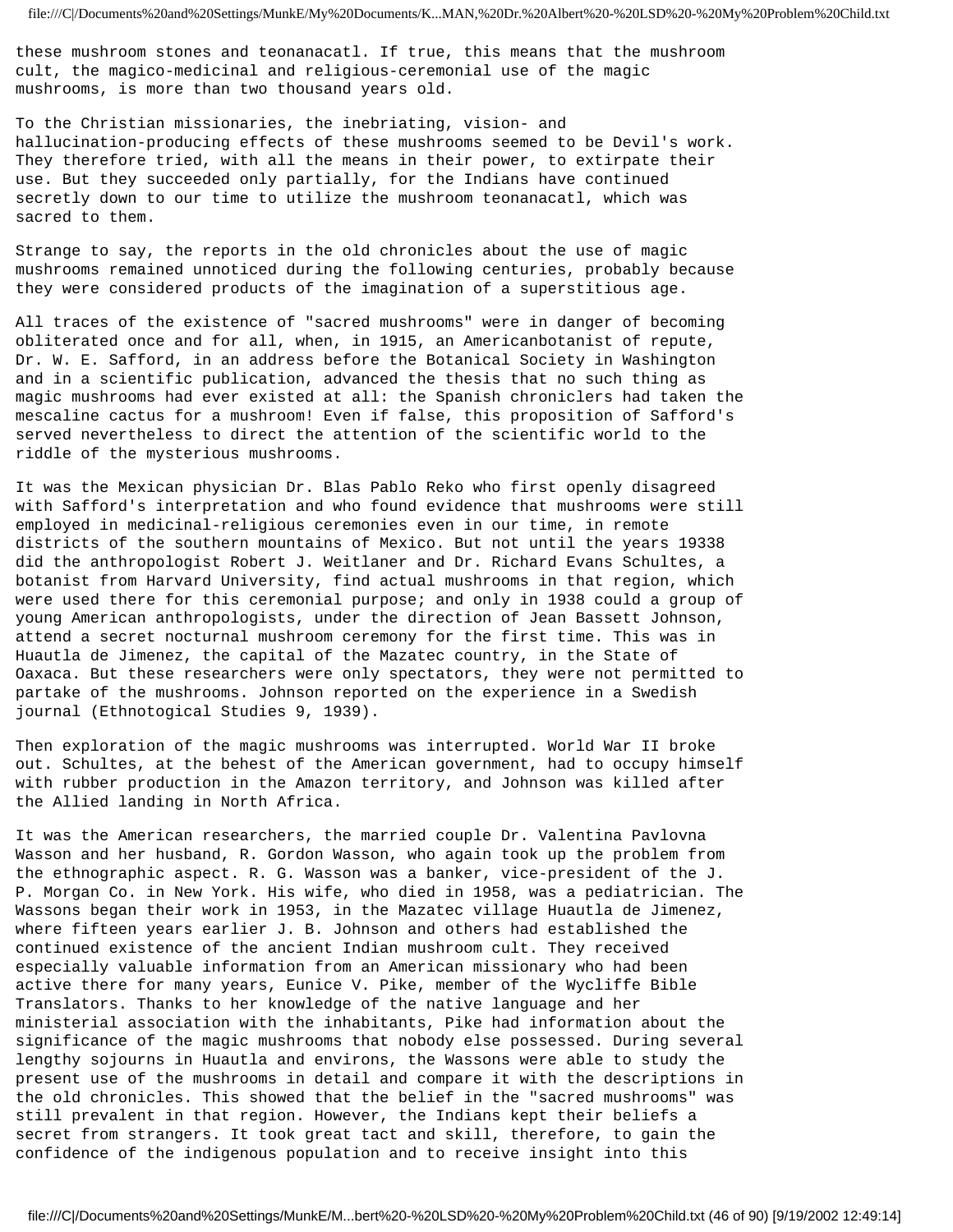these mushroom stones and teonanacatl. If true, this means that the mushroom cult, the magico-medicinal and religious-ceremonial use of the magic mushrooms, is more than two thousand years old.

To the Christian missionaries, the inebriating, vision- and hallucination-producing effects of these mushrooms seemed to be Devil's work. They therefore tried, with all the means in their power, to extirpate their use. But they succeeded only partially, for the Indians have continued secretly down to our time to utilize the mushroom teonanacatl, which was sacred to them.

Strange to say, the reports in the old chronicles about the use of magic mushrooms remained unnoticed during the following centuries, probably because they were considered products of the imagination of a superstitious age.

All traces of the existence of "sacred mushrooms" were in danger of becoming obliterated once and for all, when, in 1915, an Americanbotanist of repute, Dr. W. E. Safford, in an address before the Botanical Society in Washington and in a scientific publication, advanced the thesis that no such thing as magic mushrooms had ever existed at all: the Spanish chroniclers had taken the mescaline cactus for a mushroom! Even if false, this proposition of Safford's served nevertheless to direct the attention of the scientific world to the riddle of the mysterious mushrooms.

It was the Mexican physician Dr. Blas Pablo Reko who first openly disagreed with Safford's interpretation and who found evidence that mushrooms were still employed in medicinal-religious ceremonies even in our time, in remote districts of the southern mountains of Mexico. But not until the years 19338 did the anthropologist Robert J. Weitlaner and Dr. Richard Evans Schultes, a botanist from Harvard University, find actual mushrooms in that region, which were used there for this ceremonial purpose; and only in 1938 could a group of young American anthropologists, under the direction of Jean Bassett Johnson, attend a secret nocturnal mushroom ceremony for the first time. This was in Huautla de Jimenez, the capital of the Mazatec country, in the State of Oaxaca. But these researchers were only spectators, they were not permitted to partake of the mushrooms. Johnson reported on the experience in a Swedish journal (Ethnotogical Studies 9, 1939).

Then exploration of the magic mushrooms was interrupted. World War II broke out. Schultes, at the behest of the American government, had to occupy himself with rubber production in the Amazon territory, and Johnson was killed after the Allied landing in North Africa.

It was the American researchers, the married couple Dr. Valentina Pavlovna Wasson and her husband, R. Gordon Wasson, who again took up the problem from the ethnographic aspect. R. G. Wasson was a banker, vice-president of the J. P. Morgan Co. in New York. His wife, who died in 1958, was a pediatrician. The Wassons began their work in 1953, in the Mazatec village Huautla de Jimenez, where fifteen years earlier J. B. Johnson and others had established the continued existence of the ancient Indian mushroom cult. They received especially valuable information from an American missionary who had been active there for many years, Eunice V. Pike, member of the Wycliffe Bible Translators. Thanks to her knowledge of the native language and her ministerial association with the inhabitants, Pike had information about the significance of the magic mushrooms that nobody else possessed. During several lengthy sojourns in Huautla and environs, the Wassons were able to study the present use of the mushrooms in detail and compare it with the descriptions in the old chronicles. This showed that the belief in the "sacred mushrooms" was still prevalent in that region. However, the Indians kept their beliefs a secret from strangers. It took great tact and skill, therefore, to gain the confidence of the indigenous population and to receive insight into this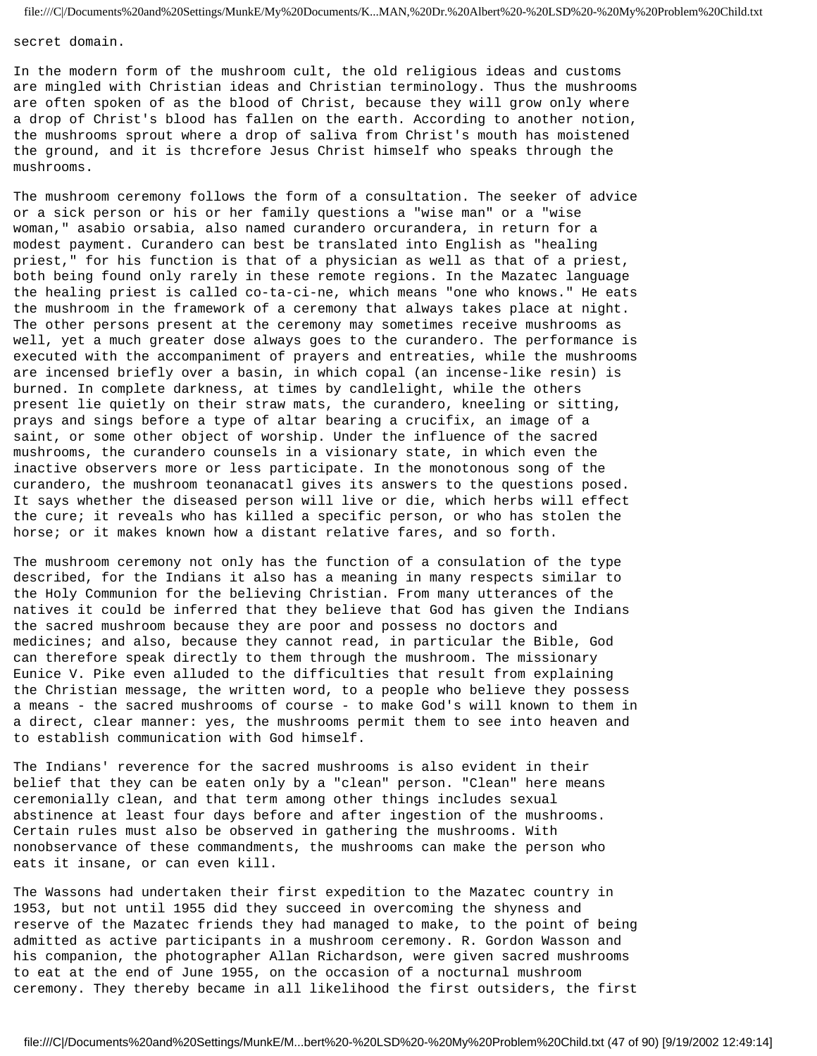secret domain.

In the modern form of the mushroom cult, the old religious ideas and customs are mingled with Christian ideas and Christian terminology. Thus the mushrooms are often spoken of as the blood of Christ, because they will grow only where a drop of Christ's blood has fallen on the earth. According to another notion, the mushrooms sprout where a drop of saliva from Christ's mouth has moistened the ground, and it is thcrefore Jesus Christ himself who speaks through the mushrooms.

The mushroom ceremony follows the form of a consultation. The seeker of advice or a sick person or his or her family questions a "wise man" or a "wise woman," asabio orsabia, also named curandero orcurandera, in return for a modest payment. Curandero can best be translated into English as "healing priest," for his function is that of a physician as well as that of a priest, both being found only rarely in these remote regions. In the Mazatec language the healing priest is called co-ta-ci-ne, which means "one who knows." He eats the mushroom in the framework of a ceremony that always takes place at night. The other persons present at the ceremony may sometimes receive mushrooms as well, yet a much greater dose always goes to the curandero. The performance is executed with the accompaniment of prayers and entreaties, while the mushrooms are incensed briefly over a basin, in which copal (an incense-like resin) is burned. In complete darkness, at times by candlelight, while the others present lie quietly on their straw mats, the curandero, kneeling or sitting, prays and sings before a type of altar bearing a crucifix, an image of a saint, or some other object of worship. Under the influence of the sacred mushrooms, the curandero counsels in a visionary state, in which even the inactive observers more or less participate. In the monotonous song of the curandero, the mushroom teonanacatl gives its answers to the questions posed. It says whether the diseased person will live or die, which herbs will effect the cure; it reveals who has killed a specific person, or who has stolen the horse; or it makes known how a distant relative fares, and so forth.

The mushroom ceremony not only has the function of a consulation of the type described, for the Indians it also has a meaning in many respects similar to the Holy Communion for the believing Christian. From many utterances of the natives it could be inferred that they believe that God has given the Indians the sacred mushroom because they are poor and possess no doctors and medicines; and also, because they cannot read, in particular the Bible, God can therefore speak directly to them through the mushroom. The missionary Eunice V. Pike even alluded to the difficulties that result from explaining the Christian message, the written word, to a people who believe they possess a means - the sacred mushrooms of course - to make God's will known to them in a direct, clear manner: yes, the mushrooms permit them to see into heaven and to establish communication with God himself.

The Indians' reverence for the sacred mushrooms is also evident in their belief that they can be eaten only by a "clean" person. "Clean" here means ceremonially clean, and that term among other things includes sexual abstinence at least four days before and after ingestion of the mushrooms. Certain rules must also be observed in gathering the mushrooms. With nonobservance of these commandments, the mushrooms can make the person who eats it insane, or can even kill.

The Wassons had undertaken their first expedition to the Mazatec country in 1953, but not until 1955 did they succeed in overcoming the shyness and reserve of the Mazatec friends they had managed to make, to the point of being admitted as active participants in a mushroom ceremony. R. Gordon Wasson and his companion, the photographer Allan Richardson, were given sacred mushrooms to eat at the end of June 1955, on the occasion of a nocturnal mushroom ceremony. They thereby became in all likelihood the first outsiders, the first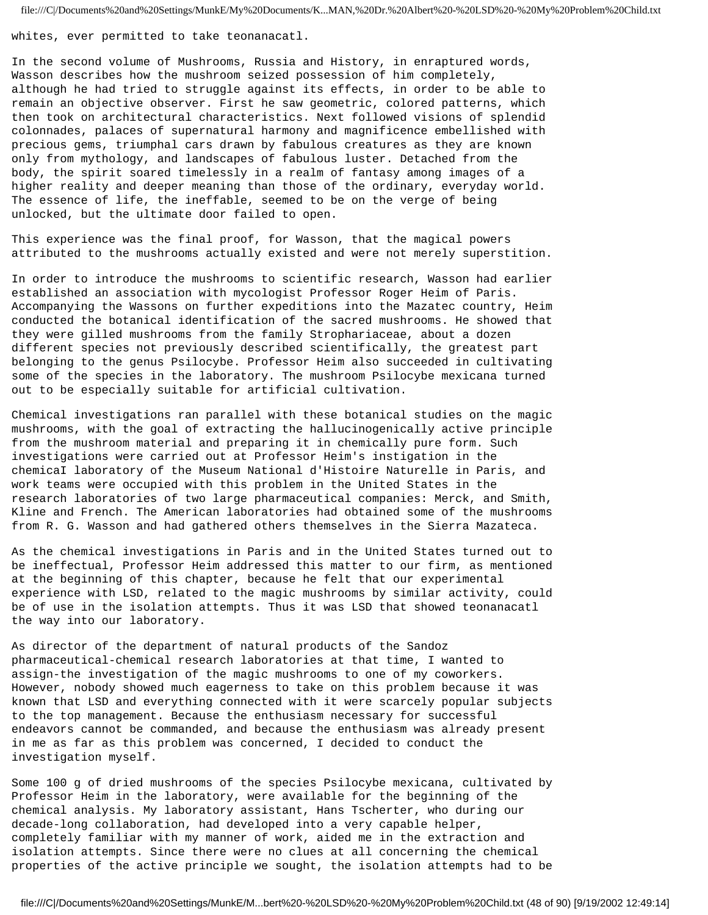whites, ever permitted to take teonanacatl.

In the second volume of Mushrooms, Russia and History, in enraptured words, Wasson describes how the mushroom seized possession of him completely, although he had tried to struggle against its effects, in order to be able to remain an objective observer. First he saw geometric, colored patterns, which then took on architectural characteristics. Next followed visions of splendid colonnades, palaces of supernatural harmony and magnificence embellished with precious gems, triumphal cars drawn by fabulous creatures as they are known only from mythology, and landscapes of fabulous luster. Detached from the body, the spirit soared timelessly in a realm of fantasy among images of a higher reality and deeper meaning than those of the ordinary, everyday world. The essence of life, the ineffable, seemed to be on the verge of being unlocked, but the ultimate door failed to open.

This experience was the final proof, for Wasson, that the magical powers attributed to the mushrooms actually existed and were not merely superstition.

In order to introduce the mushrooms to scientific research, Wasson had earlier established an association with mycologist Professor Roger Heim of Paris. Accompanying the Wassons on further expeditions into the Mazatec country, Heim conducted the botanical identification of the sacred mushrooms. He showed that they were gilled mushrooms from the family Strophariaceae, about a dozen different species not previously described scientifically, the greatest part belonging to the genus Psilocybe. Professor Heim also succeeded in cultivating some of the species in the laboratory. The mushroom Psilocybe mexicana turned out to be especially suitable for artificial cultivation.

Chemical investigations ran parallel with these botanical studies on the magic mushrooms, with the goal of extracting the hallucinogenically active principle from the mushroom material and preparing it in chemically pure form. Such investigations were carried out at Professor Heim's instigation in the chemicaI laboratory of the Museum National d'Histoire Naturelle in Paris, and work teams were occupied with this problem in the United States in the research laboratories of two large pharmaceutical companies: Merck, and Smith, Kline and French. The American laboratories had obtained some of the mushrooms from R. G. Wasson and had gathered others themselves in the Sierra Mazateca.

As the chemical investigations in Paris and in the United States turned out to be ineffectual, Professor Heim addressed this matter to our firm, as mentioned at the beginning of this chapter, because he felt that our experimental experience with LSD, related to the magic mushrooms by similar activity, could be of use in the isolation attempts. Thus it was LSD that showed teonanacatl the way into our laboratory.

As director of the department of natural products of the Sandoz pharmaceutical-chemical research laboratories at that time, I wanted to assign-the investigation of the magic mushrooms to one of my coworkers. However, nobody showed much eagerness to take on this problem because it was known that LSD and everything connected with it were scarcely popular subjects to the top management. Because the enthusiasm necessary for successful endeavors cannot be commanded, and because the enthusiasm was already present in me as far as this problem was concerned, I decided to conduct the investigation myself.

Some 100 g of dried mushrooms of the species Psilocybe mexicana, cultivated by Professor Heim in the laboratory, were available for the beginning of the chemical analysis. My laboratory assistant, Hans Tscherter, who during our decade-long collaboration, had developed into a very capable helper, completely familiar with my manner of work, aided me in the extraction and isolation attempts. Since there were no clues at all concerning the chemical properties of the active principle we sought, the isolation attempts had to be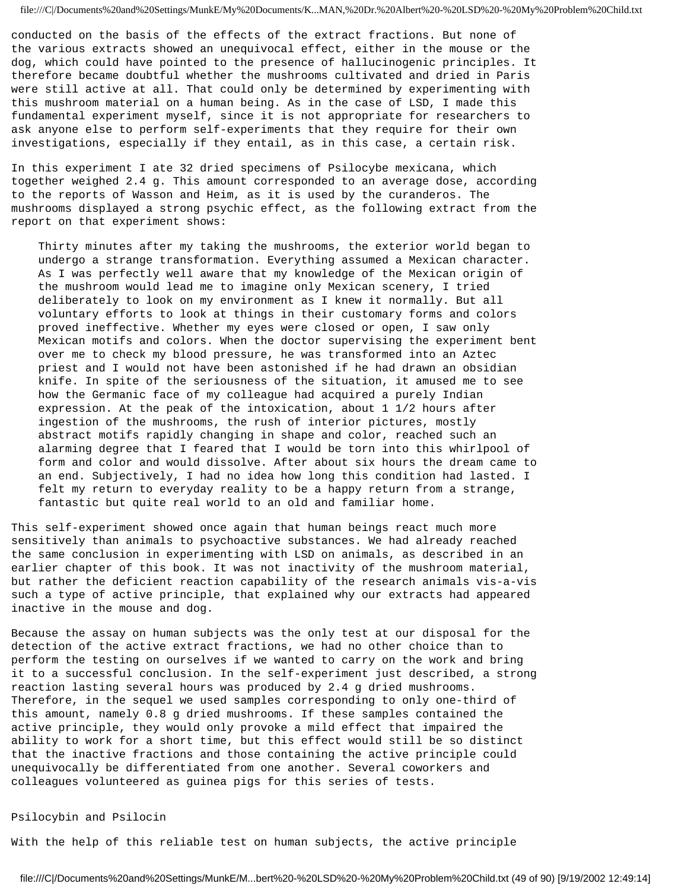conducted on the basis of the effects of the extract fractions. But none of the various extracts showed an unequivocal effect, either in the mouse or the dog, which could have pointed to the presence of hallucinogenic principles. It therefore became doubtful whether the mushrooms cultivated and dried in Paris were still active at all. That could only be determined by experimenting with this mushroom material on a human being. As in the case of LSD, I made this fundamental experiment myself, since it is not appropriate for researchers to ask anyone else to perform self-experiments that they require for their own investigations, especially if they entail, as in this case, a certain risk.

In this experiment I ate 32 dried specimens of Psilocybe mexicana, which together weighed 2.4 g. This amount corresponded to an average dose, according to the reports of Wasson and Heim, as it is used by the curanderos. The mushrooms displayed a strong psychic effect, as the following extract from the report on that experiment shows:

> Thirty minutes after my taking the mushrooms, the exterior world began to undergo a strange transformation. Everything assumed a Mexican character. As I was perfectly well aware that my knowledge of the Mexican origin of the mushroom would lead me to imagine only Mexican scenery, I tried deliberately to look on my environment as I knew it normally. But all voluntary efforts to look at things in their customary forms and colors proved ineffective. Whether my eyes were closed or open, I saw only Mexican motifs and colors. When the doctor supervising the experiment bent over me to check my blood pressure, he was transformed into an Aztec priest and I would not have been astonished if he had drawn an obsidian knife. In spite of the seriousness of the situation, it amused me to see how the Germanic face of my colleague had acquired a purely Indian expression. At the peak of the intoxication, about 1 1/2 hours after ingestion of the mushrooms, the rush of interior pictures, mostly abstract motifs rapidly changing in shape and color, reached such an alarming degree that I feared that I would be torn into this whirlpool of form and color and would dissolve. After about six hours the dream came to an end. Subjectively, I had no idea how long this condition had lasted. I felt my return to everyday reality to be a happy return from a strange, fantastic but quite real world to an old and familiar home.

This self-experiment showed once again that human beings react much more sensitively than animals to psychoactive substances. We had already reached the same conclusion in experimenting with LSD on animals, as described in an earlier chapter of this book. It was not inactivity of the mushroom material, but rather the deficient reaction capability of the research animals vis-a-vis such a type of active principle, that explained why our extracts had appeared inactive in the mouse and dog.

Because the assay on human subjects was the only test at our disposal for the detection of the active extract fractions, we had no other choice than to perform the testing on ourselves if we wanted to carry on the work and bring it to a successful conclusion. In the self-experiment just described, a strong reaction lasting several hours was produced by 2.4 g dried mushrooms. Therefore, in the sequel we used samples corresponding to only one-third of this amount, namely 0.8 g dried mushrooms. If these samples contained the active principle, they would only provoke a mild effect that impaired the ability to work for a short time, but this effect would still be so distinct that the inactive fractions and those containing the active principle could unequivocally be differentiated from one another. Several coworkers and colleagues volunteered as guinea pigs for this series of tests.

## Psilocybin and Psilocin

With the help of this reliable test on human subjects, the active principle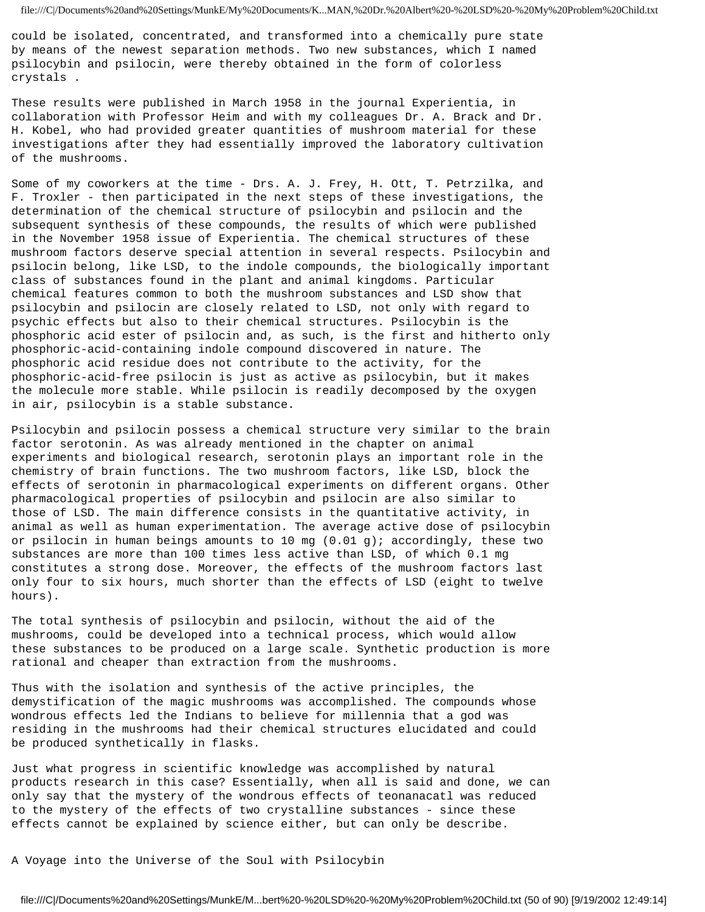could be isolated, concentrated, and transformed into a chemically pure state by means of the newest separation methods. Two new substances, which I named psilocybin and psilocin, were thereby obtained in the form of colorless crystals .

These results were published in March 1958 in the journal Experientia, in collaboration with Professor Heim and with my colleagues Dr. A. Brack and Dr. H. Kobel, who had provided greater quantities of mushroom material for these investigations after they had essentially improved the laboratory cultivation of the mushrooms.

Some of my coworkers at the time - Drs. A. J. Frey, H. Ott, T. Petrzilka, and F. Troxler - then participated in the next steps of these investigations, the determination of the chemical structure of psilocybin and psilocin and the subsequent synthesis of these compounds, the results of which were published in the November 1958 issue of Experientia. The chemical structures of these mushroom factors deserve special attention in several respects. Psilocybin and psilocin belong, like LSD, to the indole compounds, the biologically important class of substances found in the plant and animal kingdoms. Particular chemical features common to both the mushroom substances and LSD show that psilocybin and psilocin are closely related to LSD, not only with regard to psychic effects but also to their chemical structures. Psilocybin is the phosphoric acid ester of psilocin and, as such, is the first and hitherto only phosphoric-acid-containing indole compound discovered in nature. The phosphoric acid residue does not contribute to the activity, for the phosphoric-acid-free psilocin is just as active as psilocybin, but it makes the molecule more stable. While psilocin is readily decomposed by the oxygen in air, psilocybin is a stable substance.

Psilocybin and psilocin possess a chemical structure very similar to the brain factor serotonin. As was already mentioned in the chapter on animal experiments and biological research, serotonin plays an important role in the chemistry of brain functions. The two mushroom factors, like LSD, block the effects of serotonin in pharmacological experiments on different organs. Other pharmacological properties of psilocybin and psilocin are also similar to those of LSD. The main difference consists in the quantitative activity, in animal as well as human experimentation. The average active dose of psilocybin or psilocin in human beings amounts to 10 mg (0.01 g); accordingly, these two substances are more than 100 times less active than LSD, of which 0.1 mg constitutes a strong dose. Moreover, the effects of the mushroom factors last only four to six hours, much shorter than the effects of LSD (eight to twelve hours).

The total synthesis of psilocybin and psilocin, without the aid of the mushrooms, could be developed into a technical process, which would allow these substances to be produced on a large scale. Synthetic production is more rational and cheaper than extraction from the mushrooms.

Thus with the isolation and synthesis of the active principles, the demystification of the magic mushrooms was accomplished. The compounds whose wondrous effects led the Indians to believe for millennia that a god was residing in the mushrooms had their chemical structures elucidated and could be produced synthetically in flasks.

Just what progress in scientific knowledge was accomplished by natural products research in this case? Essentially, when all is said and done, we can only say that the mystery of the wondrous effects of teonanacatl was reduced to the mystery of the effects of two crystalline substances - since these effects cannot be explained by science either, but can only be describe.

## A Voyage into the Universe of the Soul with Psilocybin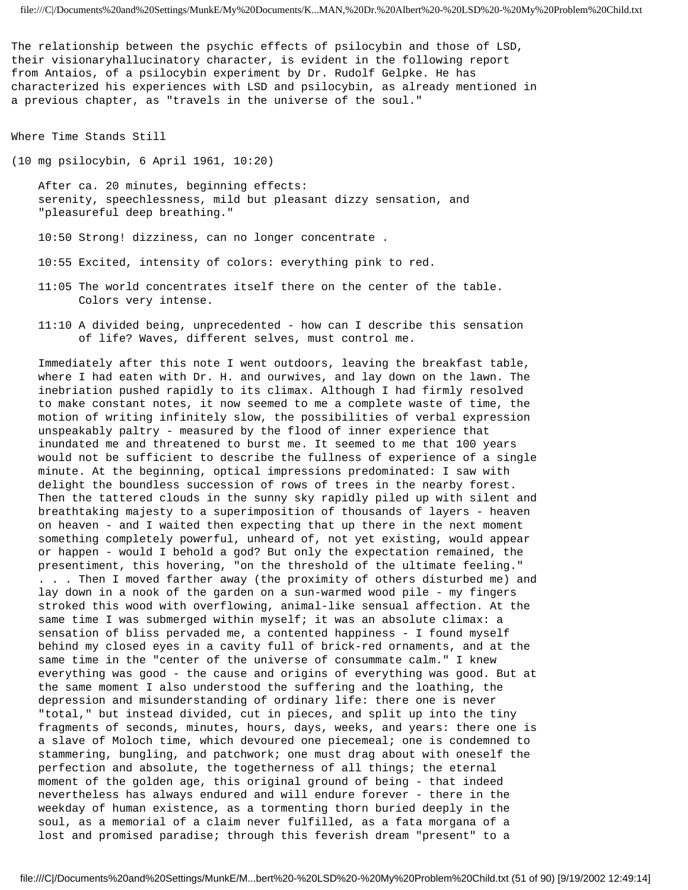The relationship between the psychic effects of psilocybin and those of LSD, their visionaryhallucinatory character, is evident in the following report from Antaios, of a psilocybin experiment by Dr. Rudolf Gelpke. He has characterized his experiences with LSD and psilocybin, as already mentioned in a previous chapter, as "travels in the universe of the soul."

## Where Time Stands Still

(10 mg psilocybin, 6 April 1961, 10:20)

> After ca. 20 minutes, beginning effects:
> serenity, speechlessness, mild but pleasant dizzy sensation, and "pleasureful deep breathing."
>
> 10:50 Strong! dizziness, can no longer concentrate .
>
> 10:55 Excited, intensity of colors: everything pink to red.
>
> 11:05 The world concentrates itself there on the center of the table. Colors very intense.
>
> 11:10 A divided being, unprecedented - how can I describe this sensation of life? Waves, different selves, must control me.
>
> Immediately after this note I went outdoors, leaving the breakfast table, where I had eaten with Dr. H. and ourwives, and lay down on the lawn. The inebriation pushed rapidly to its climax. Although I had firmly resolved to make constant notes, it now seemed to me a complete waste of time, the motion of writing infinitely slow, the possibilities of verbal expression unspeakably paltry - measured by the flood of inner experience that inundated me and threatened to burst me. It seemed to me that 100 years would not be sufficient to describe the fullness of experience of a single minute. At the beginning, optical impressions predominated: I saw with delight the boundless succession of rows of trees in the nearby forest. Then the tattered clouds in the sunny sky rapidly piled up with silent and breathtaking majesty to a superimposition of thousands of layers - heaven on heaven - and I waited then expecting that up there in the next moment something completely powerful, unheard of, not yet existing, would appear or happen - would I behold a god? But only the expectation remained, the presentiment, this hovering, "on the threshold of the ultimate feeling." . . . Then I moved farther away (the proximity of others disturbed me) and lay down in a nook of the garden on a sun-warmed wood pile - my fingers stroked this wood with overflowing, animal-like sensual affection. At the same time I was submerged within myself; it was an absolute climax: a sensation of bliss pervaded me, a contented happiness - I found myself behind my closed eyes in a cavity full of brick-red ornaments, and at the same time in the "center of the universe of consummate calm." I knew everything was good - the cause and origins of everything was good. But at the same moment I also understood the suffering and the loathing, the depression and misunderstanding of ordinary life: there one is never "total," but instead divided, cut in pieces, and split up into the tiny fragments of seconds, minutes, hours, days, weeks, and years: there one is a slave of Moloch time, which devoured one piecemeal; one is condemned to stammering, bungling, and patchwork; one must drag about with oneself the perfection and absolute, the togetherness of all things; the eternal moment of the golden age, this original ground of being - that indeed nevertheless has always endured and will endure forever - there in the weekday of human existence, as a tormenting thorn buried deeply in the soul, as a memorial of a claim never fulfilled, as a fata morgana of a lost and promised paradise; through this feverish dream "present" to a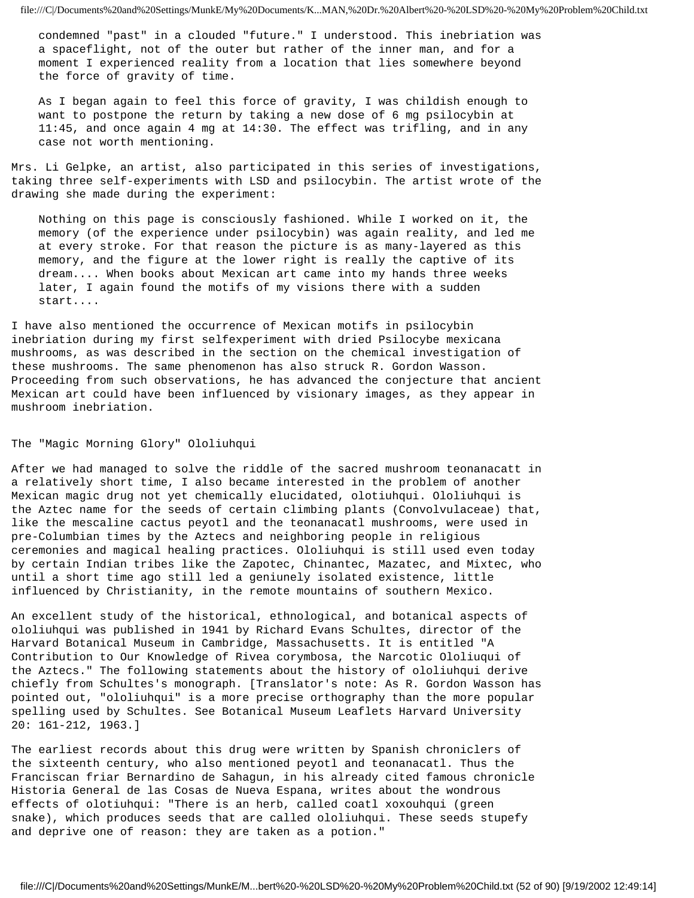condemned "past" in a clouded "future." I understood. This inebriation was a spaceflight, not of the outer but rather of the inner man, and for a moment I experienced reality from a location that lies somewhere beyond the force of gravity of time.

As I began again to feel this force of gravity, I was childish enough to want to postpone the return by taking a new dose of 6 mg psilocybin at 11:45, and once again 4 mg at 14:30. The effect was trifling, and in any case not worth mentioning.

Mrs. Li Gelpke, an artist, also participated in this series of investigations, taking three self-experiments with LSD and psilocybin. The artist wrote of the drawing she made during the experiment:

> Nothing on this page is consciously fashioned. While I worked on it, the memory (of the experience under psilocybin) was again reality, and led me at every stroke. For that reason the picture is as many-layered as this memory, and the figure at the lower right is really the captive of its dream.... When books about Mexican art came into my hands three weeks later, I again found the motifs of my visions there with a sudden start....

I have also mentioned the occurrence of Mexican motifs in psilocybin inebriation during my first selfexperiment with dried Psilocybe mexicana mushrooms, as was described in the section on the chemical investigation of these mushrooms. The same phenomenon has also struck R. Gordon Wasson. Proceeding from such observations, he has advanced the conjecture that ancient Mexican art could have been influenced by visionary images, as they appear in mushroom inebriation.

## The "Magic Morning Glory" Ololiuhqui

After we had managed to solve the riddle of the sacred mushroom teonanacatt in a relatively short time, I also became interested in the problem of another Mexican magic drug not yet chemically elucidated, olotiuhqui. Ololiuhqui is the Aztec name for the seeds of certain climbing plants (Convolvulaceae) that, like the mescaline cactus peyotl and the teonanacatl mushrooms, were used in pre-Columbian times by the Aztecs and neighboring people in religious ceremonies and magical healing practices. Ololiuhqui is still used even today by certain Indian tribes like the Zapotec, Chinantec, Mazatec, and Mixtec, who until a short time ago still led a geniunely isolated existence, little influenced by Christianity, in the remote mountains of southern Mexico.

An excellent study of the historical, ethnological, and botanical aspects of ololiuhqui was published in 1941 by Richard Evans Schultes, director of the Harvard Botanical Museum in Cambridge, Massachusetts. It is entitled "A Contribution to Our Knowledge of Rivea corymbosa, the Narcotic Ololiuqui of the Aztecs." The following statements about the history of ololiuhqui derive chiefly from Schultes's monograph. [Translator's note: As R. Gordon Wasson has pointed out, "ololiuhqui" is a more precise orthography than the more popular spelling used by Schultes. See Botanical Museum Leaflets Harvard University 20: 161-212, 1963.]

The earliest records about this drug were written by Spanish chroniclers of the sixteenth century, who also mentioned peyotl and teonanacatl. Thus the Franciscan friar Bernardino de Sahagun, in his already cited famous chronicle Historia General de las Cosas de Nueva Espana, writes about the wondrous effects of olotiuhqui: "There is an herb, called coatl xoxouhqui (green snake), which produces seeds that are called ololiuhqui. These seeds stupefy and deprive one of reason: they are taken as a potion."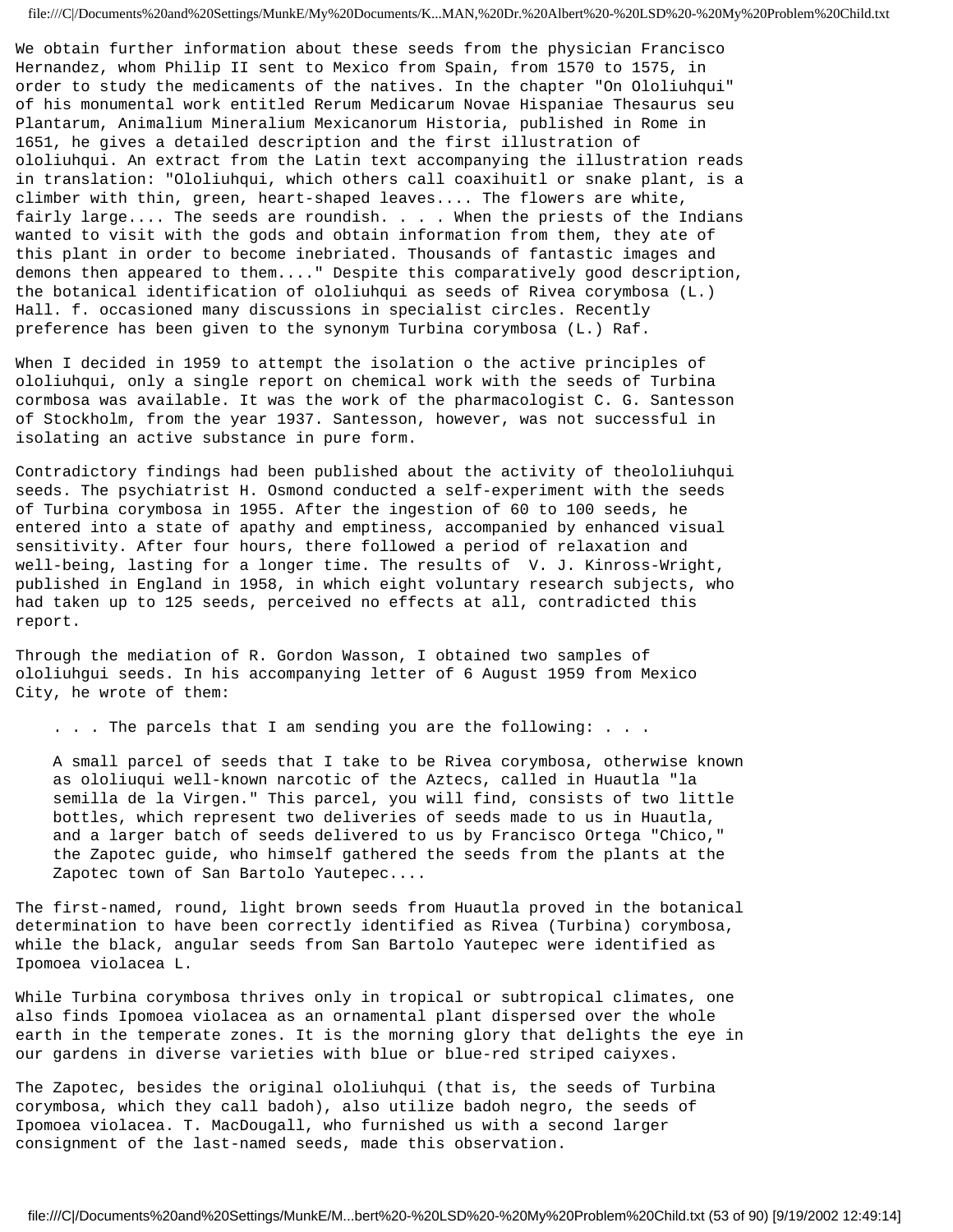We obtain further information about these seeds from the physician Francisco Hernandez, whom Philip II sent to Mexico from Spain, from 1570 to 1575, in order to study the medicaments of the natives. In the chapter "On Ololiuhqui" of his monumental work entitled Rerum Medicarum Novae Hispaniae Thesaurus seu Plantarum, Animalium Mineralium Mexicanorum Historia, published in Rome in 1651, he gives a detailed description and the first illustration of ololiuhqui. An extract from the Latin text accompanying the illustration reads in translation: "Ololiuhqui, which others call coaxihuitl or snake plant, is a climber with thin, green, heart-shaped leaves.... The flowers are white, fairly large.... The seeds are roundish. . . . When the priests of the Indians wanted to visit with the gods and obtain information from them, they ate of this plant in order to become inebriated. Thousands of fantastic images and demons then appeared to them...." Despite this comparatively good description, the botanical identification of ololiuhqui as seeds of Rivea corymbosa (L.) Hall. f. occasioned many discussions in specialist circles. Recently preference has been given to the synonym Turbina corymbosa (L.) Raf.

When I decided in 1959 to attempt the isolation o the active principles of ololiuhqui, only a single report on chemical work with the seeds of Turbina cormbosa was available. It was the work of the pharmacologist C. G. Santesson of Stockholm, from the year 1937. Santesson, however, was not successful in isolating an active substance in pure form.

Contradictory findings had been published about the activity of theololiuhqui seeds. The psychiatrist H. Osmond conducted a self-experiment with the seeds of Turbina corymbosa in 1955. After the ingestion of 60 to 100 seeds, he entered into a state of apathy and emptiness, accompanied by enhanced visual sensitivity. After four hours, there followed a period of relaxation and well-being, lasting for a longer time. The results of V. J. Kinross-Wright, published in England in 1958, in which eight voluntary research subjects, who had taken up to 125 seeds, perceived no effects at all, contradicted this report.

Through the mediation of R. Gordon Wasson, I obtained two samples of ololiuhgui seeds. In his accompanying letter of 6 August 1959 from Mexico City, he wrote of them:

> . . . The parcels that I am sending you are the following: . . .
>
> A small parcel of seeds that I take to be Rivea corymbosa, otherwise known as ololiuqui well-known narcotic of the Aztecs, called in Huautla "la semilla de la Virgen." This parcel, you will find, consists of two little bottles, which represent two deliveries of seeds made to us in Huautla, and a larger batch of seeds delivered to us by Francisco Ortega "Chico," the Zapotec guide, who himself gathered the seeds from the plants at the Zapotec town of San Bartolo Yautepec....

The first-named, round, light brown seeds from Huautla proved in the botanical determination to have been correctly identified as Rivea (Turbina) corymbosa, while the black, angular seeds from San Bartolo Yautepec were identified as Ipomoea violacea L.

While Turbina corymbosa thrives only in tropical or subtropical climates, one also finds Ipomoea violacea as an ornamental plant dispersed over the whole earth in the temperate zones. It is the morning glory that delights the eye in our gardens in diverse varieties with blue or blue-red striped caiyxes.

The Zapotec, besides the original ololiuhqui (that is, the seeds of Turbina corymbosa, which they call badoh), also utilize badoh negro, the seeds of Ipomoea violacea. T. MacDougall, who furnished us with a second larger consignment of the last-named seeds, made this observation.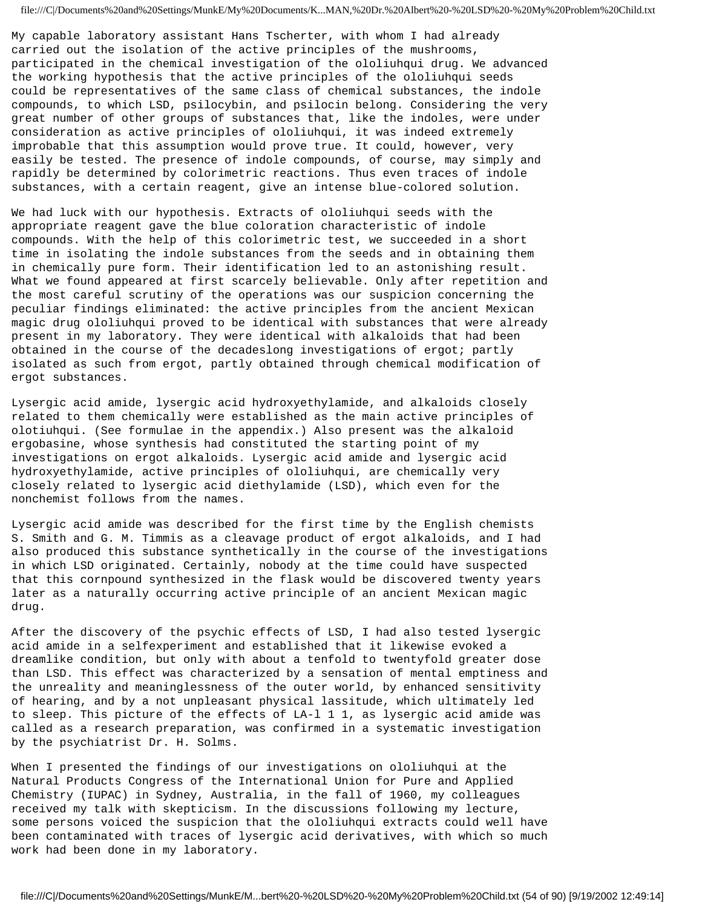My capable laboratory assistant Hans Tscherter, with whom I had already carried out the isolation of the active principles of the mushrooms, participated in the chemical investigation of the ololiuhqui drug. We advanced the working hypothesis that the active principles of the ololiuhqui seeds could be representatives of the same class of chemical substances, the indole compounds, to which LSD, psilocybin, and psilocin belong. Considering the very great number of other groups of substances that, like the indoles, were under consideration as active principles of ololiuhqui, it was indeed extremely improbable that this assumption would prove true. It could, however, very easily be tested. The presence of indole compounds, of course, may simply and rapidly be determined by colorimetric reactions. Thus even traces of indole substances, with a certain reagent, give an intense blue-colored solution.

We had luck with our hypothesis. Extracts of ololiuhqui seeds with the appropriate reagent gave the blue coloration characteristic of indole compounds. With the help of this colorimetric test, we succeeded in a short time in isolating the indole substances from the seeds and in obtaining them in chemically pure form. Their identification led to an astonishing result. What we found appeared at first scarcely believable. Only after repetition and the most careful scrutiny of the operations was our suspicion concerning the peculiar findings eliminated: the active principles from the ancient Mexican magic drug ololiuhqui proved to be identical with substances that were already present in my laboratory. They were identical with alkaloids that had been obtained in the course of the decadeslong investigations of ergot; partly isolated as such from ergot, partly obtained through chemical modification of ergot substances.

Lysergic acid amide, lysergic acid hydroxyethylamide, and alkaloids closely related to them chemically were established as the main active principles of olotiuhqui. (See formulae in the appendix.) Also present was the alkaloid ergobasine, whose synthesis had constituted the starting point of my investigations on ergot alkaloids. Lysergic acid amide and lysergic acid hydroxyethylamide, active principles of ololiuhqui, are chemically very closely related to lysergic acid diethylamide (LSD), which even for the nonchemist follows from the names.

Lysergic acid amide was described for the first time by the English chemists S. Smith and G. M. Timmis as a cleavage product of ergot alkaloids, and I had also produced this substance synthetically in the course of the investigations in which LSD originated. Certainly, nobody at the time could have suspected that this cornpound synthesized in the flask would be discovered twenty years later as a naturally occurring active principle of an ancient Mexican magic drug.

After the discovery of the psychic effects of LSD, I had also tested lysergic acid amide in a selfexperiment and established that it likewise evoked a dreamlike condition, but only with about a tenfold to twentyfold greater dose than LSD. This effect was characterized by a sensation of mental emptiness and the unreality and meaninglessness of the outer world, by enhanced sensitivity of hearing, and by a not unpleasant physical lassitude, which ultimately led to sleep. This picture of the effects of LA-l 1 1, as lysergic acid amide was called as a research preparation, was confirmed in a systematic investigation by the psychiatrist Dr. H. Solms.

When I presented the findings of our investigations on ololiuhqui at the Natural Products Congress of the International Union for Pure and Applied Chemistry (IUPAC) in Sydney, Australia, in the fall of 1960, my colleagues received my talk with skepticism. In the discussions following my lecture, some persons voiced the suspicion that the ololiuhqui extracts could well have been contaminated with traces of lysergic acid derivatives, with which so much work had been done in my laboratory.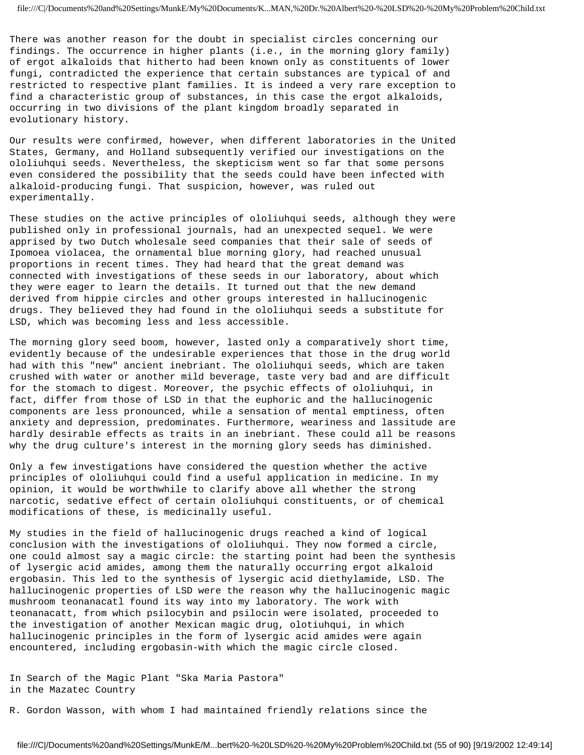There was another reason for the doubt in specialist circles concerning our findings. The occurrence in higher plants (i.e., in the morning glory family) of ergot alkaloids that hitherto had been known only as constituents of lower fungi, contradicted the experience that certain substances are typical of and restricted to respective plant families. It is indeed a very rare exception to find a characteristic group of substances, in this case the ergot alkaloids, occurring in two divisions of the plant kingdom broadly separated in evolutionary history.

Our results were confirmed, however, when different laboratories in the United States, Germany, and Holland subsequently verified our investigations on the ololiuhqui seeds. Nevertheless, the skepticism went so far that some persons even considered the possibility that the seeds could have been infected with alkaloid-producing fungi. That suspicion, however, was ruled out experimentally.

These studies on the active principles of ololiuhqui seeds, although they were published only in professional journals, had an unexpected sequel. We were apprised by two Dutch wholesale seed companies that their sale of seeds of Ipomoea violacea, the ornamental blue morning glory, had reached unusual proportions in recent times. They had heard that the great demand was connected with investigations of these seeds in our laboratory, about which they were eager to learn the details. It turned out that the new demand derived from hippie circles and other groups interested in hallucinogenic drugs. They believed they had found in the ololiuhqui seeds a substitute for LSD, which was becoming less and less accessible.

The morning glory seed boom, however, lasted only a comparatively short time, evidently because of the undesirable experiences that those in the drug world had with this "new" ancient inebriant. The ololiuhqui seeds, which are taken crushed with water or another mild beverage, taste very bad and are difficult for the stomach to digest. Moreover, the psychic effects of ololiuhqui, in fact, differ from those of LSD in that the euphoric and the hallucinogenic components are less pronounced, while a sensation of mental emptiness, often anxiety and depression, predominates. Furthermore, weariness and lassitude are hardly desirable effects as traits in an inebriant. These could all be reasons why the drug culture's interest in the morning glory seeds has diminished.

Only a few investigations have considered the question whether the active principles of ololiuhqui could find a useful application in medicine. In my opinion, it would be worthwhile to clarify above all whether the strong narcotic, sedative effect of certain ololiuhqui constituents, or of chemical modifications of these, is medicinally useful.

My studies in the field of hallucinogenic drugs reached a kind of logical conclusion with the investigations of ololiuhqui. They now formed a circle, one could almost say a magic circle: the starting point had been the synthesis of lysergic acid amides, among them the naturally occurring ergot alkaloid ergobasin. This led to the synthesis of lysergic acid diethylamide, LSD. The hallucinogenic properties of LSD were the reason why the hallucinogenic magic mushroom teonanacatl found its way into my laboratory. The work with teonanacatt, from which psilocybin and psilocin were isolated, proceeded to the investigation of another Mexican magic drug, olotiuhqui, in which hallucinogenic principles in the form of lysergic acid amides were again encountered, including ergobasin-with which the magic circle closed.

## In Search of the Magic Plant "Ska Maria Pastora" in the Mazatec Country

R. Gordon Wasson, with whom I had maintained friendly relations since the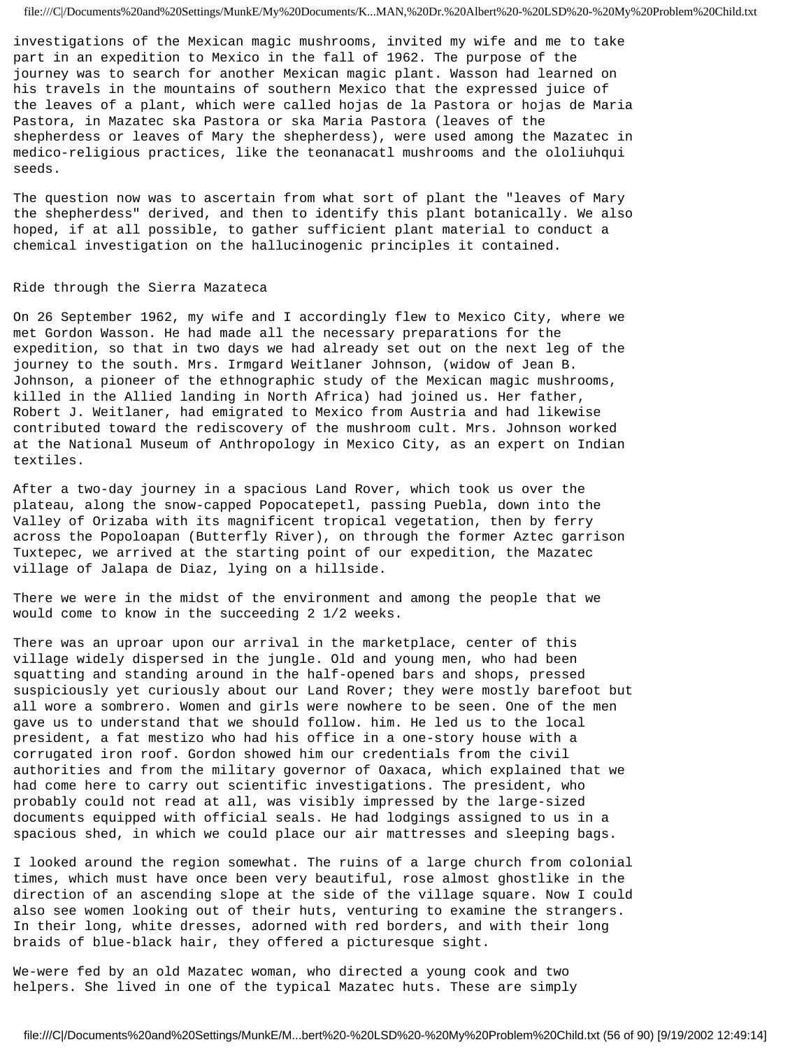investigations of the Mexican magic mushrooms, invited my wife and me to take part in an expedition to Mexico in the fall of 1962. The purpose of the journey was to search for another Mexican magic plant. Wasson had learned on his travels in the mountains of southern Mexico that the expressed juice of the leaves of a plant, which were called hojas de la Pastora or hojas de Maria Pastora, in Mazatec ska Pastora or ska Maria Pastora (leaves of the shepherdess or leaves of Mary the shepherdess), were used among the Mazatec in medico-religious practices, like the teonanacatl mushrooms and the ololiuhqui seeds.

The question now was to ascertain from what sort of plant the "leaves of Mary the shepherdess" derived, and then to identify this plant botanically. We also hoped, if at all possible, to gather sufficient plant material to conduct a chemical investigation on the hallucinogenic principles it contained.

## Ride through the Sierra Mazateca

On 26 September 1962, my wife and I accordingly flew to Mexico City, where we met Gordon Wasson. He had made all the necessary preparations for the expedition, so that in two days we had already set out on the next leg of the journey to the south. Mrs. Irmgard Weitlaner Johnson, (widow of Jean B. Johnson, a pioneer of the ethnographic study of the Mexican magic mushrooms, killed in the Allied landing in North Africa) had joined us. Her father, Robert J. Weitlaner, had emigrated to Mexico from Austria and had likewise contributed toward the rediscovery of the mushroom cult. Mrs. Johnson worked at the National Museum of Anthropology in Mexico City, as an expert on Indian textiles.

After a two-day journey in a spacious Land Rover, which took us over the plateau, along the snow-capped Popocatepetl, passing Puebla, down into the Valley of Orizaba with its magnificent tropical vegetation, then by ferry across the Popoloapan (Butterfly River), on through the former Aztec garrison Tuxtepec, we arrived at the starting point of our expedition, the Mazatec village of Jalapa de Diaz, lying on a hillside.

There we were in the midst of the environment and among the people that we would come to know in the succeeding 2 1/2 weeks.

There was an uproar upon our arrival in the marketplace, center of this village widely dispersed in the jungle. Old and young men, who had been squatting and standing around in the half-opened bars and shops, pressed suspiciously yet curiously about our Land Rover; they were mostly barefoot but all wore a sombrero. Women and girls were nowhere to be seen. One of the men gave us to understand that we should follow. him. He led us to the local president, a fat mestizo who had his office in a one-story house with a corrugated iron roof. Gordon showed him our credentials from the civil authorities and from the military governor of Oaxaca, which explained that we had come here to carry out scientific investigations. The president, who probably could not read at all, was visibly impressed by the large-sized documents equipped with official seals. He had lodgings assigned to us in a spacious shed, in which we could place our air mattresses and sleeping bags.

I looked around the region somewhat. The ruins of a large church from colonial times, which must have once been very beautiful, rose almost ghostlike in the direction of an ascending slope at the side of the village square. Now I could also see women looking out of their huts, venturing to examine the strangers. In their long, white dresses, adorned with red borders, and with their long braids of blue-black hair, they offered a picturesque sight.

We-were fed by an old Mazatec woman, who directed a young cook and two helpers. She lived in one of the typical Mazatec huts. These are simply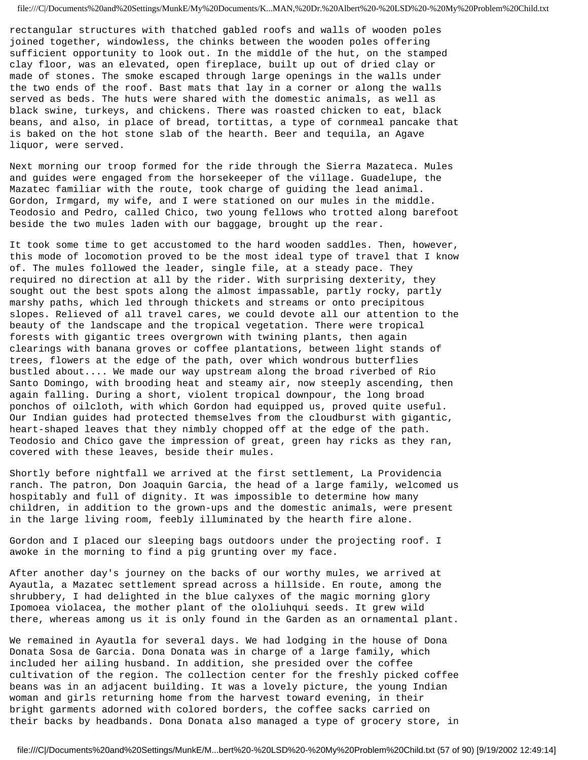rectangular structures with thatched gabled roofs and walls of wooden poles joined together, windowless, the chinks between the wooden poles offering sufficient opportunity to look out. In the middle of the hut, on the stamped clay floor, was an elevated, open fireplace, built up out of dried clay or made of stones. The smoke escaped through large openings in the walls under the two ends of the roof. Bast mats that lay in a corner or along the walls served as beds. The huts were shared with the domestic animals, as well as black swine, turkeys, and chickens. There was roasted chicken to eat, black beans, and also, in place of bread, tortittas, a type of cornmeal pancake that is baked on the hot stone slab of the hearth. Beer and tequila, an Agave liquor, were served.

Next morning our troop formed for the ride through the Sierra Mazateca. Mules and guides were engaged from the horsekeeper of the village. Guadelupe, the Mazatec familiar with the route, took charge of guiding the lead animal. Gordon, Irmgard, my wife, and I were stationed on our mules in the middle. Teodosio and Pedro, called Chico, two young fellows who trotted along barefoot beside the two mules laden with our baggage, brought up the rear.

It took some time to get accustomed to the hard wooden saddles. Then, however, this mode of locomotion proved to be the most ideal type of travel that I know of. The mules followed the leader, single file, at a steady pace. They required no direction at all by the rider. With surprising dexterity, they sought out the best spots along the almost impassable, partly rocky, partly marshy paths, which led through thickets and streams or onto precipitous slopes. Relieved of all travel cares, we could devote all our attention to the beauty of the landscape and the tropical vegetation. There were tropical forests with gigantic trees overgrown with twining plants, then again clearings with banana groves or coffee plantations, between light stands of trees, flowers at the edge of the path, over which wondrous butterflies bustled about.... We made our way upstream along the broad riverbed of Rio Santo Domingo, with brooding heat and steamy air, now steeply ascending, then again falling. During a short, violent tropical downpour, the long broad ponchos of oilcloth, with which Gordon had equipped us, proved quite useful. Our Indian guides had protected themselves from the cloudburst with gigantic, heart-shaped leaves that they nimbly chopped off at the edge of the path. Teodosio and Chico gave the impression of great, green hay ricks as they ran, covered with these leaves, beside their mules.

Shortly before nightfall we arrived at the first settlement, La Providencia ranch. The patron, Don Joaquin Garcia, the head of a large family, welcomed us hospitably and full of dignity. It was impossible to determine how many children, in addition to the grown-ups and the domestic animals, were present in the large living room, feebly illuminated by the hearth fire alone.

Gordon and I placed our sleeping bags outdoors under the projecting roof. I awoke in the morning to find a pig grunting over my face.

After another day's journey on the backs of our worthy mules, we arrived at Ayautla, a Mazatec settlement spread across a hillside. En route, among the shrubbery, I had delighted in the blue calyxes of the magic morning glory Ipomoea violacea, the mother plant of the ololiuhqui seeds. It grew wild there, whereas among us it is only found in the Garden as an ornamental plant.

We remained in Ayautla for several days. We had lodging in the house of Dona Donata Sosa de Garcia. Dona Donata was in charge of a large family, which included her ailing husband. In addition, she presided over the coffee cultivation of the region. The collection center for the freshly picked coffee beans was in an adjacent building. It was a lovely picture, the young Indian woman and girls returning home from the harvest toward evening, in their bright garments adorned with colored borders, the coffee sacks carried on their backs by headbands. Dona Donata also managed a type of grocery store, in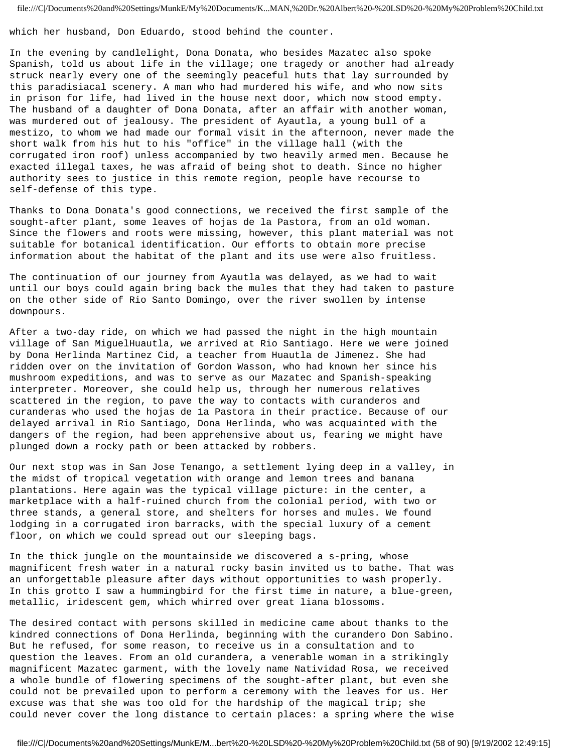which her husband, Don Eduardo, stood behind the counter.

In the evening by candlelight, Dona Donata, who besides Mazatec also spoke Spanish, told us about life in the village; one tragedy or another had already struck nearly every one of the seemingly peaceful huts that lay surrounded by this paradisiacal scenery. A man who had murdered his wife, and who now sits in prison for life, had lived in the house next door, which now stood empty. The husband of a daughter of Dona Donata, after an affair with another woman, was murdered out of jealousy. The president of Ayautla, a young bull of a mestizo, to whom we had made our formal visit in the afternoon, never made the short walk from his hut to his "office" in the village hall (with the corrugated iron roof) unless accompanied by two heavily armed men. Because he exacted illegal taxes, he was afraid of being shot to death. Since no higher authority sees to justice in this remote region, people have recourse to self-defense of this type.

Thanks to Dona Donata's good connections, we received the first sample of the sought-after plant, some leaves of hojas de la Pastora, from an old woman. Since the flowers and roots were missing, however, this plant material was not suitable for botanical identification. Our efforts to obtain more precise information about the habitat of the plant and its use were also fruitless.

The continuation of our journey from Ayautla was delayed, as we had to wait until our boys could again bring back the mules that they had taken to pasture on the other side of Rio Santo Domingo, over the river swollen by intense downpours.

After a two-day ride, on which we had passed the night in the high mountain village of San MiguelHuautla, we arrived at Rio Santiago. Here we were joined by Dona Herlinda Martinez Cid, a teacher from Huautla de Jimenez. She had ridden over on the invitation of Gordon Wasson, who had known her since his mushroom expeditions, and was to serve as our Mazatec and Spanish-speaking interpreter. Moreover, she could help us, through her numerous relatives scattered in the region, to pave the way to contacts with curanderos and curanderas who used the hojas de 1a Pastora in their practice. Because of our delayed arrival in Rio Santiago, Dona Herlinda, who was acquainted with the dangers of the region, had been apprehensive about us, fearing we might have plunged down a rocky path or been attacked by robbers.

Our next stop was in San Jose Tenango, a settlement lying deep in a valley, in the midst of tropical vegetation with orange and lemon trees and banana plantations. Here again was the typical village picture: in the center, a marketplace with a half-ruined church from the colonial period, with two or three stands, a general store, and shelters for horses and mules. We found lodging in a corrugated iron barracks, with the special luxury of a cement floor, on which we could spread out our sleeping bags.

In the thick jungle on the mountainside we discovered a s-pring, whose magnificent fresh water in a natural rocky basin invited us to bathe. That was an unforgettable pleasure after days without opportunities to wash properly. In this grotto I saw a hummingbird for the first time in nature, a blue-green, metallic, iridescent gem, which whirred over great liana blossoms.

The desired contact with persons skilled in medicine came about thanks to the kindred connections of Dona Herlinda, beginning with the curandero Don Sabino. But he refused, for some reason, to receive us in a consultation and to question the leaves. From an old curandera, a venerable woman in a strikingly magnificent Mazatec garment, with the lovely name Natividad Rosa, we received a whole bundle of flowering specimens of the sought-after plant, but even she could not be prevailed upon to perform a ceremony with the leaves for us. Her excuse was that she was too old for the hardship of the magical trip; she could never cover the long distance to certain places: a spring where the wise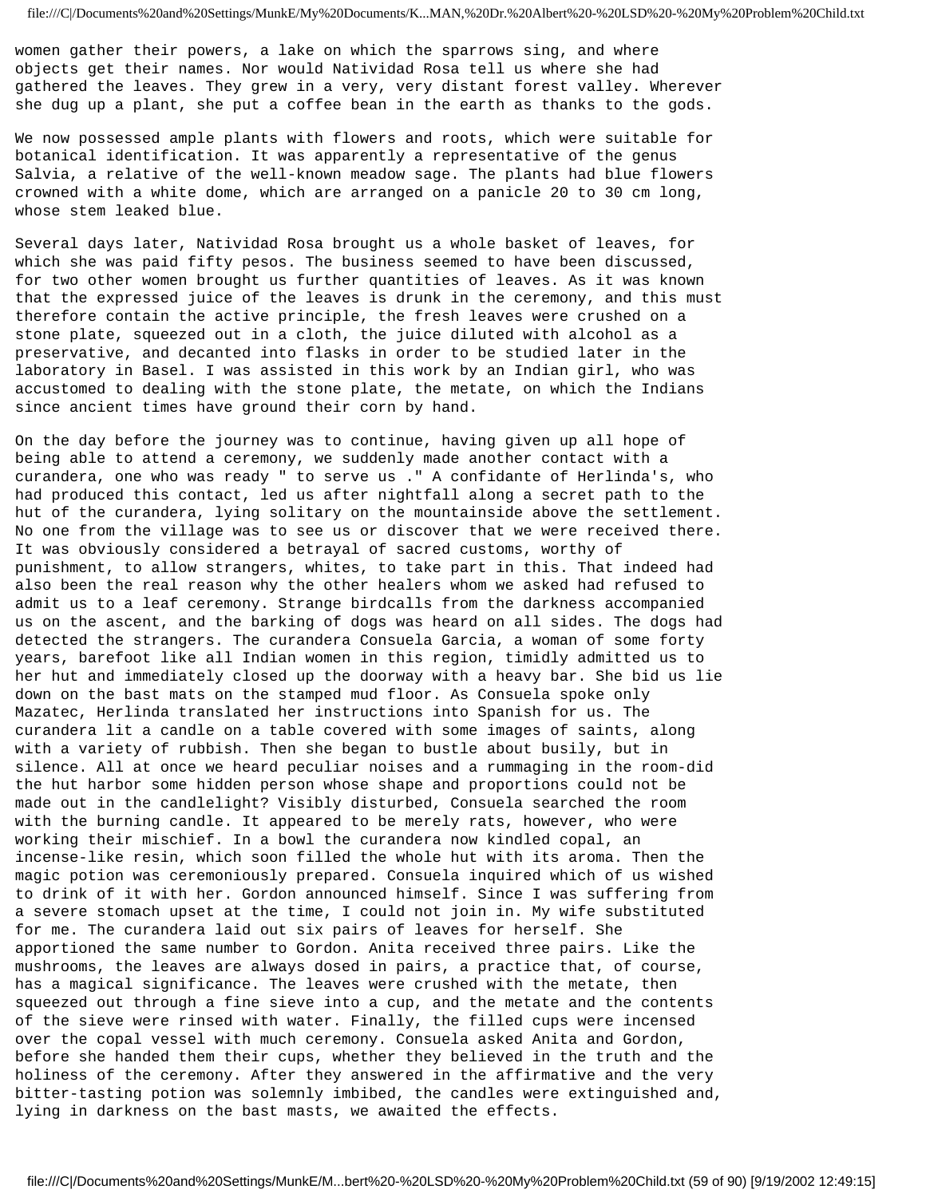women gather their powers, a lake on which the sparrows sing, and where objects get their names. Nor would Natividad Rosa tell us where she had gathered the leaves. They grew in a very, very distant forest valley. Wherever she dug up a plant, she put a coffee bean in the earth as thanks to the gods.

We now possessed ample plants with flowers and roots, which were suitable for botanical identification. It was apparently a representative of the genus Salvia, a relative of the well-known meadow sage. The plants had blue flowers crowned with a white dome, which are arranged on a panicle 20 to 30 cm long, whose stem leaked blue.

Several days later, Natividad Rosa brought us a whole basket of leaves, for which she was paid fifty pesos. The business seemed to have been discussed, for two other women brought us further quantities of leaves. As it was known that the expressed juice of the leaves is drunk in the ceremony, and this must therefore contain the active principle, the fresh leaves were crushed on a stone plate, squeezed out in a cloth, the juice diluted with alcohol as a preservative, and decanted into flasks in order to be studied later in the laboratory in Basel. I was assisted in this work by an Indian girl, who was accustomed to dealing with the stone plate, the metate, on which the Indians since ancient times have ground their corn by hand.

On the day before the journey was to continue, having given up all hope of being able to attend a ceremony, we suddenly made another contact with a curandera, one who was ready " to serve us ." A confidante of Herlinda's, who had produced this contact, led us after nightfall along a secret path to the hut of the curandera, lying solitary on the mountainside above the settlement. No one from the village was to see us or discover that we were received there. It was obviously considered a betrayal of sacred customs, worthy of punishment, to allow strangers, whites, to take part in this. That indeed had also been the real reason why the other healers whom we asked had refused to admit us to a leaf ceremony. Strange birdcalls from the darkness accompanied us on the ascent, and the barking of dogs was heard on all sides. The dogs had detected the strangers. The curandera Consuela Garcia, a woman of some forty years, barefoot like all Indian women in this region, timidly admitted us to her hut and immediately closed up the doorway with a heavy bar. She bid us lie down on the bast mats on the stamped mud floor. As Consuela spoke only Mazatec, Herlinda translated her instructions into Spanish for us. The curandera lit a candle on a table covered with some images of saints, along with a variety of rubbish. Then she began to bustle about busily, but in silence. All at once we heard peculiar noises and a rummaging in the room-did the hut harbor some hidden person whose shape and proportions could not be made out in the candlelight? Visibly disturbed, Consuela searched the room with the burning candle. It appeared to be merely rats, however, who were working their mischief. In a bowl the curandera now kindled copal, an incense-like resin, which soon filled the whole hut with its aroma. Then the magic potion was ceremoniously prepared. Consuela inquired which of us wished to drink of it with her. Gordon announced himself. Since I was suffering from a severe stomach upset at the time, I could not join in. My wife substituted for me. The curandera laid out six pairs of leaves for herself. She apportioned the same number to Gordon. Anita received three pairs. Like the mushrooms, the leaves are always dosed in pairs, a practice that, of course, has a magical significance. The leaves were crushed with the metate, then squeezed out through a fine sieve into a cup, and the metate and the contents of the sieve were rinsed with water. Finally, the filled cups were incensed over the copal vessel with much ceremony. Consuela asked Anita and Gordon, before she handed them their cups, whether they believed in the truth and the holiness of the ceremony. After they answered in the affirmative and the very bitter-tasting potion was solemnly imbibed, the candles were extinguished and, lying in darkness on the bast masts, we awaited the effects.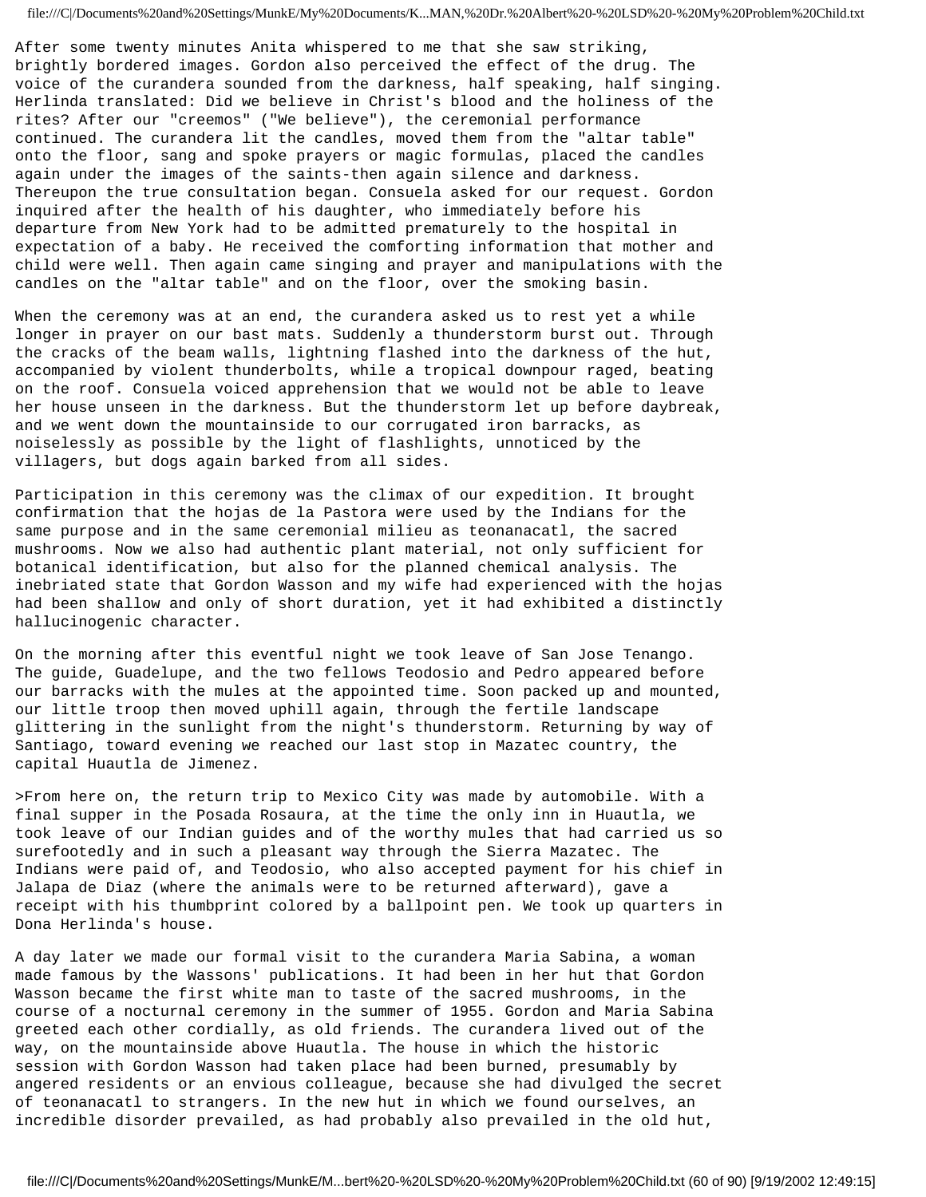After some twenty minutes Anita whispered to me that she saw striking, brightly bordered images. Gordon also perceived the effect of the drug. The voice of the curandera sounded from the darkness, half speaking, half singing. Herlinda translated: Did we believe in Christ's blood and the holiness of the rites? After our "creemos" ("We believe"), the ceremonial performance continued. The curandera lit the candles, moved them from the "altar table" onto the floor, sang and spoke prayers or magic formulas, placed the candles again under the images of the saints-then again silence and darkness. Thereupon the true consultation began. Consuela asked for our request. Gordon inquired after the health of his daughter, who immediately before his departure from New York had to be admitted prematurely to the hospital in expectation of a baby. He received the comforting information that mother and child were well. Then again came singing and prayer and manipulations with the candles on the "altar table" and on the floor, over the smoking basin.

When the ceremony was at an end, the curandera asked us to rest yet a while longer in prayer on our bast mats. Suddenly a thunderstorm burst out. Through the cracks of the beam walls, lightning flashed into the darkness of the hut, accompanied by violent thunderbolts, while a tropical downpour raged, beating on the roof. Consuela voiced apprehension that we would not be able to leave her house unseen in the darkness. But the thunderstorm let up before daybreak, and we went down the mountainside to our corrugated iron barracks, as noiselessly as possible by the light of flashlights, unnoticed by the villagers, but dogs again barked from all sides.

Participation in this ceremony was the climax of our expedition. It brought confirmation that the hojas de la Pastora were used by the Indians for the same purpose and in the same ceremonial milieu as teonanacatl, the sacred mushrooms. Now we also had authentic plant material, not only sufficient for botanical identification, but also for the planned chemical analysis. The inebriated state that Gordon Wasson and my wife had experienced with the hojas had been shallow and only of short duration, yet it had exhibited a distinctly hallucinogenic character.

On the morning after this eventful night we took leave of San Jose Tenango. The guide, Guadelupe, and the two fellows Teodosio and Pedro appeared before our barracks with the mules at the appointed time. Soon packed up and mounted, our little troop then moved uphill again, through the fertile landscape glittering in the sunlight from the night's thunderstorm. Returning by way of Santiago, toward evening we reached our last stop in Mazatec country, the capital Huautla de Jimenez.

>From here on, the return trip to Mexico City was made by automobile. With a final supper in the Posada Rosaura, at the time the only inn in Huautla, we took leave of our Indian guides and of the worthy mules that had carried us so surefootedly and in such a pleasant way through the Sierra Mazatec. The Indians were paid of, and Teodosio, who also accepted payment for his chief in Jalapa de Diaz (where the animals were to be returned afterward), gave a receipt with his thumbprint colored by a ballpoint pen. We took up quarters in Dona Herlinda's house.

A day later we made our formal visit to the curandera Maria Sabina, a woman made famous by the Wassons' publications. It had been in her hut that Gordon Wasson became the first white man to taste of the sacred mushrooms, in the course of a nocturnal ceremony in the summer of 1955. Gordon and Maria Sabina greeted each other cordially, as old friends. The curandera lived out of the way, on the mountainside above Huautla. The house in which the historic session with Gordon Wasson had taken place had been burned, presumably by angered residents or an envious colleague, because she had divulged the secret of teonanacatl to strangers. In the new hut in which we found ourselves, an incredible disorder prevailed, as had probably also prevailed in the old hut,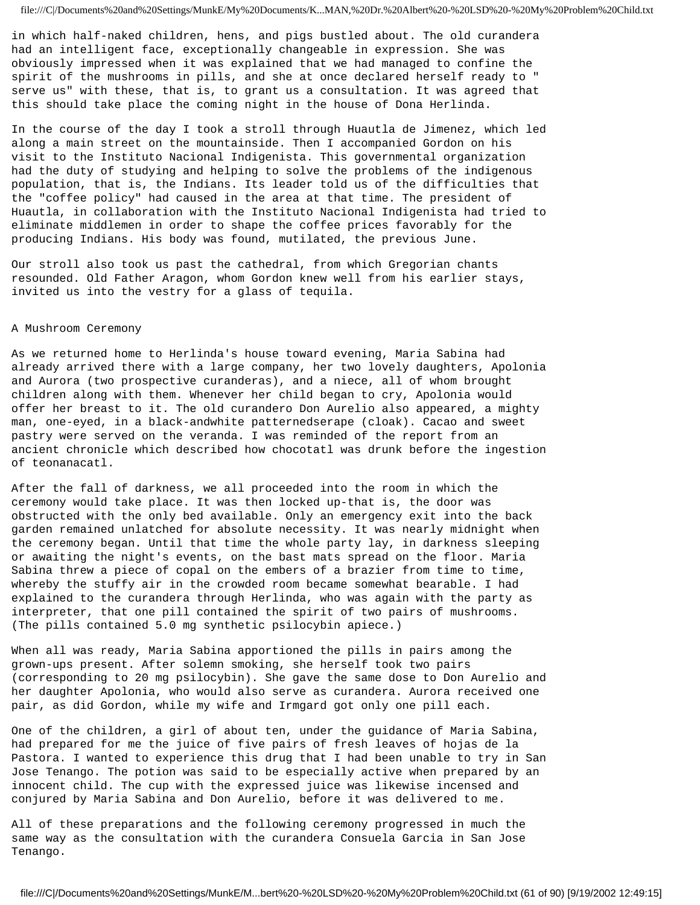in which half-naked children, hens, and pigs bustled about. The old curandera had an intelligent face, exceptionally changeable in expression. She was obviously impressed when it was explained that we had managed to confine the spirit of the mushrooms in pills, and she at once declared herself ready to " serve us" with these, that is, to grant us a consultation. It was agreed that this should take place the coming night in the house of Dona Herlinda.

In the course of the day I took a stroll through Huautla de Jimenez, which led along a main street on the mountainside. Then I accompanied Gordon on his visit to the Instituto Nacional Indigenista. This governmental organization had the duty of studying and helping to solve the problems of the indigenous population, that is, the Indians. Its leader told us of the difficulties that the "coffee policy" had caused in the area at that time. The president of Huautla, in collaboration with the Instituto Nacional Indigenista had tried to eliminate middlemen in order to shape the coffee prices favorably for the producing Indians. His body was found, mutilated, the previous June.

Our stroll also took us past the cathedral, from which Gregorian chants resounded. Old Father Aragon, whom Gordon knew well from his earlier stays, invited us into the vestry for a glass of tequila.

## A Mushroom Ceremony

As we returned home to Herlinda's house toward evening, Maria Sabina had already arrived there with a large company, her two lovely daughters, Apolonia and Aurora (two prospective curanderas), and a niece, all of whom brought children along with them. Whenever her child began to cry, Apolonia would offer her breast to it. The old curandero Don Aurelio also appeared, a mighty man, one-eyed, in a black-andwhite patternedserape (cloak). Cacao and sweet pastry were served on the veranda. I was reminded of the report from an ancient chronicle which described how chocotatl was drunk before the ingestion of teonanacatl.

After the fall of darkness, we all proceeded into the room in which the ceremony would take place. It was then locked up-that is, the door was obstructed with the only bed available. Only an emergency exit into the back garden remained unlatched for absolute necessity. It was nearly midnight when the ceremony began. Until that time the whole party lay, in darkness sleeping or awaiting the night's events, on the bast mats spread on the floor. Maria Sabina threw a piece of copal on the embers of a brazier from time to time, whereby the stuffy air in the crowded room became somewhat bearable. I had explained to the curandera through Herlinda, who was again with the party as interpreter, that one pill contained the spirit of two pairs of mushrooms. (The pills contained 5.0 mg synthetic psilocybin apiece.)

When all was ready, Maria Sabina apportioned the pills in pairs among the grown-ups present. After solemn smoking, she herself took two pairs (corresponding to 20 mg psilocybin). She gave the same dose to Don Aurelio and her daughter Apolonia, who would also serve as curandera. Aurora received one pair, as did Gordon, while my wife and Irmgard got only one pill each.

One of the children, a girl of about ten, under the guidance of Maria Sabina, had prepared for me the juice of five pairs of fresh leaves of hojas de la Pastora. I wanted to experience this drug that I had been unable to try in San Jose Tenango. The potion was said to be especially active when prepared by an innocent child. The cup with the expressed juice was likewise incensed and conjured by Maria Sabina and Don Aurelio, before it was delivered to me.

All of these preparations and the following ceremony progressed in much the same way as the consultation with the curandera Consuela Garcia in San Jose Tenango.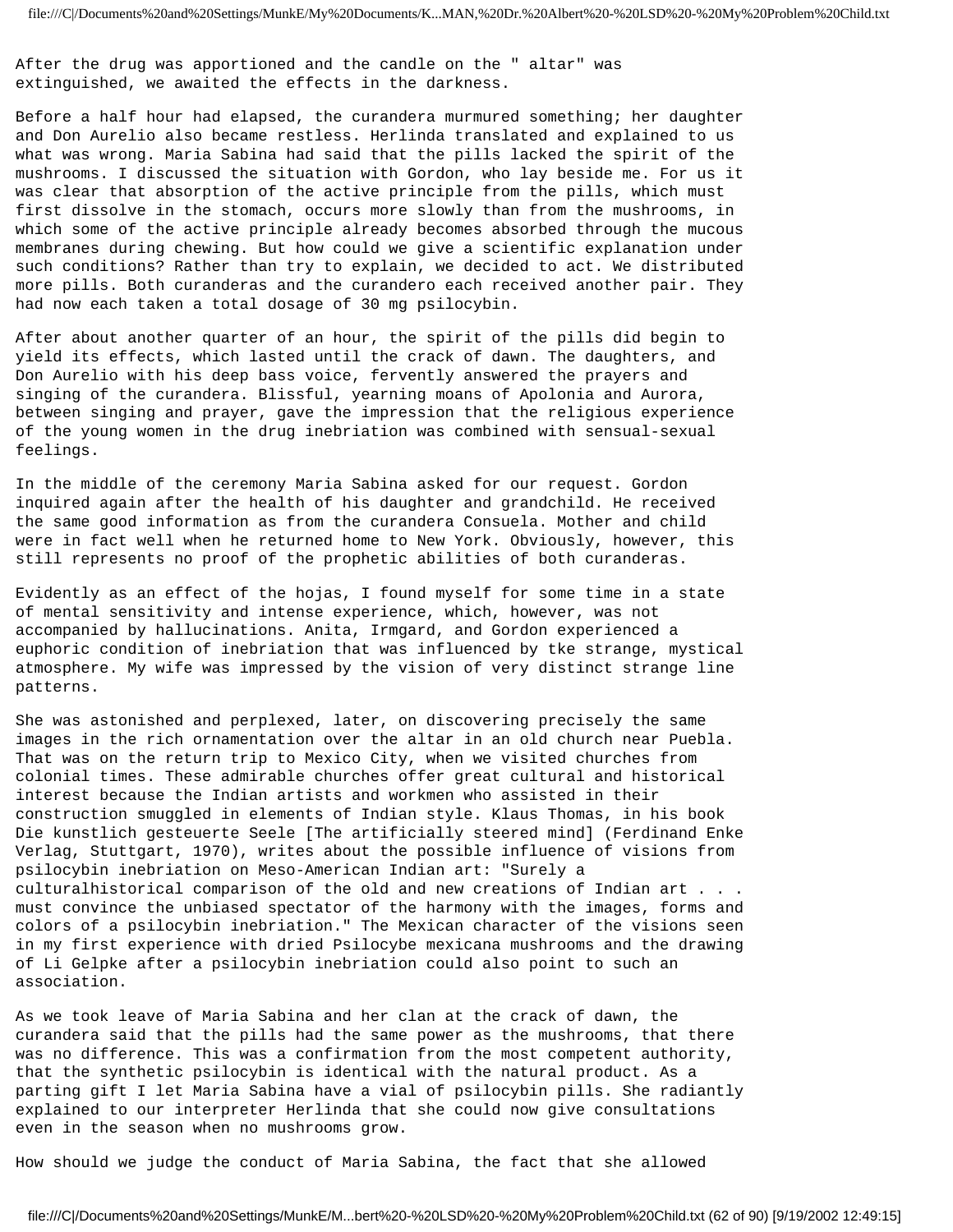After the drug was apportioned and the candle on the " altar" was extinguished, we awaited the effects in the darkness.

Before a half hour had elapsed, the curandera murmured something; her daughter and Don Aurelio also became restless. Herlinda translated and explained to us what was wrong. Maria Sabina had said that the pills lacked the spirit of the mushrooms. I discussed the situation with Gordon, who lay beside me. For us it was clear that absorption of the active principle from the pills, which must first dissolve in the stomach, occurs more slowly than from the mushrooms, in which some of the active principle already becomes absorbed through the mucous membranes during chewing. But how could we give a scientific explanation under such conditions? Rather than try to explain, we decided to act. We distributed more pills. Both curanderas and the curandero each received another pair. They had now each taken a total dosage of 30 mg psilocybin.

After about another quarter of an hour, the spirit of the pills did begin to yield its effects, which lasted until the crack of dawn. The daughters, and Don Aurelio with his deep bass voice, fervently answered the prayers and singing of the curandera. Blissful, yearning moans of Apolonia and Aurora, between singing and prayer, gave the impression that the religious experience of the young women in the drug inebriation was combined with sensual-sexual feelings.

In the middle of the ceremony Maria Sabina asked for our request. Gordon inquired again after the health of his daughter and grandchild. He received the same good information as from the curandera Consuela. Mother and child were in fact well when he returned home to New York. Obviously, however, this still represents no proof of the prophetic abilities of both curanderas.

Evidently as an effect of the hojas, I found myself for some time in a state of mental sensitivity and intense experience, which, however, was not accompanied by hallucinations. Anita, Irmgard, and Gordon experienced a euphoric condition of inebriation that was influenced by tke strange, mystical atmosphere. My wife was impressed by the vision of very distinct strange line patterns.

She was astonished and perplexed, later, on discovering precisely the same images in the rich ornamentation over the altar in an old church near Puebla. That was on the return trip to Mexico City, when we visited churches from colonial times. These admirable churches offer great cultural and historical interest because the Indian artists and workmen who assisted in their construction smuggled in elements of Indian style. Klaus Thomas, in his book Die kunstlich gesteuerte Seele [The artificially steered mind] (Ferdinand Enke Verlag, Stuttgart, 1970), writes about the possible influence of visions from psilocybin inebriation on Meso-American Indian art: "Surely a culturalhistorical comparison of the old and new creations of Indian art . . . must convince the unbiased spectator of the harmony with the images, forms and colors of a psilocybin inebriation." The Mexican character of the visions seen in my first experience with dried Psilocybe mexicana mushrooms and the drawing of Li Gelpke after a psilocybin inebriation could also point to such an association.

As we took leave of Maria Sabina and her clan at the crack of dawn, the curandera said that the pills had the same power as the mushrooms, that there was no difference. This was a confirmation from the most competent authority, that the synthetic psilocybin is identical with the natural product. As a parting gift I let Maria Sabina have a vial of psilocybin pills. She radiantly explained to our interpreter Herlinda that she could now give consultations even in the season when no mushrooms grow.

How should we judge the conduct of Maria Sabina, the fact that she allowed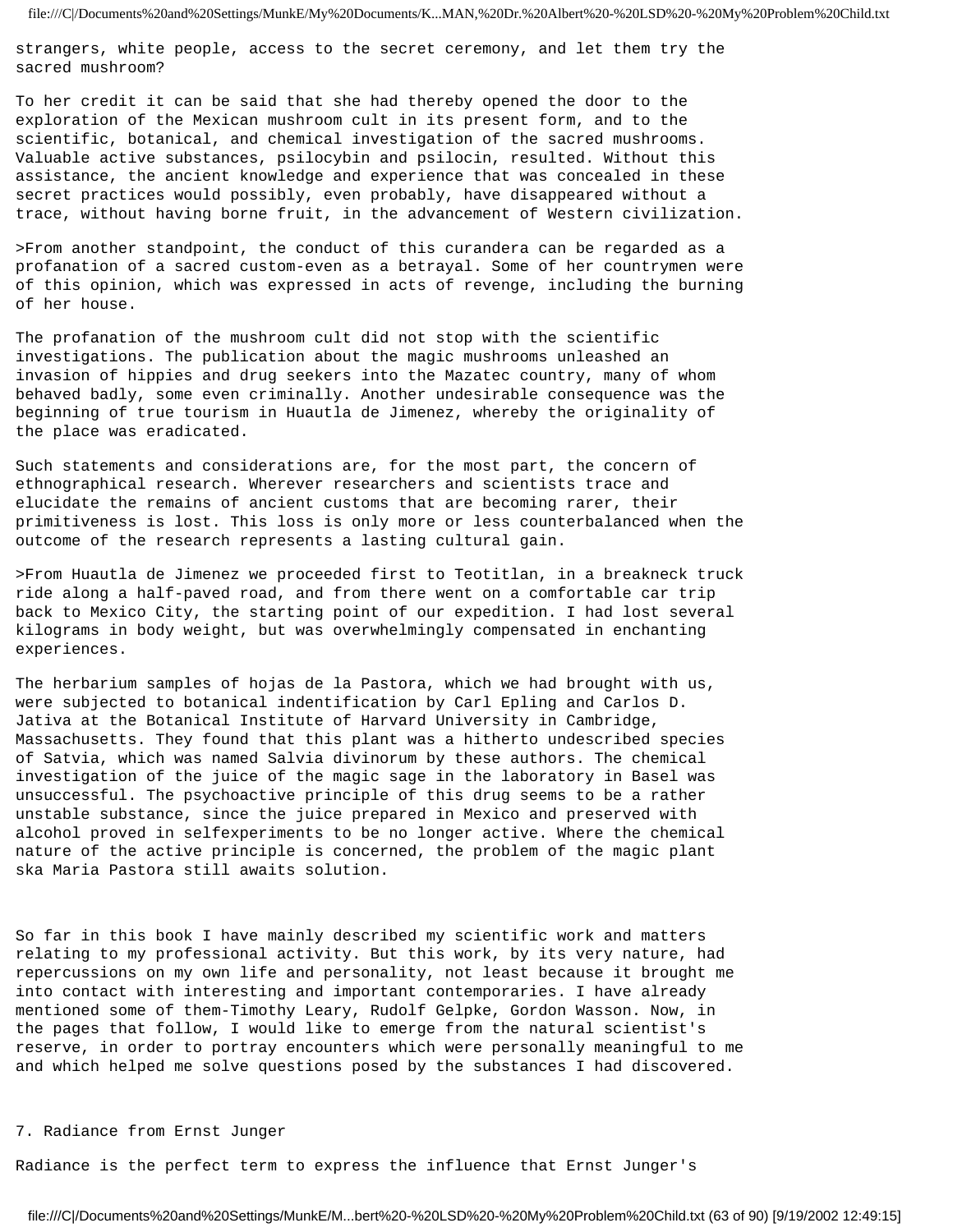strangers, white people, access to the secret ceremony, and let them try the sacred mushroom?

To her credit it can be said that she had thereby opened the door to the exploration of the Mexican mushroom cult in its present form, and to the scientific, botanical, and chemical investigation of the sacred mushrooms. Valuable active substances, psilocybin and psilocin, resulted. Without this assistance, the ancient knowledge and experience that was concealed in these secret practices would possibly, even probably, have disappeared without a trace, without having borne fruit, in the advancement of Western civilization.

>From another standpoint, the conduct of this curandera can be regarded as a profanation of a sacred custom-even as a betrayal. Some of her countrymen were of this opinion, which was expressed in acts of revenge, including the burning of her house.

The profanation of the mushroom cult did not stop with the scientific investigations. The publication about the magic mushrooms unleashed an invasion of hippies and drug seekers into the Mazatec country, many of whom behaved badly, some even criminally. Another undesirable consequence was the beginning of true tourism in Huautla de Jimenez, whereby the originality of the place was eradicated.

Such statements and considerations are, for the most part, the concern of ethnographical research. Wherever researchers and scientists trace and elucidate the remains of ancient customs that are becoming rarer, their primitiveness is lost. This loss is only more or less counterbalanced when the outcome of the research represents a lasting cultural gain.

>From Huautla de Jimenez we proceeded first to Teotitlan, in a breakneck truck ride along a half-paved road, and from there went on a comfortable car trip back to Mexico City, the starting point of our expedition. I had lost several kilograms in body weight, but was overwhelmingly compensated in enchanting experiences.

The herbarium samples of hojas de la Pastora, which we had brought with us, were subjected to botanical indentification by Carl Epling and Carlos D. Jativa at the Botanical Institute of Harvard University in Cambridge, Massachusetts. They found that this plant was a hitherto undescribed species of Satvia, which was named Salvia divinorum by these authors. The chemical investigation of the juice of the magic sage in the laboratory in Basel was unsuccessful. The psychoactive principle of this drug seems to be a rather unstable substance, since the juice prepared in Mexico and preserved with alcohol proved in selfexperiments to be no longer active. Where the chemical nature of the active principle is concerned, the problem of the magic plant ska Maria Pastora still awaits solution.

So far in this book I have mainly described my scientific work and matters relating to my professional activity. But this work, by its very nature, had repercussions on my own life and personality, not least because it brought me into contact with interesting and important contemporaries. I have already mentioned some of them-Timothy Leary, Rudolf Gelpke, Gordon Wasson. Now, in the pages that follow, I would like to emerge from the natural scientist's reserve, in order to portray encounters which were personally meaningful to me and which helped me solve questions posed by the substances I had discovered.

## 7. Radiance from Ernst Junger

Radiance is the perfect term to express the influence that Ernst Junger's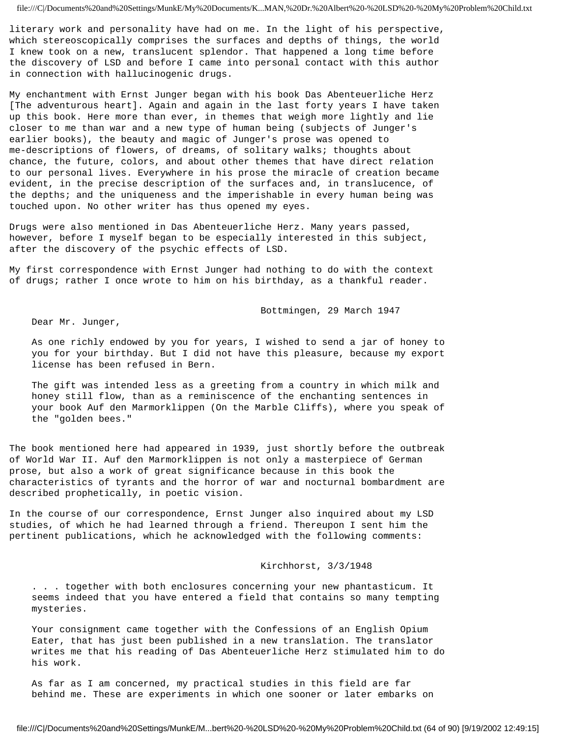literary work and personality have had on me. In the light of his perspective, which stereoscopically comprises the surfaces and depths of things, the world I knew took on a new, translucent splendor. That happened a long time before the discovery of LSD and before I came into personal contact with this author in connection with hallucinogenic drugs.

My enchantment with Ernst Junger began with his book Das Abenteuerliche Herz [The adventurous heart]. Again and again in the last forty years I have taken up this book. Here more than ever, in themes that weigh more lightly and lie closer to me than war and a new type of human being (subjects of Junger's earlier books), the beauty and magic of Junger's prose was opened to me-descriptions of flowers, of dreams, of solitary walks; thoughts about chance, the future, colors, and about other themes that have direct relation to our personal lives. Everywhere in his prose the miracle of creation became evident, in the precise description of the surfaces and, in translucence, of the depths; and the uniqueness and the imperishable in every human being was touched upon. No other writer has thus opened my eyes.

Drugs were also mentioned in Das Abenteuerliche Herz. Many years passed, however, before I myself began to be especially interested in this subject, after the discovery of the psychic effects of LSD.

My first correspondence with Ernst Junger had nothing to do with the context of drugs; rather I once wrote to him on his birthday, as a thankful reader.

> Bottmingen, 29 March 1947
>
> Dear Mr. Junger,
>
> As one richly endowed by you for years, I wished to send a jar of honey to you for your birthday. But I did not have this pleasure, because my export license has been refused in Bern.
>
> The gift was intended less as a greeting from a country in which milk and honey still flow, than as a reminiscence of the enchanting sentences in your book Auf den Marmorklippen (On the Marble Cliffs), where you speak of the "golden bees."

The book mentioned here had appeared in 1939, just shortly before the outbreak of World War II. Auf den Marmorklippen is not only a masterpiece of German prose, but also a work of great significance because in this book the characteristics of tyrants and the horror of war and nocturnal bombardment are described prophetically, in poetic vision.

In the course of our correspondence, Ernst Junger also inquired about my LSD studies, of which he had learned through a friend. Thereupon I sent him the pertinent publications, which he acknowledged with the following comments:

> Kirchhorst, 3/3/1948
>
> . . . together with both enclosures concerning your new phantasticum. It seems indeed that you have entered a field that contains so many tempting mysteries.
>
> Your consignment came together with the Confessions of an English Opium Eater, that has just been published in a new translation. The translator writes me that his reading of Das Abenteuerliche Herz stimulated him to do his work.
>
> As far as I am concerned, my practical studies in this field are far behind me. These are experiments in which one sooner or later embarks on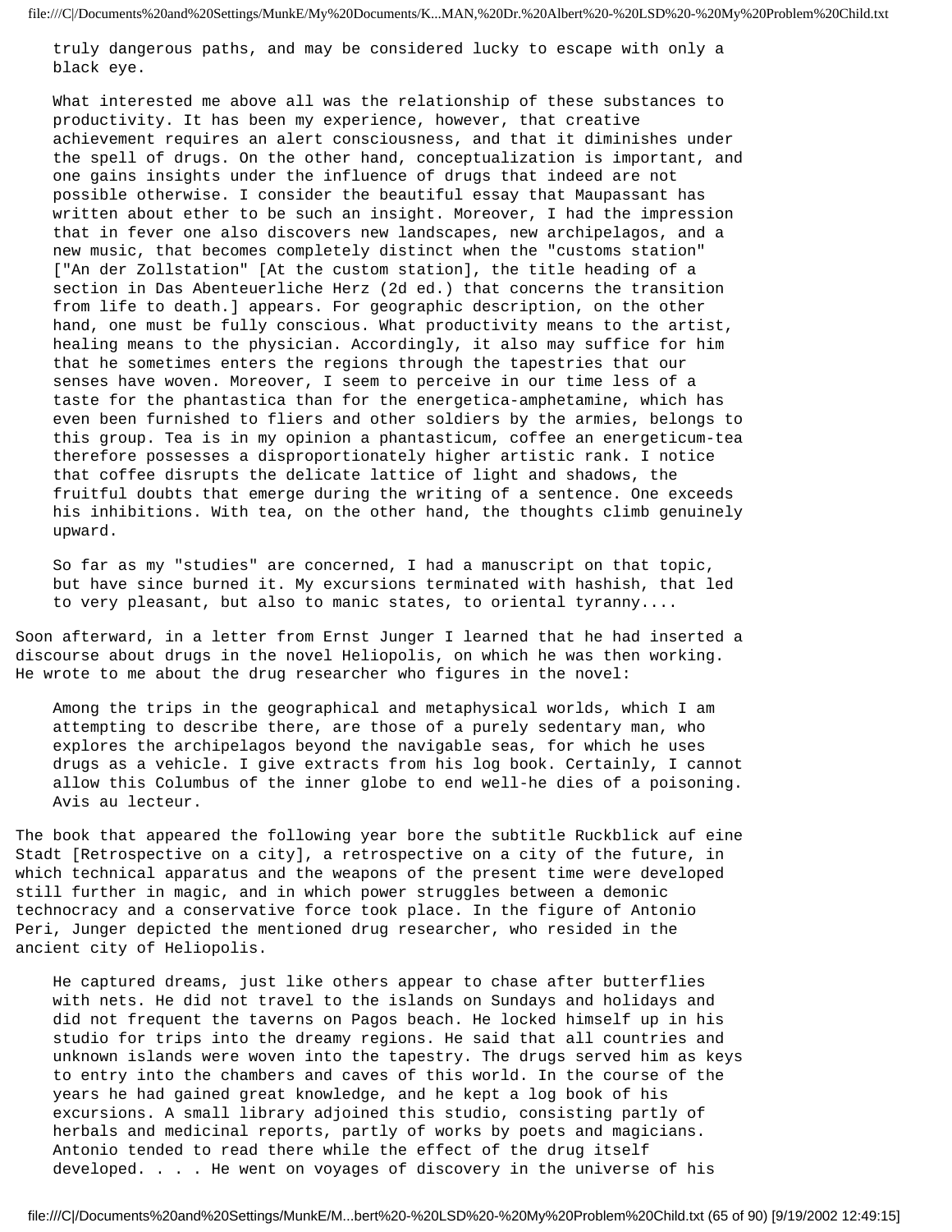> truly dangerous paths, and may be considered lucky to escape with only a black eye.
>
> What interested me above all was the relationship of these substances to productivity. It has been my experience, however, that creative achievement requires an alert consciousness, and that it diminishes under the spell of drugs. On the other hand, conceptualization is important, and one gains insights under the influence of drugs that indeed are not possible otherwise. I consider the beautiful essay that Maupassant has written about ether to be such an insight. Moreover, I had the impression that in fever one also discovers new landscapes, new archipelagos, and a new music, that becomes completely distinct when the "customs station" ["An der Zollstation" [At the custom station], the title heading of a section in Das Abenteuerliche Herz (2d ed.) that concerns the transition from life to death.] appears. For geographic description, on the other hand, one must be fully conscious. What productivity means to the artist, healing means to the physician. Accordingly, it also may suffice for him that he sometimes enters the regions through the tapestries that our senses have woven. Moreover, I seem to perceive in our time less of a taste for the phantastica than for the energetica-amphetamine, which has even been furnished to fliers and other soldiers by the armies, belongs to this group. Tea is in my opinion a phantasticum, coffee an energeticum-tea therefore possesses a disproportionately higher artistic rank. I notice that coffee disrupts the delicate lattice of light and shadows, the fruitful doubts that emerge during the writing of a sentence. One exceeds his inhibitions. With tea, on the other hand, the thoughts climb genuinely upward.
>
> So far as my "studies" are concerned, I had a manuscript on that topic, but have since burned it. My excursions terminated with hashish, that led to very pleasant, but also to manic states, to oriental tyranny....

Soon afterward, in a letter from Ernst Junger I learned that he had inserted a discourse about drugs in the novel Heliopolis, on which he was then working. He wrote to me about the drug researcher who figures in the novel:

> Among the trips in the geographical and metaphysical worlds, which I am attempting to describe there, are those of a purely sedentary man, who explores the archipelagos beyond the navigable seas, for which he uses drugs as a vehicle. I give extracts from his log book. Certainly, I cannot allow this Columbus of the inner globe to end well-he dies of a poisoning. Avis au lecteur.

The book that appeared the following year bore the subtitle Ruckblick auf eine Stadt [Retrospective on a city], a retrospective on a city of the future, in which technical apparatus and the weapons of the present time were developed still further in magic, and in which power struggles between a demonic technocracy and a conservative force took place. In the figure of Antonio Peri, Junger depicted the mentioned drug researcher, who resided in the ancient city of Heliopolis.

> He captured dreams, just like others appear to chase after butterflies with nets. He did not travel to the islands on Sundays and holidays and did not frequent the taverns on Pagos beach. He locked himself up in his studio for trips into the dreamy regions. He said that all countries and unknown islands were woven into the tapestry. The drugs served him as keys to entry into the chambers and caves of this world. In the course of the years he had gained great knowledge, and he kept a log book of his excursions. A small library adjoined this studio, consisting partly of herbals and medicinal reports, partly of works by poets and magicians. Antonio tended to read there while the effect of the drug itself developed. . . . He went on voyages of discovery in the universe of his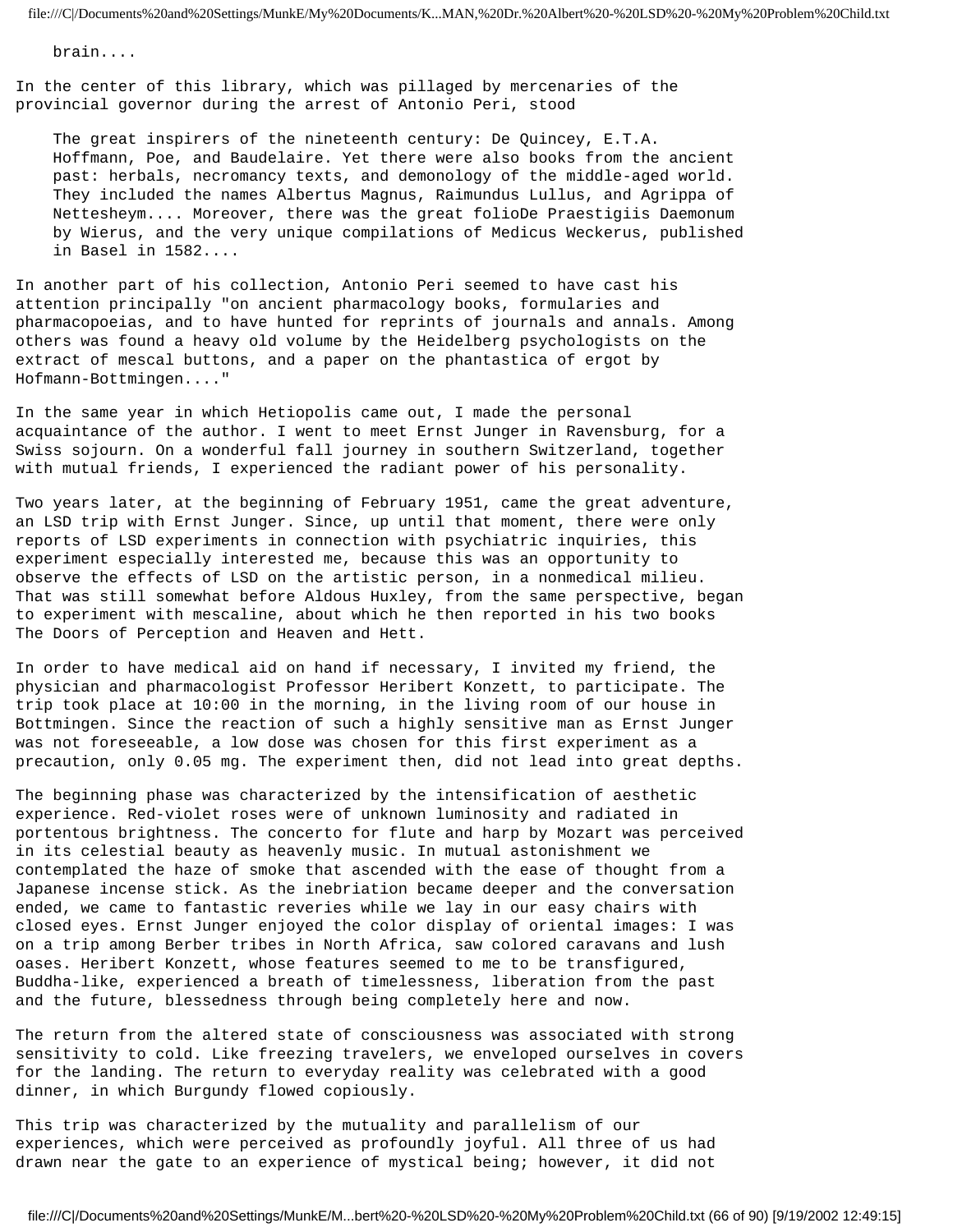brain....

In the center of this library, which was pillaged by mercenaries of the provincial governor during the arrest of Antonio Peri, stood

> The great inspirers of the nineteenth century: De Quincey, E.T.A. Hoffmann, Poe, and Baudelaire. Yet there were also books from the ancient past: herbals, necromancy texts, and demonology of the middle-aged world. They included the names Albertus Magnus, Raimundus Lullus, and Agrippa of Nettesheym.... Moreover, there was the great folioDe Praestigiis Daemonum by Wierus, and the very unique compilations of Medicus Weckerus, published in Basel in 1582....

In another part of his collection, Antonio Peri seemed to have cast his attention principally "on ancient pharmacology books, formularies and pharmacopoeias, and to have hunted for reprints of journals and annals. Among others was found a heavy old volume by the Heidelberg psychologists on the extract of mescal buttons, and a paper on the phantastica of ergot by Hofmann-Bottmingen...."

In the same year in which Hetiopolis came out, I made the personal acquaintance of the author. I went to meet Ernst Junger in Ravensburg, for a Swiss sojourn. On a wonderful fall journey in southern Switzerland, together with mutual friends, I experienced the radiant power of his personality.

Two years later, at the beginning of February 1951, came the great adventure, an LSD trip with Ernst Junger. Since, up until that moment, there were only reports of LSD experiments in connection with psychiatric inquiries, this experiment especially interested me, because this was an opportunity to observe the effects of LSD on the artistic person, in a nonmedical milieu. That was still somewhat before Aldous Huxley, from the same perspective, began to experiment with mescaline, about which he then reported in his two books The Doors of Perception and Heaven and Hett.

In order to have medical aid on hand if necessary, I invited my friend, the physician and pharmacologist Professor Heribert Konzett, to participate. The trip took place at 10:00 in the morning, in the living room of our house in Bottmingen. Since the reaction of such a highly sensitive man as Ernst Junger was not foreseeable, a low dose was chosen for this first experiment as a precaution, only 0.05 mg. The experiment then, did not lead into great depths.

The beginning phase was characterized by the intensification of aesthetic experience. Red-violet roses were of unknown luminosity and radiated in portentous brightness. The concerto for flute and harp by Mozart was perceived in its celestial beauty as heavenly music. In mutual astonishment we contemplated the haze of smoke that ascended with the ease of thought from a Japanese incense stick. As the inebriation became deeper and the conversation ended, we came to fantastic reveries while we lay in our easy chairs with closed eyes. Ernst Junger enjoyed the color display of oriental images: I was on a trip among Berber tribes in North Africa, saw colored caravans and lush oases. Heribert Konzett, whose features seemed to me to be transfigured, Buddha-like, experienced a breath of timelessness, liberation from the past and the future, blessedness through being completely here and now.

The return from the altered state of consciousness was associated with strong sensitivity to cold. Like freezing travelers, we enveloped ourselves in covers for the landing. The return to everyday reality was celebrated with a good dinner, in which Burgundy flowed copiously.

This trip was characterized by the mutuality and parallelism of our experiences, which were perceived as profoundly joyful. All three of us had drawn near the gate to an experience of mystical being; however, it did not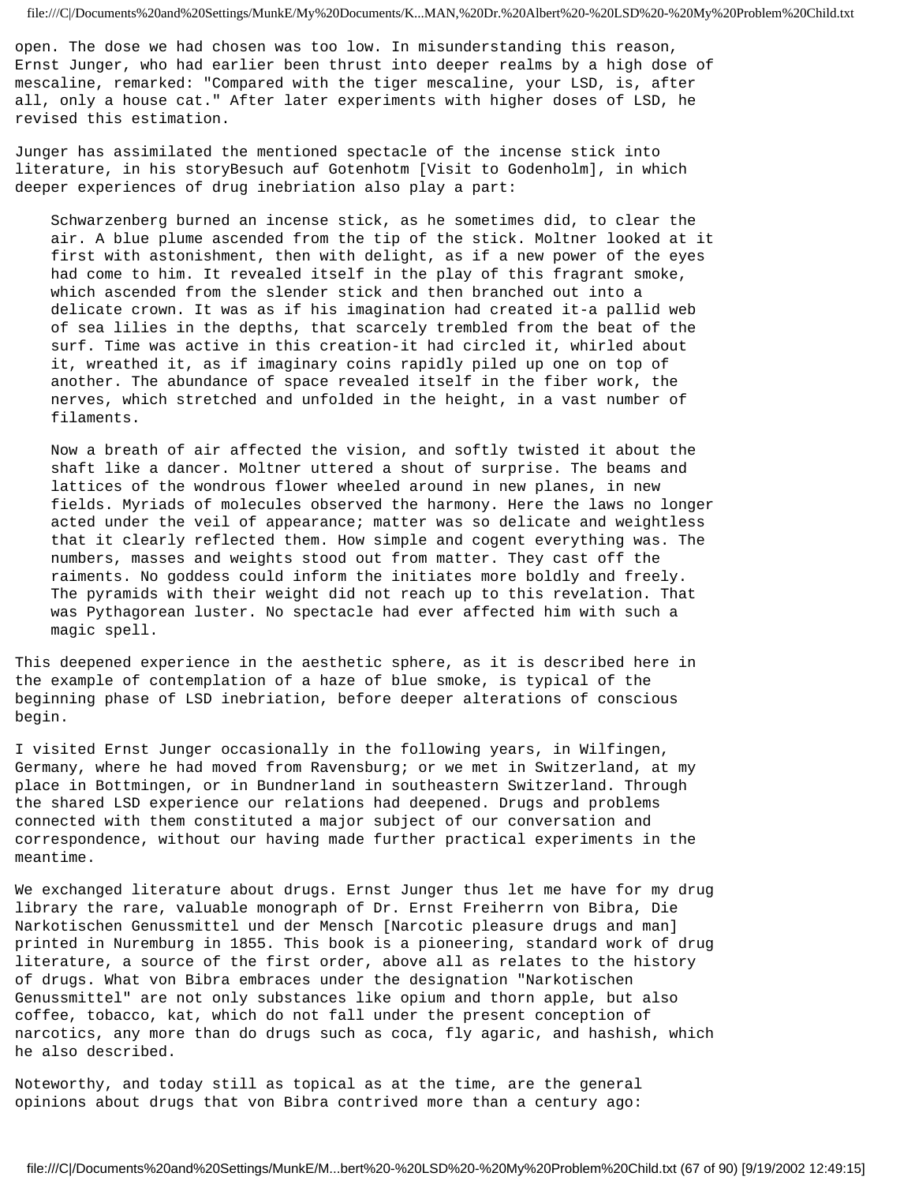open. The dose we had chosen was too low. In misunderstanding this reason, Ernst Junger, who had earlier been thrust into deeper realms by a high dose of mescaline, remarked: "Compared with the tiger mescaline, your LSD, is, after all, only a house cat." After later experiments with higher doses of LSD, he revised this estimation.

Junger has assimilated the mentioned spectacle of the incense stick into literature, in his storyBesuch auf Gotenhotm [Visit to Godenholm], in which deeper experiences of drug inebriation also play a part:

> Schwarzenberg burned an incense stick, as he sometimes did, to clear the air. A blue plume ascended from the tip of the stick. Moltner looked at it first with astonishment, then with delight, as if a new power of the eyes had come to him. It revealed itself in the play of this fragrant smoke, which ascended from the slender stick and then branched out into a delicate crown. It was as if his imagination had created it-a pallid web of sea lilies in the depths, that scarcely trembled from the beat of the surf. Time was active in this creation-it had circled it, whirled about it, wreathed it, as if imaginary coins rapidly piled up one on top of another. The abundance of space revealed itself in the fiber work, the nerves, which stretched and unfolded in the height, in a vast number of filaments.
>
> Now a breath of air affected the vision, and softly twisted it about the shaft like a dancer. Moltner uttered a shout of surprise. The beams and lattices of the wondrous flower wheeled around in new planes, in new fields. Myriads of molecules observed the harmony. Here the laws no longer acted under the veil of appearance; matter was so delicate and weightless that it clearly reflected them. How simple and cogent everything was. The numbers, masses and weights stood out from matter. They cast off the raiments. No goddess could inform the initiates more boldly and freely. The pyramids with their weight did not reach up to this revelation. That was Pythagorean luster. No spectacle had ever affected him with such a magic spell.

This deepened experience in the aesthetic sphere, as it is described here in the example of contemplation of a haze of blue smoke, is typical of the beginning phase of LSD inebriation, before deeper alterations of conscious begin.

I visited Ernst Junger occasionally in the following years, in Wilfingen, Germany, where he had moved from Ravensburg; or we met in Switzerland, at my place in Bottmingen, or in Bundnerland in southeastern Switzerland. Through the shared LSD experience our relations had deepened. Drugs and problems connected with them constituted a major subject of our conversation and correspondence, without our having made further practical experiments in the meantime.

We exchanged literature about drugs. Ernst Junger thus let me have for my drug library the rare, valuable monograph of Dr. Ernst Freiherrn von Bibra, Die Narkotischen Genussmittel und der Mensch [Narcotic pleasure drugs and man] printed in Nuremburg in 1855. This book is a pioneering, standard work of drug literature, a source of the first order, above all as relates to the history of drugs. What von Bibra embraces under the designation "Narkotischen Genussmittel" are not only substances like opium and thorn apple, but also coffee, tobacco, kat, which do not fall under the present conception of narcotics, any more than do drugs such as coca, fly agaric, and hashish, which he also described.

Noteworthy, and today still as topical as at the time, are the general opinions about drugs that von Bibra contrived more than a century ago: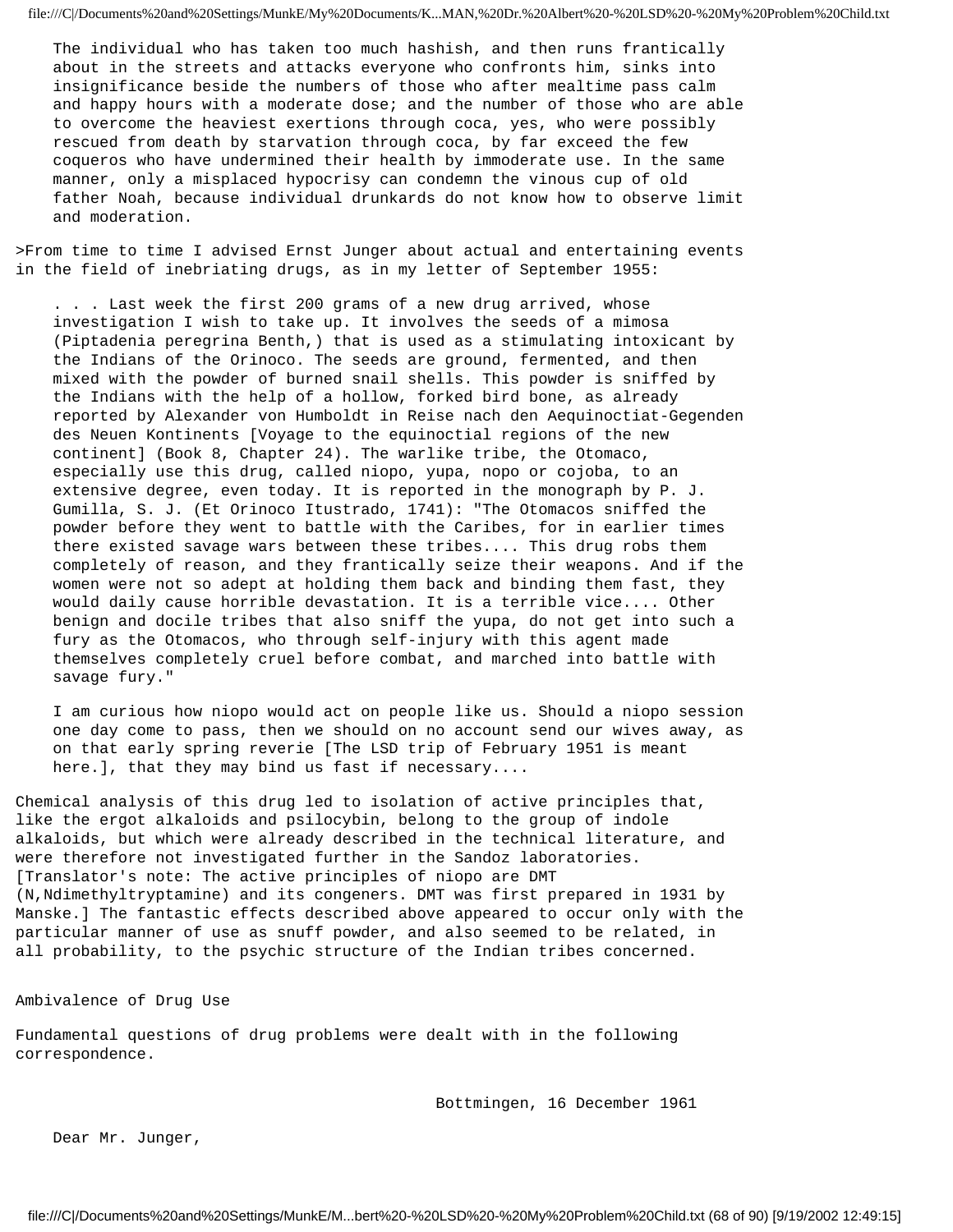The individual who has taken too much hashish, and then runs frantically about in the streets and attacks everyone who confronts him, sinks into insignificance beside the numbers of those who after mealtime pass calm and happy hours with a moderate dose; and the number of those who are able to overcome the heaviest exertions through coca, yes, who were possibly rescued from death by starvation through coca, by far exceed the few coqueros who have undermined their health by immoderate use. In the same manner, only a misplaced hypocrisy can condemn the vinous cup of old father Noah, because individual drunkards do not know how to observe limit and moderation.

>From time to time I advised Ernst Junger about actual and entertaining events in the field of inebriating drugs, as in my letter of September 1955:

> . . . Last week the first 200 grams of a new drug arrived, whose investigation I wish to take up. It involves the seeds of a mimosa (Piptadenia peregrina Benth,) that is used as a stimulating intoxicant by the Indians of the Orinoco. The seeds are ground, fermented, and then mixed with the powder of burned snail shells. This powder is sniffed by the Indians with the help of a hollow, forked bird bone, as already reported by Alexander von Humboldt in Reise nach den Aequinoctiat-Gegenden des Neuen Kontinents [Voyage to the equinoctial regions of the new continent] (Book 8, Chapter 24). The warlike tribe, the Otomaco, especially use this drug, called niopo, yupa, nopo or cojoba, to an extensive degree, even today. It is reported in the monograph by P. J. Gumilla, S. J. (Et Orinoco Itustrado, 1741): "The Otomacos sniffed the powder before they went to battle with the Caribes, for in earlier times there existed savage wars between these tribes.... This drug robs them completely of reason, and they frantically seize their weapons. And if the women were not so adept at holding them back and binding them fast, they would daily cause horrible devastation. It is a terrible vice.... Other benign and docile tribes that also sniff the yupa, do not get into such a fury as the Otomacos, who through self-injury with this agent made themselves completely cruel before combat, and marched into battle with savage fury."
>
> I am curious how niopo would act on people like us. Should a niopo session one day come to pass, then we should on no account send our wives away, as on that early spring reverie [The LSD trip of February 1951 is meant here.], that they may bind us fast if necessary....

Chemical analysis of this drug led to isolation of active principles that, like the ergot alkaloids and psilocybin, belong to the group of indole alkaloids, but which were already described in the technical literature, and were therefore not investigated further in the Sandoz laboratories. [Translator's note: The active principles of niopo are DMT (N,Ndimethyltryptamine) and its congeners. DMT was first prepared in 1931 by Manske.] The fantastic effects described above appeared to occur only with the particular manner of use as snuff powder, and also seemed to be related, in all probability, to the psychic structure of the Indian tribes concerned.

## Ambivalence of Drug Use

Fundamental questions of drug problems were dealt with in the following correspondence.

Bottmingen, 16 December 1961

Dear Mr. Junger,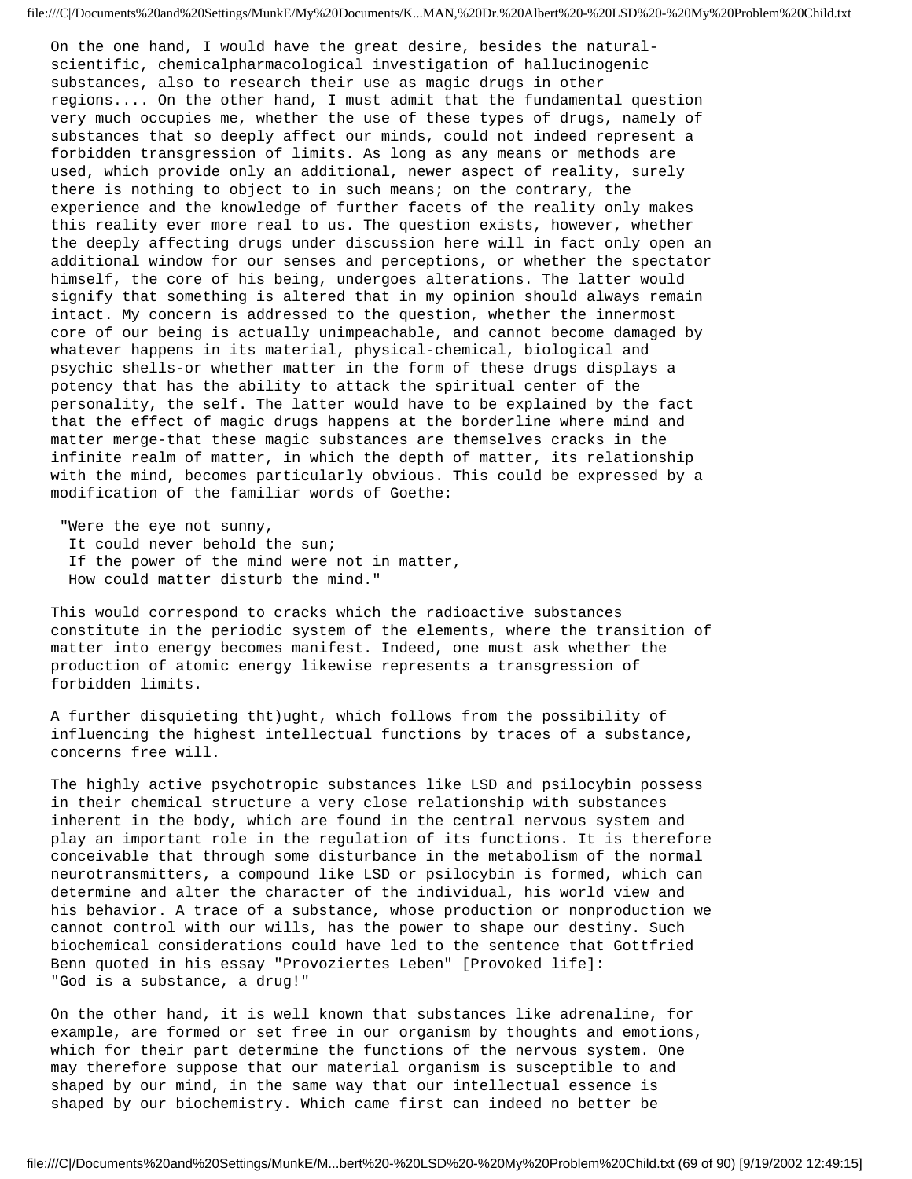On the one hand, I would have the great desire, besides the natural-scientific, chemicalpharmacological investigation of hallucinogenic substances, also to research their use as magic drugs in other regions.... On the other hand, I must admit that the fundamental question very much occupies me, whether the use of these types of drugs, namely of substances that so deeply affect our minds, could not indeed represent a forbidden transgression of limits. As long as any means or methods are used, which provide only an additional, newer aspect of reality, surely there is nothing to object to in such means; on the contrary, the experience and the knowledge of further facets of the reality only makes this reality ever more real to us. The question exists, however, whether the deeply affecting drugs under discussion here will in fact only open an additional window for our senses and perceptions, or whether the spectator himself, the core of his being, undergoes alterations. The latter would signify that something is altered that in my opinion should always remain intact. My concern is addressed to the question, whether the innermost core of our being is actually unimpeachable, and cannot become damaged by whatever happens in its material, physical-chemical, biological and psychic shells-or whether matter in the form of these drugs displays a potency that has the ability to attack the spiritual center of the personality, the self. The latter would have to be explained by the fact that the effect of magic drugs happens at the borderline where mind and matter merge-that these magic substances are themselves cracks in the infinite realm of matter, in which the depth of matter, its relationship with the mind, becomes particularly obvious. This could be expressed by a modification of the familiar words of Goethe:

"Were the eye not sunny,  
It could never behold the sun;  
If the power of the mind were not in matter,  
How could matter disturb the mind."

This would correspond to cracks which the radioactive substances constitute in the periodic system of the elements, where the transition of matter into energy becomes manifest. Indeed, one must ask whether the production of atomic energy likewise represents a transgression of forbidden limits.

A further disquieting tht)ught, which follows from the possibility of influencing the highest intellectual functions by traces of a substance, concerns free will.

The highly active psychotropic substances like LSD and psilocybin possess in their chemical structure a very close relationship with substances inherent in the body, which are found in the central nervous system and play an important role in the regulation of its functions. It is therefore conceivable that through some disturbance in the metabolism of the normal neurotransmitters, a compound like LSD or psilocybin is formed, which can determine and alter the character of the individual, his world view and his behavior. A trace of a substance, whose production or nonproduction we cannot control with our wills, has the power to shape our destiny. Such biochemical considerations could have led to the sentence that Gottfried Benn quoted in his essay "Provoziertes Leben" [Provoked life]: "God is a substance, a drug!"

On the other hand, it is well known that substances like adrenaline, for example, are formed or set free in our organism by thoughts and emotions, which for their part determine the functions of the nervous system. One may therefore suppose that our material organism is susceptible to and shaped by our mind, in the same way that our intellectual essence is shaped by our biochemistry. Which came first can indeed no better be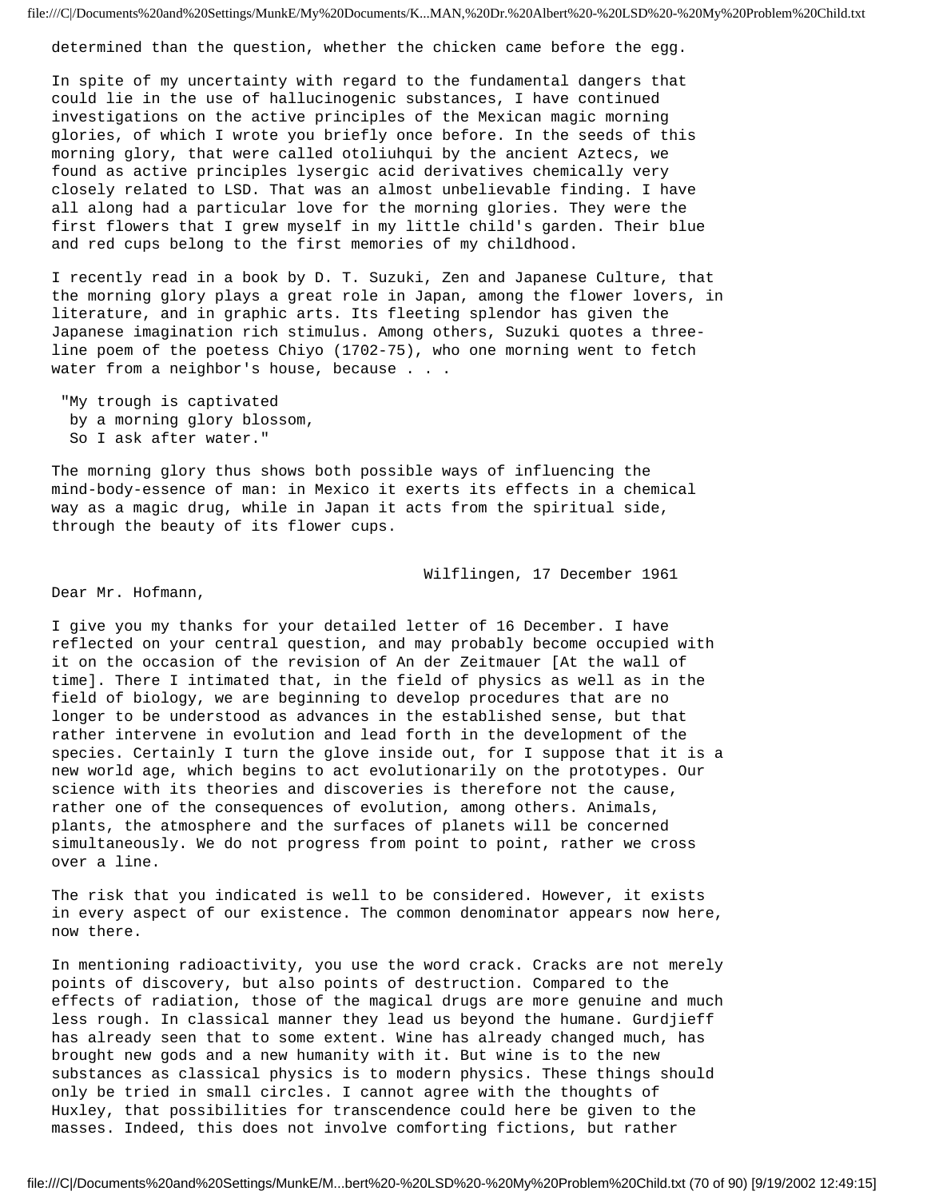determined than the question, whether the chicken came before the egg.

In spite of my uncertainty with regard to the fundamental dangers that could lie in the use of hallucinogenic substances, I have continued investigations on the active principles of the Mexican magic morning glories, of which I wrote you briefly once before. In the seeds of this morning glory, that were called otoliuhqui by the ancient Aztecs, we found as active principles lysergic acid derivatives chemically very closely related to LSD. That was an almost unbelievable finding. I have all along had a particular love for the morning glories. They were the first flowers that I grew myself in my little child's garden. Their blue and red cups belong to the first memories of my childhood.

I recently read in a book by D. T. Suzuki, Zen and Japanese Culture, that the morning glory plays a great role in Japan, among the flower lovers, in literature, and in graphic arts. Its fleeting splendor has given the Japanese imagination rich stimulus. Among others, Suzuki quotes a three-line poem of the poetess Chiyo (1702-75), who one morning went to fetch water from a neighbor's house, because . . .

> "My trough is captivated
> by a morning glory blossom,
> So I ask after water."

The morning glory thus shows both possible ways of influencing the mind-body-essence of man: in Mexico it exerts its effects in a chemical way as a magic drug, while in Japan it acts from the spiritual side, through the beauty of its flower cups.

Wilflingen, 17 December 1961

Dear Mr. Hofmann,

I give you my thanks for your detailed letter of 16 December. I have reflected on your central question, and may probably become occupied with it on the occasion of the revision of An der Zeitmauer [At the wall of time]. There I intimated that, in the field of physics as well as in the field of biology, we are beginning to develop procedures that are no longer to be understood as advances in the established sense, but that rather intervene in evolution and lead forth in the development of the species. Certainly I turn the glove inside out, for I suppose that it is a new world age, which begins to act evolutionarily on the prototypes. Our science with its theories and discoveries is therefore not the cause, rather one of the consequences of evolution, among others. Animals, plants, the atmosphere and the surfaces of planets will be concerned simultaneously. We do not progress from point to point, rather we cross over a line.

The risk that you indicated is well to be considered. However, it exists in every aspect of our existence. The common denominator appears now here, now there.

In mentioning radioactivity, you use the word crack. Cracks are not merely points of discovery, but also points of destruction. Compared to the effects of radiation, those of the magical drugs are more genuine and much less rough. In classical manner they lead us beyond the humane. Gurdjieff has already seen that to some extent. Wine has already changed much, has brought new gods and a new humanity with it. But wine is to the new substances as classical physics is to modern physics. These things should only be tried in small circles. I cannot agree with the thoughts of Huxley, that possibilities for transcendence could here be given to the masses. Indeed, this does not involve comforting fictions, but rather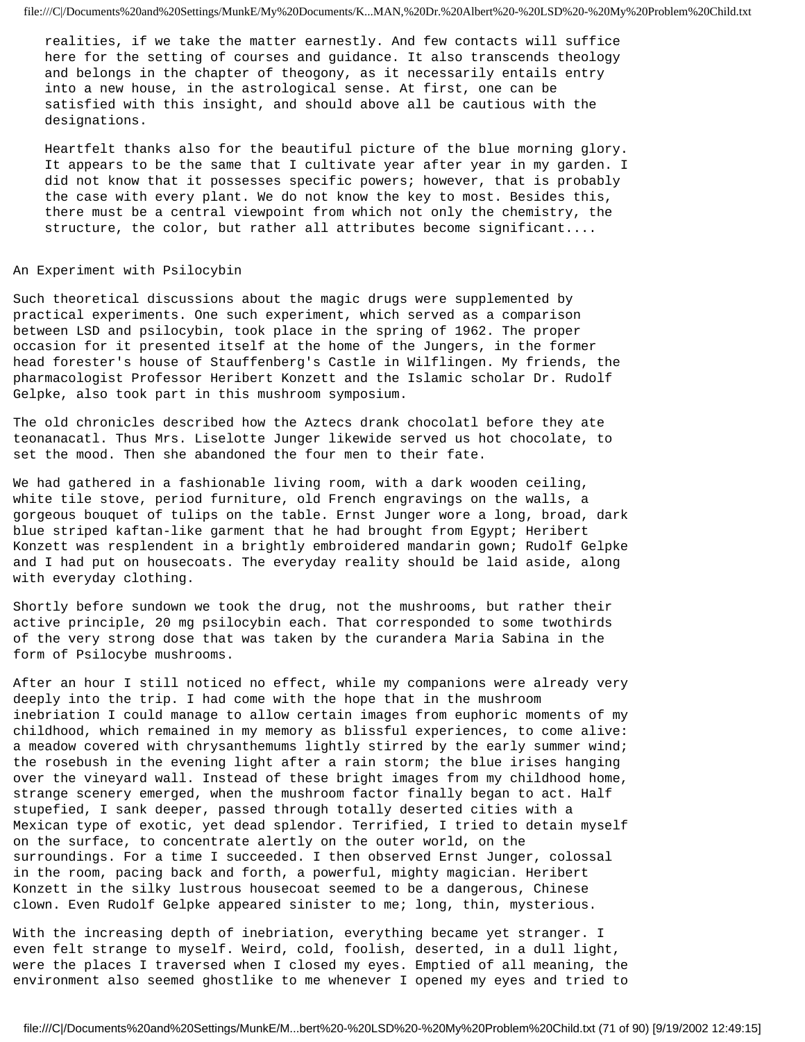realities, if we take the matter earnestly. And few contacts will suffice here for the setting of courses and guidance. It also transcends theology and belongs in the chapter of theogony, as it necessarily entails entry into a new house, in the astrological sense. At first, one can be satisfied with this insight, and should above all be cautious with the designations.

Heartfelt thanks also for the beautiful picture of the blue morning glory. It appears to be the same that I cultivate year after year in my garden. I did not know that it possesses specific powers; however, that is probably the case with every plant. We do not know the key to most. Besides this, there must be a central viewpoint from which not only the chemistry, the structure, the color, but rather all attributes become significant....

## An Experiment with Psilocybin

Such theoretical discussions about the magic drugs were supplemented by practical experiments. One such experiment, which served as a comparison between LSD and psilocybin, took place in the spring of 1962. The proper occasion for it presented itself at the home of the Jungers, in the former head forester's house of Stauffenberg's Castle in Wilflingen. My friends, the pharmacologist Professor Heribert Konzett and the Islamic scholar Dr. Rudolf Gelpke, also took part in this mushroom symposium.

The old chronicles described how the Aztecs drank chocolatl before they ate teonanacatl. Thus Mrs. Liselotte Junger likewide served us hot chocolate, to set the mood. Then she abandoned the four men to their fate.

We had gathered in a fashionable living room, with a dark wooden ceiling, white tile stove, period furniture, old French engravings on the walls, a gorgeous bouquet of tulips on the table. Ernst Junger wore a long, broad, dark blue striped kaftan-like garment that he had brought from Egypt; Heribert Konzett was resplendent in a brightly embroidered mandarin gown; Rudolf Gelpke and I had put on housecoats. The everyday reality should be laid aside, along with everyday clothing.

Shortly before sundown we took the drug, not the mushrooms, but rather their active principle, 20 mg psilocybin each. That corresponded to some twothirds of the very strong dose that was taken by the curandera Maria Sabina in the form of Psilocybe mushrooms.

After an hour I still noticed no effect, while my companions were already very deeply into the trip. I had come with the hope that in the mushroom inebriation I could manage to allow certain images from euphoric moments of my childhood, which remained in my memory as blissful experiences, to come alive: a meadow covered with chrysanthemums lightly stirred by the early summer wind; the rosebush in the evening light after a rain storm; the blue irises hanging over the vineyard wall. Instead of these bright images from my childhood home, strange scenery emerged, when the mushroom factor finally began to act. Half stupefied, I sank deeper, passed through totally deserted cities with a Mexican type of exotic, yet dead splendor. Terrified, I tried to detain myself on the surface, to concentrate alertly on the outer world, on the surroundings. For a time I succeeded. I then observed Ernst Junger, colossal in the room, pacing back and forth, a powerful, mighty magician. Heribert Konzett in the silky lustrous housecoat seemed to be a dangerous, Chinese clown. Even Rudolf Gelpke appeared sinister to me; long, thin, mysterious.

With the increasing depth of inebriation, everything became yet stranger. I even felt strange to myself. Weird, cold, foolish, deserted, in a dull light, were the places I traversed when I closed my eyes. Emptied of all meaning, the environment also seemed ghostlike to me whenever I opened my eyes and tried to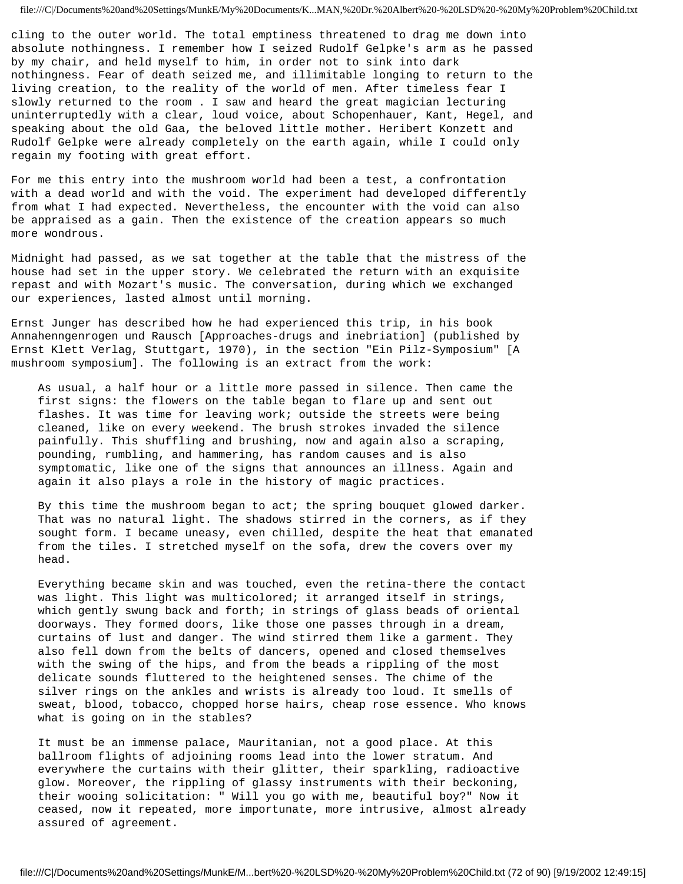cling to the outer world. The total emptiness threatened to drag me down into absolute nothingness. I remember how I seized Rudolf Gelpke's arm as he passed by my chair, and held myself to him, in order not to sink into dark nothingness. Fear of death seized me, and illimitable longing to return to the living creation, to the reality of the world of men. After timeless fear I slowly returned to the room . I saw and heard the great magician lecturing uninterruptedly with a clear, loud voice, about Schopenhauer, Kant, Hegel, and speaking about the old Gaa, the beloved little mother. Heribert Konzett and Rudolf Gelpke were already completely on the earth again, while I could only regain my footing with great effort.

For me this entry into the mushroom world had been a test, a confrontation with a dead world and with the void. The experiment had developed differently from what I had expected. Nevertheless, the encounter with the void can also be appraised as a gain. Then the existence of the creation appears so much more wondrous.

Midnight had passed, as we sat together at the table that the mistress of the house had set in the upper story. We celebrated the return with an exquisite repast and with Mozart's music. The conversation, during which we exchanged our experiences, lasted almost until morning.

Ernst Junger has described how he had experienced this trip, in his book Annahenngenrogen und Rausch [Approaches-drugs and inebriation] (published by Ernst Klett Verlag, Stuttgart, 1970), in the section "Ein Pilz-Symposium" [A mushroom symposium]. The following is an extract from the work:

> As usual, a half hour or a little more passed in silence. Then came the first signs: the flowers on the table began to flare up and sent out flashes. It was time for leaving work; outside the streets were being cleaned, like on every weekend. The brush strokes invaded the silence painfully. This shuffling and brushing, now and again also a scraping, pounding, rumbling, and hammering, has random causes and is also symptomatic, like one of the signs that announces an illness. Again and again it also plays a role in the history of magic practices.
>
> By this time the mushroom began to act; the spring bouquet glowed darker. That was no natural light. The shadows stirred in the corners, as if they sought form. I became uneasy, even chilled, despite the heat that emanated from the tiles. I stretched myself on the sofa, drew the covers over my head.
>
> Everything became skin and was touched, even the retina-there the contact was light. This light was multicolored; it arranged itself in strings, which gently swung back and forth; in strings of glass beads of oriental doorways. They formed doors, like those one passes through in a dream, curtains of lust and danger. The wind stirred them like a garment. They also fell down from the belts of dancers, opened and closed themselves with the swing of the hips, and from the beads a rippling of the most delicate sounds fluttered to the heightened senses. The chime of the silver rings on the ankles and wrists is already too loud. It smells of sweat, blood, tobacco, chopped horse hairs, cheap rose essence. Who knows what is going on in the stables?
>
> It must be an immense palace, Mauritanian, not a good place. At this ballroom flights of adjoining rooms lead into the lower stratum. And everywhere the curtains with their glitter, their sparkling, radioactive glow. Moreover, the rippling of glassy instruments with their beckoning, their wooing solicitation: " Will you go with me, beautiful boy?" Now it ceased, now it repeated, more importunate, more intrusive, almost already assured of agreement.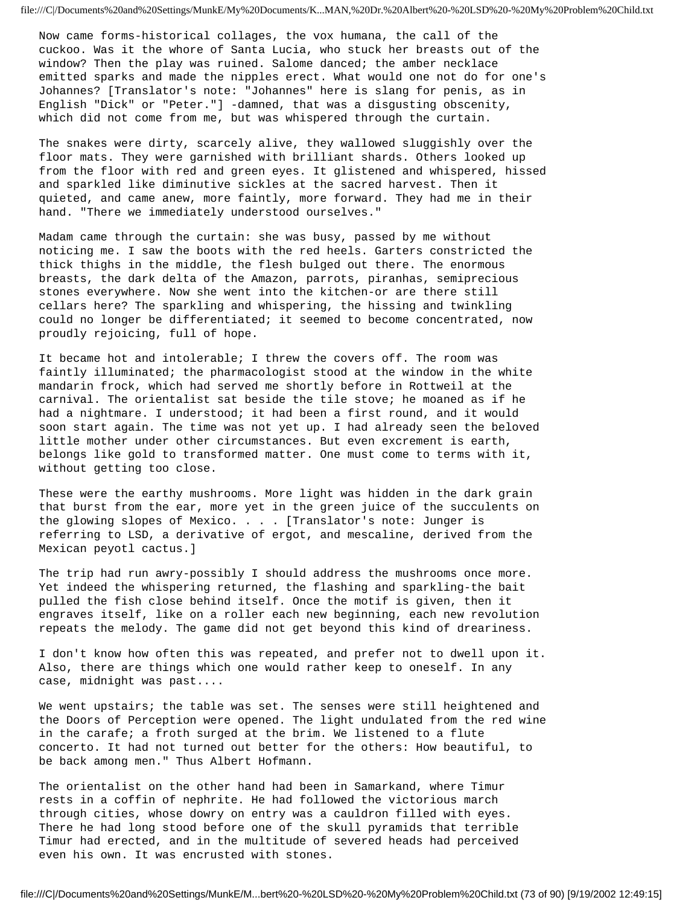Now came forms-historical collages, the vox humana, the call of the cuckoo. Was it the whore of Santa Lucia, who stuck her breasts out of the window? Then the play was ruined. Salome danced; the amber necklace emitted sparks and made the nipples erect. What would one not do for one's Johannes? [Translator's note: "Johannes" here is slang for penis, as in English "Dick" or "Peter."] -damned, that was a disgusting obscenity, which did not come from me, but was whispered through the curtain.

The snakes were dirty, scarcely alive, they wallowed sluggishly over the floor mats. They were garnished with brilliant shards. Others looked up from the floor with red and green eyes. It glistened and whispered, hissed and sparkled like diminutive sickles at the sacred harvest. Then it quieted, and came anew, more faintly, more forward. They had me in their hand. "There we immediately understood ourselves."

Madam came through the curtain: she was busy, passed by me without noticing me. I saw the boots with the red heels. Garters constricted the thick thighs in the middle, the flesh bulged out there. The enormous breasts, the dark delta of the Amazon, parrots, piranhas, semiprecious stones everywhere. Now she went into the kitchen-or are there still cellars here? The sparkling and whispering, the hissing and twinkling could no longer be differentiated; it seemed to become concentrated, now proudly rejoicing, full of hope.

It became hot and intolerable; I threw the covers off. The room was faintly illuminated; the pharmacologist stood at the window in the white mandarin frock, which had served me shortly before in Rottweil at the carnival. The orientalist sat beside the tile stove; he moaned as if he had a nightmare. I understood; it had been a first round, and it would soon start again. The time was not yet up. I had already seen the beloved little mother under other circumstances. But even excrement is earth, belongs like gold to transformed matter. One must come to terms with it, without getting too close.

These were the earthy mushrooms. More light was hidden in the dark grain that burst from the ear, more yet in the green juice of the succulents on the glowing slopes of Mexico. . . . [Translator's note: Junger is referring to LSD, a derivative of ergot, and mescaline, derived from the Mexican peyotl cactus.]

The trip had run awry-possibly I should address the mushrooms once more. Yet indeed the whispering returned, the flashing and sparkling-the bait pulled the fish close behind itself. Once the motif is given, then it engraves itself, like on a roller each new beginning, each new revolution repeats the melody. The game did not get beyond this kind of dreariness.

I don't know how often this was repeated, and prefer not to dwell upon it. Also, there are things which one would rather keep to oneself. In any case, midnight was past....

We went upstairs; the table was set. The senses were still heightened and the Doors of Perception were opened. The light undulated from the red wine in the carafe; a froth surged at the brim. We listened to a flute concerto. It had not turned out better for the others: How beautiful, to be back among men." Thus Albert Hofmann.

The orientalist on the other hand had been in Samarkand, where Timur rests in a coffin of nephrite. He had followed the victorious march through cities, whose dowry on entry was a cauldron filled with eyes. There he had long stood before one of the skull pyramids that terrible Timur had erected, and in the multitude of severed heads had perceived even his own. It was encrusted with stones.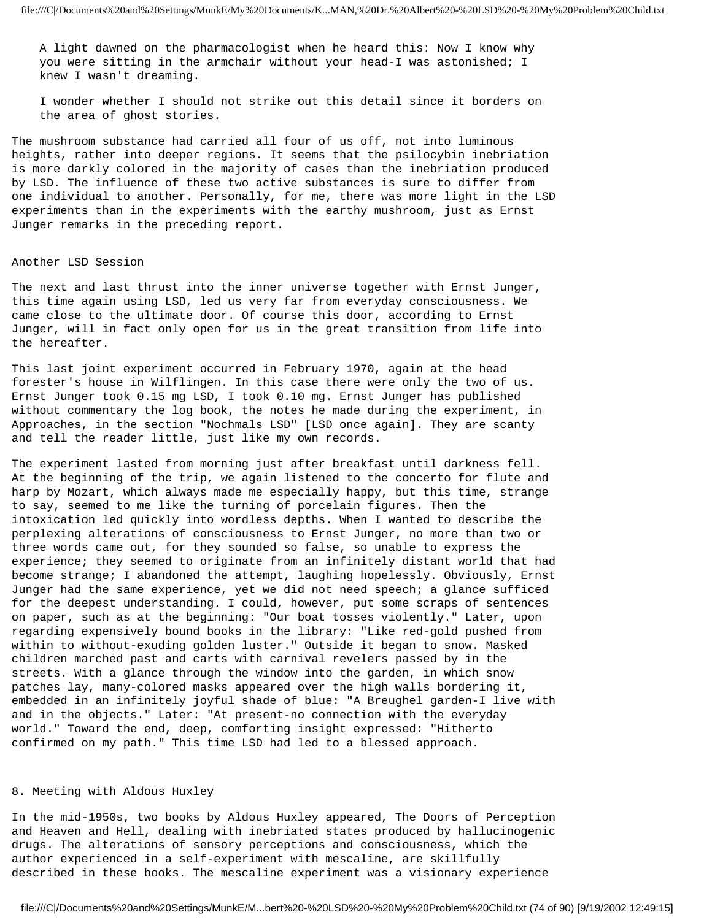> A light dawned on the pharmacologist when he heard this: Now I know why you were sitting in the armchair without your head-I was astonished; I knew I wasn't dreaming.
>
> I wonder whether I should not strike out this detail since it borders on the area of ghost stories.

The mushroom substance had carried all four of us off, not into luminous heights, rather into deeper regions. It seems that the psilocybin inebriation is more darkly colored in the majority of cases than the inebriation produced by LSD. The influence of these two active substances is sure to differ from one individual to another. Personally, for me, there was more light in the LSD experiments than in the experiments with the earthy mushroom, just as Ernst Junger remarks in the preceding report.

## Another LSD Session

The next and last thrust into the inner universe together with Ernst Junger, this time again using LSD, led us very far from everyday consciousness. We came close to the ultimate door. Of course this door, according to Ernst Junger, will in fact only open for us in the great transition from life into the hereafter.

This last joint experiment occurred in February 1970, again at the head forester's house in Wilflingen. In this case there were only the two of us. Ernst Junger took 0.15 mg LSD, I took 0.10 mg. Ernst Junger has published without commentary the log book, the notes he made during the experiment, in Approaches, in the section "Nochmals LSD" [LSD once again]. They are scanty and tell the reader little, just like my own records.

The experiment lasted from morning just after breakfast until darkness fell. At the beginning of the trip, we again listened to the concerto for flute and harp by Mozart, which always made me especially happy, but this time, strange to say, seemed to me like the turning of porcelain figures. Then the intoxication led quickly into wordless depths. When I wanted to describe the perplexing alterations of consciousness to Ernst Junger, no more than two or three words came out, for they sounded so false, so unable to express the experience; they seemed to originate from an infinitely distant world that had become strange; I abandoned the attempt, laughing hopelessly. Obviously, Ernst Junger had the same experience, yet we did not need speech; a glance sufficed for the deepest understanding. I could, however, put some scraps of sentences on paper, such as at the beginning: "Our boat tosses violently." Later, upon regarding expensively bound books in the library: "Like red-gold pushed from within to without-exuding golden luster." Outside it began to snow. Masked children marched past and carts with carnival revelers passed by in the streets. With a glance through the window into the garden, in which snow patches lay, many-colored masks appeared over the high walls bordering it, embedded in an infinitely joyful shade of blue: "A Breughel garden-I live with and in the objects." Later: "At present-no connection with the everyday world." Toward the end, deep, comforting insight expressed: "Hitherto confirmed on my path." This time LSD had led to a blessed approach.

# 8. Meeting with Aldous Huxley

In the mid-1950s, two books by Aldous Huxley appeared, The Doors of Perception and Heaven and Hell, dealing with inebriated states produced by hallucinogenic drugs. The alterations of sensory perceptions and consciousness, which the author experienced in a self-experiment with mescaline, are skillfully described in these books. The mescaline experiment was a visionary experience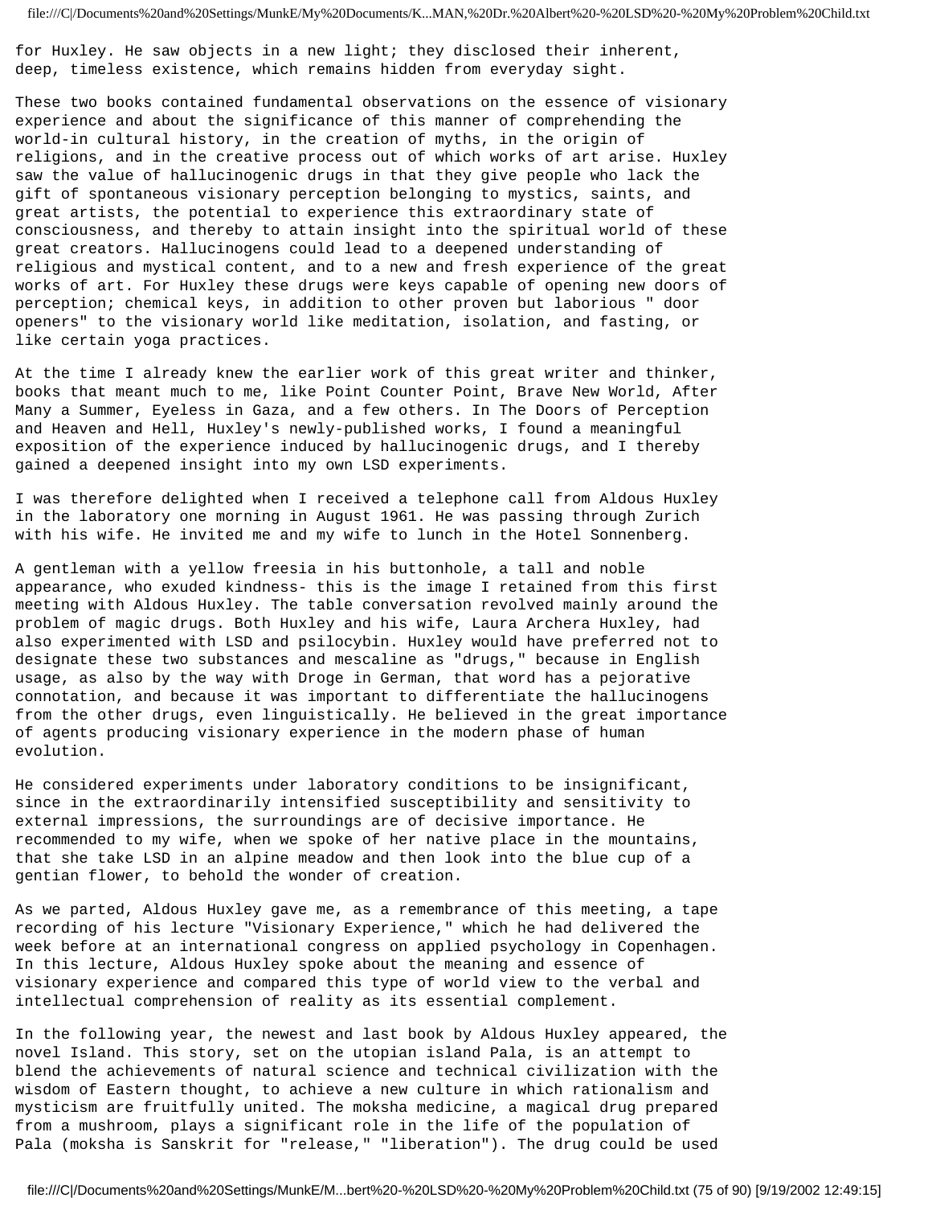for Huxley. He saw objects in a new light; they disclosed their inherent, deep, timeless existence, which remains hidden from everyday sight.

These two books contained fundamental observations on the essence of visionary experience and about the significance of this manner of comprehending the world-in cultural history, in the creation of myths, in the origin of religions, and in the creative process out of which works of art arise. Huxley saw the value of hallucinogenic drugs in that they give people who lack the gift of spontaneous visionary perception belonging to mystics, saints, and great artists, the potential to experience this extraordinary state of consciousness, and thereby to attain insight into the spiritual world of these great creators. Hallucinogens could lead to a deepened understanding of religious and mystical content, and to a new and fresh experience of the great works of art. For Huxley these drugs were keys capable of opening new doors of perception; chemical keys, in addition to other proven but laborious " door openers" to the visionary world like meditation, isolation, and fasting, or like certain yoga practices.

At the time I already knew the earlier work of this great writer and thinker, books that meant much to me, like Point Counter Point, Brave New World, After Many a Summer, Eyeless in Gaza, and a few others. In The Doors of Perception and Heaven and Hell, Huxley's newly-published works, I found a meaningful exposition of the experience induced by hallucinogenic drugs, and I thereby gained a deepened insight into my own LSD experiments.

I was therefore delighted when I received a telephone call from Aldous Huxley in the laboratory one morning in August 1961. He was passing through Zurich with his wife. He invited me and my wife to lunch in the Hotel Sonnenberg.

A gentleman with a yellow freesia in his buttonhole, a tall and noble appearance, who exuded kindness- this is the image I retained from this first meeting with Aldous Huxley. The table conversation revolved mainly around the problem of magic drugs. Both Huxley and his wife, Laura Archera Huxley, had also experimented with LSD and psilocybin. Huxley would have preferred not to designate these two substances and mescaline as "drugs," because in English usage, as also by the way with Droge in German, that word has a pejorative connotation, and because it was important to differentiate the hallucinogens from the other drugs, even linguistically. He believed in the great importance of agents producing visionary experience in the modern phase of human evolution.

He considered experiments under laboratory conditions to be insignificant, since in the extraordinarily intensified susceptibility and sensitivity to external impressions, the surroundings are of decisive importance. He recommended to my wife, when we spoke of her native place in the mountains, that she take LSD in an alpine meadow and then look into the blue cup of a gentian flower, to behold the wonder of creation.

As we parted, Aldous Huxley gave me, as a remembrance of this meeting, a tape recording of his lecture "Visionary Experience," which he had delivered the week before at an international congress on applied psychology in Copenhagen. In this lecture, Aldous Huxley spoke about the meaning and essence of visionary experience and compared this type of world view to the verbal and intellectual comprehension of reality as its essential complement.

In the following year, the newest and last book by Aldous Huxley appeared, the novel Island. This story, set on the utopian island Pala, is an attempt to blend the achievements of natural science and technical civilization with the wisdom of Eastern thought, to achieve a new culture in which rationalism and mysticism are fruitfully united. The moksha medicine, a magical drug prepared from a mushroom, plays a significant role in the life of the population of Pala (moksha is Sanskrit for "release," "liberation"). The drug could be used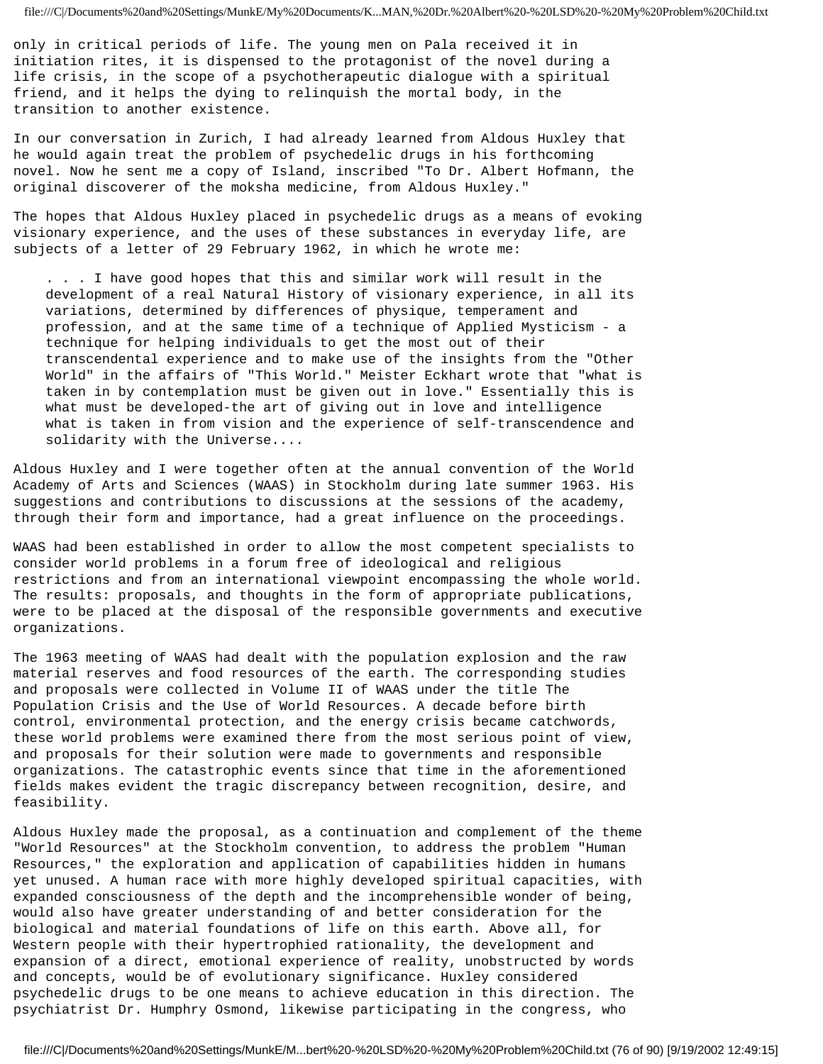only in critical periods of life. The young men on Pala received it in initiation rites, it is dispensed to the protagonist of the novel during a life crisis, in the scope of a psychotherapeutic dialogue with a spiritual friend, and it helps the dying to relinquish the mortal body, in the transition to another existence.

In our conversation in Zurich, I had already learned from Aldous Huxley that he would again treat the problem of psychedelic drugs in his forthcoming novel. Now he sent me a copy of Island, inscribed "To Dr. Albert Hofmann, the original discoverer of the moksha medicine, from Aldous Huxley."

The hopes that Aldous Huxley placed in psychedelic drugs as a means of evoking visionary experience, and the uses of these substances in everyday life, are subjects of a letter of 29 February 1962, in which he wrote me:

> . . . I have good hopes that this and similar work will result in the development of a real Natural History of visionary experience, in all its variations, determined by differences of physique, temperament and profession, and at the same time of a technique of Applied Mysticism - a technique for helping individuals to get the most out of their transcendental experience and to make use of the insights from the "Other World" in the affairs of "This World." Meister Eckhart wrote that "what is taken in by contemplation must be given out in love." Essentially this is what must be developed-the art of giving out in love and intelligence what is taken in from vision and the experience of self-transcendence and solidarity with the Universe....

Aldous Huxley and I were together often at the annual convention of the World Academy of Arts and Sciences (WAAS) in Stockholm during late summer 1963. His suggestions and contributions to discussions at the sessions of the academy, through their form and importance, had a great influence on the proceedings.

WAAS had been established in order to allow the most competent specialists to consider world problems in a forum free of ideological and religious restrictions and from an international viewpoint encompassing the whole world. The results: proposals, and thoughts in the form of appropriate publications, were to be placed at the disposal of the responsible governments and executive organizations.

The 1963 meeting of WAAS had dealt with the population explosion and the raw material reserves and food resources of the earth. The corresponding studies and proposals were collected in Volume II of WAAS under the title The Population Crisis and the Use of World Resources. A decade before birth control, environmental protection, and the energy crisis became catchwords, these world problems were examined there from the most serious point of view, and proposals for their solution were made to governments and responsible organizations. The catastrophic events since that time in the aforementioned fields makes evident the tragic discrepancy between recognition, desire, and feasibility.

Aldous Huxley made the proposal, as a continuation and complement of the theme "World Resources" at the Stockholm convention, to address the problem "Human Resources," the exploration and application of capabilities hidden in humans yet unused. A human race with more highly developed spiritual capacities, with expanded consciousness of the depth and the incomprehensible wonder of being, would also have greater understanding of and better consideration for the biological and material foundations of life on this earth. Above all, for Western people with their hypertrophied rationality, the development and expansion of a direct, emotional experience of reality, unobstructed by words and concepts, would be of evolutionary significance. Huxley considered psychedelic drugs to be one means to achieve education in this direction. The psychiatrist Dr. Humphry Osmond, likewise participating in the congress, who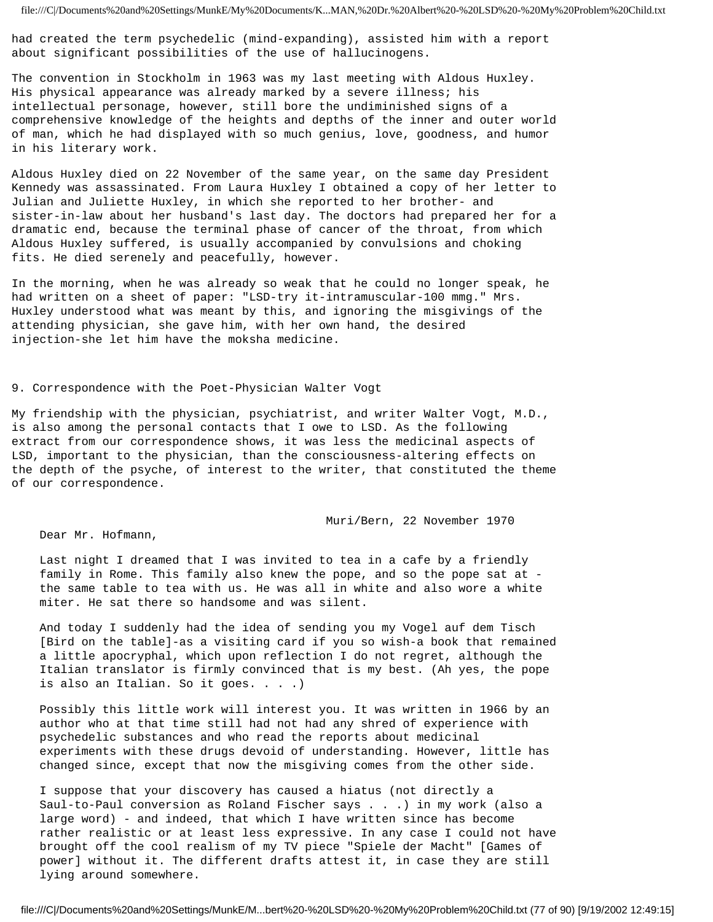had created the term psychedelic (mind-expanding), assisted him with a report about significant possibilities of the use of hallucinogens.

The convention in Stockholm in 1963 was my last meeting with Aldous Huxley. His physical appearance was already marked by a severe illness; his intellectual personage, however, still bore the undiminished signs of a comprehensive knowledge of the heights and depths of the inner and outer world of man, which he had displayed with so much genius, love, goodness, and humor in his literary work.

Aldous Huxley died on 22 November of the same year, on the same day President Kennedy was assassinated. From Laura Huxley I obtained a copy of her letter to Julian and Juliette Huxley, in which she reported to her brother- and sister-in-law about her husband's last day. The doctors had prepared her for a dramatic end, because the terminal phase of cancer of the throat, from which Aldous Huxley suffered, is usually accompanied by convulsions and choking fits. He died serenely and peacefully, however.

In the morning, when he was already so weak that he could no longer speak, he had written on a sheet of paper: "LSD-try it-intramuscular-100 mmg." Mrs. Huxley understood what was meant by this, and ignoring the misgivings of the attending physician, she gave him, with her own hand, the desired injection-she let him have the moksha medicine.

## 9. Correspondence with the Poet-Physician Walter Vogt

My friendship with the physician, psychiatrist, and writer Walter Vogt, M.D., is also among the personal contacts that I owe to LSD. As the following extract from our correspondence shows, it was less the medicinal aspects of LSD, important to the physician, than the consciousness-altering effects on the depth of the psyche, of interest to the writer, that constituted the theme of our correspondence.

> Muri/Bern, 22 November 1970
>
> Dear Mr. Hofmann,
>
> Last night I dreamed that I was invited to tea in a cafe by a friendly family in Rome. This family also knew the pope, and so the pope sat at - the same table to tea with us. He was all in white and also wore a white miter. He sat there so handsome and was silent.
>
> And today I suddenly had the idea of sending you my Vogel auf dem Tisch [Bird on the table]-as a visiting card if you so wish-a book that remained a little apocryphal, which upon reflection I do not regret, although the Italian translator is firmly convinced that is my best. (Ah yes, the pope is also an Italian. So it goes. . . .)
>
> Possibly this little work will interest you. It was written in 1966 by an author who at that time still had not had any shred of experience with psychedelic substances and who read the reports about medicinal experiments with these drugs devoid of understanding. However, little has changed since, except that now the misgiving comes from the other side.
>
> I suppose that your discovery has caused a hiatus (not directly a Saul-to-Paul conversion as Roland Fischer says . . .) in my work (also a large word) - and indeed, that which I have written since has become rather realistic or at least less expressive. In any case I could not have brought off the cool realism of my TV piece "Spiele der Macht" [Games of power] without it. The different drafts attest it, in case they are still lying around somewhere.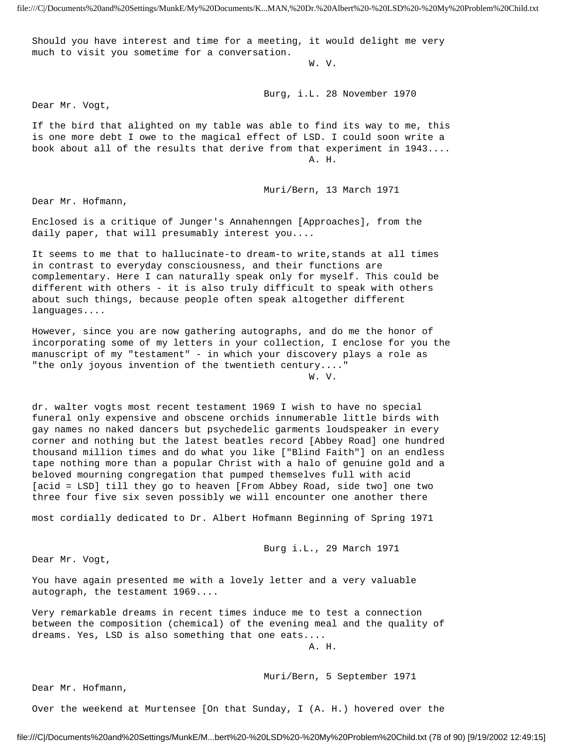Should you have interest and time for a meeting, it would delight me very much to visit you sometime for a conversation.

W. V.

Burg, i.L. 28 November 1970

Dear Mr. Vogt,

If the bird that alighted on my table was able to find its way to me, this is one more debt I owe to the magical effect of LSD. I could soon write a book about all of the results that derive from that experiment in 1943....

A. H.

Muri/Bern, 13 March 1971

Dear Mr. Hofmann,

Enclosed is a critique of Junger's Annahenngen [Approaches], from the daily paper, that will presumably interest you....

It seems to me that to hallucinate-to dream-to write,stands at all times in contrast to everyday consciousness, and their functions are complementary. Here I can naturally speak only for myself. This could be different with others - it is also truly difficult to speak with others about such things, because people often speak altogether different languages....

However, since you are now gathering autographs, and do me the honor of incorporating some of my letters in your collection, I enclose for you the manuscript of my "testament" - in which your discovery plays a role as "the only joyous invention of the twentieth century...."

W. V.

dr. walter vogts most recent testament 1969 I wish to have no special funeral only expensive and obscene orchids innumerable little birds with gay names no naked dancers but psychedelic garments loudspeaker in every corner and nothing but the latest beatles record [Abbey Road] one hundred thousand million times and do what you like ["Blind Faith"] on an endless tape nothing more than a popular Christ with a halo of genuine gold and a beloved mourning congregation that pumped themselves full with acid [acid = LSD] till they go to heaven [From Abbey Road, side two] one two three four five six seven possibly we will encounter one another there

most cordially dedicated to Dr. Albert Hofmann Beginning of Spring 1971

Burg i.L., 29 March 1971

Dear Mr. Vogt,

You have again presented me with a lovely letter and a very valuable autograph, the testament 1969....

Very remarkable dreams in recent times induce me to test a connection between the composition (chemical) of the evening meal and the quality of dreams. Yes, LSD is also something that one eats....

A. H.

Muri/Bern, 5 September 1971

Dear Mr. Hofmann,

Over the weekend at Murtensee [On that Sunday, I (A. H.) hovered over the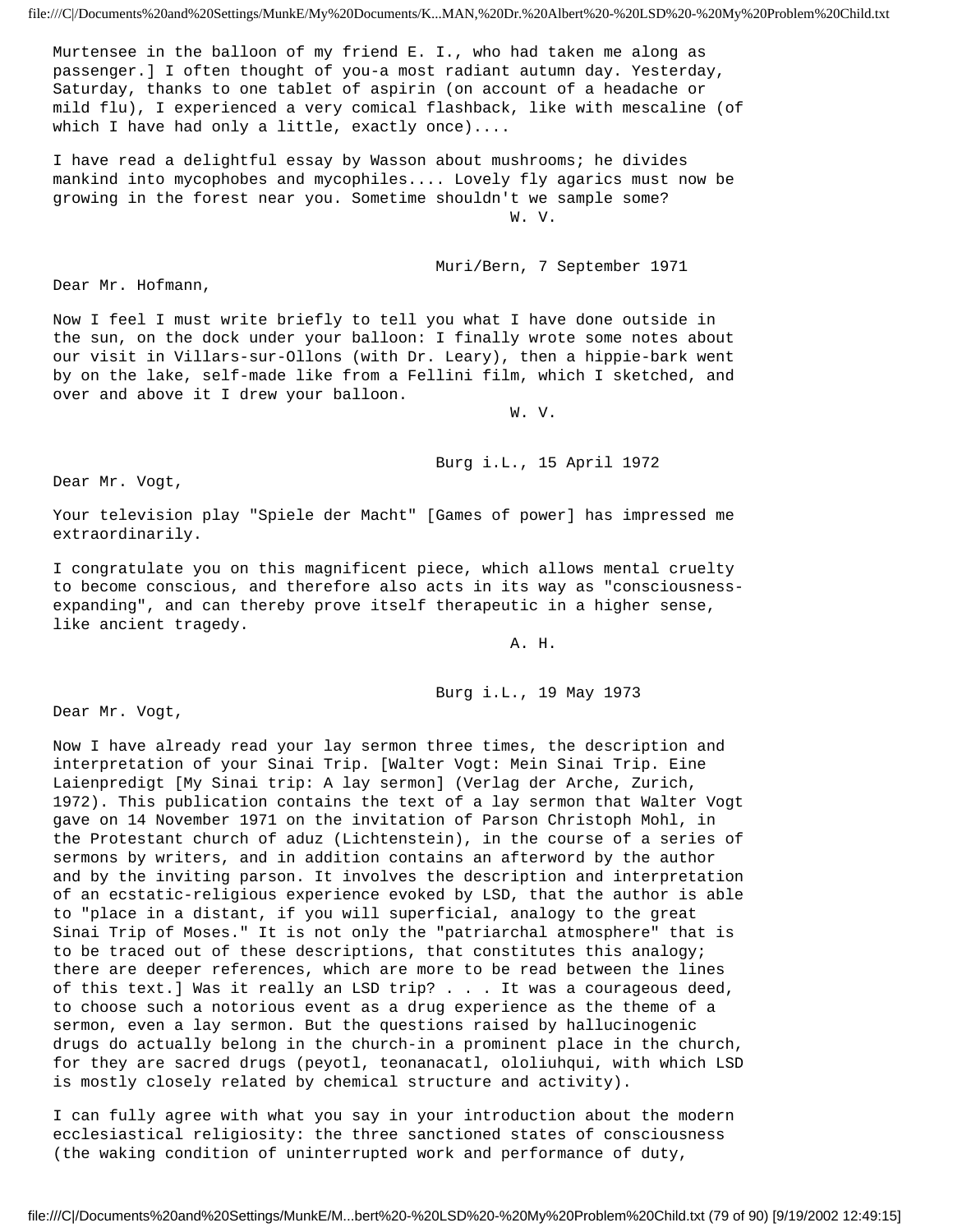Murtensee in the balloon of my friend E. I., who had taken me along as passenger.] I often thought of you-a most radiant autumn day. Yesterday, Saturday, thanks to one tablet of aspirin (on account of a headache or mild flu), I experienced a very comical flashback, like with mescaline (of which I have had only a little, exactly once)....

I have read a delightful essay by Wasson about mushrooms; he divides mankind into mycophobes and mycophiles.... Lovely fly agarics must now be growing in the forest near you. Sometime shouldn't we sample some?

W. V.

Muri/Bern, 7 September 1971

Dear Mr. Hofmann,

Now I feel I must write briefly to tell you what I have done outside in the sun, on the dock under your balloon: I finally wrote some notes about our visit in Villars-sur-Ollons (with Dr. Leary), then a hippie-bark went by on the lake, self-made like from a Fellini film, which I sketched, and over and above it I drew your balloon.

W. V.

Burg i.L., 15 April 1972

Dear Mr. Vogt,

Your television play "Spiele der Macht" [Games of power] has impressed me extraordinarily.

I congratulate you on this magnificent piece, which allows mental cruelty to become conscious, and therefore also acts in its way as "consciousness-expanding", and can thereby prove itself therapeutic in a higher sense, like ancient tragedy.

A. H.

Burg i.L., 19 May 1973

Dear Mr. Vogt,

Now I have already read your lay sermon three times, the description and interpretation of your Sinai Trip. [Walter Vogt: Mein Sinai Trip. Eine Laienpredigt [My Sinai trip: A lay sermon] (Verlag der Arche, Zurich, 1972). This publication contains the text of a lay sermon that Walter Vogt gave on 14 November 1971 on the invitation of Parson Christoph Mohl, in the Protestant church of aduz (Lichtenstein), in the course of a series of sermons by writers, and in addition contains an afterword by the author and by the inviting parson. It involves the description and interpretation of an ecstatic-religious experience evoked by LSD, that the author is able to "place in a distant, if you will superficial, analogy to the great Sinai Trip of Moses." It is not only the "patriarchal atmosphere" that is to be traced out of these descriptions, that constitutes this analogy; there are deeper references, which are more to be read between the lines of this text.] Was it really an LSD trip? . . . It was a courageous deed, to choose such a notorious event as a drug experience as the theme of a sermon, even a lay sermon. But the questions raised by hallucinogenic drugs do actually belong in the church-in a prominent place in the church, for they are sacred drugs (peyotl, teonanacatl, ololiuhqui, with which LSD is mostly closely related by chemical structure and activity).

I can fully agree with what you say in your introduction about the modern ecclesiastical religiosity: the three sanctioned states of consciousness (the waking condition of uninterrupted work and performance of duty,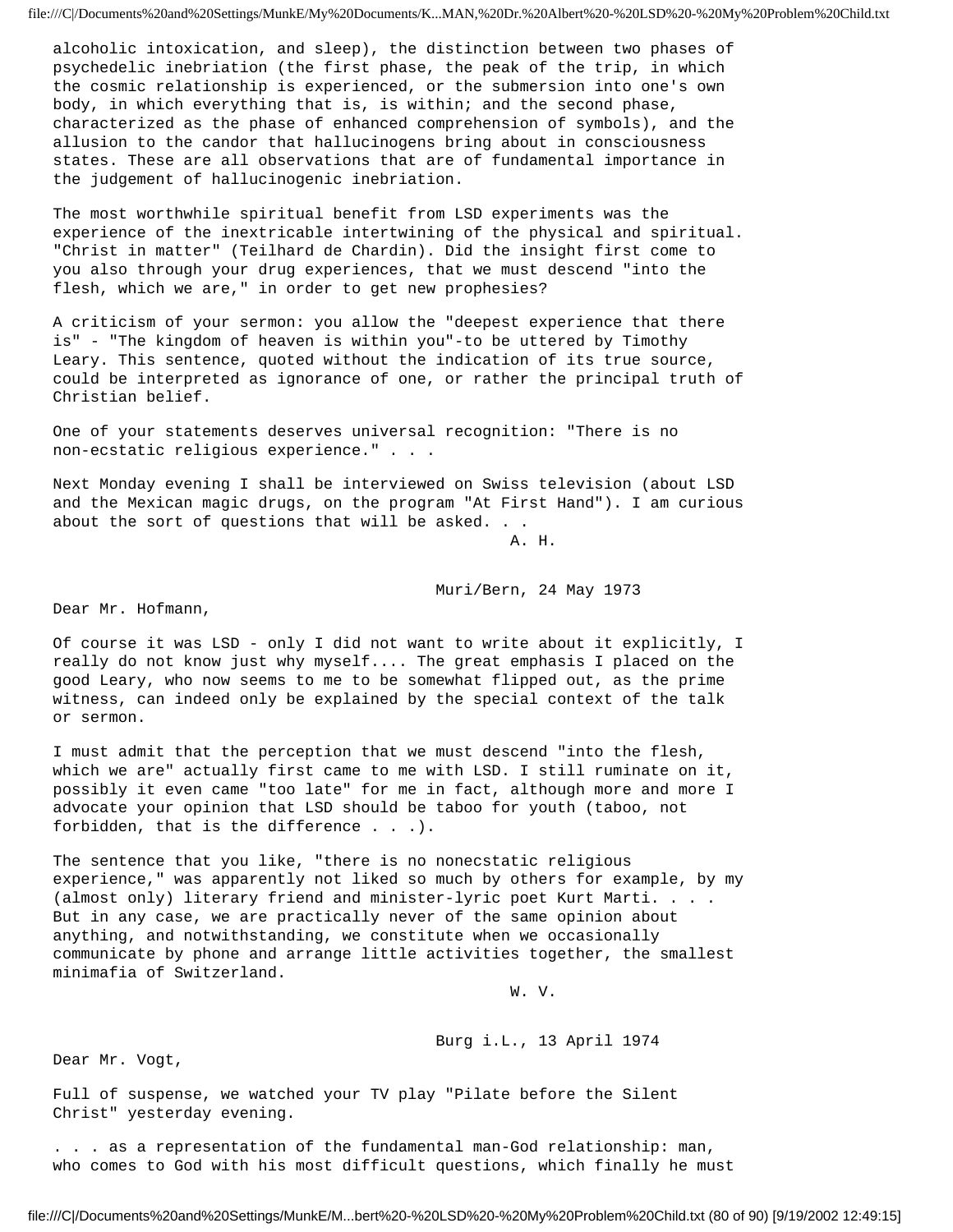alcoholic intoxication, and sleep), the distinction between two phases of psychedelic inebriation (the first phase, the peak of the trip, in which the cosmic relationship is experienced, or the submersion into one's own body, in which everything that is, is within; and the second phase, characterized as the phase of enhanced comprehension of symbols), and the allusion to the candor that hallucinogens bring about in consciousness states. These are all observations that are of fundamental importance in the judgement of hallucinogenic inebriation.

The most worthwhile spiritual benefit from LSD experiments was the experience of the inextricable intertwining of the physical and spiritual. "Christ in matter" (Teilhard de Chardin). Did the insight first come to you also through your drug experiences, that we must descend "into the flesh, which we are," in order to get new prophesies?

A criticism of your sermon: you allow the "deepest experience that there is" - "The kingdom of heaven is within you"-to be uttered by Timothy Leary. This sentence, quoted without the indication of its true source, could be interpreted as ignorance of one, or rather the principal truth of Christian belief.

One of your statements deserves universal recognition: "There is no non-ecstatic religious experience." . . .

Next Monday evening I shall be interviewed on Swiss television (about LSD and the Mexican magic drugs, on the program "At First Hand"). I am curious about the sort of questions that will be asked. . .

A. H.

Muri/Bern, 24 May 1973

Dear Mr. Hofmann,

Of course it was LSD - only I did not want to write about it explicitly, I really do not know just why myself.... The great emphasis I placed on the good Leary, who now seems to me to be somewhat flipped out, as the prime witness, can indeed only be explained by the special context of the talk or sermon.

I must admit that the perception that we must descend "into the flesh, which we are" actually first came to me with LSD. I still ruminate on it, possibly it even came "too late" for me in fact, although more and more I advocate your opinion that LSD should be taboo for youth (taboo, not forbidden, that is the difference . . .).

The sentence that you like, "there is no nonecstatic religious experience," was apparently not liked so much by others for example, by my (almost only) literary friend and minister-lyric poet Kurt Marti. . . . But in any case, we are practically never of the same opinion about anything, and notwithstanding, we constitute when we occasionally communicate by phone and arrange little activities together, the smallest minimafia of Switzerland.

W. V.

Burg i.L., 13 April 1974

Dear Mr. Vogt,

Full of suspense, we watched your TV play "Pilate before the Silent Christ" yesterday evening.

. . . as a representation of the fundamental man-God relationship: man, who comes to God with his most difficult questions, which finally he must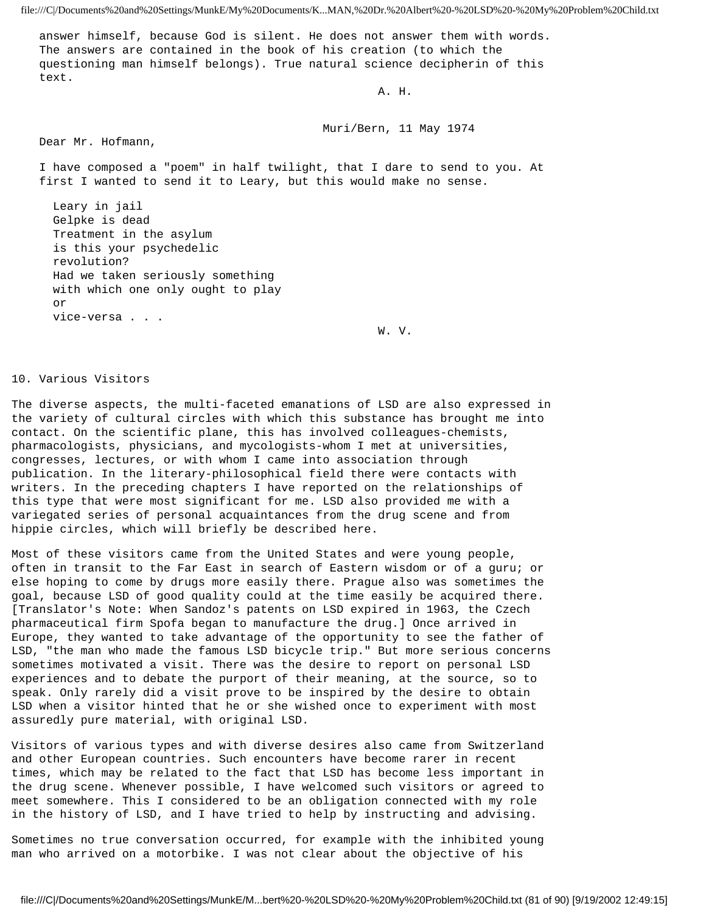answer himself, because God is silent. He does not answer them with words. The answers are contained in the book of his creation (to which the questioning man himself belongs). True natural science decipherin of this text.

A. H.

Muri/Bern, 11 May 1974

Dear Mr. Hofmann,

I have composed a "poem" in half twilight, that I dare to send to you. At first I wanted to send it to Leary, but this would make no sense.

Leary in jail  
Gelpke is dead  
Treatment in the asylum  
is this your psychedelic  
revolution?  
Had we taken seriously something  
with which one only ought to play  
or  
vice-versa . . .

W. V.

## 10. Various Visitors

The diverse aspects, the multi-faceted emanations of LSD are also expressed in the variety of cultural circles with which this substance has brought me into contact. On the scientific plane, this has involved colleagues-chemists, pharmacologists, physicians, and mycologists-whom I met at universities, congresses, lectures, or with whom I came into association through publication. In the literary-philosophical field there were contacts with writers. In the preceding chapters I have reported on the relationships of this type that were most significant for me. LSD also provided me with a variegated series of personal acquaintances from the drug scene and from hippie circles, which will briefly be described here.

Most of these visitors came from the United States and were young people, often in transit to the Far East in search of Eastern wisdom or of a guru; or else hoping to come by drugs more easily there. Prague also was sometimes the goal, because LSD of good quality could at the time easily be acquired there. [Translator's Note: When Sandoz's patents on LSD expired in 1963, the Czech pharmaceutical firm Spofa began to manufacture the drug.] Once arrived in Europe, they wanted to take advantage of the opportunity to see the father of LSD, "the man who made the famous LSD bicycle trip." But more serious concerns sometimes motivated a visit. There was the desire to report on personal LSD experiences and to debate the purport of their meaning, at the source, so to speak. Only rarely did a visit prove to be inspired by the desire to obtain LSD when a visitor hinted that he or she wished once to experiment with most assuredly pure material, with original LSD.

Visitors of various types and with diverse desires also came from Switzerland and other European countries. Such encounters have become rarer in recent times, which may be related to the fact that LSD has become less important in the drug scene. Whenever possible, I have welcomed such visitors or agreed to meet somewhere. This I considered to be an obligation connected with my role in the history of LSD, and I have tried to help by instructing and advising.

Sometimes no true conversation occurred, for example with the inhibited young man who arrived on a motorbike. I was not clear about the objective of his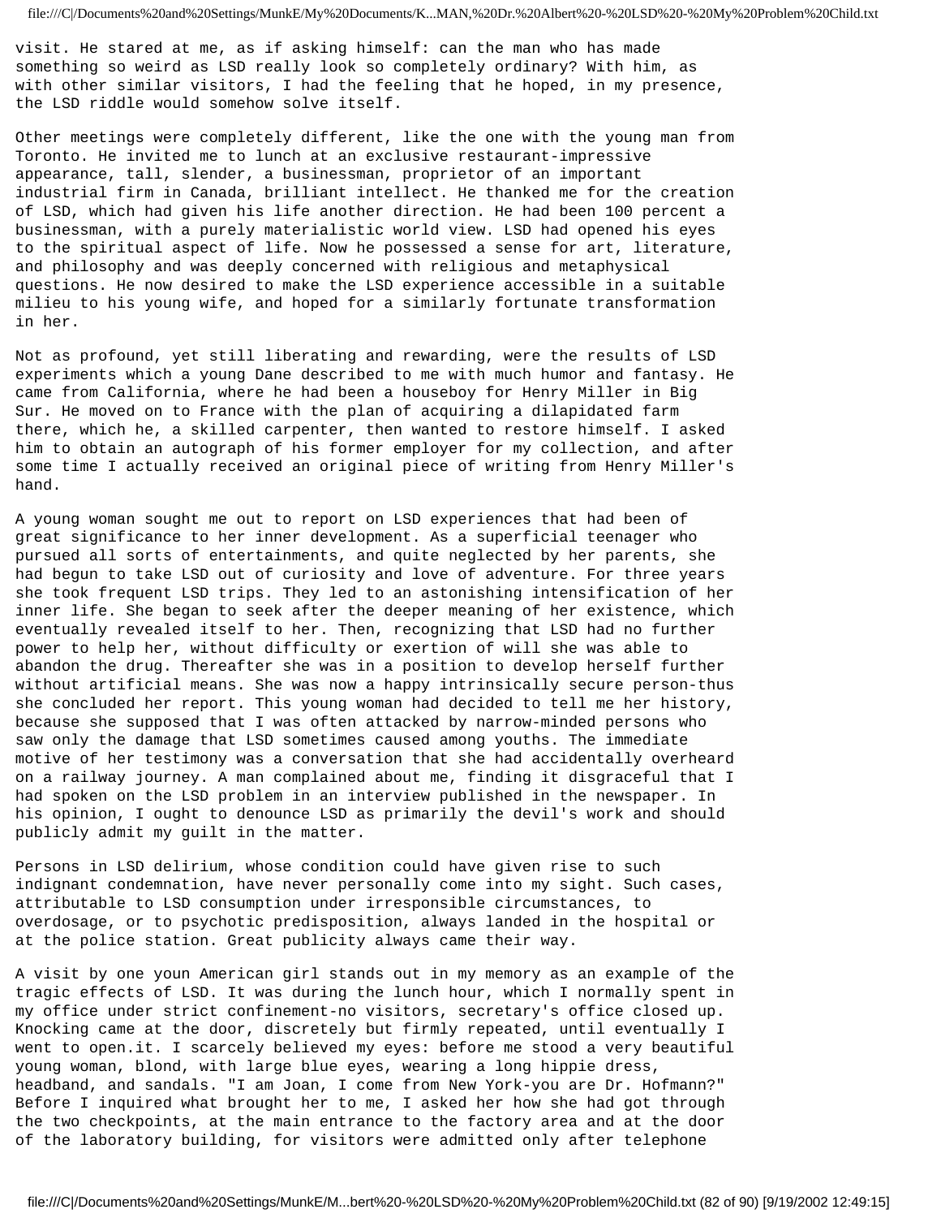visit. He stared at me, as if asking himself: can the man who has made something so weird as LSD really look so completely ordinary? With him, as with other similar visitors, I had the feeling that he hoped, in my presence, the LSD riddle would somehow solve itself.

Other meetings were completely different, like the one with the young man from Toronto. He invited me to lunch at an exclusive restaurant-impressive appearance, tall, slender, a businessman, proprietor of an important industrial firm in Canada, brilliant intellect. He thanked me for the creation of LSD, which had given his life another direction. He had been 100 percent a businessman, with a purely materialistic world view. LSD had opened his eyes to the spiritual aspect of life. Now he possessed a sense for art, literature, and philosophy and was deeply concerned with religious and metaphysical questions. He now desired to make the LSD experience accessible in a suitable milieu to his young wife, and hoped for a similarly fortunate transformation in her.

Not as profound, yet still liberating and rewarding, were the results of LSD experiments which a young Dane described to me with much humor and fantasy. He came from California, where he had been a houseboy for Henry Miller in Big Sur. He moved on to France with the plan of acquiring a dilapidated farm there, which he, a skilled carpenter, then wanted to restore himself. I asked him to obtain an autograph of his former employer for my collection, and after some time I actually received an original piece of writing from Henry Miller's hand.

A young woman sought me out to report on LSD experiences that had been of great significance to her inner development. As a superficial teenager who pursued all sorts of entertainments, and quite neglected by her parents, she had begun to take LSD out of curiosity and love of adventure. For three years she took frequent LSD trips. They led to an astonishing intensification of her inner life. She began to seek after the deeper meaning of her existence, which eventually revealed itself to her. Then, recognizing that LSD had no further power to help her, without difficulty or exertion of will she was able to abandon the drug. Thereafter she was in a position to develop herself further without artificial means. She was now a happy intrinsically secure person-thus she concluded her report. This young woman had decided to tell me her history, because she supposed that I was often attacked by narrow-minded persons who saw only the damage that LSD sometimes caused among youths. The immediate motive of her testimony was a conversation that she had accidentally overheard on a railway journey. A man complained about me, finding it disgraceful that I had spoken on the LSD problem in an interview published in the newspaper. In his opinion, I ought to denounce LSD as primarily the devil's work and should publicly admit my guilt in the matter.

Persons in LSD delirium, whose condition could have given rise to such indignant condemnation, have never personally come into my sight. Such cases, attributable to LSD consumption under irresponsible circumstances, to overdosage, or to psychotic predisposition, always landed in the hospital or at the police station. Great publicity always came their way.

A visit by one youn American girl stands out in my memory as an example of the tragic effects of LSD. It was during the lunch hour, which I normally spent in my office under strict confinement-no visitors, secretary's office closed up. Knocking came at the door, discretely but firmly repeated, until eventually I went to open.it. I scarcely believed my eyes: before me stood a very beautiful young woman, blond, with large blue eyes, wearing a long hippie dress, headband, and sandals. "I am Joan, I come from New York-you are Dr. Hofmann?" Before I inquired what brought her to me, I asked her how she had got through the two checkpoints, at the main entrance to the factory area and at the door of the laboratory building, for visitors were admitted only after telephone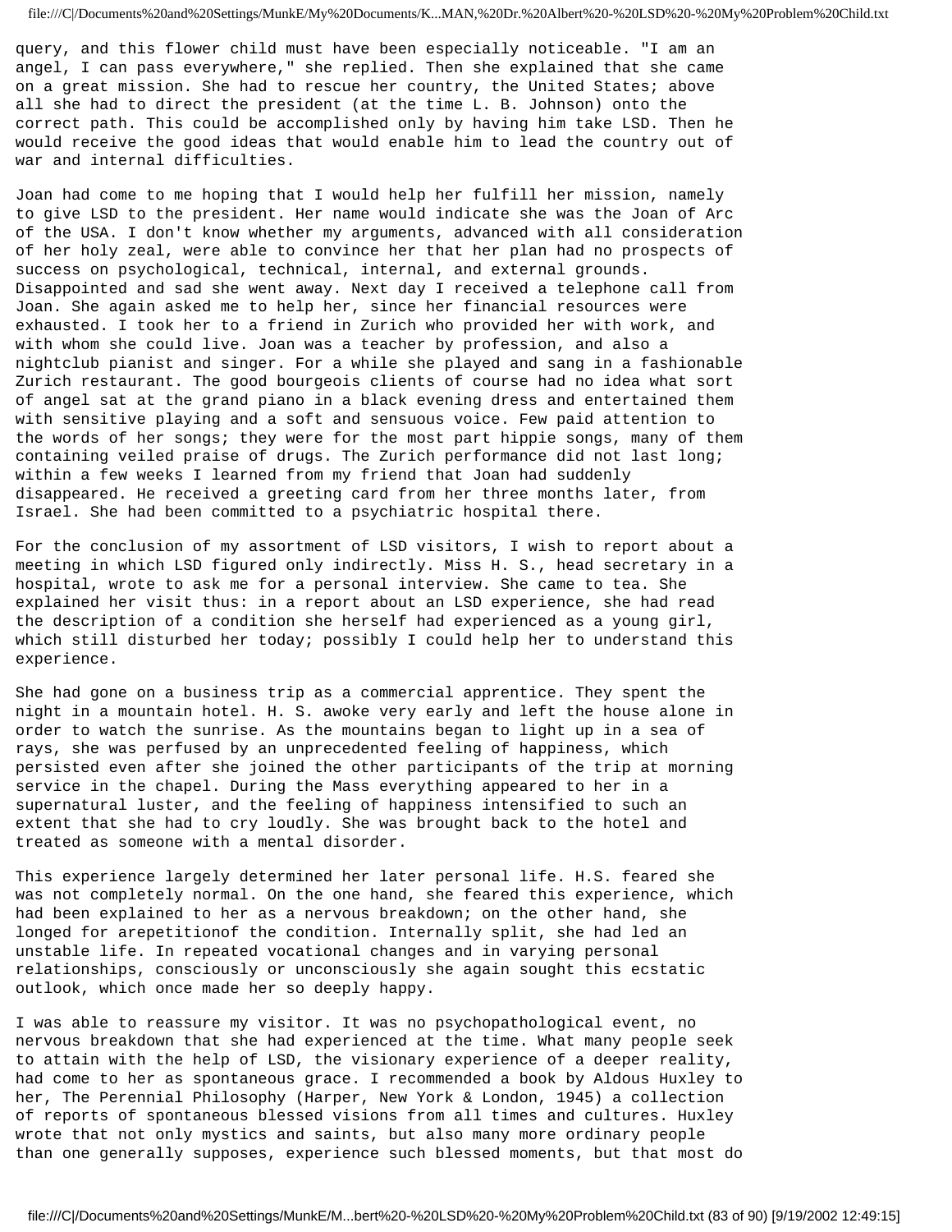query, and this flower child must have been especially noticeable. "I am an angel, I can pass everywhere," she replied. Then she explained that she came on a great mission. She had to rescue her country, the United States; above all she had to direct the president (at the time L. B. Johnson) onto the correct path. This could be accomplished only by having him take LSD. Then he would receive the good ideas that would enable him to lead the country out of war and internal difficulties.

Joan had come to me hoping that I would help her fulfill her mission, namely to give LSD to the president. Her name would indicate she was the Joan of Arc of the USA. I don't know whether my arguments, advanced with all consideration of her holy zeal, were able to convince her that her plan had no prospects of success on psychological, technical, internal, and external grounds. Disappointed and sad she went away. Next day I received a telephone call from Joan. She again asked me to help her, since her financial resources were exhausted. I took her to a friend in Zurich who provided her with work, and with whom she could live. Joan was a teacher by profession, and also a nightclub pianist and singer. For a while she played and sang in a fashionable Zurich restaurant. The good bourgeois clients of course had no idea what sort of angel sat at the grand piano in a black evening dress and entertained them with sensitive playing and a soft and sensuous voice. Few paid attention to the words of her songs; they were for the most part hippie songs, many of them containing veiled praise of drugs. The Zurich performance did not last long; within a few weeks I learned from my friend that Joan had suddenly disappeared. He received a greeting card from her three months later, from Israel. She had been committed to a psychiatric hospital there.

For the conclusion of my assortment of LSD visitors, I wish to report about a meeting in which LSD figured only indirectly. Miss H. S., head secretary in a hospital, wrote to ask me for a personal interview. She came to tea. She explained her visit thus: in a report about an LSD experience, she had read the description of a condition she herself had experienced as a young girl, which still disturbed her today; possibly I could help her to understand this experience.

She had gone on a business trip as a commercial apprentice. They spent the night in a mountain hotel. H. S. awoke very early and left the house alone in order to watch the sunrise. As the mountains began to light up in a sea of rays, she was perfused by an unprecedented feeling of happiness, which persisted even after she joined the other participants of the trip at morning service in the chapel. During the Mass everything appeared to her in a supernatural luster, and the feeling of happiness intensified to such an extent that she had to cry loudly. She was brought back to the hotel and treated as someone with a mental disorder.

This experience largely determined her later personal life. H.S. feared she was not completely normal. On the one hand, she feared this experience, which had been explained to her as a nervous breakdown; on the other hand, she longed for arepetitionof the condition. Internally split, she had led an unstable life. In repeated vocational changes and in varying personal relationships, consciously or unconsciously she again sought this ecstatic outlook, which once made her so deeply happy.

I was able to reassure my visitor. It was no psychopathological event, no nervous breakdown that she had experienced at the time. What many people seek to attain with the help of LSD, the visionary experience of a deeper reality, had come to her as spontaneous grace. I recommended a book by Aldous Huxley to her, The Perennial Philosophy (Harper, New York & London, 1945) a collection of reports of spontaneous blessed visions from all times and cultures. Huxley wrote that not only mystics and saints, but also many more ordinary people than one generally supposes, experience such blessed moments, but that most do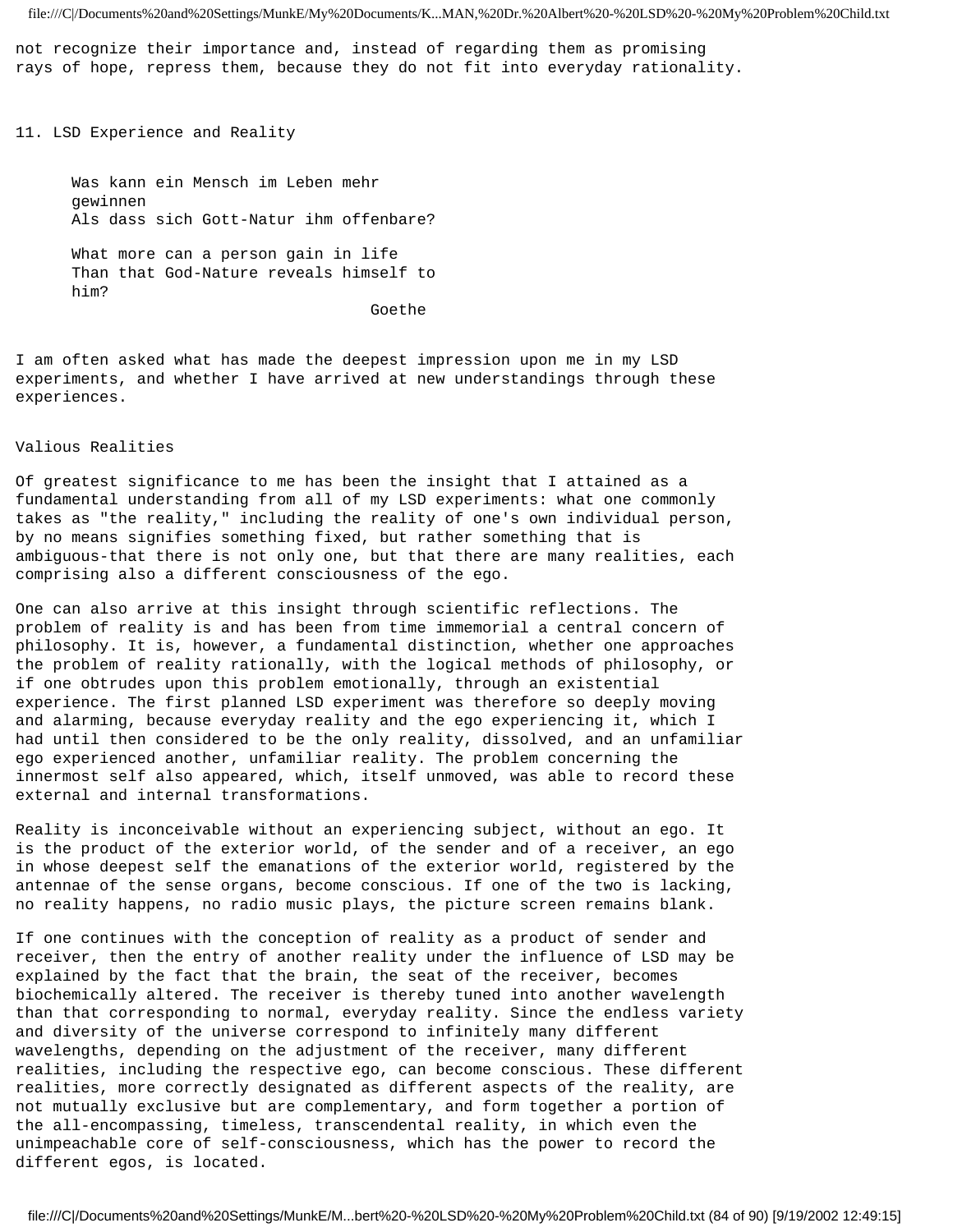not recognize their importance and, instead of regarding them as promising rays of hope, repress them, because they do not fit into everyday rationality.

## 11. LSD Experience and Reality

> Was kann ein Mensch im Leben mehr gewinnen
> Als dass sich Gott-Natur ihm offenbare?
>
> What more can a person gain in life
> Than that God-Nature reveals himself to him?
>
> Goethe

I am often asked what has made the deepest impression upon me in my LSD experiments, and whether I have arrived at new understandings through these experiences.

### Valious Realities

Of greatest significance to me has been the insight that I attained as a fundamental understanding from all of my LSD experiments: what one commonly takes as "the reality," including the reality of one's own individual person, by no means signifies something fixed, but rather something that is ambiguous-that there is not only one, but that there are many realities, each comprising also a different consciousness of the ego.

One can also arrive at this insight through scientific reflections. The problem of reality is and has been from time immemorial a central concern of philosophy. It is, however, a fundamental distinction, whether one approaches the problem of reality rationally, with the logical methods of philosophy, or if one obtrudes upon this problem emotionally, through an existential experience. The first planned LSD experiment was therefore so deeply moving and alarming, because everyday reality and the ego experiencing it, which I had until then considered to be the only reality, dissolved, and an unfamiliar ego experienced another, unfamiliar reality. The problem concerning the innermost self also appeared, which, itself unmoved, was able to record these external and internal transformations.

Reality is inconceivable without an experiencing subject, without an ego. It is the product of the exterior world, of the sender and of a receiver, an ego in whose deepest self the emanations of the exterior world, registered by the antennae of the sense organs, become conscious. If one of the two is lacking, no reality happens, no radio music plays, the picture screen remains blank.

If one continues with the conception of reality as a product of sender and receiver, then the entry of another reality under the influence of LSD may be explained by the fact that the brain, the seat of the receiver, becomes biochemically altered. The receiver is thereby tuned into another wavelength than that corresponding to normal, everyday reality. Since the endless variety and diversity of the universe correspond to infinitely many different wavelengths, depending on the adjustment of the receiver, many different realities, including the respective ego, can become conscious. These different realities, more correctly designated as different aspects of the reality, are not mutually exclusive but are complementary, and form together a portion of the all-encompassing, timeless, transcendental reality, in which even the unimpeachable core of self-consciousness, which has the power to record the different egos, is located.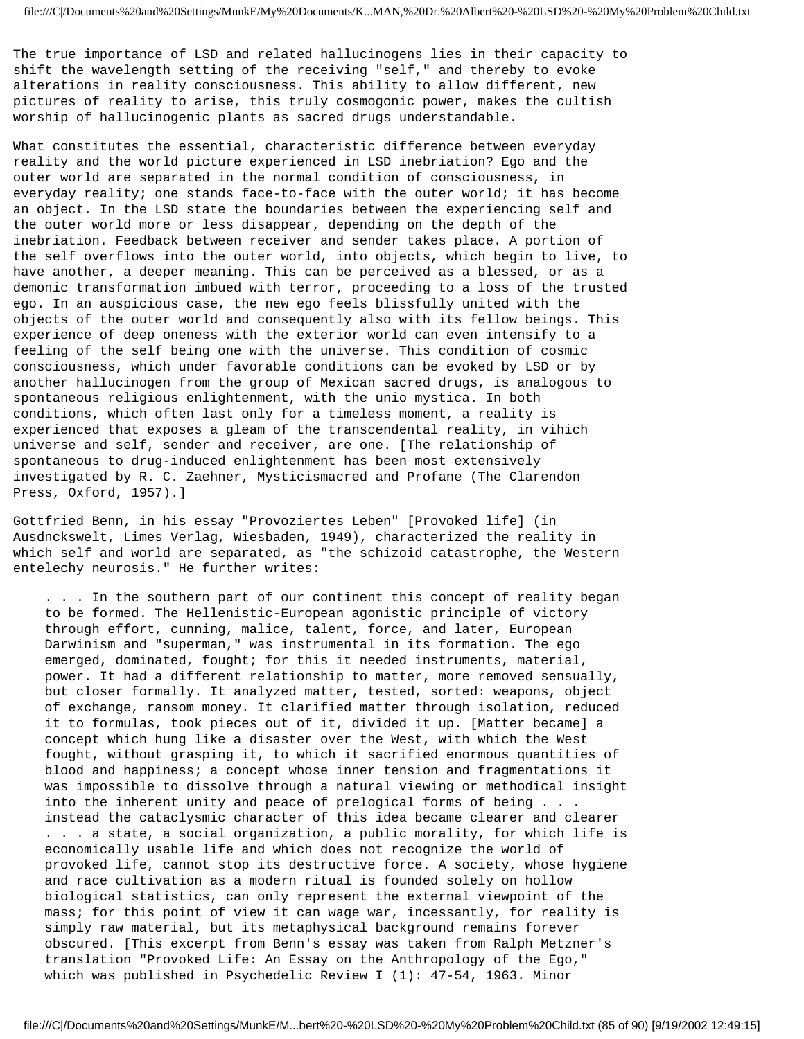The true importance of LSD and related hallucinogens lies in their capacity to shift the wavelength setting of the receiving "self," and thereby to evoke alterations in reality consciousness. This ability to allow different, new pictures of reality to arise, this truly cosmogonic power, makes the cultish worship of hallucinogenic plants as sacred drugs understandable.

What constitutes the essential, characteristic difference between everyday reality and the world picture experienced in LSD inebriation? Ego and the outer world are separated in the normal condition of consciousness, in everyday reality; one stands face-to-face with the outer world; it has become an object. In the LSD state the boundaries between the experiencing self and the outer world more or less disappear, depending on the depth of the inebriation. Feedback between receiver and sender takes place. A portion of the self overflows into the outer world, into objects, which begin to live, to have another, a deeper meaning. This can be perceived as a blessed, or as a demonic transformation imbued with terror, proceeding to a loss of the trusted ego. In an auspicious case, the new ego feels blissfully united with the objects of the outer world and consequently also with its fellow beings. This experience of deep oneness with the exterior world can even intensify to a feeling of the self being one with the universe. This condition of cosmic consciousness, which under favorable conditions can be evoked by LSD or by another hallucinogen from the group of Mexican sacred drugs, is analogous to spontaneous religious enlightenment, with the unio mystica. In both conditions, which often last only for a timeless moment, a reality is experienced that exposes a gleam of the transcendental reality, in vihich universe and self, sender and receiver, are one. [The relationship of spontaneous to drug-induced enlightenment has been most extensively investigated by R. C. Zaehner, Mysticismacred and Profane (The Clarendon Press, Oxford, 1957).]

Gottfried Benn, in his essay "Provoziertes Leben" [Provoked life] (in Ausdnckswelt, Limes Verlag, Wiesbaden, 1949), characterized the reality in which self and world are separated, as "the schizoid catastrophe, the Western entelechy neurosis." He further writes:

> . . . In the southern part of our continent this concept of reality began to be formed. The Hellenistic-European agonistic principle of victory through effort, cunning, malice, talent, force, and later, European Darwinism and "superman," was instrumental in its formation. The ego emerged, dominated, fought; for this it needed instruments, material, power. It had a different relationship to matter, more removed sensually, but closer formally. It analyzed matter, tested, sorted: weapons, object of exchange, ransom money. It clarified matter through isolation, reduced it to formulas, took pieces out of it, divided it up. [Matter became] a concept which hung like a disaster over the West, with which the West fought, without grasping it, to which it sacrificed enormous quantities of blood and happiness; a concept whose inner tension and fragmentations it was impossible to dissolve through a natural viewing or methodical insight into the inherent unity and peace of prelogical forms of being . . . instead the cataclysmic character of this idea became clearer and clearer . . . a state, a social organization, a public morality, for which life is economically usable life and which does not recognize the world of provoked life, cannot stop its destructive force. A society, whose hygiene and race cultivation as a modern ritual is founded solely on hollow biological statistics, can only represent the external viewpoint of the mass; for this point of view it can wage war, incessantly, for reality is simply raw material, but its metaphysical background remains forever obscured. [This excerpt from Benn's essay was taken from Ralph Metzner's translation "Provoked Life: An Essay on the Anthropology of the Ego," which was published in Psychedelic Review I (1): 47-54, 1963. Minor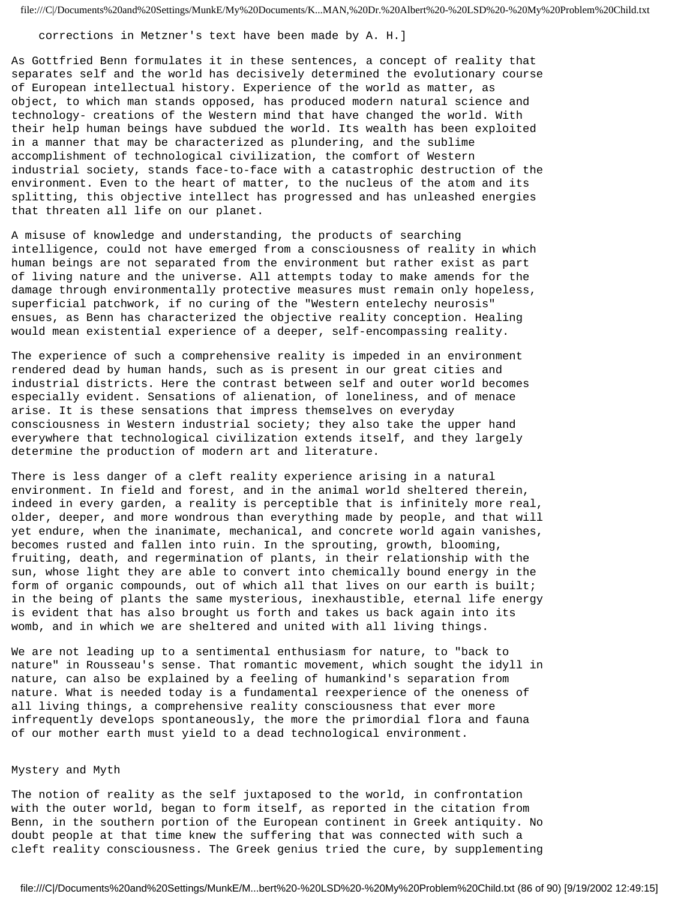corrections in Metzner's text have been made by A. H.]

As Gottfried Benn formulates it in these sentences, a concept of reality that separates self and the world has decisively determined the evolutionary course of European intellectual history. Experience of the world as matter, as object, to which man stands opposed, has produced modern natural science and technology- creations of the Western mind that have changed the world. With their help human beings have subdued the world. Its wealth has been exploited in a manner that may be characterized as plundering, and the sublime accomplishment of technological civilization, the comfort of Western industrial society, stands face-to-face with a catastrophic destruction of the environment. Even to the heart of matter, to the nucleus of the atom and its splitting, this objective intellect has progressed and has unleashed energies that threaten all life on our planet.

A misuse of knowledge and understanding, the products of searching intelligence, could not have emerged from a consciousness of reality in which human beings are not separated from the environment but rather exist as part of living nature and the universe. All attempts today to make amends for the damage through environmentally protective measures must remain only hopeless, superficial patchwork, if no curing of the "Western entelechy neurosis" ensues, as Benn has characterized the objective reality conception. Healing would mean existential experience of a deeper, self-encompassing reality.

The experience of such a comprehensive reality is impeded in an environment rendered dead by human hands, such as is present in our great cities and industrial districts. Here the contrast between self and outer world becomes especially evident. Sensations of alienation, of loneliness, and of menace arise. It is these sensations that impress themselves on everyday consciousness in Western industrial society; they also take the upper hand everywhere that technological civilization extends itself, and they largely determine the production of modern art and literature.

There is less danger of a cleft reality experience arising in a natural environment. In field and forest, and in the animal world sheltered therein, indeed in every garden, a reality is perceptible that is infinitely more real, older, deeper, and more wondrous than everything made by people, and that will yet endure, when the inanimate, mechanical, and concrete world again vanishes, becomes rusted and fallen into ruin. In the sprouting, growth, blooming, fruiting, death, and regermination of plants, in their relationship with the sun, whose light they are able to convert into chemically bound energy in the form of organic compounds, out of which all that lives on our earth is built; in the being of plants the same mysterious, inexhaustible, eternal life energy is evident that has also brought us forth and takes us back again into its womb, and in which we are sheltered and united with all living things.

We are not leading up to a sentimental enthusiasm for nature, to "back to nature" in Rousseau's sense. That romantic movement, which sought the idyll in nature, can also be explained by a feeling of humankind's separation from nature. What is needed today is a fundamental reexperience of the oneness of all living things, a comprehensive reality consciousness that ever more infrequently develops spontaneously, the more the primordial flora and fauna of our mother earth must yield to a dead technological environment.

## Mystery and Myth

The notion of reality as the self juxtaposed to the world, in confrontation with the outer world, began to form itself, as reported in the citation from Benn, in the southern portion of the European continent in Greek antiquity. No doubt people at that time knew the suffering that was connected with such a cleft reality consciousness. The Greek genius tried the cure, by supplementing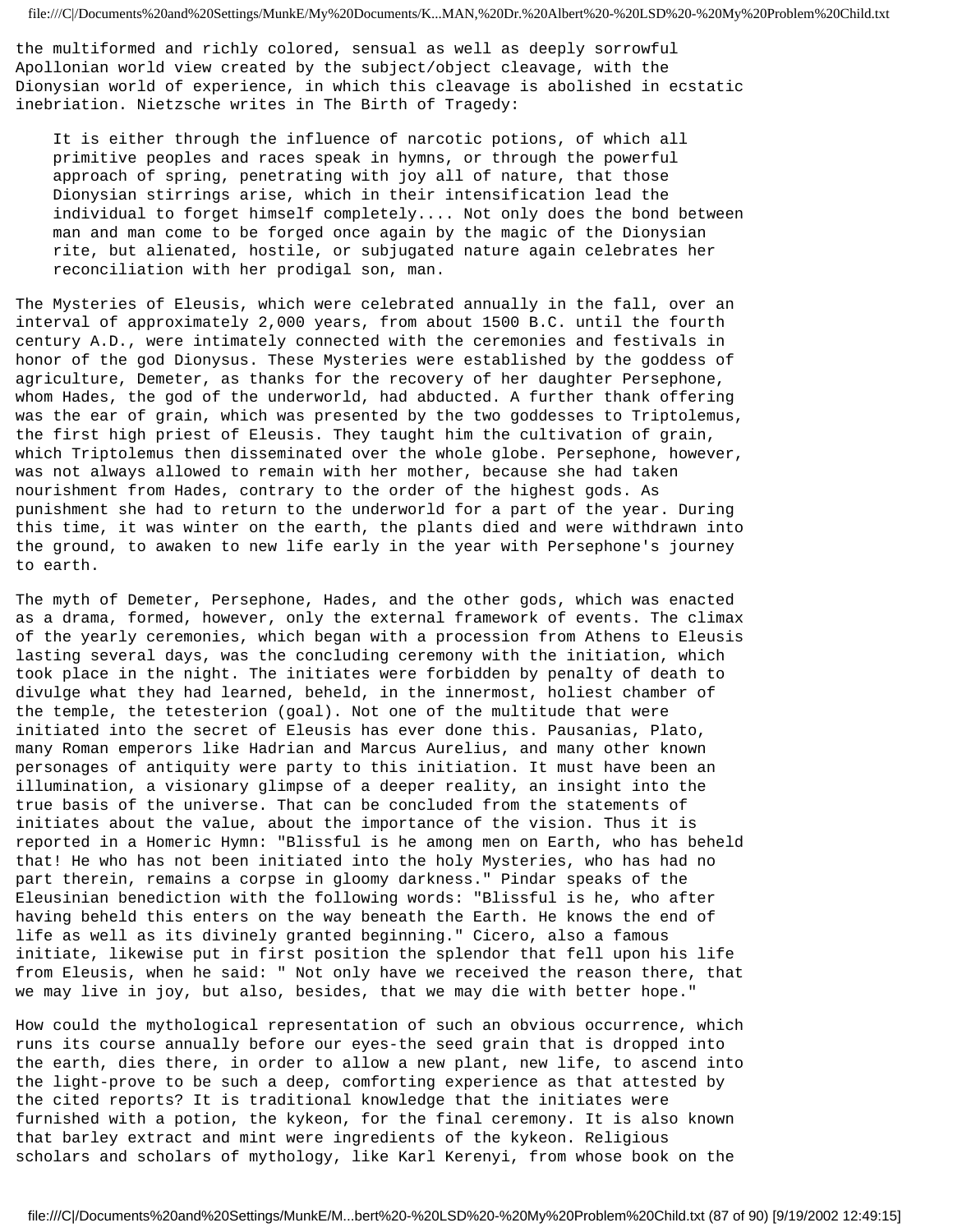the multiformed and richly colored, sensual as well as deeply sorrowful Apollonian world view created by the subject/object cleavage, with the Dionysian world of experience, in which this cleavage is abolished in ecstatic inebriation. Nietzsche writes in The Birth of Tragedy:

> It is either through the influence of narcotic potions, of which all primitive peoples and races speak in hymns, or through the powerful approach of spring, penetrating with joy all of nature, that those Dionysian stirrings arise, which in their intensification lead the individual to forget himself completely.... Not only does the bond between man and man come to be forged once again by the magic of the Dionysian rite, but alienated, hostile, or subjugated nature again celebrates her reconciliation with her prodigal son, man.

The Mysteries of Eleusis, which were celebrated annually in the fall, over an interval of approximately 2,000 years, from about 1500 B.C. until the fourth century A.D., were intimately connected with the ceremonies and festivals in honor of the god Dionysus. These Mysteries were established by the goddess of agriculture, Demeter, as thanks for the recovery of her daughter Persephone, whom Hades, the god of the underworld, had abducted. A further thank offering was the ear of grain, which was presented by the two goddesses to Triptolemus, the first high priest of Eleusis. They taught him the cultivation of grain, which Triptolemus then disseminated over the whole globe. Persephone, however, was not always allowed to remain with her mother, because she had taken nourishment from Hades, contrary to the order of the highest gods. As punishment she had to return to the underworld for a part of the year. During this time, it was winter on the earth, the plants died and were withdrawn into the ground, to awaken to new life early in the year with Persephone's journey to earth.

The myth of Demeter, Persephone, Hades, and the other gods, which was enacted as a drama, formed, however, only the external framework of events. The climax of the yearly ceremonies, which began with a procession from Athens to Eleusis lasting several days, was the concluding ceremony with the initiation, which took place in the night. The initiates were forbidden by penalty of death to divulge what they had learned, beheld, in the innermost, holiest chamber of the temple, the tetesterion (goal). Not one of the multitude that were initiated into the secret of Eleusis has ever done this. Pausanias, Plato, many Roman emperors like Hadrian and Marcus Aurelius, and many other known personages of antiquity were party to this initiation. It must have been an illumination, a visionary glimpse of a deeper reality, an insight into the true basis of the universe. That can be concluded from the statements of initiates about the value, about the importance of the vision. Thus it is reported in a Homeric Hymn: "Blissful is he among men on Earth, who has beheld that! He who has not been initiated into the holy Mysteries, who has had no part therein, remains a corpse in gloomy darkness." Pindar speaks of the Eleusinian benediction with the following words: "Blissful is he, who after having beheld this enters on the way beneath the Earth. He knows the end of life as well as its divinely granted beginning." Cicero, also a famous initiate, likewise put in first position the splendor that fell upon his life from Eleusis, when he said: " Not only have we received the reason there, that we may live in joy, but also, besides, that we may die with better hope."

How could the mythological representation of such an obvious occurrence, which runs its course annually before our eyes-the seed grain that is dropped into the earth, dies there, in order to allow a new plant, new life, to ascend into the light-prove to be such a deep, comforting experience as that attested by the cited reports? It is traditional knowledge that the initiates were furnished with a potion, the kykeon, for the final ceremony. It is also known that barley extract and mint were ingredients of the kykeon. Religious scholars and scholars of mythology, like Karl Kerenyi, from whose book on the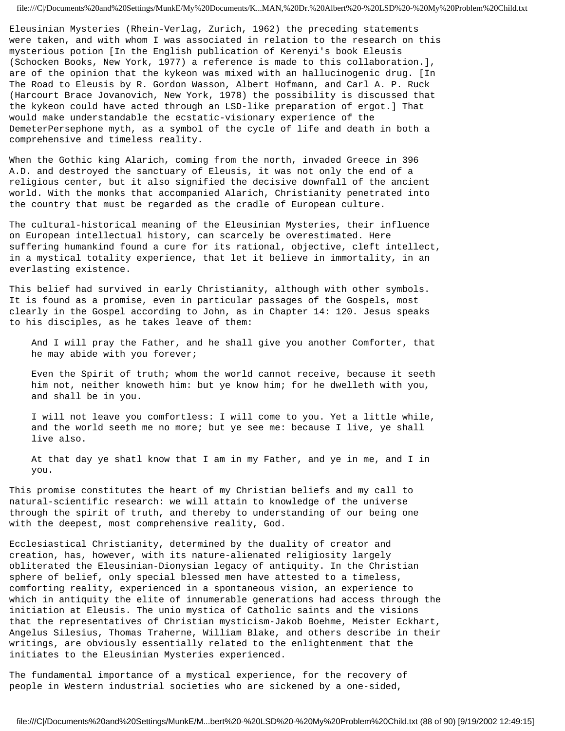Eleusinian Mysteries (Rhein-Verlag, Zurich, 1962) the preceding statements were taken, and with whom I was associated in relation to the research on this mysterious potion [In the English publication of Kerenyi's book Eleusis (Schocken Books, New York, 1977) a reference is made to this collaboration.], are of the opinion that the kykeon was mixed with an hallucinogenic drug. [In The Road to Eleusis by R. Gordon Wasson, Albert Hofmann, and Carl A. P. Ruck (Harcourt Brace Jovanovich, New York, 1978) the possibility is discussed that the kykeon could have acted through an LSD-like preparation of ergot.] That would make understandable the ecstatic-visionary experience of the DemeterPersephone myth, as a symbol of the cycle of life and death in both a comprehensive and timeless reality.

When the Gothic king Alarich, coming from the north, invaded Greece in 396 A.D. and destroyed the sanctuary of Eleusis, it was not only the end of a religious center, but it also signified the decisive downfall of the ancient world. With the monks that accompanied Alarich, Christianity penetrated into the country that must be regarded as the cradle of European culture.

The cultural-historical meaning of the Eleusinian Mysteries, their influence on European intellectual history, can scarcely be overestimated. Here suffering humankind found a cure for its rational, objective, cleft intellect, in a mystical totality experience, that let it believe in immortality, in an everlasting existence.

This belief had survived in early Christianity, although with other symbols. It is found as a promise, even in particular passages of the Gospels, most clearly in the Gospel according to John, as in Chapter 14: 120. Jesus speaks to his disciples, as he takes leave of them:

> And I will pray the Father, and he shall give you another Comforter, that he may abide with you forever;
>
> Even the Spirit of truth; whom the world cannot receive, because it seeth him not, neither knoweth him: but ye know him; for he dwelleth with you, and shall be in you.
>
> I will not leave you comfortless: I will come to you. Yet a little while, and the world seeth me no more; but ye see me: because I live, ye shall live also.
>
> At that day ye shatl know that I am in my Father, and ye in me, and I in you.

This promise constitutes the heart of my Christian beliefs and my call to natural-scientific research: we will attain to knowledge of the universe through the spirit of truth, and thereby to understanding of our being one with the deepest, most comprehensive reality, God.

Ecclesiastical Christianity, determined by the duality of creator and creation, has, however, with its nature-alienated religiosity largely obliterated the Eleusinian-Dionysian legacy of antiquity. In the Christian sphere of belief, only special blessed men have attested to a timeless, comforting reality, experienced in a spontaneous vision, an experience to which in antiquity the elite of innumerable generations had access through the initiation at Eleusis. The unio mystica of Catholic saints and the visions that the representatives of Christian mysticism-Jakob Boehme, Meister Eckhart, Angelus Silesius, Thomas Traherne, William Blake, and others describe in their writings, are obviously essentially related to the enlightenment that the initiates to the Eleusinian Mysteries experienced.

The fundamental importance of a mystical experience, for the recovery of people in Western industrial societies who are sickened by a one-sided,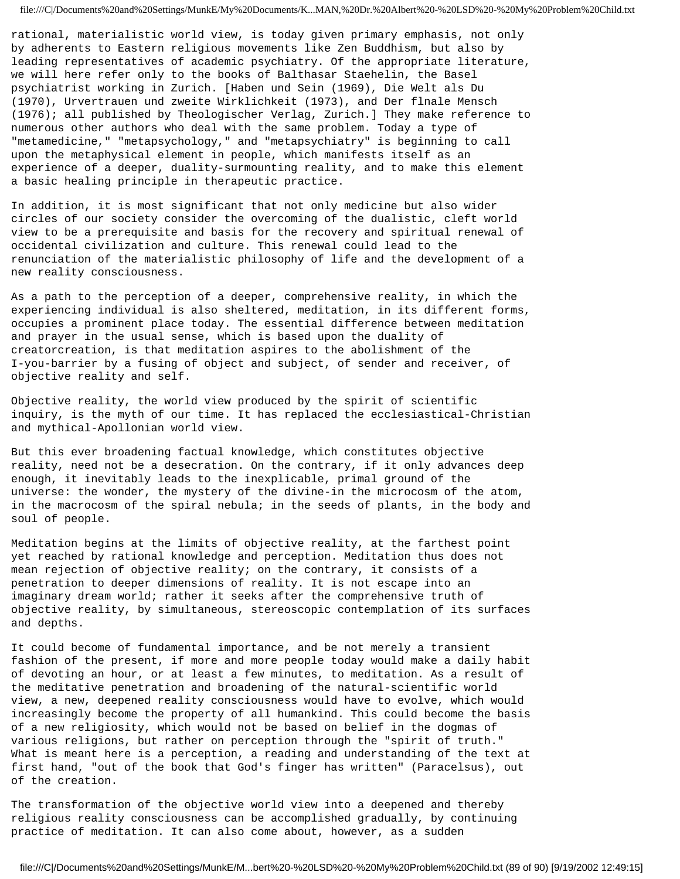rational, materialistic world view, is today given primary emphasis, not only by adherents to Eastern religious movements like Zen Buddhism, but also by leading representatives of academic psychiatry. Of the appropriate literature, we will here refer only to the books of Balthasar Staehelin, the Basel psychiatrist working in Zurich. [Haben und Sein (1969), Die Welt als Du (1970), Urvertrauen und zweite Wirklichkeit (1973), and Der flnale Mensch (1976); all published by Theologischer Verlag, Zurich.] They make reference to numerous other authors who deal with the same problem. Today a type of "metamedicine," "metapsychology," and "metapsychiatry" is beginning to call upon the metaphysical element in people, which manifests itself as an experience of a deeper, duality-surmounting reality, and to make this element a basic healing principle in therapeutic practice.

In addition, it is most significant that not only medicine but also wider circles of our society consider the overcoming of the dualistic, cleft world view to be a prerequisite and basis for the recovery and spiritual renewal of occidental civilization and culture. This renewal could lead to the renunciation of the materialistic philosophy of life and the development of a new reality consciousness.

As a path to the perception of a deeper, comprehensive reality, in which the experiencing individual is also sheltered, meditation, in its different forms, occupies a prominent place today. The essential difference between meditation and prayer in the usual sense, which is based upon the duality of creatorcreation, is that meditation aspires to the abolishment of the I-you-barrier by a fusing of object and subject, of sender and receiver, of objective reality and self.

Objective reality, the world view produced by the spirit of scientific inquiry, is the myth of our time. It has replaced the ecclesiastical-Christian and mythical-Apollonian world view.

But this ever broadening factual knowledge, which constitutes objective reality, need not be a desecration. On the contrary, if it only advances deep enough, it inevitably leads to the inexplicable, primal ground of the universe: the wonder, the mystery of the divine-in the microcosm of the atom, in the macrocosm of the spiral nebula; in the seeds of plants, in the body and soul of people.

Meditation begins at the limits of objective reality, at the farthest point yet reached by rational knowledge and perception. Meditation thus does not mean rejection of objective reality; on the contrary, it consists of a penetration to deeper dimensions of reality. It is not escape into an imaginary dream world; rather it seeks after the comprehensive truth of objective reality, by simultaneous, stereoscopic contemplation of its surfaces and depths.

It could become of fundamental importance, and be not merely a transient fashion of the present, if more and more people today would make a daily habit of devoting an hour, or at least a few minutes, to meditation. As a result of the meditative penetration and broadening of the natural-scientific world view, a new, deepened reality consciousness would have to evolve, which would increasingly become the property of all humankind. This could become the basis of a new religiosity, which would not be based on belief in the dogmas of various religions, but rather on perception through the "spirit of truth." What is meant here is a perception, a reading and understanding of the text at first hand, "out of the book that God's finger has written" (Paracelsus), out of the creation.

The transformation of the objective world view into a deepened and thereby religious reality consciousness can be accomplished gradually, by continuing practice of meditation. It can also come about, however, as a sudden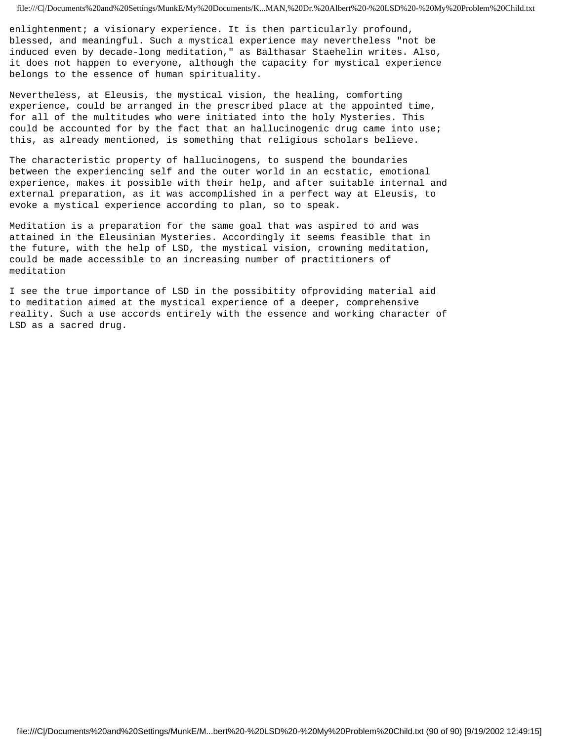enlightenment; a visionary experience. It is then particularly profound, blessed, and meaningful. Such a mystical experience may nevertheless "not be induced even by decade-long meditation," as Balthasar Staehelin writes. Also, it does not happen to everyone, although the capacity for mystical experience belongs to the essence of human spirituality.

Nevertheless, at Eleusis, the mystical vision, the healing, comforting experience, could be arranged in the prescribed place at the appointed time, for all of the multitudes who were initiated into the holy Mysteries. This could be accounted for by the fact that an hallucinogenic drug came into use; this, as already mentioned, is something that religious scholars believe.

The characteristic property of hallucinogens, to suspend the boundaries between the experiencing self and the outer world in an ecstatic, emotional experience, makes it possible with their help, and after suitable internal and external preparation, as it was accomplished in a perfect way at Eleusis, to evoke a mystical experience according to plan, so to speak.

Meditation is a preparation for the same goal that was aspired to and was attained in the Eleusinian Mysteries. Accordingly it seems feasible that in the future, with the help of LSD, the mystical vision, crowning meditation, could be made accessible to an increasing number of practitioners of meditation

I see the true importance of LSD in the possibitity ofproviding material aid to meditation aimed at the mystical experience of a deeper, comprehensive reality. Such a use accords entirely with the essence and working character of LSD as a sacred drug.